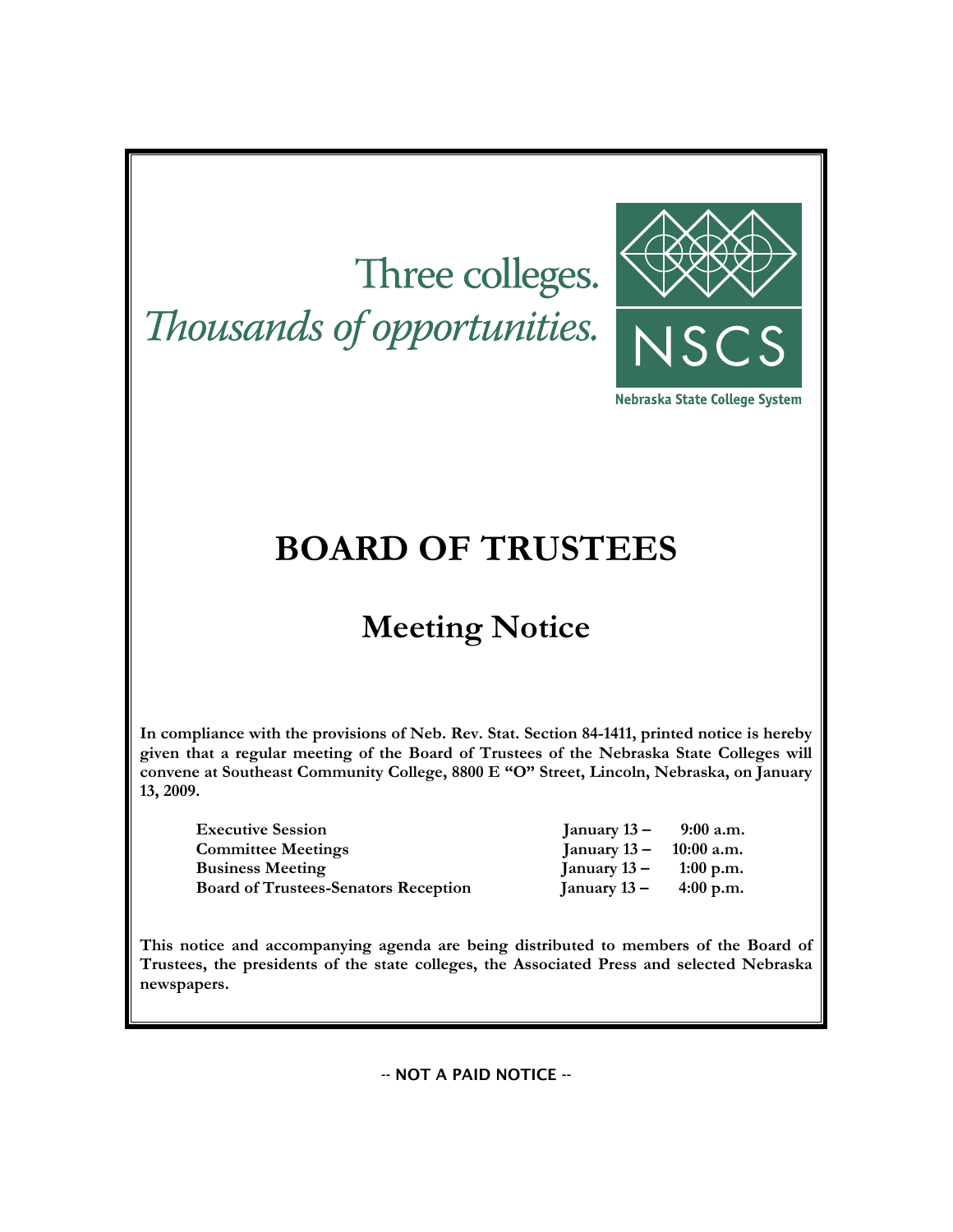Three colleges.
*Thousands of opportunities.*

NSCS

Nebraska State College System

# BOARD OF TRUSTEES

## Meeting Notice

**In compliance with the provisions of Neb. Rev. Stat. Section 84-1411, printed notice is hereby given that a regular meeting of the Board of Trustees of the Nebraska State Colleges will convene at Southeast Community College, 8800 E "O" Street, Lincoln, Nebraska, on January 13, 2009.**

| | | |
|---|---|---|
| **Executive Session** | **January 13 –** | **9:00 a.m.** |
| **Committee Meetings** | **January 13 –** | **10:00 a.m.** |
| **Business Meeting** | **January 13 –** | **1:00 p.m.** |
| **Board of Trustees-Senators Reception** | **January 13 –** | **4:00 p.m.** |

**This notice and accompanying agenda are being distributed to members of the Board of Trustees, the presidents of the state colleges, the Associated Press and selected Nebraska newspapers.**

-- NOT A PAID NOTICE --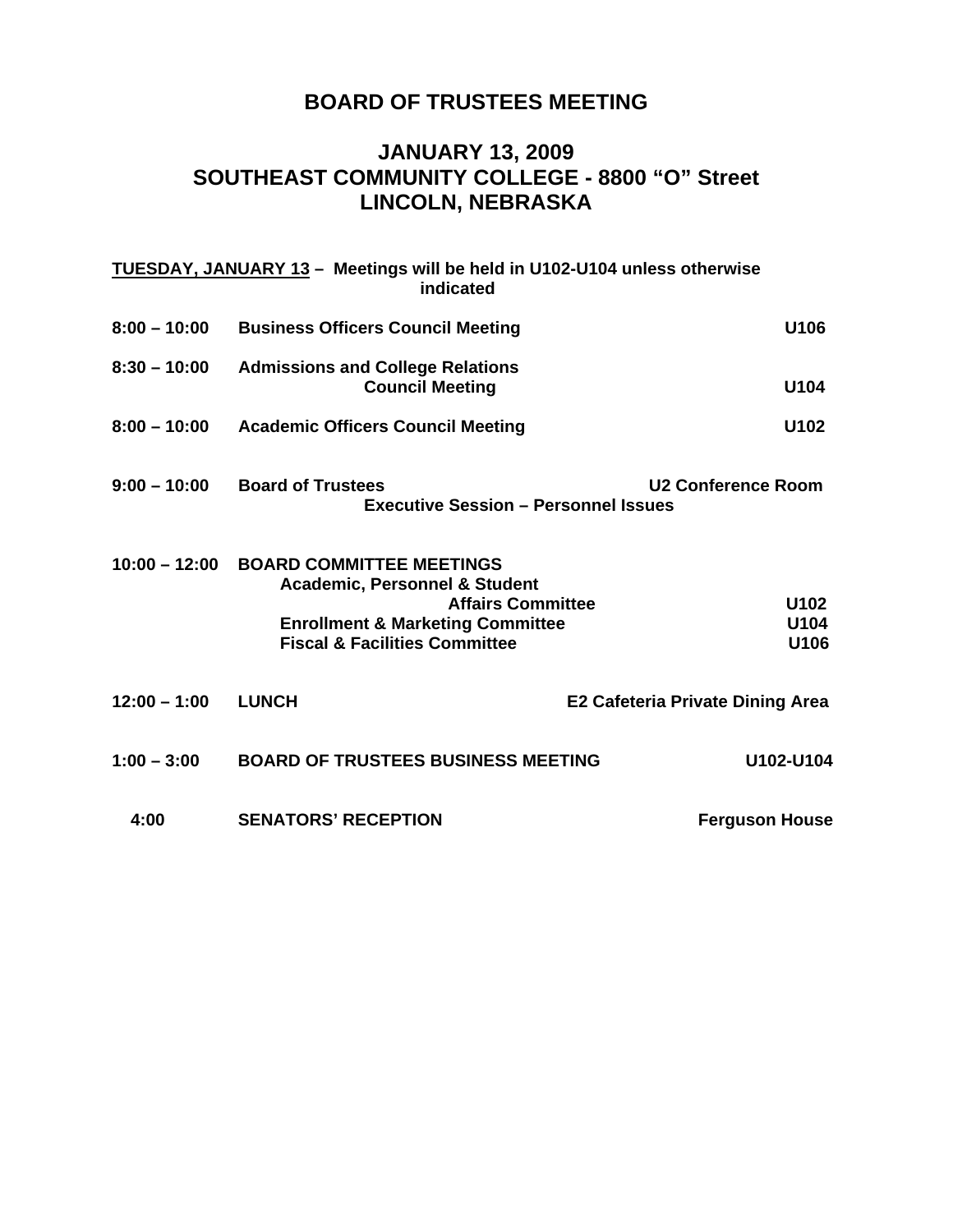# BOARD OF TRUSTEES MEETING

## JANUARY 13, 2009
## SOUTHEAST COMMUNITY COLLEGE - 8800 "O" Street
## LINCOLN, NEBRASKA

**TUESDAY, JANUARY 13 – Meetings will be held in U102-U104 unless otherwise indicated**

| Time | Event | Location |
|---|---|---|
| **8:00 – 10:00** | **Business Officers Council Meeting** | **U106** |
| **8:30 – 10:00** | **Admissions and College Relations Council Meeting** | **U104** |
| **8:00 – 10:00** | **Academic Officers Council Meeting** | **U102** |
| **9:00 – 10:00** | **Board of Trustees Executive Session – Personnel Issues** | **U2 Conference Room** |
| **10:00 – 12:00** | **BOARD COMMITTEE MEETINGS** | |
| | **Academic, Personnel & Student Affairs Committee** | **U102** |
| | **Enrollment & Marketing Committee** | **U104** |
| | **Fiscal & Facilities Committee** | **U106** |
| **12:00 – 1:00** | **LUNCH** | **E2 Cafeteria Private Dining Area** |
| **1:00 – 3:00** | **BOARD OF TRUSTEES BUSINESS MEETING** | **U102-U104** |
| **4:00** | **SENATORS' RECEPTION** | **Ferguson House** |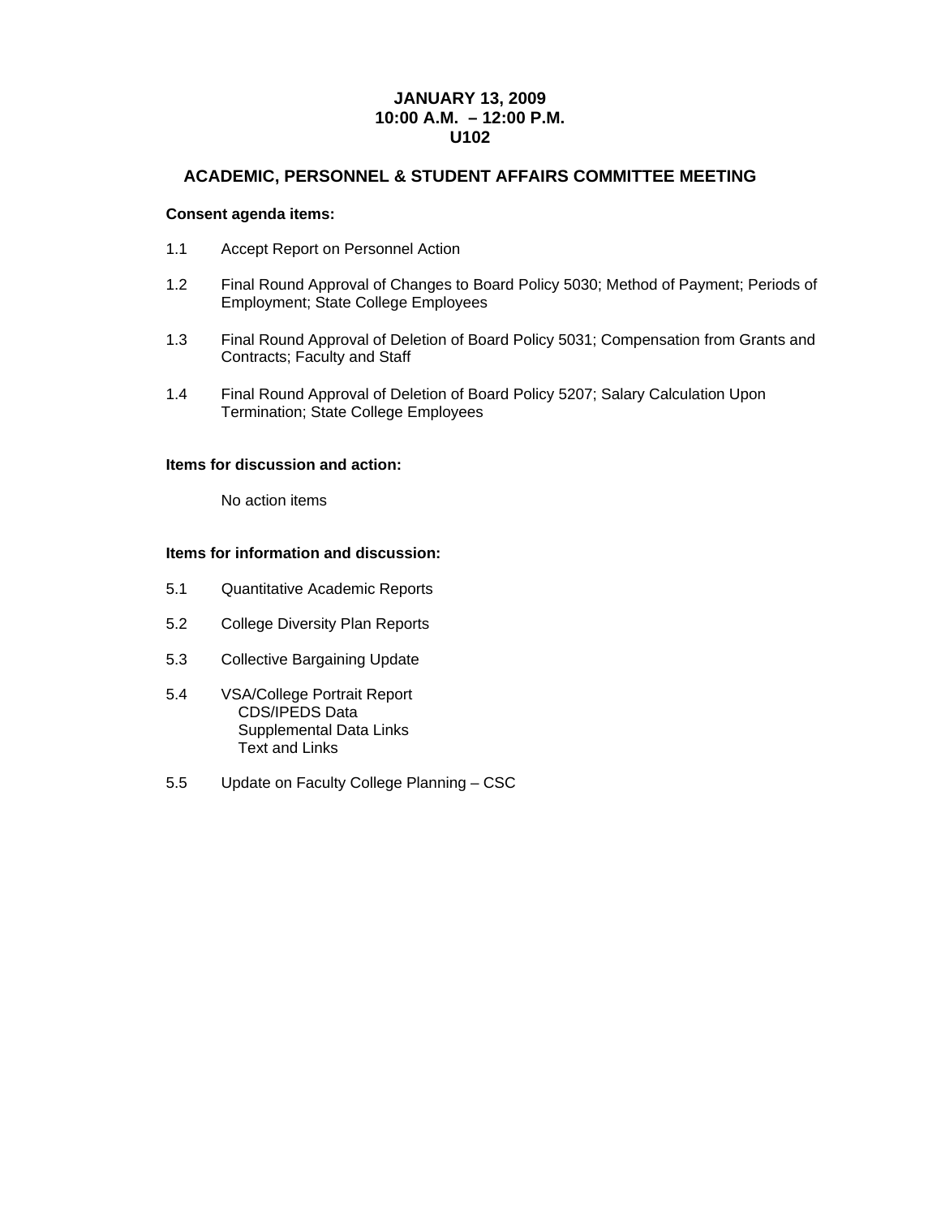**JANUARY 13, 2009**
**10:00 A.M. – 12:00 P.M.**
**U102**

## ACADEMIC, PERSONNEL & STUDENT AFFAIRS COMMITTEE MEETING

**Consent agenda items:**

1.1 Accept Report on Personnel Action

1.2 Final Round Approval of Changes to Board Policy 5030; Method of Payment; Periods of Employment; State College Employees

1.3 Final Round Approval of Deletion of Board Policy 5031; Compensation from Grants and Contracts; Faculty and Staff

1.4 Final Round Approval of Deletion of Board Policy 5207; Salary Calculation Upon Termination; State College Employees

**Items for discussion and action:**

No action items

**Items for information and discussion:**

5.1 Quantitative Academic Reports

5.2 College Diversity Plan Reports

5.3 Collective Bargaining Update

5.4 VSA/College Portrait Report
- CDS/IPEDS Data
- Supplemental Data Links
- Text and Links

5.5 Update on Faculty College Planning – CSC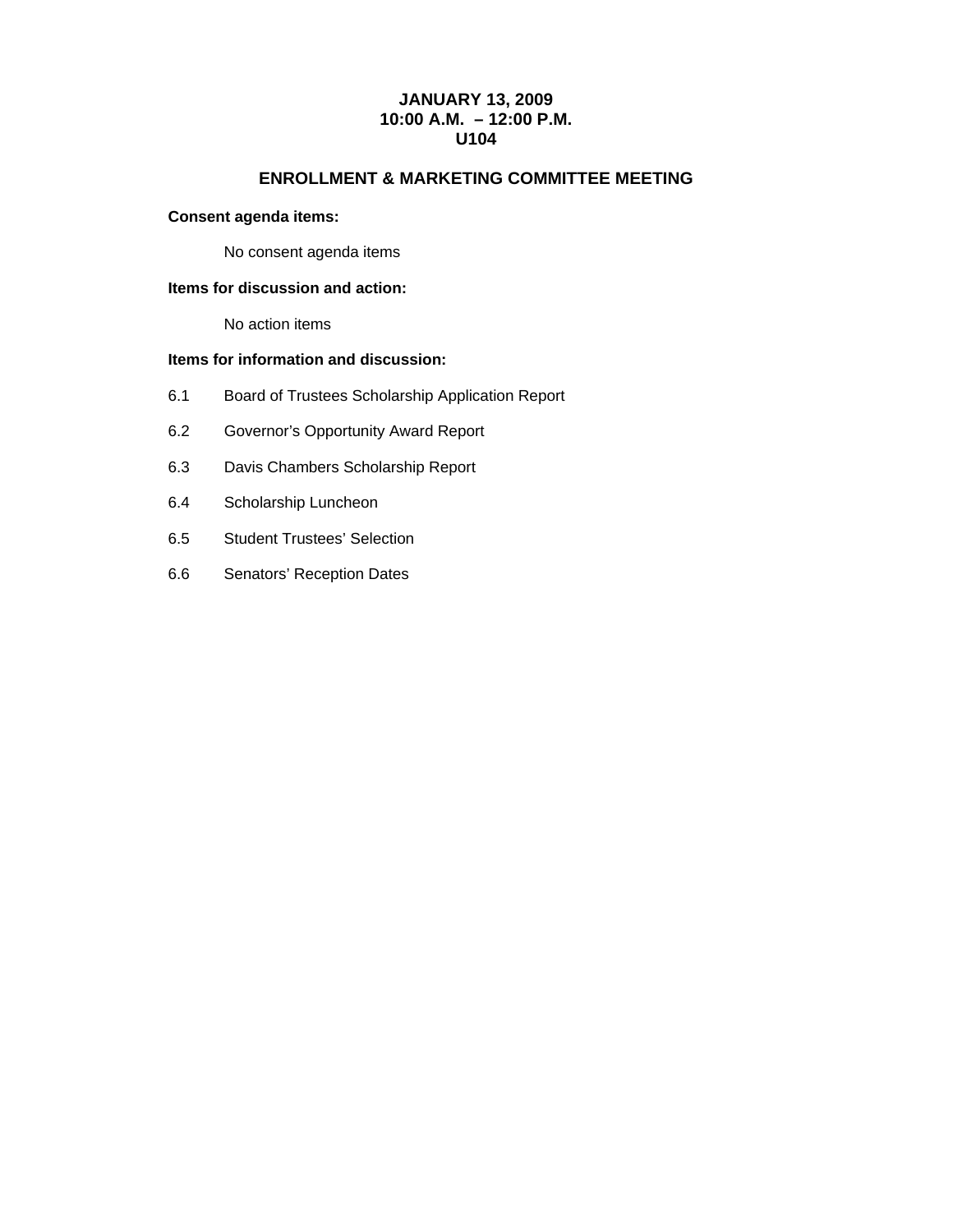**JANUARY 13, 2009**
**10:00 A.M. – 12:00 P.M.**
**U104**

## ENROLLMENT & MARKETING COMMITTEE MEETING

**Consent agenda items:**

No consent agenda items

**Items for discussion and action:**

No action items

**Items for information and discussion:**

6.1 Board of Trustees Scholarship Application Report

6.2 Governor's Opportunity Award Report

6.3 Davis Chambers Scholarship Report

6.4 Scholarship Luncheon

6.5 Student Trustees' Selection

6.6 Senators' Reception Dates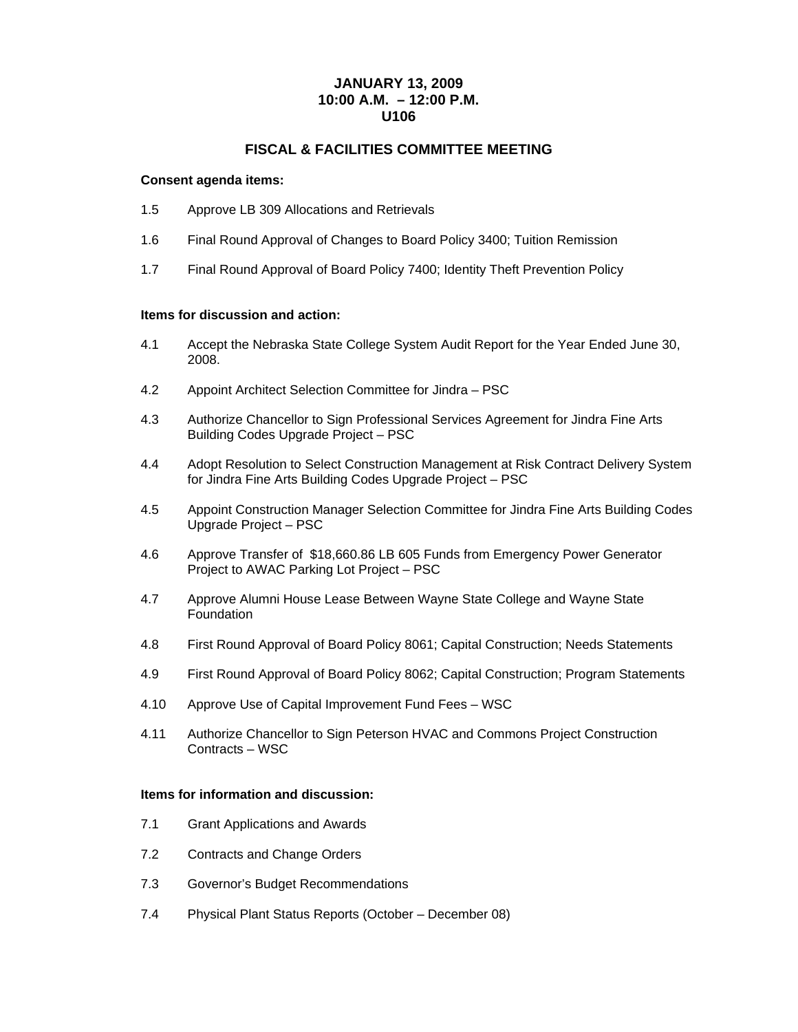**JANUARY 13, 2009**
**10:00 A.M. – 12:00 P.M.**
**U106**

## FISCAL & FACILITIES COMMITTEE MEETING

**Consent agenda items:**

1.5 Approve LB 309 Allocations and Retrievals

1.6 Final Round Approval of Changes to Board Policy 3400; Tuition Remission

1.7 Final Round Approval of Board Policy 7400; Identity Theft Prevention Policy

**Items for discussion and action:**

4.1 Accept the Nebraska State College System Audit Report for the Year Ended June 30, 2008.

4.2 Appoint Architect Selection Committee for Jindra – PSC

4.3 Authorize Chancellor to Sign Professional Services Agreement for Jindra Fine Arts Building Codes Upgrade Project – PSC

4.4 Adopt Resolution to Select Construction Management at Risk Contract Delivery System for Jindra Fine Arts Building Codes Upgrade Project – PSC

4.5 Appoint Construction Manager Selection Committee for Jindra Fine Arts Building Codes Upgrade Project – PSC

4.6 Approve Transfer of $18,660.86 LB 605 Funds from Emergency Power Generator Project to AWAC Parking Lot Project – PSC

4.7 Approve Alumni House Lease Between Wayne State College and Wayne State Foundation

4.8 First Round Approval of Board Policy 8061; Capital Construction; Needs Statements

4.9 First Round Approval of Board Policy 8062; Capital Construction; Program Statements

4.10 Approve Use of Capital Improvement Fund Fees – WSC

4.11 Authorize Chancellor to Sign Peterson HVAC and Commons Project Construction Contracts – WSC

**Items for information and discussion:**

7.1 Grant Applications and Awards

7.2 Contracts and Change Orders

7.3 Governor's Budget Recommendations

7.4 Physical Plant Status Reports (October – December 08)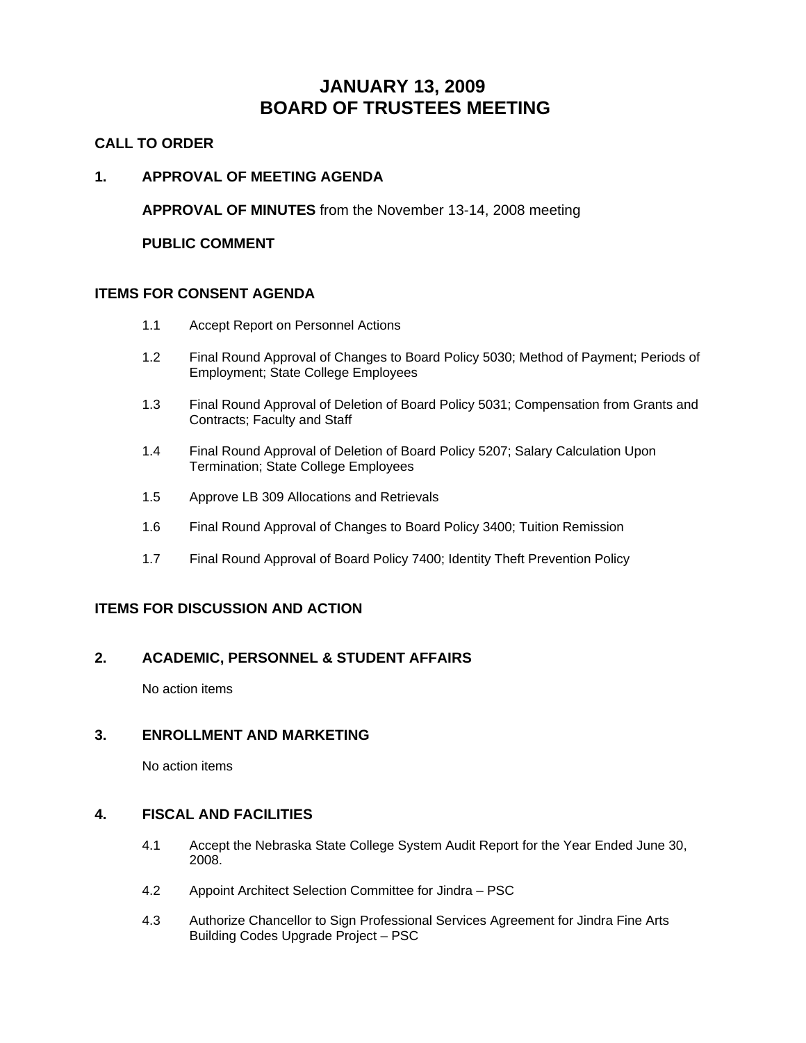# JANUARY 13, 2009
# BOARD OF TRUSTEES MEETING

## CALL TO ORDER

## 1. APPROVAL OF MEETING AGENDA

**APPROVAL OF MINUTES** from the November 13-14, 2008 meeting

**PUBLIC COMMENT**

## ITEMS FOR CONSENT AGENDA

1.1 Accept Report on Personnel Actions

1.2 Final Round Approval of Changes to Board Policy 5030; Method of Payment; Periods of Employment; State College Employees

1.3 Final Round Approval of Deletion of Board Policy 5031; Compensation from Grants and Contracts; Faculty and Staff

1.4 Final Round Approval of Deletion of Board Policy 5207; Salary Calculation Upon Termination; State College Employees

1.5 Approve LB 309 Allocations and Retrievals

1.6 Final Round Approval of Changes to Board Policy 3400; Tuition Remission

1.7 Final Round Approval of Board Policy 7400; Identity Theft Prevention Policy

## ITEMS FOR DISCUSSION AND ACTION

## 2. ACADEMIC, PERSONNEL & STUDENT AFFAIRS

No action items

## 3. ENROLLMENT AND MARKETING

No action items

## 4. FISCAL AND FACILITIES

4.1 Accept the Nebraska State College System Audit Report for the Year Ended June 30, 2008.

4.2 Appoint Architect Selection Committee for Jindra – PSC

4.3 Authorize Chancellor to Sign Professional Services Agreement for Jindra Fine Arts Building Codes Upgrade Project – PSC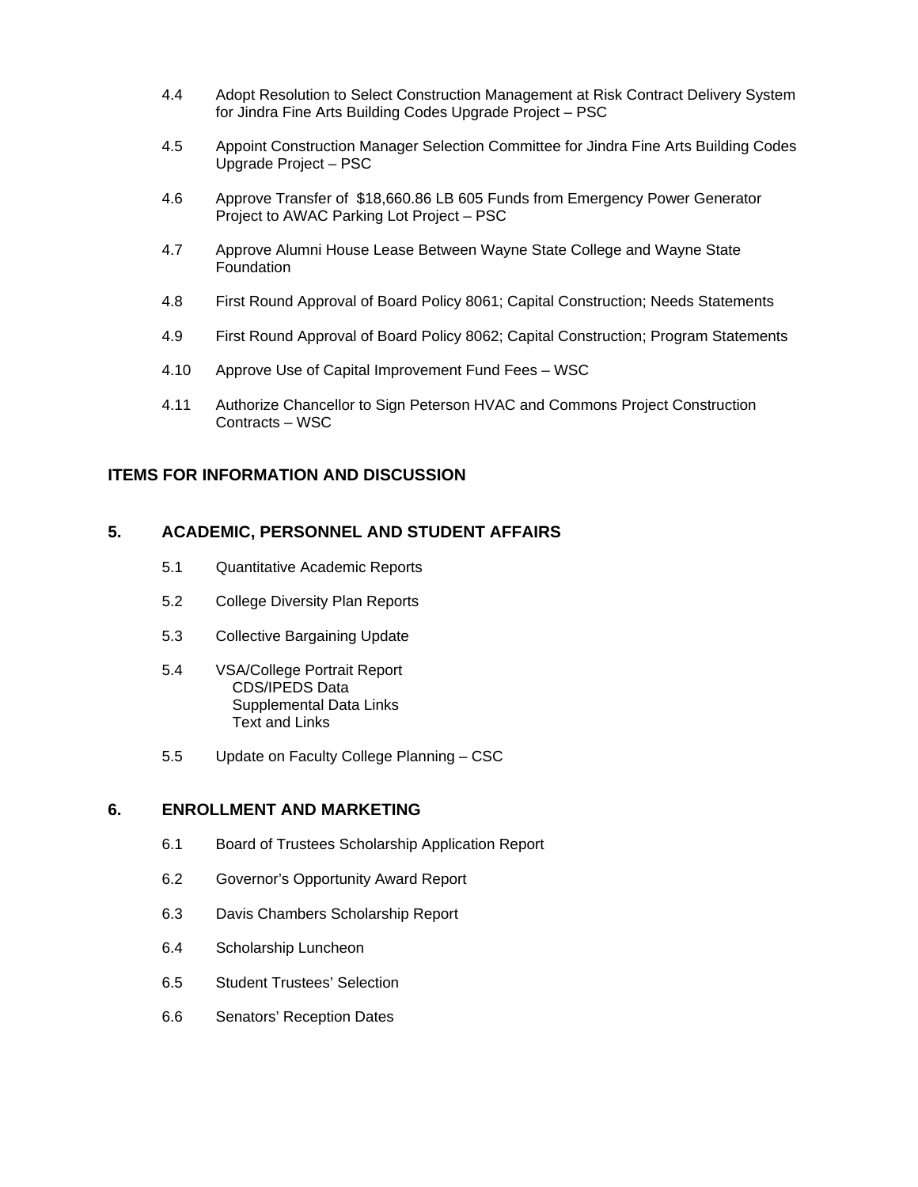4.4 Adopt Resolution to Select Construction Management at Risk Contract Delivery System for Jindra Fine Arts Building Codes Upgrade Project – PSC

4.5 Appoint Construction Manager Selection Committee for Jindra Fine Arts Building Codes Upgrade Project – PSC

4.6 Approve Transfer of $18,660.86 LB 605 Funds from Emergency Power Generator Project to AWAC Parking Lot Project – PSC

4.7 Approve Alumni House Lease Between Wayne State College and Wayne State Foundation

4.8 First Round Approval of Board Policy 8061; Capital Construction; Needs Statements

4.9 First Round Approval of Board Policy 8062; Capital Construction; Program Statements

4.10 Approve Use of Capital Improvement Fund Fees – WSC

4.11 Authorize Chancellor to Sign Peterson HVAC and Commons Project Construction Contracts – WSC

## ITEMS FOR INFORMATION AND DISCUSSION

## 5. ACADEMIC, PERSONNEL AND STUDENT AFFAIRS

5.1 Quantitative Academic Reports

5.2 College Diversity Plan Reports

5.3 Collective Bargaining Update

5.4 VSA/College Portrait Report
 CDS/IPEDS Data
 Supplemental Data Links
 Text and Links

5.5 Update on Faculty College Planning – CSC

## 6. ENROLLMENT AND MARKETING

6.1 Board of Trustees Scholarship Application Report

6.2 Governor's Opportunity Award Report

6.3 Davis Chambers Scholarship Report

6.4 Scholarship Luncheon

6.5 Student Trustees' Selection

6.6 Senators' Reception Dates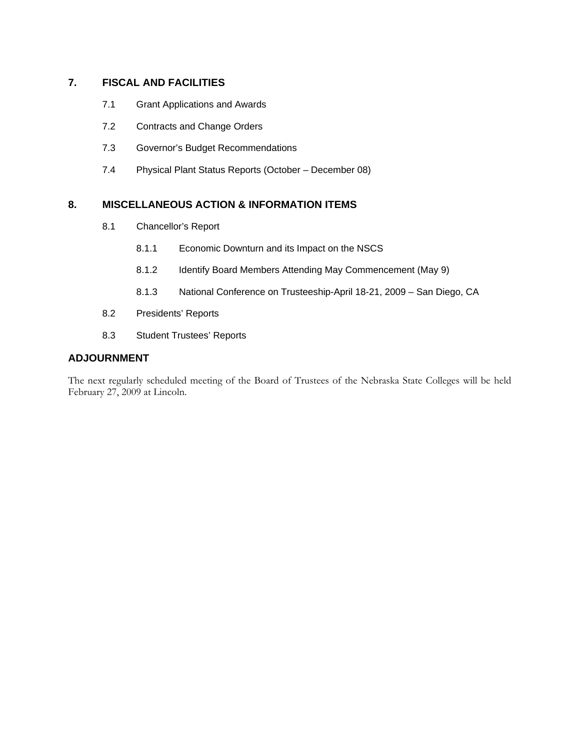## 7. FISCAL AND FACILITIES

- 7.1 Grant Applications and Awards
- 7.2 Contracts and Change Orders
- 7.3 Governor's Budget Recommendations
- 7.4 Physical Plant Status Reports (October – December 08)

## 8. MISCELLANEOUS ACTION & INFORMATION ITEMS

- 8.1 Chancellor's Report
  - 8.1.1 Economic Downturn and its Impact on the NSCS
  - 8.1.2 Identify Board Members Attending May Commencement (May 9)
  - 8.1.3 National Conference on Trusteeship-April 18-21, 2009 – San Diego, CA
- 8.2 Presidents' Reports
- 8.3 Student Trustees' Reports

## ADJOURNMENT

The next regularly scheduled meeting of the Board of Trustees of the Nebraska State Colleges will be held February 27, 2009 at Lincoln.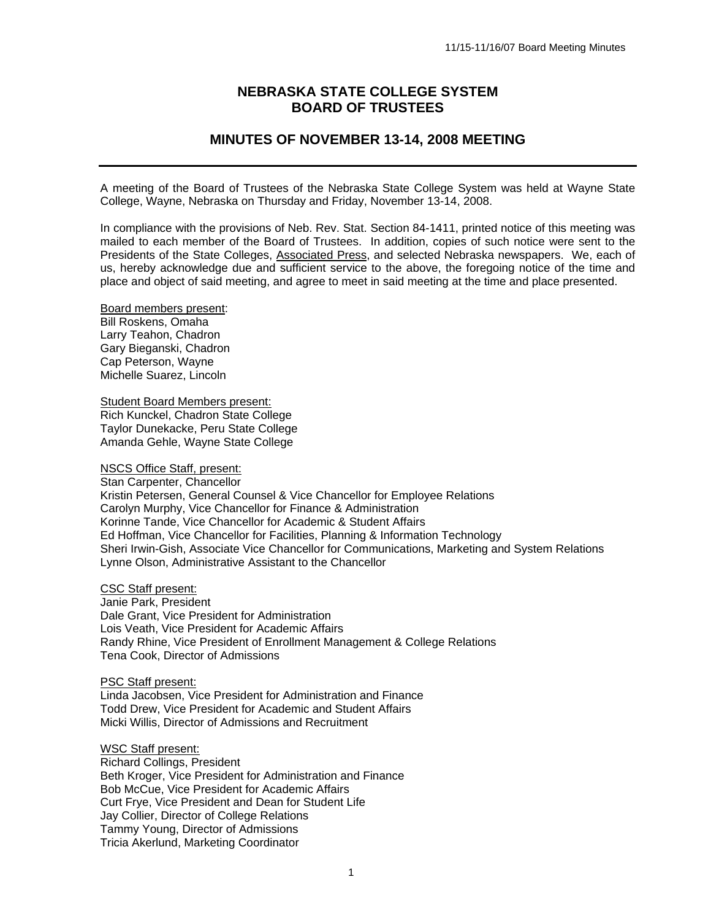# NEBRASKA STATE COLLEGE SYSTEM
# BOARD OF TRUSTEES

## MINUTES OF NOVEMBER 13-14, 2008 MEETING

---

A meeting of the Board of Trustees of the Nebraska State College System was held at Wayne State College, Wayne, Nebraska on Thursday and Friday, November 13-14, 2008.

In compliance with the provisions of Neb. Rev. Stat. Section 84-1411, printed notice of this meeting was mailed to each member of the Board of Trustees. In addition, copies of such notice were sent to the Presidents of the State Colleges, Associated Press, and selected Nebraska newspapers. We, each of us, hereby acknowledge due and sufficient service to the above, the foregoing notice of the time and place and object of said meeting, and agree to meet in said meeting at the time and place presented.

Board members present:
Bill Roskens, Omaha
Larry Teahon, Chadron
Gary Bieganski, Chadron
Cap Peterson, Wayne
Michelle Suarez, Lincoln

Student Board Members present:
Rich Kunckel, Chadron State College
Taylor Dunekacke, Peru State College
Amanda Gehle, Wayne State College

NSCS Office Staff, present:
Stan Carpenter, Chancellor
Kristin Petersen, General Counsel & Vice Chancellor for Employee Relations
Carolyn Murphy, Vice Chancellor for Finance & Administration
Korinne Tande, Vice Chancellor for Academic & Student Affairs
Ed Hoffman, Vice Chancellor for Facilities, Planning & Information Technology
Sheri Irwin-Gish, Associate Vice Chancellor for Communications, Marketing and System Relations
Lynne Olson, Administrative Assistant to the Chancellor

CSC Staff present:
Janie Park, President
Dale Grant, Vice President for Administration
Lois Veath, Vice President for Academic Affairs
Randy Rhine, Vice President of Enrollment Management & College Relations
Tena Cook, Director of Admissions

PSC Staff present:
Linda Jacobsen, Vice President for Administration and Finance
Todd Drew, Vice President for Academic and Student Affairs
Micki Willis, Director of Admissions and Recruitment

WSC Staff present:
Richard Collings, President
Beth Kroger, Vice President for Administration and Finance
Bob McCue, Vice President for Academic Affairs
Curt Frye, Vice President and Dean for Student Life
Jay Collier, Director of College Relations
Tammy Young, Director of Admissions
Tricia Akerlund, Marketing Coordinator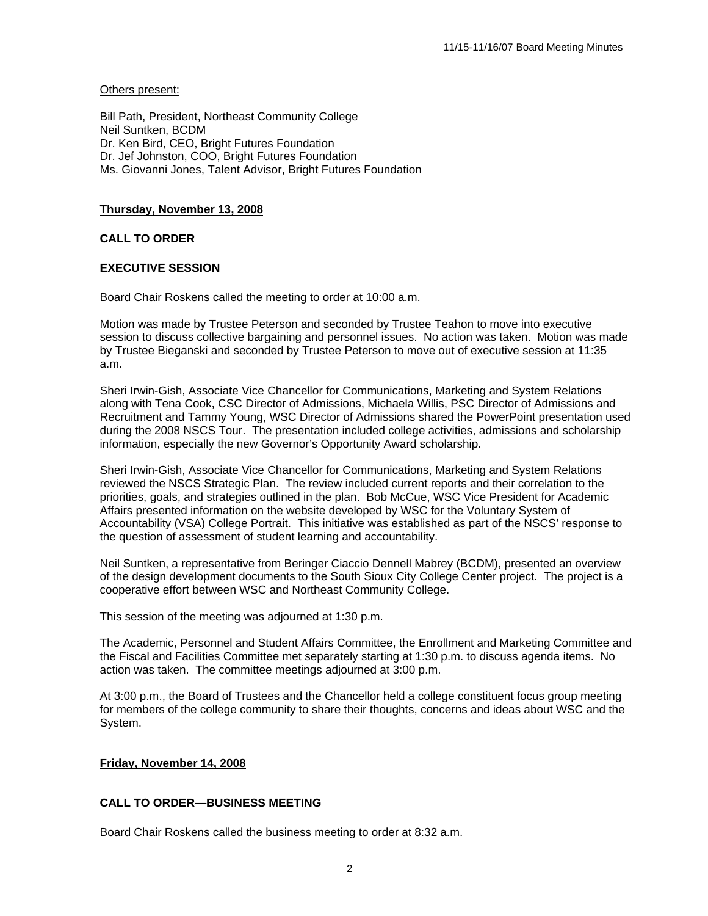Others present:

Bill Path, President, Northeast Community College
Neil Suntken, BCDM
Dr. Ken Bird, CEO, Bright Futures Foundation
Dr. Jef Johnston, COO, Bright Futures Foundation
Ms. Giovanni Jones, Talent Advisor, Bright Futures Foundation

**Thursday, November 13, 2008**

**CALL TO ORDER**

**EXECUTIVE SESSION**

Board Chair Roskens called the meeting to order at 10:00 a.m.

Motion was made by Trustee Peterson and seconded by Trustee Teahon to move into executive session to discuss collective bargaining and personnel issues. No action was taken. Motion was made by Trustee Bieganski and seconded by Trustee Peterson to move out of executive session at 11:35 a.m.

Sheri Irwin-Gish, Associate Vice Chancellor for Communications, Marketing and System Relations along with Tena Cook, CSC Director of Admissions, Michaela Willis, PSC Director of Admissions and Recruitment and Tammy Young, WSC Director of Admissions shared the PowerPoint presentation used during the 2008 NSCS Tour. The presentation included college activities, admissions and scholarship information, especially the new Governor's Opportunity Award scholarship.

Sheri Irwin-Gish, Associate Vice Chancellor for Communications, Marketing and System Relations reviewed the NSCS Strategic Plan. The review included current reports and their correlation to the priorities, goals, and strategies outlined in the plan. Bob McCue, WSC Vice President for Academic Affairs presented information on the website developed by WSC for the Voluntary System of Accountability (VSA) College Portrait. This initiative was established as part of the NSCS' response to the question of assessment of student learning and accountability.

Neil Suntken, a representative from Beringer Ciaccio Dennell Mabrey (BCDM), presented an overview of the design development documents to the South Sioux City College Center project. The project is a cooperative effort between WSC and Northeast Community College.

This session of the meeting was adjourned at 1:30 p.m.

The Academic, Personnel and Student Affairs Committee, the Enrollment and Marketing Committee and the Fiscal and Facilities Committee met separately starting at 1:30 p.m. to discuss agenda items. No action was taken. The committee meetings adjourned at 3:00 p.m.

At 3:00 p.m., the Board of Trustees and the Chancellor held a college constituent focus group meeting for members of the college community to share their thoughts, concerns and ideas about WSC and the System.

**Friday, November 14, 2008**

**CALL TO ORDER—BUSINESS MEETING**

Board Chair Roskens called the business meeting to order at 8:32 a.m.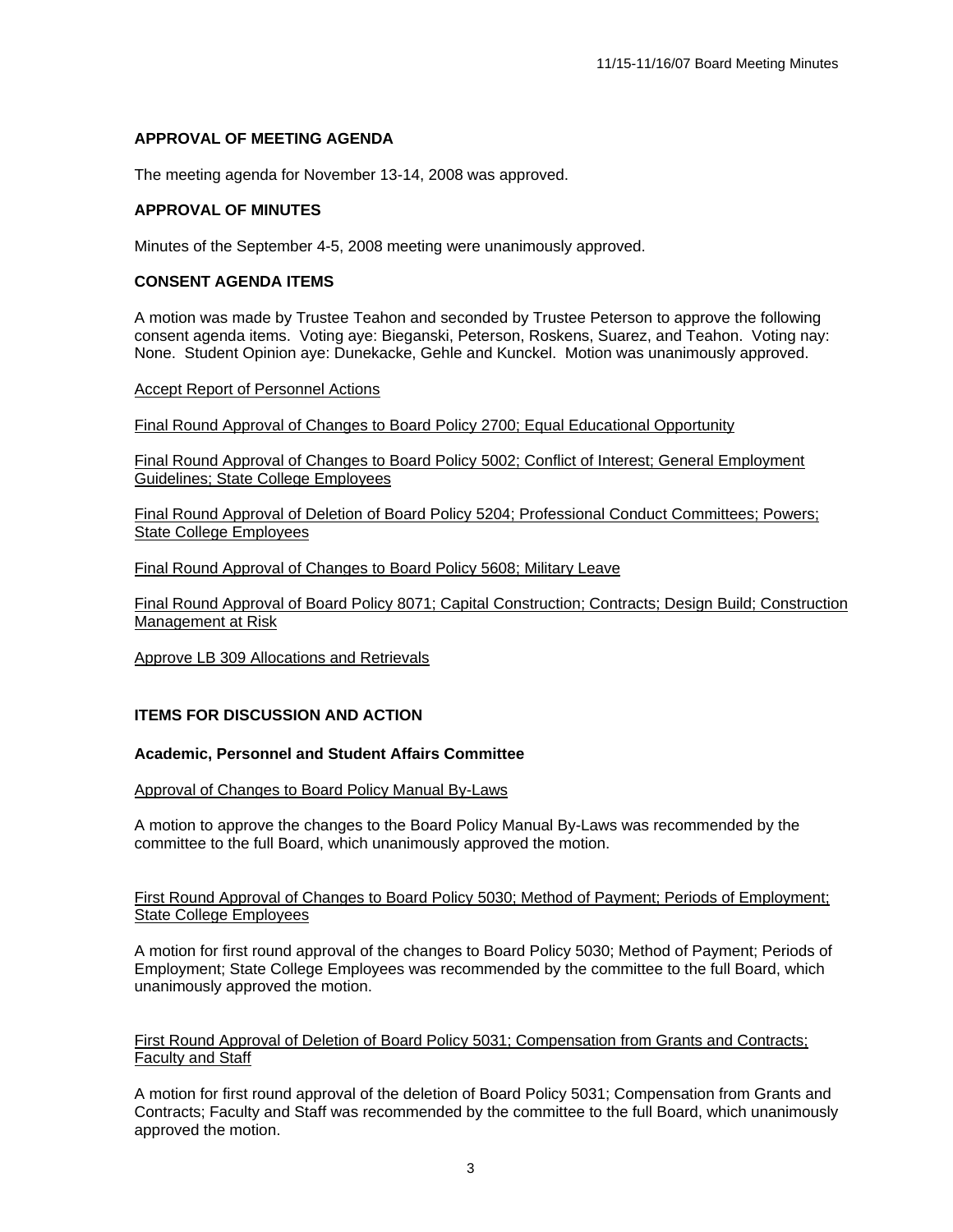### APPROVAL OF MEETING AGENDA

The meeting agenda for November 13-14, 2008 was approved.

### APPROVAL OF MINUTES

Minutes of the September 4-5, 2008 meeting were unanimously approved.

### CONSENT AGENDA ITEMS

A motion was made by Trustee Teahon and seconded by Trustee Peterson to approve the following consent agenda items. Voting aye: Bieganski, Peterson, Roskens, Suarez, and Teahon. Voting nay: None. Student Opinion aye: Dunekacke, Gehle and Kunckel. Motion was unanimously approved.

Accept Report of Personnel Actions

Final Round Approval of Changes to Board Policy 2700; Equal Educational Opportunity

Final Round Approval of Changes to Board Policy 5002; Conflict of Interest; General Employment Guidelines; State College Employees

Final Round Approval of Deletion of Board Policy 5204; Professional Conduct Committees; Powers; State College Employees

Final Round Approval of Changes to Board Policy 5608; Military Leave

Final Round Approval of Board Policy 8071; Capital Construction; Contracts; Design Build; Construction Management at Risk

Approve LB 309 Allocations and Retrievals

### ITEMS FOR DISCUSSION AND ACTION

**Academic, Personnel and Student Affairs Committee**

Approval of Changes to Board Policy Manual By-Laws

A motion to approve the changes to the Board Policy Manual By-Laws was recommended by the committee to the full Board, which unanimously approved the motion.

First Round Approval of Changes to Board Policy 5030; Method of Payment; Periods of Employment; State College Employees

A motion for first round approval of the changes to Board Policy 5030; Method of Payment; Periods of Employment; State College Employees was recommended by the committee to the full Board, which unanimously approved the motion.

First Round Approval of Deletion of Board Policy 5031; Compensation from Grants and Contracts; Faculty and Staff

A motion for first round approval of the deletion of Board Policy 5031; Compensation from Grants and Contracts; Faculty and Staff was recommended by the committee to the full Board, which unanimously approved the motion.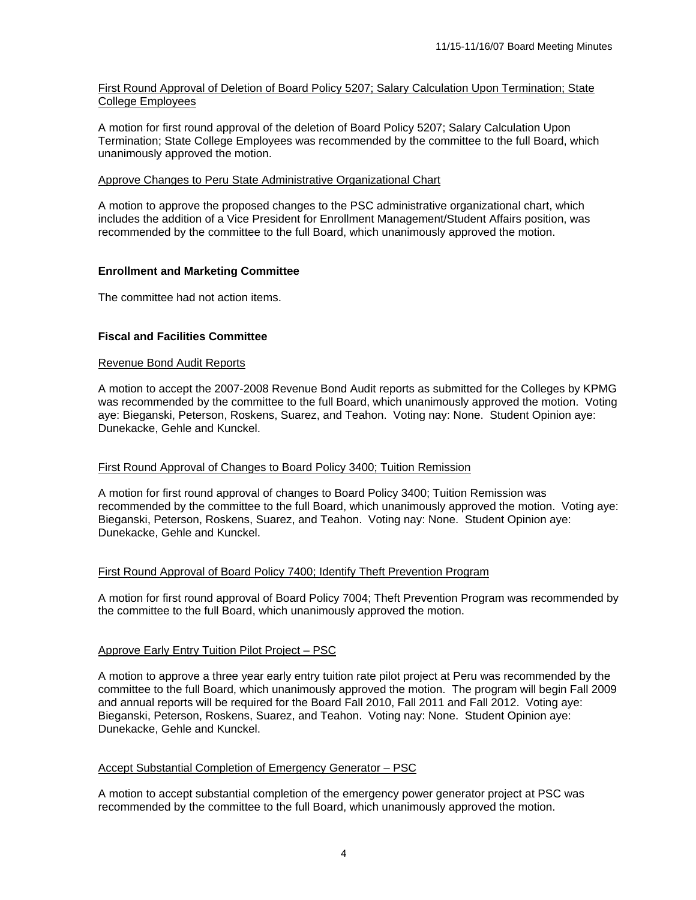First Round Approval of Deletion of Board Policy 5207; Salary Calculation Upon Termination; State College Employees

A motion for first round approval of the deletion of Board Policy 5207; Salary Calculation Upon Termination; State College Employees was recommended by the committee to the full Board, which unanimously approved the motion.

Approve Changes to Peru State Administrative Organizational Chart

A motion to approve the proposed changes to the PSC administrative organizational chart, which includes the addition of a Vice President for Enrollment Management/Student Affairs position, was recommended by the committee to the full Board, which unanimously approved the motion.

**Enrollment and Marketing Committee**

The committee had not action items.

**Fiscal and Facilities Committee**

Revenue Bond Audit Reports

A motion to accept the 2007-2008 Revenue Bond Audit reports as submitted for the Colleges by KPMG was recommended by the committee to the full Board, which unanimously approved the motion. Voting aye: Bieganski, Peterson, Roskens, Suarez, and Teahon. Voting nay: None. Student Opinion aye: Dunekacke, Gehle and Kunckel.

First Round Approval of Changes to Board Policy 3400; Tuition Remission

A motion for first round approval of changes to Board Policy 3400; Tuition Remission was recommended by the committee to the full Board, which unanimously approved the motion. Voting aye: Bieganski, Peterson, Roskens, Suarez, and Teahon. Voting nay: None. Student Opinion aye: Dunekacke, Gehle and Kunckel.

First Round Approval of Board Policy 7400; Identify Theft Prevention Program

A motion for first round approval of Board Policy 7004; Theft Prevention Program was recommended by the committee to the full Board, which unanimously approved the motion.

Approve Early Entry Tuition Pilot Project – PSC

A motion to approve a three year early entry tuition rate pilot project at Peru was recommended by the committee to the full Board, which unanimously approved the motion. The program will begin Fall 2009 and annual reports will be required for the Board Fall 2010, Fall 2011 and Fall 2012. Voting aye: Bieganski, Peterson, Roskens, Suarez, and Teahon. Voting nay: None. Student Opinion aye: Dunekacke, Gehle and Kunckel.

Accept Substantial Completion of Emergency Generator – PSC

A motion to accept substantial completion of the emergency power generator project at PSC was recommended by the committee to the full Board, which unanimously approved the motion.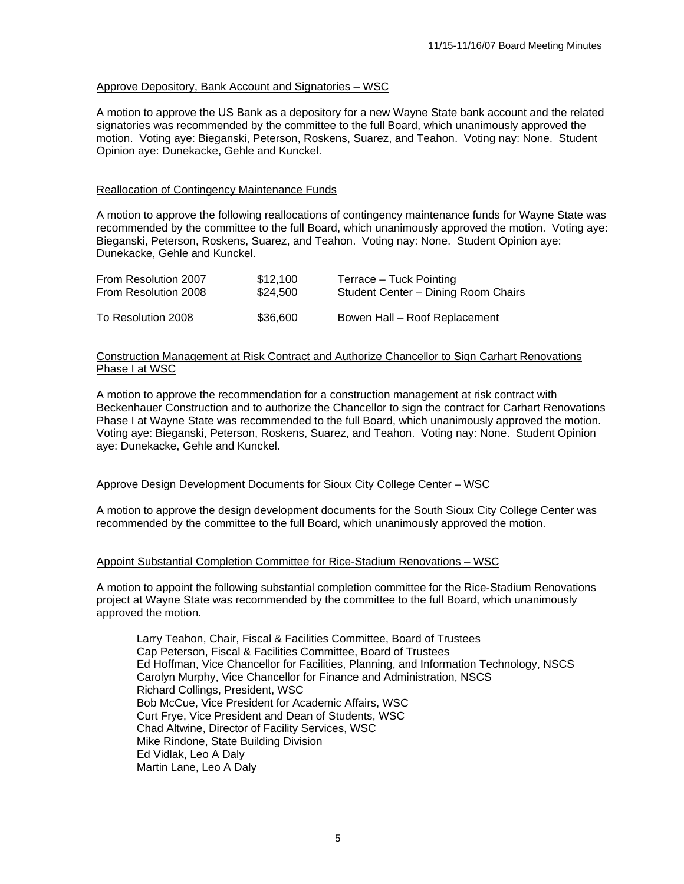Approve Depository, Bank Account and Signatories – WSC

A motion to approve the US Bank as a depository for a new Wayne State bank account and the related signatories was recommended by the committee to the full Board, which unanimously approved the motion. Voting aye: Bieganski, Peterson, Roskens, Suarez, and Teahon. Voting nay: None. Student Opinion aye: Dunekacke, Gehle and Kunckel.

Reallocation of Contingency Maintenance Funds

A motion to approve the following reallocations of contingency maintenance funds for Wayne State was recommended by the committee to the full Board, which unanimously approved the motion. Voting aye: Bieganski, Peterson, Roskens, Suarez, and Teahon. Voting nay: None. Student Opinion aye: Dunekacke, Gehle and Kunckel.

| | | |
|---|---|---|
| From Resolution 2007 | $12,100 | Terrace – Tuck Pointing |
| From Resolution 2008 | $24,500 | Student Center – Dining Room Chairs |
| To Resolution 2008 | $36,600 | Bowen Hall – Roof Replacement |

Construction Management at Risk Contract and Authorize Chancellor to Sign Carhart Renovations Phase I at WSC

A motion to approve the recommendation for a construction management at risk contract with Beckenhauer Construction and to authorize the Chancellor to sign the contract for Carhart Renovations Phase I at Wayne State was recommended to the full Board, which unanimously approved the motion. Voting aye: Bieganski, Peterson, Roskens, Suarez, and Teahon. Voting nay: None. Student Opinion aye: Dunekacke, Gehle and Kunckel.

Approve Design Development Documents for Sioux City College Center – WSC

A motion to approve the design development documents for the South Sioux City College Center was recommended by the committee to the full Board, which unanimously approved the motion.

Appoint Substantial Completion Committee for Rice-Stadium Renovations – WSC

A motion to appoint the following substantial completion committee for the Rice-Stadium Renovations project at Wayne State was recommended by the committee to the full Board, which unanimously approved the motion.

Larry Teahon, Chair, Fiscal & Facilities Committee, Board of Trustees
Cap Peterson, Fiscal & Facilities Committee, Board of Trustees
Ed Hoffman, Vice Chancellor for Facilities, Planning, and Information Technology, NSCS
Carolyn Murphy, Vice Chancellor for Finance and Administration, NSCS
Richard Collings, President, WSC
Bob McCue, Vice President for Academic Affairs, WSC
Curt Frye, Vice President and Dean of Students, WSC
Chad Altwine, Director of Facility Services, WSC
Mike Rindone, State Building Division
Ed Vidlak, Leo A Daly
Martin Lane, Leo A Daly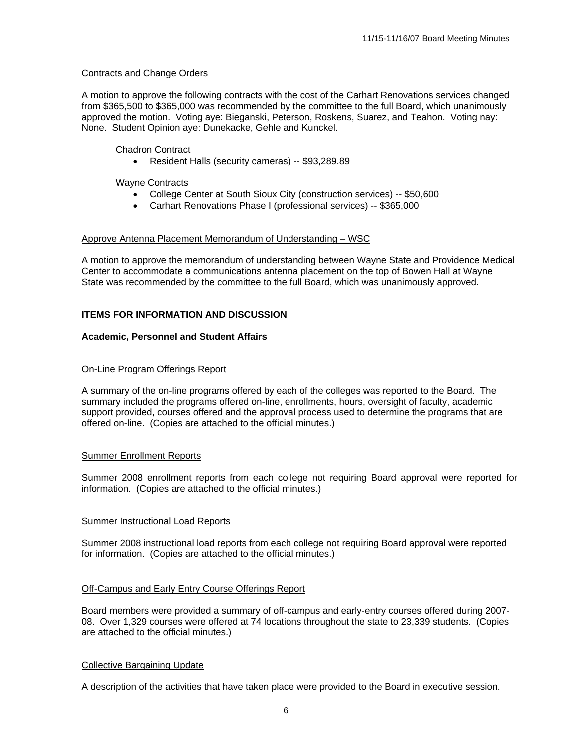Contracts and Change Orders

A motion to approve the following contracts with the cost of the Carhart Renovations services changed from $365,500 to $365,000 was recommended by the committee to the full Board, which unanimously approved the motion. Voting aye: Bieganski, Peterson, Roskens, Suarez, and Teahon. Voting nay: None. Student Opinion aye: Dunekacke, Gehle and Kunckel.

Chadron Contract

- Resident Halls (security cameras) -- $93,289.89

Wayne Contracts

- College Center at South Sioux City (construction services) -- $50,600
- Carhart Renovations Phase I (professional services) -- $365,000

Approve Antenna Placement Memorandum of Understanding – WSC

A motion to approve the memorandum of understanding between Wayne State and Providence Medical Center to accommodate a communications antenna placement on the top of Bowen Hall at Wayne State was recommended by the committee to the full Board, which was unanimously approved.

## ITEMS FOR INFORMATION AND DISCUSSION

### Academic, Personnel and Student Affairs

On-Line Program Offerings Report

A summary of the on-line programs offered by each of the colleges was reported to the Board. The summary included the programs offered on-line, enrollments, hours, oversight of faculty, academic support provided, courses offered and the approval process used to determine the programs that are offered on-line. (Copies are attached to the official minutes.)

Summer Enrollment Reports

Summer 2008 enrollment reports from each college not requiring Board approval were reported for information. (Copies are attached to the official minutes.)

Summer Instructional Load Reports

Summer 2008 instructional load reports from each college not requiring Board approval were reported for information. (Copies are attached to the official minutes.)

Off-Campus and Early Entry Course Offerings Report

Board members were provided a summary of off-campus and early-entry courses offered during 2007-08. Over 1,329 courses were offered at 74 locations throughout the state to 23,339 students. (Copies are attached to the official minutes.)

Collective Bargaining Update

A description of the activities that have taken place were provided to the Board in executive session.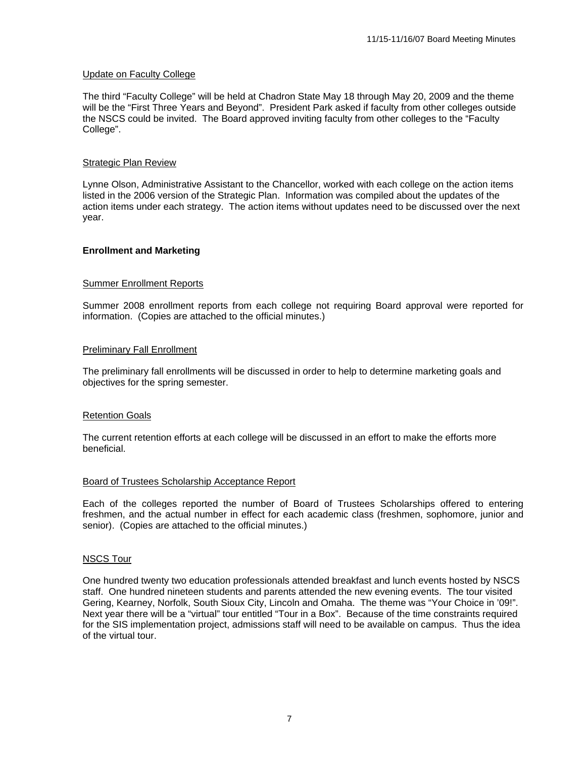Update on Faculty College

The third "Faculty College" will be held at Chadron State May 18 through May 20, 2009 and the theme will be the "First Three Years and Beyond". President Park asked if faculty from other colleges outside the NSCS could be invited. The Board approved inviting faculty from other colleges to the "Faculty College".

Strategic Plan Review

Lynne Olson, Administrative Assistant to the Chancellor, worked with each college on the action items listed in the 2006 version of the Strategic Plan. Information was compiled about the updates of the action items under each strategy. The action items without updates need to be discussed over the next year.

**Enrollment and Marketing**

Summer Enrollment Reports

Summer 2008 enrollment reports from each college not requiring Board approval were reported for information. (Copies are attached to the official minutes.)

Preliminary Fall Enrollment

The preliminary fall enrollments will be discussed in order to help to determine marketing goals and objectives for the spring semester.

Retention Goals

The current retention efforts at each college will be discussed in an effort to make the efforts more beneficial.

Board of Trustees Scholarship Acceptance Report

Each of the colleges reported the number of Board of Trustees Scholarships offered to entering freshmen, and the actual number in effect for each academic class (freshmen, sophomore, junior and senior). (Copies are attached to the official minutes.)

NSCS Tour

One hundred twenty two education professionals attended breakfast and lunch events hosted by NSCS staff. One hundred nineteen students and parents attended the new evening events. The tour visited Gering, Kearney, Norfolk, South Sioux City, Lincoln and Omaha. The theme was "Your Choice in '09!". Next year there will be a "virtual" tour entitled "Tour in a Box". Because of the time constraints required for the SIS implementation project, admissions staff will need to be available on campus. Thus the idea of the virtual tour.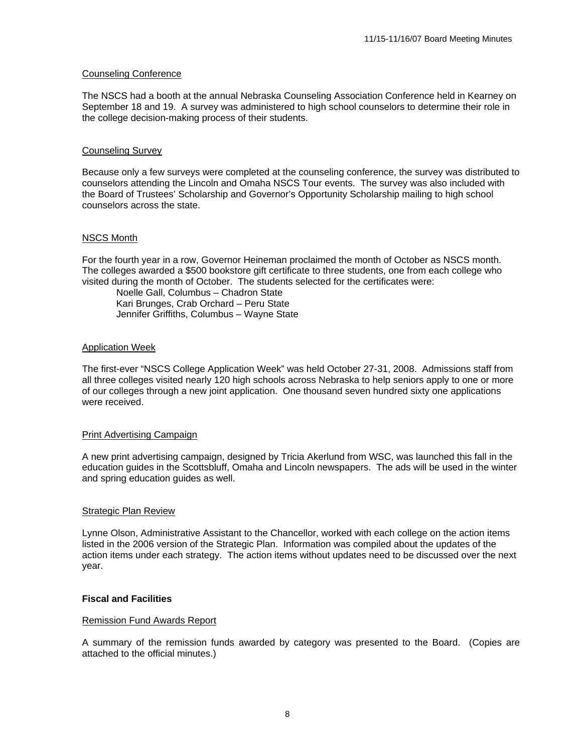### Counseling Conference

The NSCS had a booth at the annual Nebraska Counseling Association Conference held in Kearney on September 18 and 19. A survey was administered to high school counselors to determine their role in the college decision-making process of their students.

### Counseling Survey

Because only a few surveys were completed at the counseling conference, the survey was distributed to counselors attending the Lincoln and Omaha NSCS Tour events. The survey was also included with the Board of Trustees' Scholarship and Governor's Opportunity Scholarship mailing to high school counselors across the state.

### NSCS Month

For the fourth year in a row, Governor Heineman proclaimed the month of October as NSCS month. The colleges awarded a $500 bookstore gift certificate to three students, one from each college who visited during the month of October. The students selected for the certificates were:

Noelle Gall, Columbus – Chadron State
Kari Brunges, Crab Orchard – Peru State
Jennifer Griffiths, Columbus – Wayne State

### Application Week

The first-ever "NSCS College Application Week" was held October 27-31, 2008. Admissions staff from all three colleges visited nearly 120 high schools across Nebraska to help seniors apply to one or more of our colleges through a new joint application. One thousand seven hundred sixty one applications were received.

### Print Advertising Campaign

A new print advertising campaign, designed by Tricia Akerlund from WSC, was launched this fall in the education guides in the Scottsbluff, Omaha and Lincoln newspapers. The ads will be used in the winter and spring education guides as well.

### Strategic Plan Review

Lynne Olson, Administrative Assistant to the Chancellor, worked with each college on the action items listed in the 2006 version of the Strategic Plan. Information was compiled about the updates of the action items under each strategy. The action items without updates need to be discussed over the next year.

## Fiscal and Facilities

### Remission Fund Awards Report

A summary of the remission funds awarded by category was presented to the Board. (Copies are attached to the official minutes.)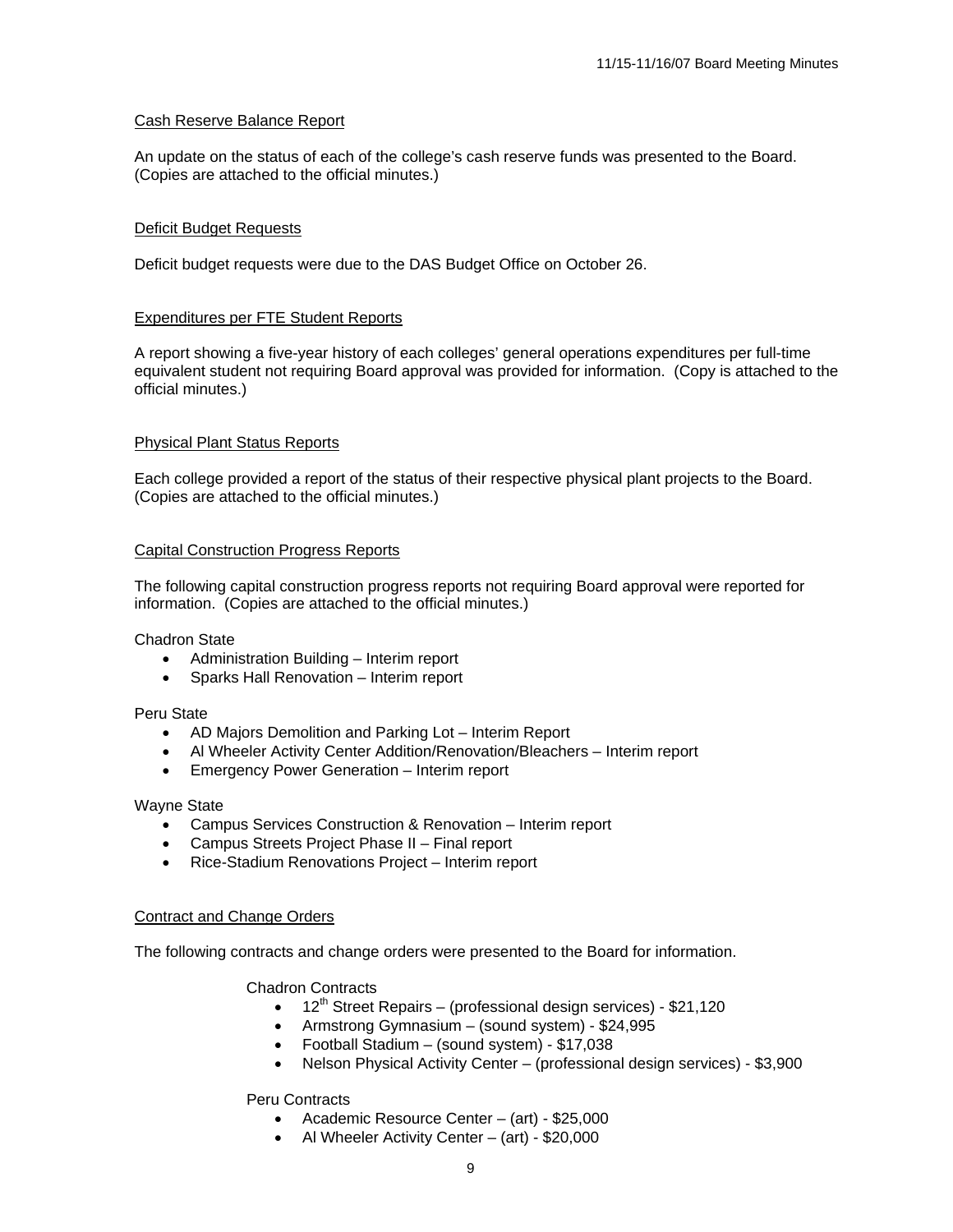### Cash Reserve Balance Report

An update on the status of each of the college's cash reserve funds was presented to the Board. (Copies are attached to the official minutes.)

### Deficit Budget Requests

Deficit budget requests were due to the DAS Budget Office on October 26.

### Expenditures per FTE Student Reports

A report showing a five-year history of each colleges' general operations expenditures per full-time equivalent student not requiring Board approval was provided for information. (Copy is attached to the official minutes.)

### Physical Plant Status Reports

Each college provided a report of the status of their respective physical plant projects to the Board. (Copies are attached to the official minutes.)

### Capital Construction Progress Reports

The following capital construction progress reports not requiring Board approval were reported for information. (Copies are attached to the official minutes.)

Chadron State

- Administration Building – Interim report
- Sparks Hall Renovation – Interim report

Peru State

- AD Majors Demolition and Parking Lot – Interim Report
- Al Wheeler Activity Center Addition/Renovation/Bleachers – Interim report
- Emergency Power Generation – Interim report

Wayne State

- Campus Services Construction & Renovation – Interim report
- Campus Streets Project Phase II – Final report
- Rice-Stadium Renovations Project – Interim report

### Contract and Change Orders

The following contracts and change orders were presented to the Board for information.

Chadron Contracts

- 12th Street Repairs – (professional design services) - $21,120
- Armstrong Gymnasium – (sound system) - $24,995
- Football Stadium – (sound system) - $17,038
- Nelson Physical Activity Center – (professional design services) - $3,900

Peru Contracts

- Academic Resource Center – (art) - $25,000
- Al Wheeler Activity Center – (art) - $20,000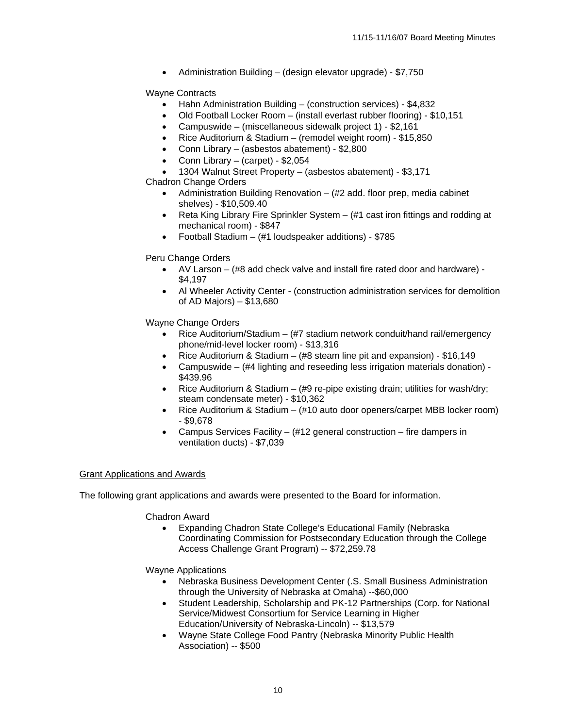- Administration Building – (design elevator upgrade) - $7,750

Wayne Contracts

- Hahn Administration Building – (construction services) - $4,832
- Old Football Locker Room – (install everlast rubber flooring) - $10,151
- Campuswide – (miscellaneous sidewalk project 1) - $2,161
- Rice Auditorium & Stadium – (remodel weight room) - $15,850
- Conn Library – (asbestos abatement) - $2,800
- Conn Library – (carpet) - $2,054
- 1304 Walnut Street Property – (asbestos abatement) - $3,171

Chadron Change Orders

- Administration Building Renovation – (#2 add. floor prep, media cabinet shelves) - $10,509.40
- Reta King Library Fire Sprinkler System – (#1 cast iron fittings and rodding at mechanical room) - $847
- Football Stadium – (#1 loudspeaker additions) - $785

Peru Change Orders

- AV Larson – (#8 add check valve and install fire rated door and hardware) - $4,197
- Al Wheeler Activity Center - (construction administration services for demolition of AD Majors) – $13,680

Wayne Change Orders

- Rice Auditorium/Stadium – (#7 stadium network conduit/hand rail/emergency phone/mid-level locker room) - $13,316
- Rice Auditorium & Stadium – (#8 steam line pit and expansion) - $16,149
- Campuswide – (#4 lighting and reseeding less irrigation materials donation) - $439.96
- Rice Auditorium & Stadium – (#9 re-pipe existing drain; utilities for wash/dry; steam condensate meter) - $10,362
- Rice Auditorium & Stadium – (#10 auto door openers/carpet MBB locker room) - $9,678
- Campus Services Facility – (#12 general construction – fire dampers in ventilation ducts) - $7,039

Grant Applications and Awards

The following grant applications and awards were presented to the Board for information.

Chadron Award

- Expanding Chadron State College's Educational Family (Nebraska Coordinating Commission for Postsecondary Education through the College Access Challenge Grant Program) -- $72,259.78

Wayne Applications

- Nebraska Business Development Center (.S. Small Business Administration through the University of Nebraska at Omaha) --$60,000
- Student Leadership, Scholarship and PK-12 Partnerships (Corp. for National Service/Midwest Consortium for Service Learning in Higher Education/University of Nebraska-Lincoln) -- $13,579
- Wayne State College Food Pantry (Nebraska Minority Public Health Association) -- $500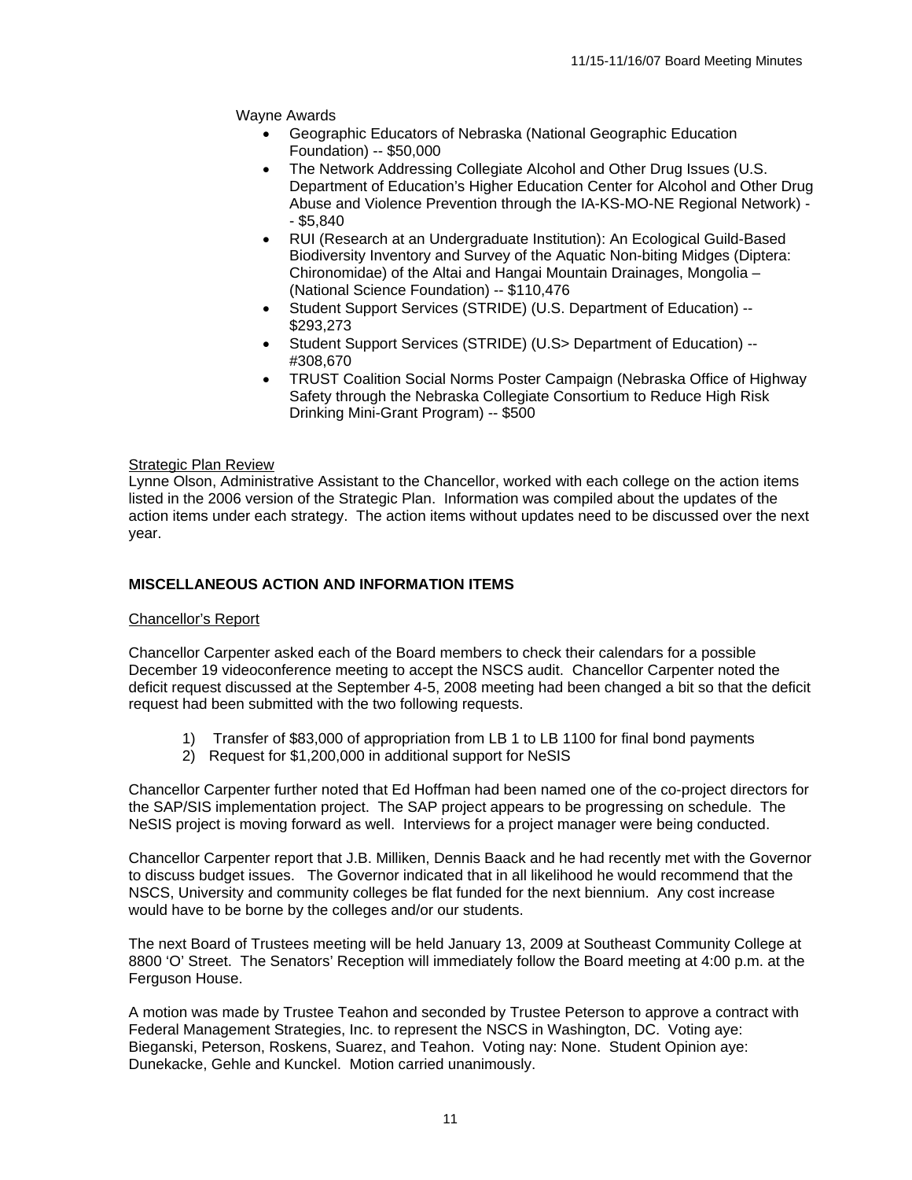Wayne Awards

- Geographic Educators of Nebraska (National Geographic Education Foundation) -- $50,000
- The Network Addressing Collegiate Alcohol and Other Drug Issues (U.S. Department of Education's Higher Education Center for Alcohol and Other Drug Abuse and Violence Prevention through the IA-KS-MO-NE Regional Network) -- $5,840
- RUI (Research at an Undergraduate Institution): An Ecological Guild-Based Biodiversity Inventory and Survey of the Aquatic Non-biting Midges (Diptera: Chironomidae) of the Altai and Hangai Mountain Drainages, Mongolia – (National Science Foundation) -- $110,476
- Student Support Services (STRIDE) (U.S. Department of Education) -- $293,273
- Student Support Services (STRIDE) (U.S> Department of Education) -- #308,670
- TRUST Coalition Social Norms Poster Campaign (Nebraska Office of Highway Safety through the Nebraska Collegiate Consortium to Reduce High Risk Drinking Mini-Grant Program) -- $500

Strategic Plan Review

Lynne Olson, Administrative Assistant to the Chancellor, worked with each college on the action items listed in the 2006 version of the Strategic Plan. Information was compiled about the updates of the action items under each strategy. The action items without updates need to be discussed over the next year.

## MISCELLANEOUS ACTION AND INFORMATION ITEMS

Chancellor's Report

Chancellor Carpenter asked each of the Board members to check their calendars for a possible December 19 videoconference meeting to accept the NSCS audit. Chancellor Carpenter noted the deficit request discussed at the September 4-5, 2008 meeting had been changed a bit so that the deficit request had been submitted with the two following requests.

1) Transfer of $83,000 of appropriation from LB 1 to LB 1100 for final bond payments
2) Request for $1,200,000 in additional support for NeSIS

Chancellor Carpenter further noted that Ed Hoffman had been named one of the co-project directors for the SAP/SIS implementation project. The SAP project appears to be progressing on schedule. The NeSIS project is moving forward as well. Interviews for a project manager were being conducted.

Chancellor Carpenter report that J.B. Milliken, Dennis Baack and he had recently met with the Governor to discuss budget issues. The Governor indicated that in all likelihood he would recommend that the NSCS, University and community colleges be flat funded for the next biennium. Any cost increase would have to be borne by the colleges and/or our students.

The next Board of Trustees meeting will be held January 13, 2009 at Southeast Community College at 8800 'O' Street. The Senators' Reception will immediately follow the Board meeting at 4:00 p.m. at the Ferguson House.

A motion was made by Trustee Teahon and seconded by Trustee Peterson to approve a contract with Federal Management Strategies, Inc. to represent the NSCS in Washington, DC. Voting aye: Bieganski, Peterson, Roskens, Suarez, and Teahon. Voting nay: None. Student Opinion aye: Dunekacke, Gehle and Kunckel. Motion carried unanimously.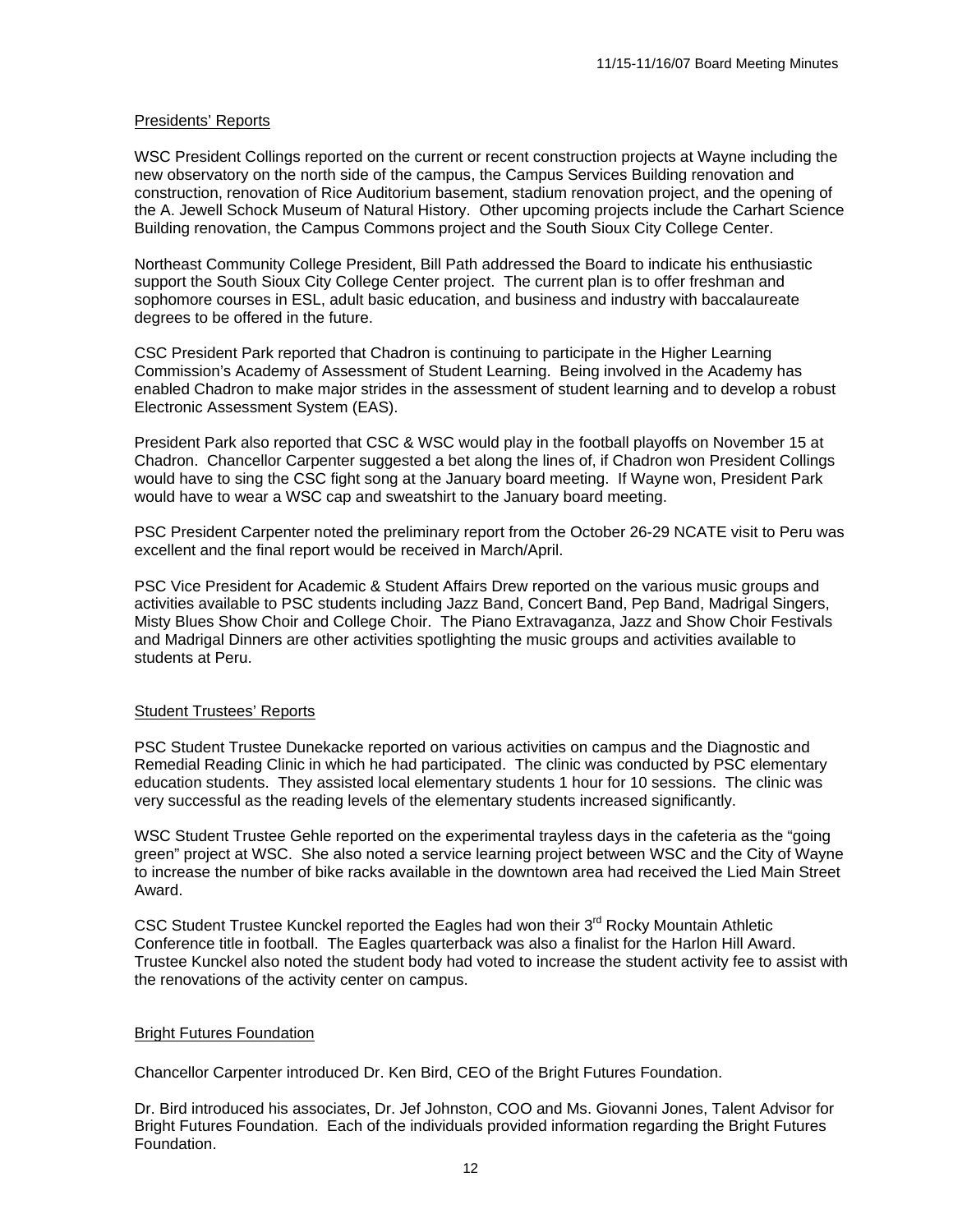## Presidents' Reports

WSC President Collings reported on the current or recent construction projects at Wayne including the new observatory on the north side of the campus, the Campus Services Building renovation and construction, renovation of Rice Auditorium basement, stadium renovation project, and the opening of the A. Jewell Schock Museum of Natural History. Other upcoming projects include the Carhart Science Building renovation, the Campus Commons project and the South Sioux City College Center.

Northeast Community College President, Bill Path addressed the Board to indicate his enthusiastic support the South Sioux City College Center project. The current plan is to offer freshman and sophomore courses in ESL, adult basic education, and business and industry with baccalaureate degrees to be offered in the future.

CSC President Park reported that Chadron is continuing to participate in the Higher Learning Commission's Academy of Assessment of Student Learning. Being involved in the Academy has enabled Chadron to make major strides in the assessment of student learning and to develop a robust Electronic Assessment System (EAS).

President Park also reported that CSC & WSC would play in the football playoffs on November 15 at Chadron. Chancellor Carpenter suggested a bet along the lines of, if Chadron won President Collings would have to sing the CSC fight song at the January board meeting. If Wayne won, President Park would have to wear a WSC cap and sweatshirt to the January board meeting.

PSC President Carpenter noted the preliminary report from the October 26-29 NCATE visit to Peru was excellent and the final report would be received in March/April.

PSC Vice President for Academic & Student Affairs Drew reported on the various music groups and activities available to PSC students including Jazz Band, Concert Band, Pep Band, Madrigal Singers, Misty Blues Show Choir and College Choir. The Piano Extravaganza, Jazz and Show Choir Festivals and Madrigal Dinners are other activities spotlighting the music groups and activities available to students at Peru.

## Student Trustees' Reports

PSC Student Trustee Dunekacke reported on various activities on campus and the Diagnostic and Remedial Reading Clinic in which he had participated. The clinic was conducted by PSC elementary education students. They assisted local elementary students 1 hour for 10 sessions. The clinic was very successful as the reading levels of the elementary students increased significantly.

WSC Student Trustee Gehle reported on the experimental trayless days in the cafeteria as the "going green" project at WSC. She also noted a service learning project between WSC and the City of Wayne to increase the number of bike racks available in the downtown area had received the Lied Main Street Award.

CSC Student Trustee Kunckel reported the Eagles had won their 3rd Rocky Mountain Athletic Conference title in football. The Eagles quarterback was also a finalist for the Harlon Hill Award. Trustee Kunckel also noted the student body had voted to increase the student activity fee to assist with the renovations of the activity center on campus.

## Bright Futures Foundation

Chancellor Carpenter introduced Dr. Ken Bird, CEO of the Bright Futures Foundation.

Dr. Bird introduced his associates, Dr. Jef Johnston, COO and Ms. Giovanni Jones, Talent Advisor for Bright Futures Foundation. Each of the individuals provided information regarding the Bright Futures Foundation.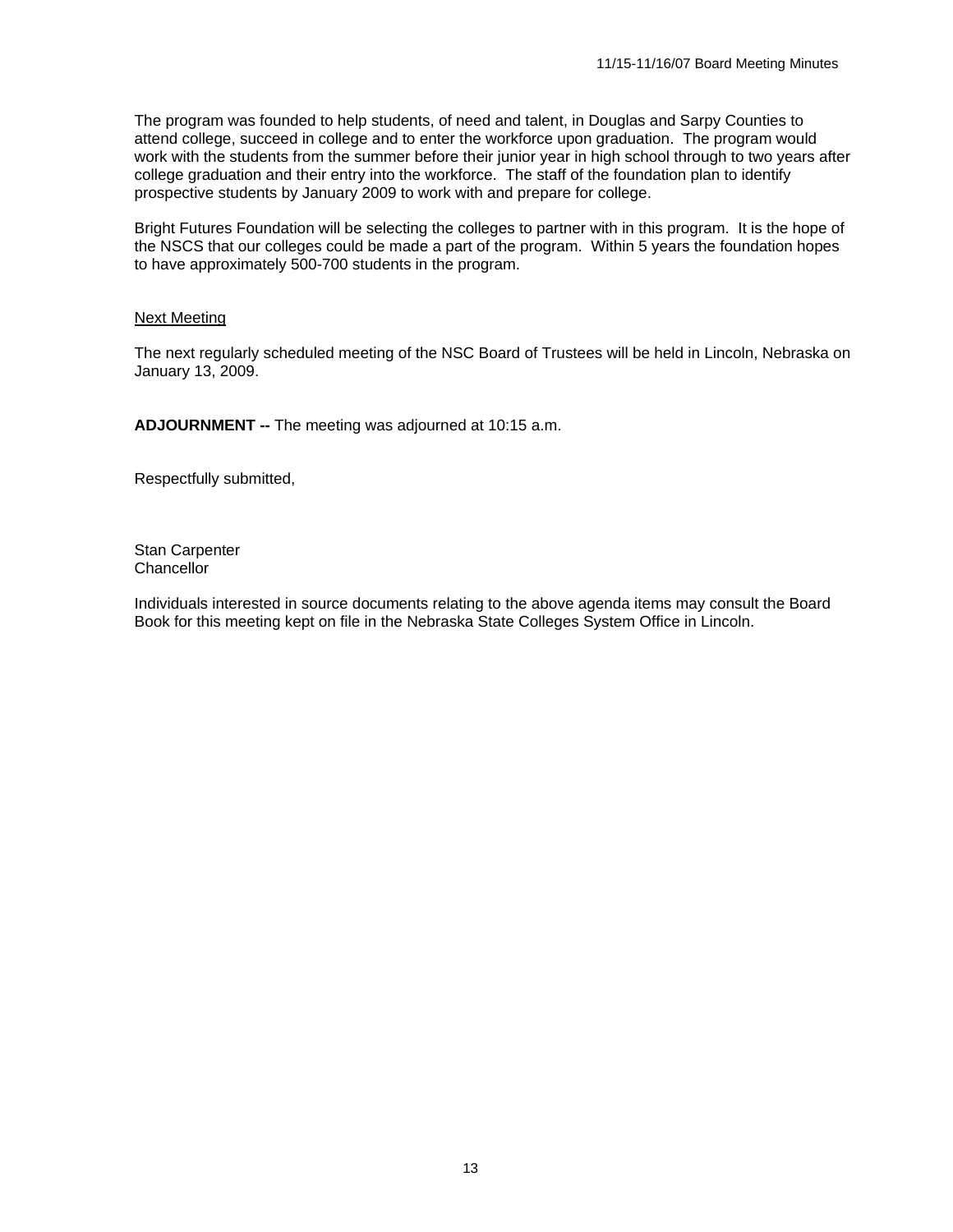The program was founded to help students, of need and talent, in Douglas and Sarpy Counties to attend college, succeed in college and to enter the workforce upon graduation. The program would work with the students from the summer before their junior year in high school through to two years after college graduation and their entry into the workforce. The staff of the foundation plan to identify prospective students by January 2009 to work with and prepare for college.

Bright Futures Foundation will be selecting the colleges to partner with in this program. It is the hope of the NSCS that our colleges could be made a part of the program. Within 5 years the foundation hopes to have approximately 500-700 students in the program.

Next Meeting

The next regularly scheduled meeting of the NSC Board of Trustees will be held in Lincoln, Nebraska on January 13, 2009.

**ADJOURNMENT --** The meeting was adjourned at 10:15 a.m.

Respectfully submitted,

Stan Carpenter
Chancellor

Individuals interested in source documents relating to the above agenda items may consult the Board Book for this meeting kept on file in the Nebraska State Colleges System Office in Lincoln.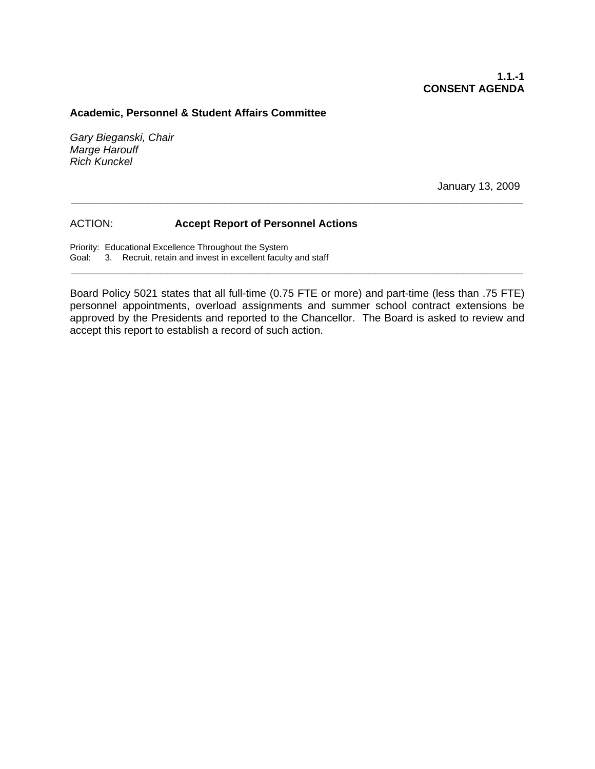**1.1.-1**
**CONSENT AGENDA**

**Academic, Personnel & Student Affairs Committee**

*Gary Bieganski, Chair*
*Marge Harouff*
*Rich Kunckel*

January 13, 2009

---

ACTION: **Accept Report of Personnel Actions**

Priority: Educational Excellence Throughout the System
Goal: 3. Recruit, retain and invest in excellent faculty and staff

---

Board Policy 5021 states that all full-time (0.75 FTE or more) and part-time (less than .75 FTE) personnel appointments, overload assignments and summer school contract extensions be approved by the Presidents and reported to the Chancellor. The Board is asked to review and accept this report to establish a record of such action.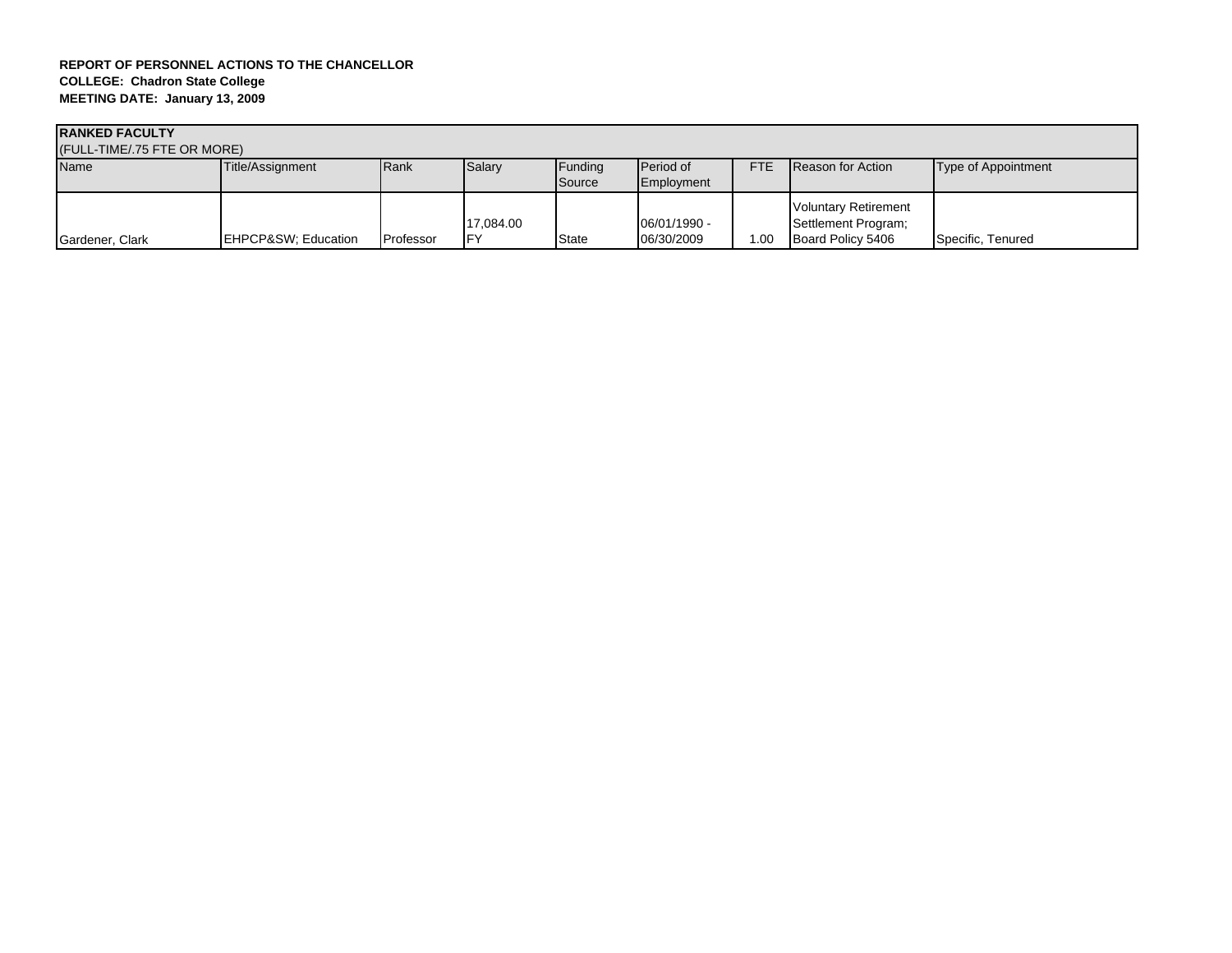**REPORT OF PERSONNEL ACTIONS TO THE CHANCELLOR**
**COLLEGE: Chadron State College**
**MEETING DATE: January 13, 2009**

| **RANKED FACULTY** (FULL-TIME/.75 FTE OR MORE) | | | | | | | | |
|---|---|---|---|---|---|---|---|---|
| Name | Title/Assignment | Rank | Salary | Funding Source | Period of Employment | FTE | Reason for Action | Type of Appointment |
| Gardener, Clark | EHPCP&SW; Education | Professor | 17,084.00 FY | State | 06/01/1990 - 06/30/2009 | 1.00 | Voluntary Retirement Settlement Program; Board Policy 5406 | Specific, Tenured |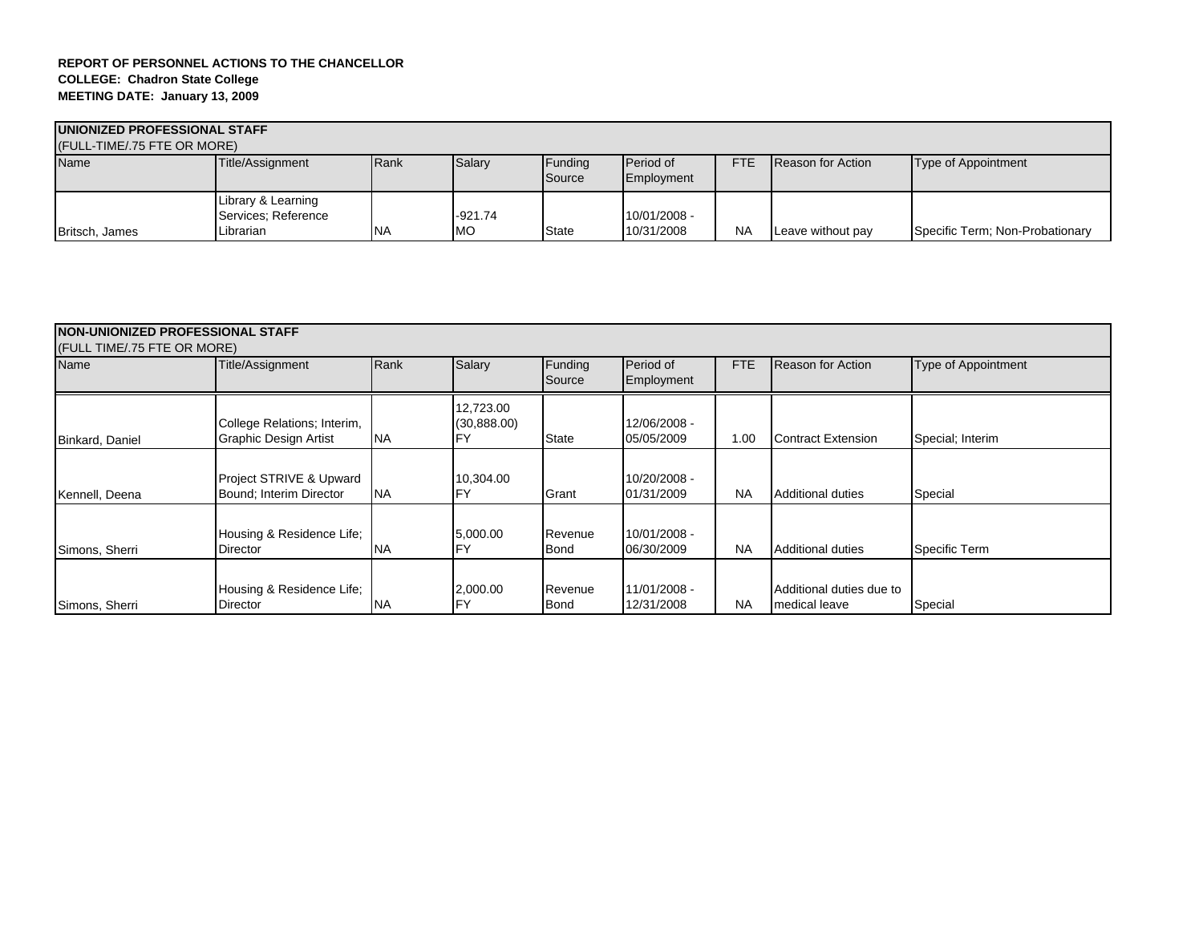**REPORT OF PERSONNEL ACTIONS TO THE CHANCELLOR**
**COLLEGE: Chadron State College**
**MEETING DATE: January 13, 2009**

| **UNIONIZED PROFESSIONAL STAFF** (FULL-TIME/.75 FTE OR MORE) | | | | | | | | |
|---|---|---|---|---|---|---|---|---|
| Name | Title/Assignment | Rank | Salary | Funding Source | Period of Employment | FTE | Reason for Action | Type of Appointment |
| Britsch, James | Library & Learning Services; Reference Librarian | NA | -921.74 MO | State | 10/01/2008 - 10/31/2008 | NA | Leave without pay | Specific Term; Non-Probationary |

| **NON-UNIONIZED PROFESSIONAL STAFF** (FULL TIME/.75 FTE OR MORE) | | | | | | | | |
|---|---|---|---|---|---|---|---|---|
| Name | Title/Assignment | Rank | Salary | Funding Source | Period of Employment | FTE | Reason for Action | Type of Appointment |
| Binkard, Daniel | College Relations; Interim, Graphic Design Artist | NA | 12,723.00 (30,888.00) FY | State | 12/06/2008 - 05/05/2009 | 1.00 | Contract Extension | Special; Interim |
| Kennell, Deena | Project STRIVE & Upward Bound; Interim Director | NA | 10,304.00 FY | Grant | 10/20/2008 - 01/31/2009 | NA | Additional duties | Special |
| Simons, Sherri | Housing & Residence Life; Director | NA | 5,000.00 FY | Revenue Bond | 10/01/2008 - 06/30/2009 | NA | Additional duties | Specific Term |
| Simons, Sherri | Housing & Residence Life; Director | NA | 2,000.00 FY | Revenue Bond | 11/01/2008 - 12/31/2008 | NA | Additional duties due to medical leave | Special |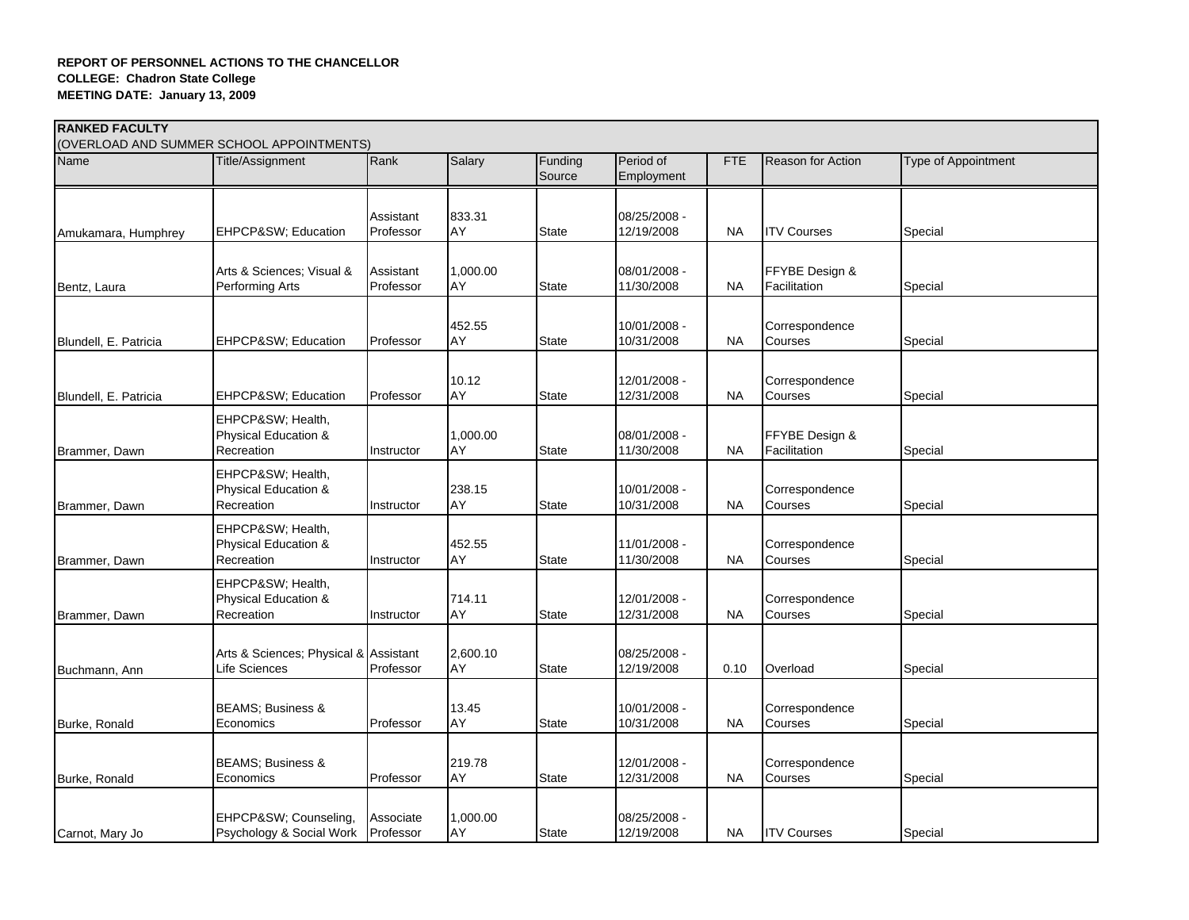**REPORT OF PERSONNEL ACTIONS TO THE CHANCELLOR**
**COLLEGE: Chadron State College**
**MEETING DATE: January 13, 2009**

**RANKED FACULTY**
(OVERLOAD AND SUMMER SCHOOL APPOINTMENTS)

| Name | Title/Assignment | Rank | Salary | Funding Source | Period of Employment | FTE | Reason for Action | Type of Appointment |
|---|---|---|---|---|---|---|---|---|
| Amukamara, Humphrey | EHPCP&SW; Education | Assistant Professor | 833.31 AY | State | 08/25/2008 - 12/19/2008 | NA | ITV Courses | Special |
| Bentz, Laura | Arts & Sciences; Visual & Performing Arts | Assistant Professor | 1,000.00 AY | State | 08/01/2008 - 11/30/2008 | NA | FFYBE Design & Facilitation | Special |
| Blundell, E. Patricia | EHPCP&SW; Education | Professor | 452.55 AY | State | 10/01/2008 - 10/31/2008 | NA | Correspondence Courses | Special |
| Blundell, E. Patricia | EHPCP&SW; Education | Professor | 10.12 AY | State | 12/01/2008 - 12/31/2008 | NA | Correspondence Courses | Special |
| Brammer, Dawn | EHPCP&SW; Health, Physical Education & Recreation | Instructor | 1,000.00 AY | State | 08/01/2008 - 11/30/2008 | NA | FFYBE Design & Facilitation | Special |
| Brammer, Dawn | EHPCP&SW; Health, Physical Education & Recreation | Instructor | 238.15 AY | State | 10/01/2008 - 10/31/2008 | NA | Correspondence Courses | Special |
| Brammer, Dawn | EHPCP&SW; Health, Physical Education & Recreation | Instructor | 452.55 AY | State | 11/01/2008 - 11/30/2008 | NA | Correspondence Courses | Special |
| Brammer, Dawn | EHPCP&SW; Health, Physical Education & Recreation | Instructor | 714.11 AY | State | 12/01/2008 - 12/31/2008 | NA | Correspondence Courses | Special |
| Buchmann, Ann | Arts & Sciences; Physical & Life Sciences | Assistant Professor | 2,600.10 AY | State | 08/25/2008 - 12/19/2008 | 0.10 | Overload | Special |
| Burke, Ronald | BEAMS; Business & Economics | Professor | 13.45 AY | State | 10/01/2008 - 10/31/2008 | NA | Correspondence Courses | Special |
| Burke, Ronald | BEAMS; Business & Economics | Professor | 219.78 AY | State | 12/01/2008 - 12/31/2008 | NA | Correspondence Courses | Special |
| Carnot, Mary Jo | EHPCP&SW; Counseling, Psychology & Social Work | Associate Professor | 1,000.00 AY | State | 08/25/2008 - 12/19/2008 | NA | ITV Courses | Special |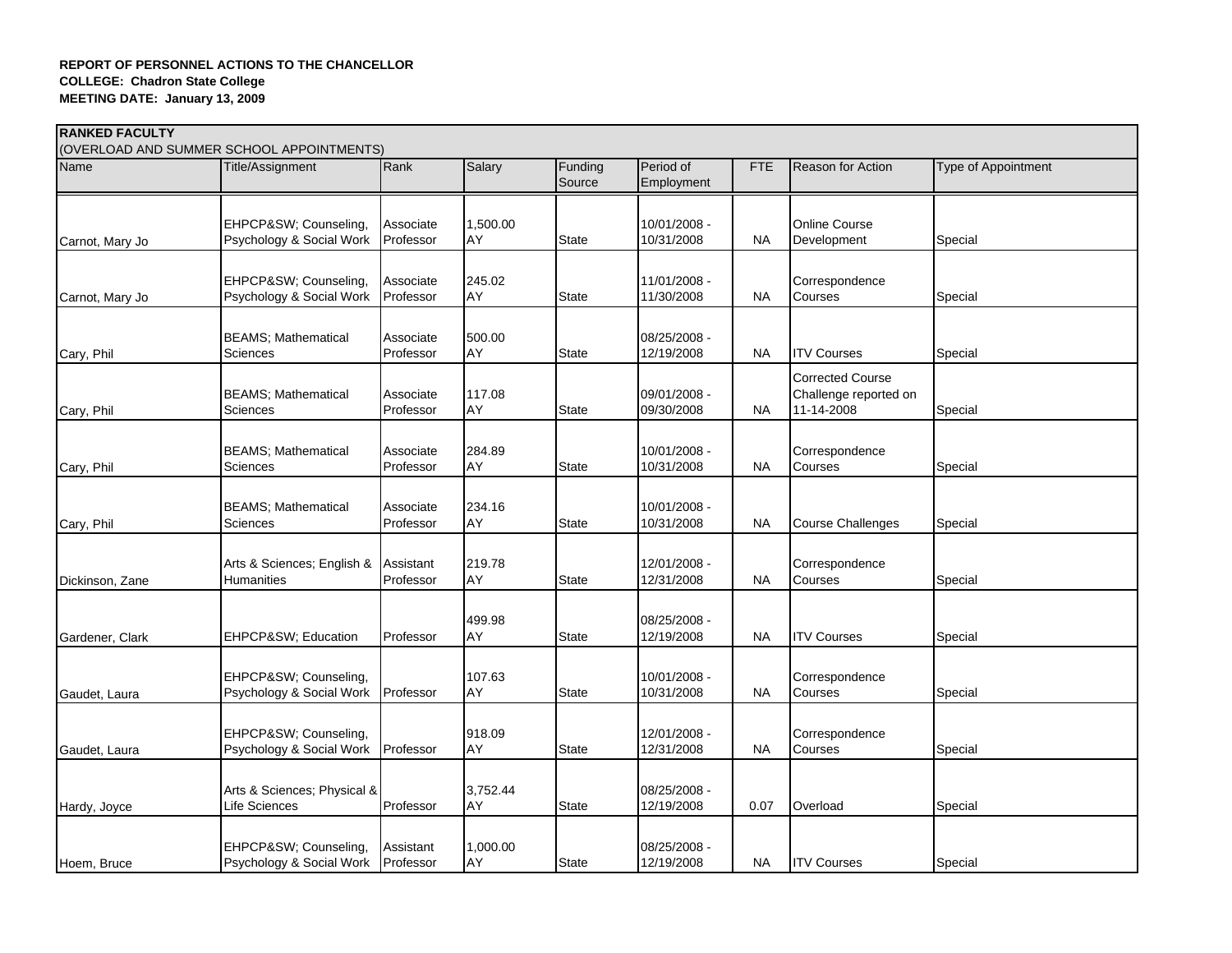**REPORT OF PERSONNEL ACTIONS TO THE CHANCELLOR**
**COLLEGE: Chadron State College**
**MEETING DATE: January 13, 2009**

**RANKED FACULTY**
(OVERLOAD AND SUMMER SCHOOL APPOINTMENTS)

| Name | Title/Assignment | Rank | Salary | Funding Source | Period of Employment | FTE | Reason for Action | Type of Appointment |
|---|---|---|---|---|---|---|---|---|
| Carnot, Mary Jo | EHPCP&SW; Counseling, Psychology & Social Work | Associate Professor | 1,500.00 AY | State | 10/01/2008 - 10/31/2008 | NA | Online Course Development | Special |
| Carnot, Mary Jo | EHPCP&SW; Counseling, Psychology & Social Work | Associate Professor | 245.02 AY | State | 11/01/2008 - 11/30/2008 | NA | Correspondence Courses | Special |
| Cary, Phil | BEAMS; Mathematical Sciences | Associate Professor | 500.00 AY | State | 08/25/2008 - 12/19/2008 | NA | ITV Courses | Special |
| Cary, Phil | BEAMS; Mathematical Sciences | Associate Professor | 117.08 AY | State | 09/01/2008 - 09/30/2008 | NA | Corrected Course Challenge reported on 11-14-2008 | Special |
| Cary, Phil | BEAMS; Mathematical Sciences | Associate Professor | 284.89 AY | State | 10/01/2008 - 10/31/2008 | NA | Correspondence Courses | Special |
| Cary, Phil | BEAMS; Mathematical Sciences | Associate Professor | 234.16 AY | State | 10/01/2008 - 10/31/2008 | NA | Course Challenges | Special |
| Dickinson, Zane | Arts & Sciences; English & Humanities | Assistant Professor | 219.78 AY | State | 12/01/2008 - 12/31/2008 | NA | Correspondence Courses | Special |
| Gardener, Clark | EHPCP&SW; Education | Professor | 499.98 AY | State | 08/25/2008 - 12/19/2008 | NA | ITV Courses | Special |
| Gaudet, Laura | EHPCP&SW; Counseling, Psychology & Social Work | Professor | 107.63 AY | State | 10/01/2008 - 10/31/2008 | NA | Correspondence Courses | Special |
| Gaudet, Laura | EHPCP&SW; Counseling, Psychology & Social Work | Professor | 918.09 AY | State | 12/01/2008 - 12/31/2008 | NA | Correspondence Courses | Special |
| Hardy, Joyce | Arts & Sciences; Physical & Life Sciences | Professor | 3,752.44 AY | State | 08/25/2008 - 12/19/2008 | 0.07 | Overload | Special |
| Hoem, Bruce | EHPCP&SW; Counseling, Psychology & Social Work | Assistant Professor | 1,000.00 AY | State | 08/25/2008 - 12/19/2008 | NA | ITV Courses | Special |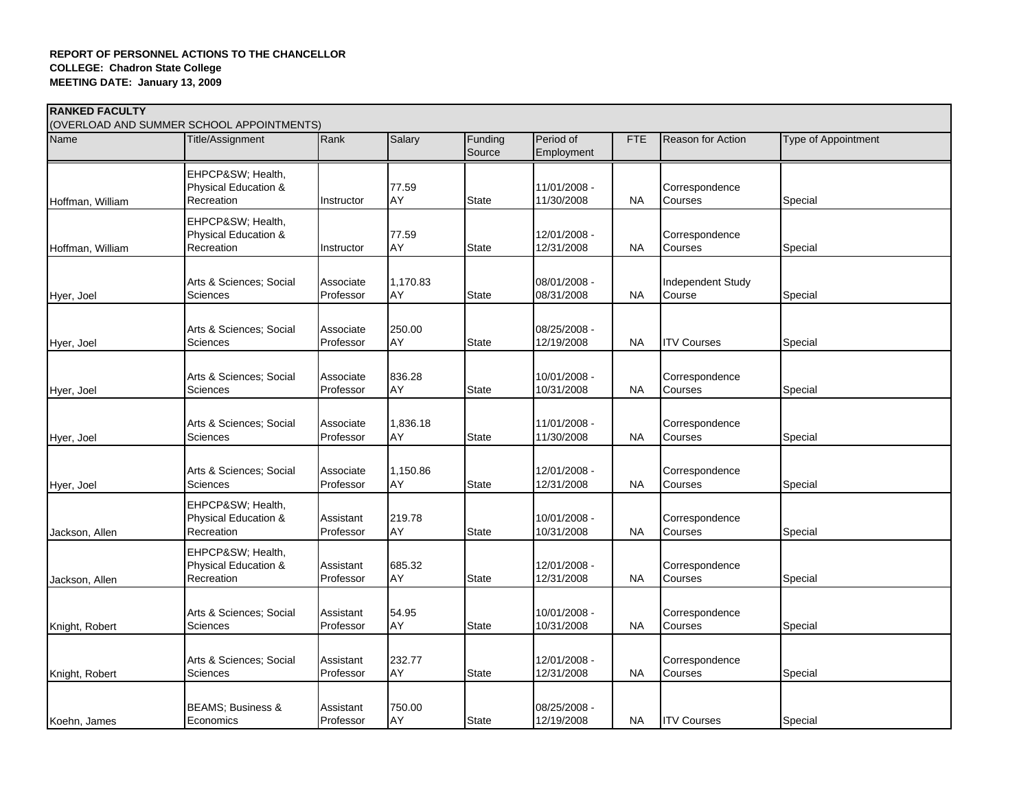**REPORT OF PERSONNEL ACTIONS TO THE CHANCELLOR**
**COLLEGE: Chadron State College**
**MEETING DATE: January 13, 2009**

**RANKED FACULTY**
(OVERLOAD AND SUMMER SCHOOL APPOINTMENTS)

| Name | Title/Assignment | Rank | Salary | Funding Source | Period of Employment | FTE | Reason for Action | Type of Appointment |
|---|---|---|---|---|---|---|---|---|
| Hoffman, William | EHPCP&SW; Health, Physical Education & Recreation | Instructor | 77.59 AY | State | 11/01/2008 - 11/30/2008 | NA | Correspondence Courses | Special |
| Hoffman, William | EHPCP&SW; Health, Physical Education & Recreation | Instructor | 77.59 AY | State | 12/01/2008 - 12/31/2008 | NA | Correspondence Courses | Special |
| Hyer, Joel | Arts & Sciences; Social Sciences | Associate Professor | 1,170.83 AY | State | 08/01/2008 - 08/31/2008 | NA | Independent Study Course | Special |
| Hyer, Joel | Arts & Sciences; Social Sciences | Associate Professor | 250.00 AY | State | 08/25/2008 - 12/19/2008 | NA | ITV Courses | Special |
| Hyer, Joel | Arts & Sciences; Social Sciences | Associate Professor | 836.28 AY | State | 10/01/2008 - 10/31/2008 | NA | Correspondence Courses | Special |
| Hyer, Joel | Arts & Sciences; Social Sciences | Associate Professor | 1,836.18 AY | State | 11/01/2008 - 11/30/2008 | NA | Correspondence Courses | Special |
| Hyer, Joel | Arts & Sciences; Social Sciences | Associate Professor | 1,150.86 AY | State | 12/01/2008 - 12/31/2008 | NA | Correspondence Courses | Special |
| Jackson, Allen | EHPCP&SW; Health, Physical Education & Recreation | Assistant Professor | 219.78 AY | State | 10/01/2008 - 10/31/2008 | NA | Correspondence Courses | Special |
| Jackson, Allen | EHPCP&SW; Health, Physical Education & Recreation | Assistant Professor | 685.32 AY | State | 12/01/2008 - 12/31/2008 | NA | Correspondence Courses | Special |
| Knight, Robert | Arts & Sciences; Social Sciences | Assistant Professor | 54.95 AY | State | 10/01/2008 - 10/31/2008 | NA | Correspondence Courses | Special |
| Knight, Robert | Arts & Sciences; Social Sciences | Assistant Professor | 232.77 AY | State | 12/01/2008 - 12/31/2008 | NA | Correspondence Courses | Special |
| Koehn, James | BEAMS; Business & Economics | Assistant Professor | 750.00 AY | State | 08/25/2008 - 12/19/2008 | NA | ITV Courses | Special |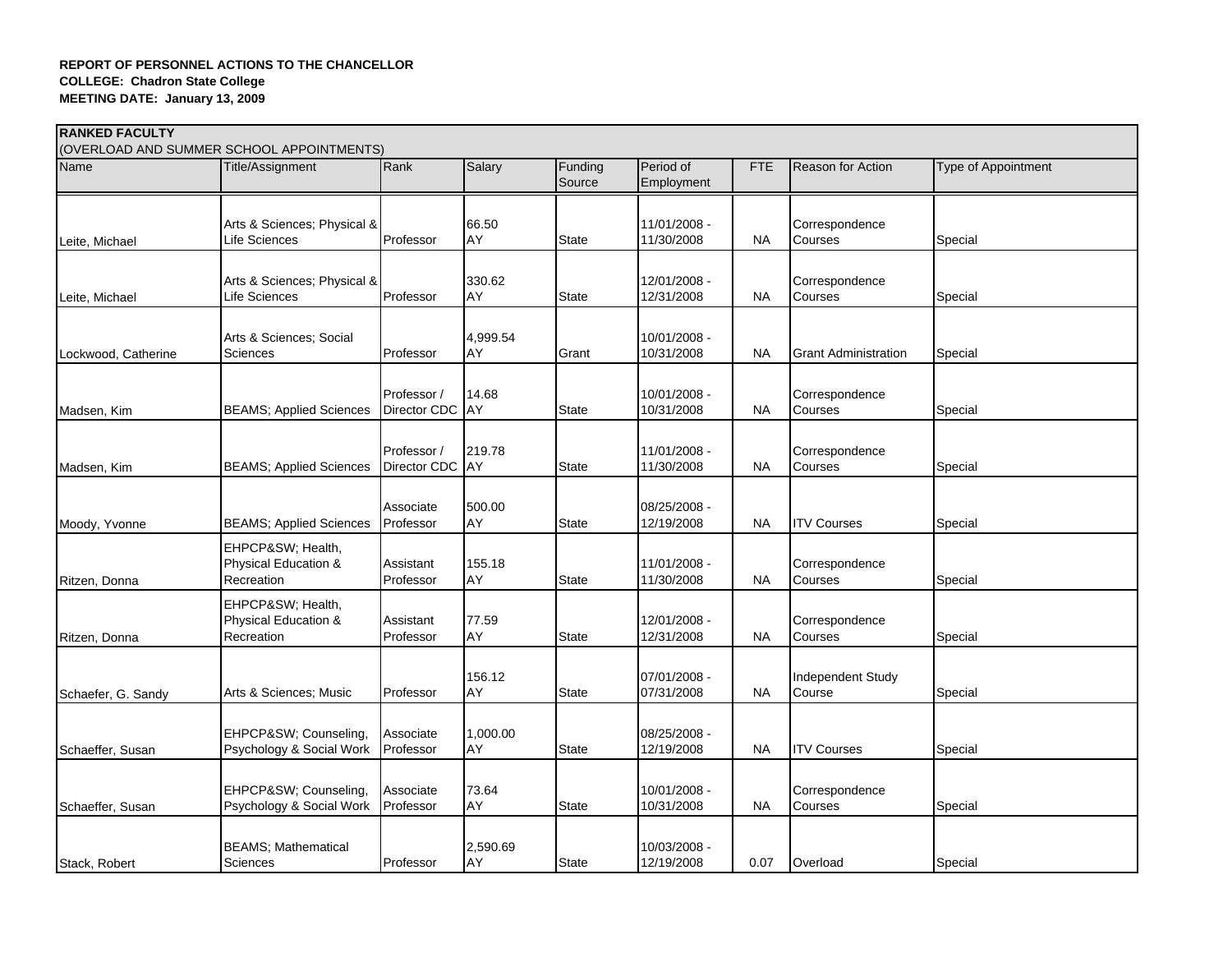**REPORT OF PERSONNEL ACTIONS TO THE CHANCELLOR**
**COLLEGE: Chadron State College**
**MEETING DATE: January 13, 2009**

**RANKED FACULTY**
(OVERLOAD AND SUMMER SCHOOL APPOINTMENTS)

| Name | Title/Assignment | Rank | Salary | Funding Source | Period of Employment | FTE | Reason for Action | Type of Appointment |
|---|---|---|---|---|---|---|---|---|
| Leite, Michael | Arts & Sciences; Physical & Life Sciences | Professor | 66.50 AY | State | 11/01/2008 - 11/30/2008 | NA | Correspondence Courses | Special |
| Leite, Michael | Arts & Sciences; Physical & Life Sciences | Professor | 330.62 AY | State | 12/01/2008 - 12/31/2008 | NA | Correspondence Courses | Special |
| Lockwood, Catherine | Arts & Sciences; Social Sciences | Professor | 4,999.54 AY | Grant | 10/01/2008 - 10/31/2008 | NA | Grant Administration | Special |
| Madsen, Kim | BEAMS; Applied Sciences | Professor / Director CDC | 14.68 AY | State | 10/01/2008 - 10/31/2008 | NA | Correspondence Courses | Special |
| Madsen, Kim | BEAMS; Applied Sciences | Professor / Director CDC | 219.78 AY | State | 11/01/2008 - 11/30/2008 | NA | Correspondence Courses | Special |
| Moody, Yvonne | BEAMS; Applied Sciences | Associate Professor | 500.00 AY | State | 08/25/2008 - 12/19/2008 | NA | ITV Courses | Special |
| Ritzen, Donna | EHPCP&SW; Health, Physical Education & Recreation | Assistant Professor | 155.18 AY | State | 11/01/2008 - 11/30/2008 | NA | Correspondence Courses | Special |
| Ritzen, Donna | EHPCP&SW; Health, Physical Education & Recreation | Assistant Professor | 77.59 AY | State | 12/01/2008 - 12/31/2008 | NA | Correspondence Courses | Special |
| Schaefer, G. Sandy | Arts & Sciences; Music | Professor | 156.12 AY | State | 07/01/2008 - 07/31/2008 | NA | Independent Study Course | Special |
| Schaeffer, Susan | EHPCP&SW; Counseling, Psychology & Social Work | Associate Professor | 1,000.00 AY | State | 08/25/2008 - 12/19/2008 | NA | ITV Courses | Special |
| Schaeffer, Susan | EHPCP&SW; Counseling, Psychology & Social Work | Associate Professor | 73.64 AY | State | 10/01/2008 - 10/31/2008 | NA | Correspondence Courses | Special |
| Stack, Robert | BEAMS; Mathematical Sciences | Professor | 2,590.69 AY | State | 10/03/2008 - 12/19/2008 | 0.07 | Overload | Special |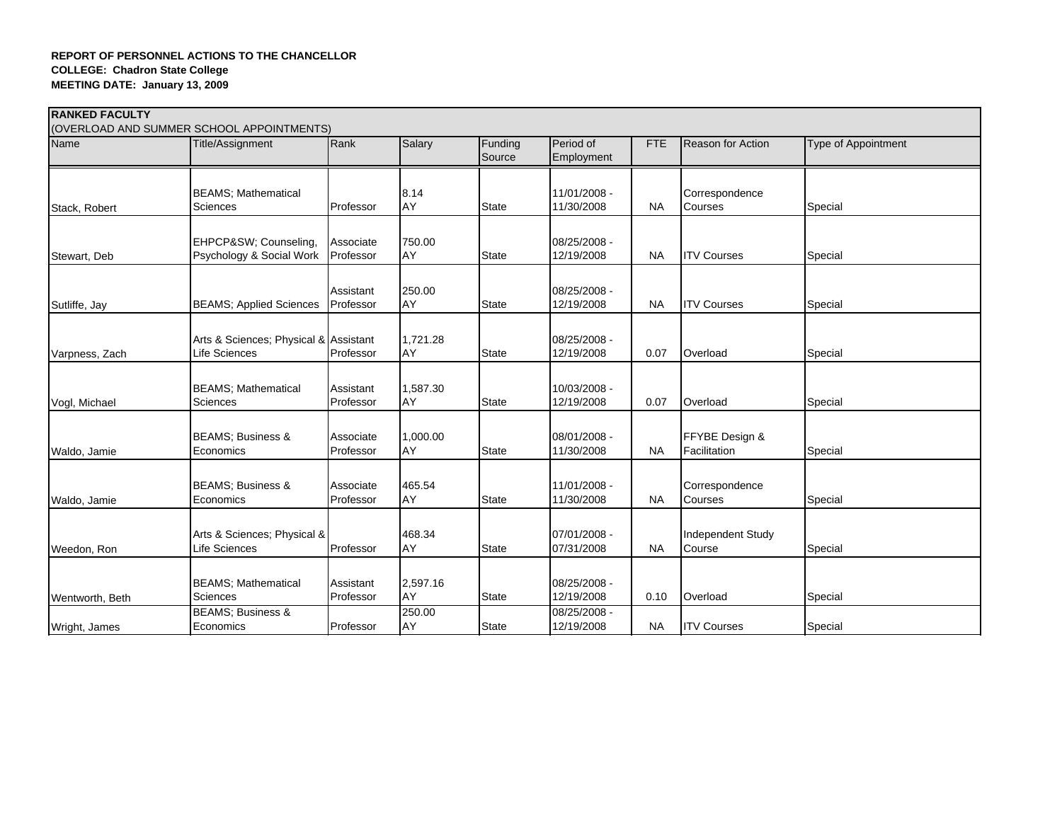**REPORT OF PERSONNEL ACTIONS TO THE CHANCELLOR**
**COLLEGE: Chadron State College**
**MEETING DATE: January 13, 2009**

**RANKED FACULTY**
(OVERLOAD AND SUMMER SCHOOL APPOINTMENTS)

| Name | Title/Assignment | Rank | Salary | Funding Source | Period of Employment | FTE | Reason for Action | Type of Appointment |
|---|---|---|---|---|---|---|---|---|
| Stack, Robert | BEAMS; Mathematical Sciences | Professor | 8.14 AY | State | 11/01/2008 - 11/30/2008 | NA | Correspondence Courses | Special |
| Stewart, Deb | EHPCP&SW; Counseling, Psychology & Social Work | Associate Professor | 750.00 AY | State | 08/25/2008 - 12/19/2008 | NA | ITV Courses | Special |
| Sutliffe, Jay | BEAMS; Applied Sciences | Assistant Professor | 250.00 AY | State | 08/25/2008 - 12/19/2008 | NA | ITV Courses | Special |
| Varpness, Zach | Arts & Sciences; Physical & Life Sciences | Assistant Professor | 1,721.28 AY | State | 08/25/2008 - 12/19/2008 | 0.07 | Overload | Special |
| Vogl, Michael | BEAMS; Mathematical Sciences | Assistant Professor | 1,587.30 AY | State | 10/03/2008 - 12/19/2008 | 0.07 | Overload | Special |
| Waldo, Jamie | BEAMS; Business & Economics | Associate Professor | 1,000.00 AY | State | 08/01/2008 - 11/30/2008 | NA | FFYBE Design & Facilitation | Special |
| Waldo, Jamie | BEAMS; Business & Economics | Associate Professor | 465.54 AY | State | 11/01/2008 - 11/30/2008 | NA | Correspondence Courses | Special |
| Weedon, Ron | Arts & Sciences; Physical & Life Sciences | Professor | 468.34 AY | State | 07/01/2008 - 07/31/2008 | NA | Independent Study Course | Special |
| Wentworth, Beth | BEAMS; Mathematical Sciences | Assistant Professor | 2,597.16 AY | State | 08/25/2008 - 12/19/2008 | 0.10 | Overload | Special |
| Wright, James | BEAMS; Business & Economics | Professor | 250.00 AY | State | 08/25/2008 - 12/19/2008 | NA | ITV Courses | Special |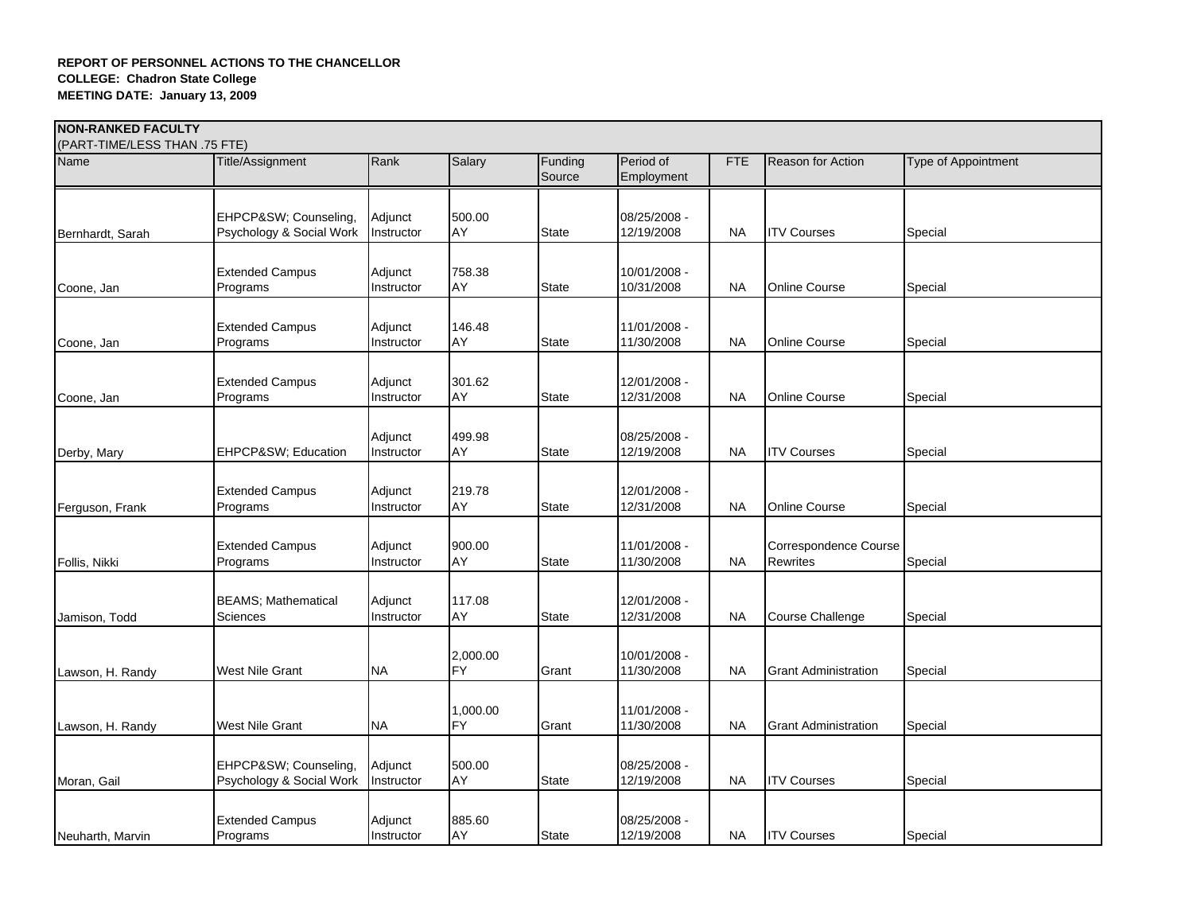**REPORT OF PERSONNEL ACTIONS TO THE CHANCELLOR**
**COLLEGE: Chadron State College**
**MEETING DATE: January 13, 2009**

**NON-RANKED FACULTY**
(PART-TIME/LESS THAN .75 FTE)

| Name | Title/Assignment | Rank | Salary | Funding Source | Period of Employment | FTE | Reason for Action | Type of Appointment |
|---|---|---|---|---|---|---|---|---|
| Bernhardt, Sarah | EHPCP&SW; Counseling, Psychology & Social Work | Adjunct Instructor | 500.00 AY | State | 08/25/2008 - 12/19/2008 | NA | ITV Courses | Special |
| Coone, Jan | Extended Campus Programs | Adjunct Instructor | 758.38 AY | State | 10/01/2008 - 10/31/2008 | NA | Online Course | Special |
| Coone, Jan | Extended Campus Programs | Adjunct Instructor | 146.48 AY | State | 11/01/2008 - 11/30/2008 | NA | Online Course | Special |
| Coone, Jan | Extended Campus Programs | Adjunct Instructor | 301.62 AY | State | 12/01/2008 - 12/31/2008 | NA | Online Course | Special |
| Derby, Mary | EHPCP&SW; Education | Adjunct Instructor | 499.98 AY | State | 08/25/2008 - 12/19/2008 | NA | ITV Courses | Special |
| Ferguson, Frank | Extended Campus Programs | Adjunct Instructor | 219.78 AY | State | 12/01/2008 - 12/31/2008 | NA | Online Course | Special |
| Follis, Nikki | Extended Campus Programs | Adjunct Instructor | 900.00 AY | State | 11/01/2008 - 11/30/2008 | NA | Correspondence Course Rewrites | Special |
| Jamison, Todd | BEAMS; Mathematical Sciences | Adjunct Instructor | 117.08 AY | State | 12/01/2008 - 12/31/2008 | NA | Course Challenge | Special |
| Lawson, H. Randy | West Nile Grant | NA | 2,000.00 FY | Grant | 10/01/2008 - 11/30/2008 | NA | Grant Administration | Special |
| Lawson, H. Randy | West Nile Grant | NA | 1,000.00 FY | Grant | 11/01/2008 - 11/30/2008 | NA | Grant Administration | Special |
| Moran, Gail | EHPCP&SW; Counseling, Psychology & Social Work | Adjunct Instructor | 500.00 AY | State | 08/25/2008 - 12/19/2008 | NA | ITV Courses | Special |
| Neuharth, Marvin | Extended Campus Programs | Adjunct Instructor | 885.60 AY | State | 08/25/2008 - 12/19/2008 | NA | ITV Courses | Special |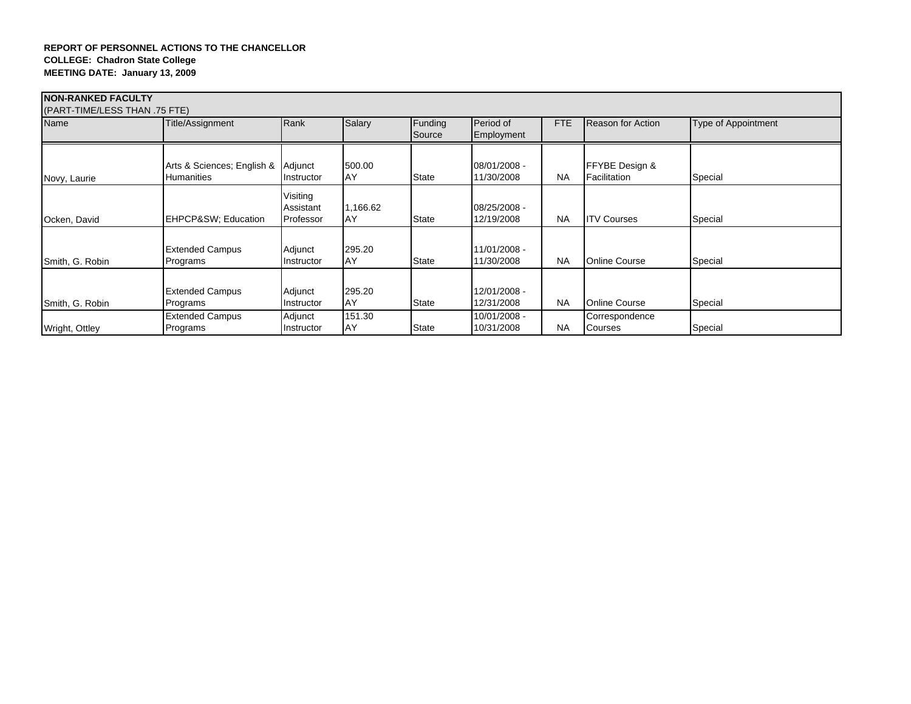**REPORT OF PERSONNEL ACTIONS TO THE CHANCELLOR**
**COLLEGE: Chadron State College**
**MEETING DATE: January 13, 2009**

**NON-RANKED FACULTY**
(PART-TIME/LESS THAN .75 FTE)

| Name | Title/Assignment | Rank | Salary | Funding Source | Period of Employment | FTE | Reason for Action | Type of Appointment |
|---|---|---|---|---|---|---|---|---|
| Novy, Laurie | Arts & Sciences; English & Humanities | Adjunct Instructor | 500.00 AY | State | 08/01/2008 - 11/30/2008 | NA | FFYBE Design & Facilitation | Special |
| Ocken, David | EHPCP&SW; Education | Visiting Assistant Professor | 1,166.62 AY | State | 08/25/2008 - 12/19/2008 | NA | ITV Courses | Special |
| Smith, G. Robin | Extended Campus Programs | Adjunct Instructor | 295.20 AY | State | 11/01/2008 - 11/30/2008 | NA | Online Course | Special |
| Smith, G. Robin | Extended Campus Programs | Adjunct Instructor | 295.20 AY | State | 12/01/2008 - 12/31/2008 | NA | Online Course | Special |
| Wright, Ottley | Extended Campus Programs | Adjunct Instructor | 151.30 AY | State | 10/01/2008 - 10/31/2008 | NA | Correspondence Courses | Special |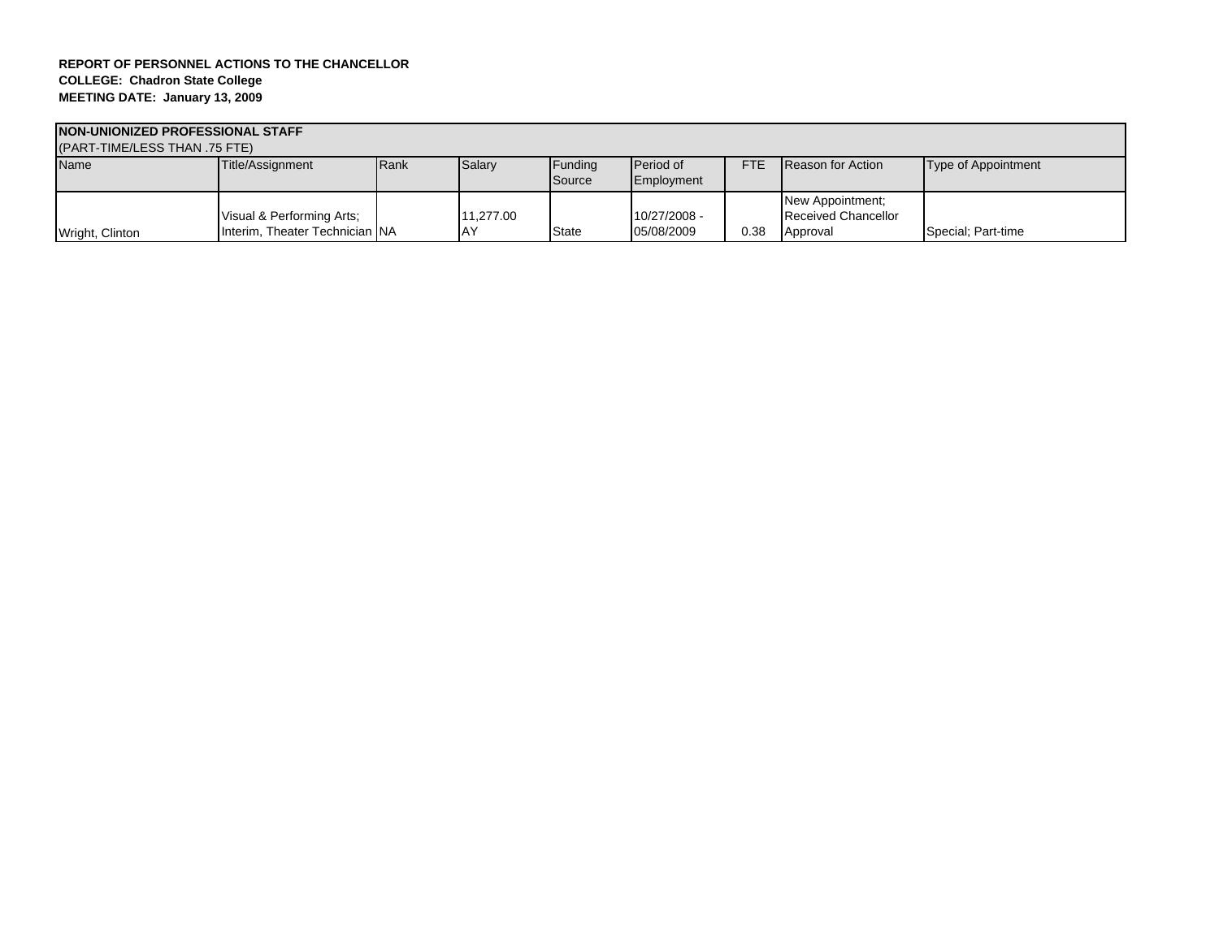**REPORT OF PERSONNEL ACTIONS TO THE CHANCELLOR**
**COLLEGE: Chadron State College**
**MEETING DATE: January 13, 2009**

| **NON-UNIONIZED PROFESSIONAL STAFF** (PART-TIME/LESS THAN .75 FTE) | | | | | | | | |
|---|---|---|---|---|---|---|---|---|
| Name | Title/Assignment | Rank | Salary | Funding Source | Period of Employment | FTE | Reason for Action | Type of Appointment |
| Wright, Clinton | Visual & Performing Arts; Interim, Theater Technician | NA | 11,277.00 AY | State | 10/27/2008 - 05/08/2009 | 0.38 | New Appointment; Received Chancellor Approval | Special; Part-time |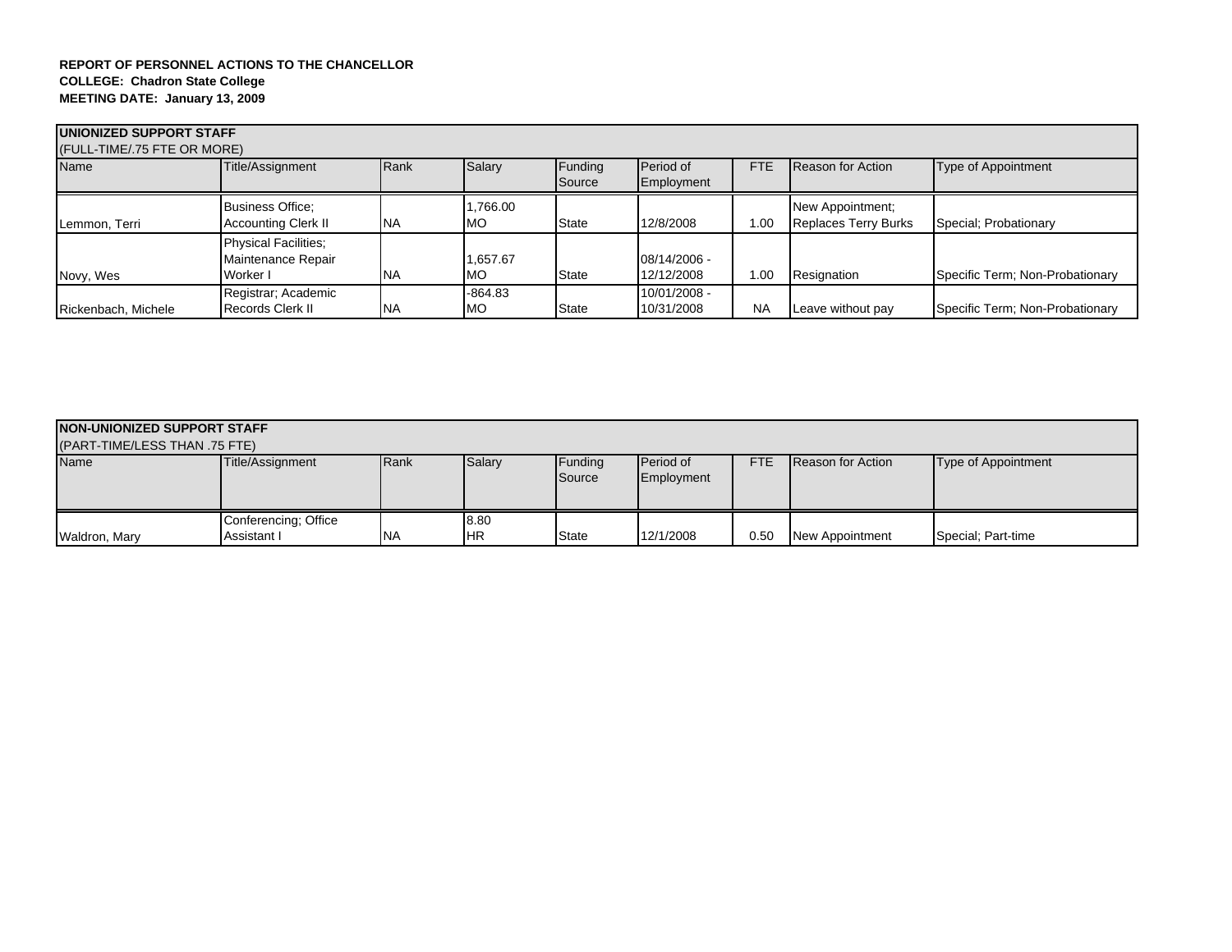**REPORT OF PERSONNEL ACTIONS TO THE CHANCELLOR**
**COLLEGE: Chadron State College**
**MEETING DATE: January 13, 2009**

| **UNIONIZED SUPPORT STAFF** (FULL-TIME/.75 FTE OR MORE) | | | | | | | | |
|---|---|---|---|---|---|---|---|---|
| Name | Title/Assignment | Rank | Salary | Funding Source | Period of Employment | FTE | Reason for Action | Type of Appointment |
| Lemmon, Terri | Business Office; Accounting Clerk II | NA | 1,766.00 MO | State | 12/8/2008 | 1.00 | New Appointment; Replaces Terry Burks | Special; Probationary |
| Novy, Wes | Physical Facilities; Maintenance Repair Worker I | NA | 1,657.67 MO | State | 08/14/2006 - 12/12/2008 | 1.00 | Resignation | Specific Term; Non-Probationary |
| Rickenbach, Michele | Registrar; Academic Records Clerk II | NA | -864.83 MO | State | 10/01/2008 - 10/31/2008 | NA | Leave without pay | Specific Term; Non-Probationary |

| **NON-UNIONIZED SUPPORT STAFF** (PART-TIME/LESS THAN .75 FTE) | | | | | | | | |
|---|---|---|---|---|---|---|---|---|
| Name | Title/Assignment | Rank | Salary | Funding Source | Period of Employment | FTE | Reason for Action | Type of Appointment |
| Waldron, Mary | Conferencing; Office Assistant I | NA | 8.80 HR | State | 12/1/2008 | 0.50 | New Appointment | Special; Part-time |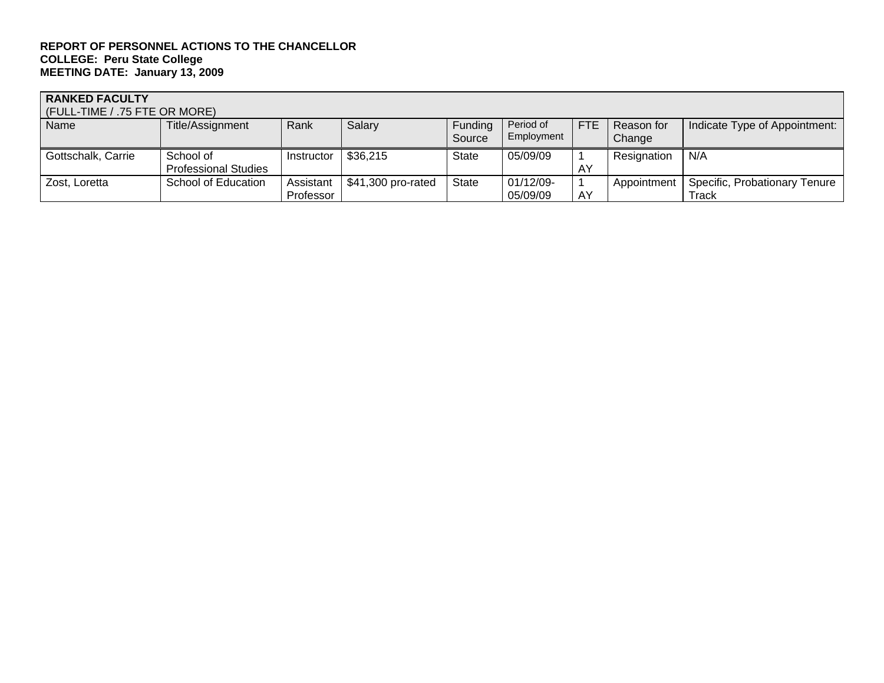**REPORT OF PERSONNEL ACTIONS TO THE CHANCELLOR**
**COLLEGE: Peru State College**
**MEETING DATE: January 13, 2009**

| **RANKED FACULTY** (FULL-TIME / .75 FTE OR MORE) | | | | | | | | |
|---|---|---|---|---|---|---|---|---|
| Name | Title/Assignment | Rank | Salary | Funding Source | Period of Employment | FTE | Reason for Change | Indicate Type of Appointment: |
| Gottschalk, Carrie | School of Professional Studies | Instructor | $36,215 | State | 05/09/09 | 1 AY | Resignation | N/A |
| Zost, Loretta | School of Education | Assistant Professor | $41,300 pro-rated | State | 01/12/09-05/09/09 | 1 AY | Appointment | Specific, Probationary Tenure Track |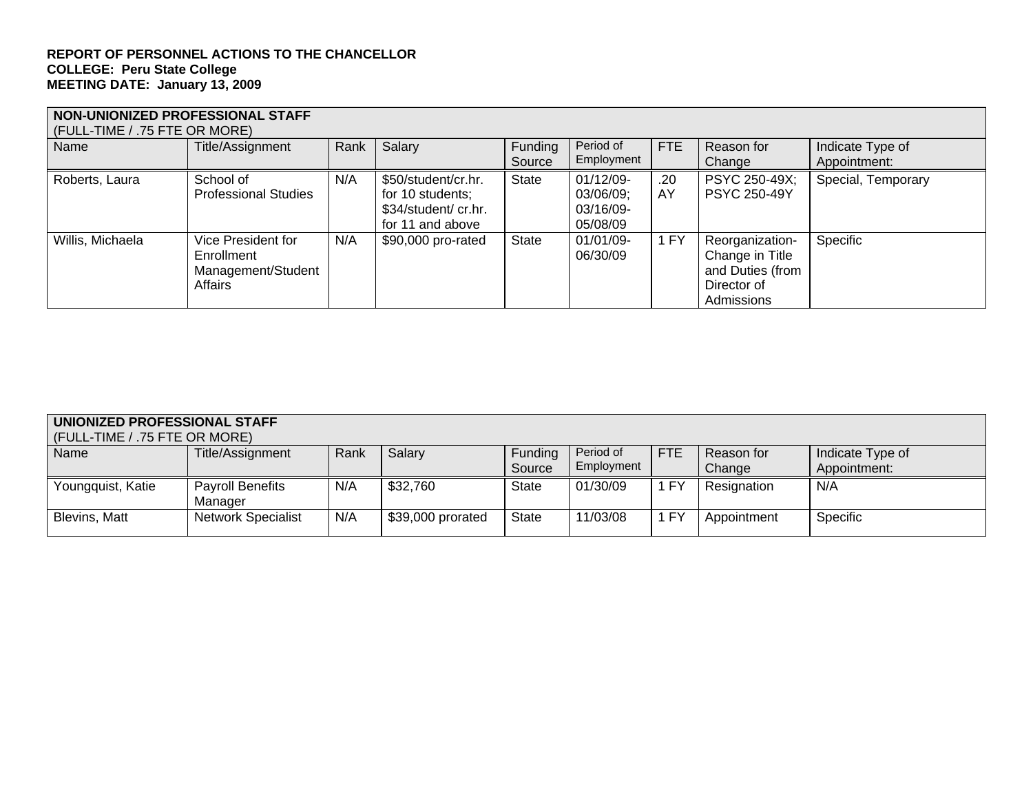**REPORT OF PERSONNEL ACTIONS TO THE CHANCELLOR**
**COLLEGE: Peru State College**
**MEETING DATE: January 13, 2009**

| **NON-UNIONIZED PROFESSIONAL STAFF** (FULL-TIME / .75 FTE OR MORE) | | | | | | | | |
|---|---|---|---|---|---|---|---|---|
| Name | Title/Assignment | Rank | Salary | Funding Source | Period of Employment | FTE | Reason for Change | Indicate Type of Appointment: |
| Roberts, Laura | School of Professional Studies | N/A | $50/student/cr.hr. for 10 students; $34/student/ cr.hr. for 11 and above | State | 01/12/09-03/06/09; 03/16/09-05/08/09 | .20 AY | PSYC 250-49X; PSYC 250-49Y | Special, Temporary |
| Willis, Michaela | Vice President for Enrollment Management/Student Affairs | N/A | $90,000 pro-rated | State | 01/01/09-06/30/09 | 1 FY | Reorganization-Change in Title and Duties (from Director of Admissions | Specific |

| **UNIONIZED PROFESSIONAL STAFF** (FULL-TIME / .75 FTE OR MORE) | | | | | | | | |
|---|---|---|---|---|---|---|---|---|
| Name | Title/Assignment | Rank | Salary | Funding Source | Period of Employment | FTE | Reason for Change | Indicate Type of Appointment: |
| Youngquist, Katie | Payroll Benefits Manager | N/A | $32,760 | State | 01/30/09 | 1 FY | Resignation | N/A |
| Blevins, Matt | Network Specialist | N/A | $39,000 prorated | State | 11/03/08 | 1 FY | Appointment | Specific |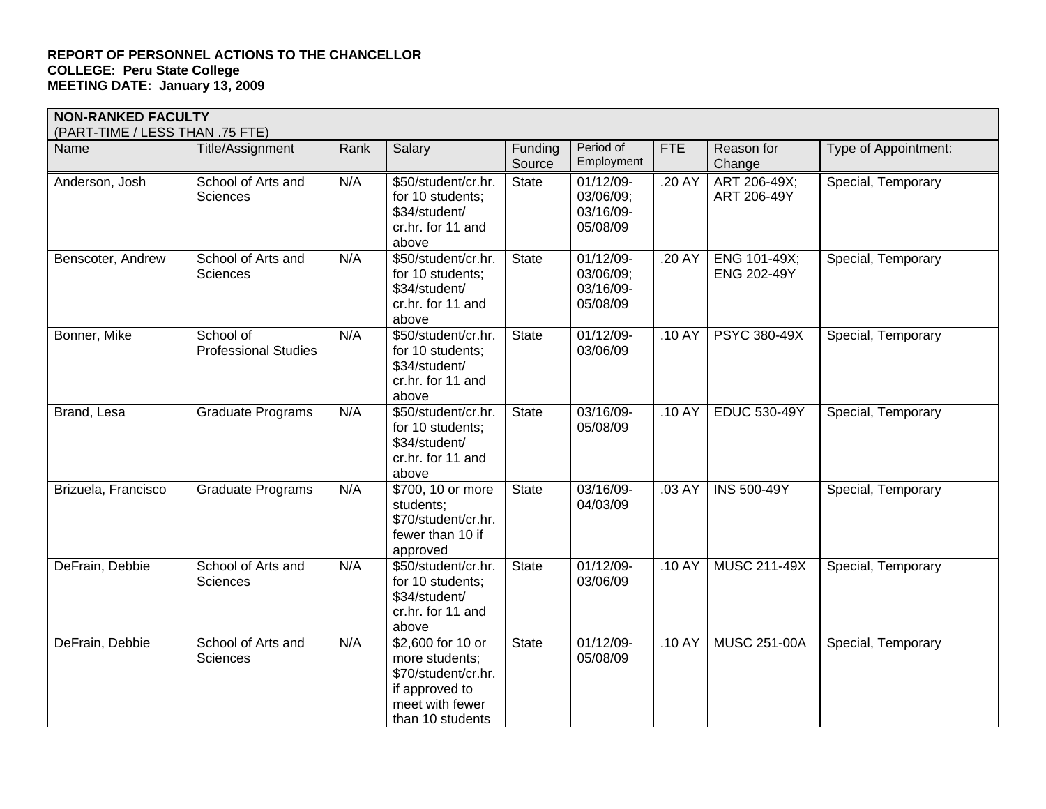**REPORT OF PERSONNEL ACTIONS TO THE CHANCELLOR**
**COLLEGE: Peru State College**
**MEETING DATE: January 13, 2009**

| **NON-RANKED FACULTY** (PART-TIME / LESS THAN .75 FTE) | | | | | | | | |
|---|---|---|---|---|---|---|---|---|
| Name | Title/Assignment | Rank | Salary | Funding Source | Period of Employment | FTE | Reason for Change | Type of Appointment: |
| Anderson, Josh | School of Arts and Sciences | N/A | $50/student/cr.hr. for 10 students; $34/student/ cr.hr. for 11 and above | State | 01/12/09-03/06/09; 03/16/09-05/08/09 | .20 AY | ART 206-49X; ART 206-49Y | Special, Temporary |
| Benscoter, Andrew | School of Arts and Sciences | N/A | $50/student/cr.hr. for 10 students; $34/student/ cr.hr. for 11 and above | State | 01/12/09-03/06/09; 03/16/09-05/08/09 | .20 AY | ENG 101-49X; ENG 202-49Y | Special, Temporary |
| Bonner, Mike | School of Professional Studies | N/A | $50/student/cr.hr. for 10 students; $34/student/ cr.hr. for 11 and above | State | 01/12/09-03/06/09 | .10 AY | PSYC 380-49X | Special, Temporary |
| Brand, Lesa | Graduate Programs | N/A | $50/student/cr.hr. for 10 students; $34/student/ cr.hr. for 11 and above | State | 03/16/09-05/08/09 | .10 AY | EDUC 530-49Y | Special, Temporary |
| Brizuela, Francisco | Graduate Programs | N/A | $700, 10 or more students; $70/student/cr.hr. fewer than 10 if approved | State | 03/16/09-04/03/09 | .03 AY | INS 500-49Y | Special, Temporary |
| DeFrain, Debbie | School of Arts and Sciences | N/A | $50/student/cr.hr. for 10 students; $34/student/ cr.hr. for 11 and above | State | 01/12/09-03/06/09 | .10 AY | MUSC 211-49X | Special, Temporary |
| DeFrain, Debbie | School of Arts and Sciences | N/A | $2,600 for 10 or more students; $70/student/cr.hr. if approved to meet with fewer than 10 students | State | 01/12/09-05/08/09 | .10 AY | MUSC 251-00A | Special, Temporary |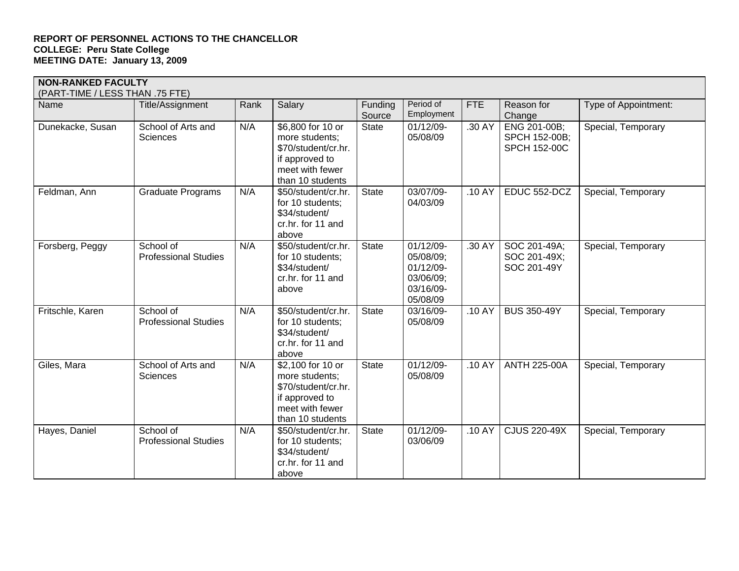**REPORT OF PERSONNEL ACTIONS TO THE CHANCELLOR**
**COLLEGE: Peru State College**
**MEETING DATE: January 13, 2009**

| **NON-RANKED FACULTY** (PART-TIME / LESS THAN .75 FTE) | | | | | | | | |
|---|---|---|---|---|---|---|---|---|
| Name | Title/Assignment | Rank | Salary | Funding Source | Period of Employment | FTE | Reason for Change | Type of Appointment: |
| Dunekacke, Susan | School of Arts and Sciences | N/A | $6,800 for 10 or more students; $70/student/cr.hr. if approved to meet with fewer than 10 students | State | 01/12/09-05/08/09 | .30 AY | ENG 201-00B; SPCH 152-00B; SPCH 152-00C | Special, Temporary |
| Feldman, Ann | Graduate Programs | N/A | $50/student/cr.hr. for 10 students; $34/student/cr.hr. for 11 and above | State | 03/07/09-04/03/09 | .10 AY | EDUC 552-DCZ | Special, Temporary |
| Forsberg, Peggy | School of Professional Studies | N/A | $50/student/cr.hr. for 10 students; $34/student/cr.hr. for 11 and above | State | 01/12/09-05/08/09; 01/12/09-03/06/09; 03/16/09-05/08/09 | .30 AY | SOC 201-49A; SOC 201-49X; SOC 201-49Y | Special, Temporary |
| Fritschle, Karen | School of Professional Studies | N/A | $50/student/cr.hr. for 10 students; $34/student/cr.hr. for 11 and above | State | 03/16/09-05/08/09 | .10 AY | BUS 350-49Y | Special, Temporary |
| Giles, Mara | School of Arts and Sciences | N/A | $2,100 for 10 or more students; $70/student/cr.hr. if approved to meet with fewer than 10 students | State | 01/12/09-05/08/09 | .10 AY | ANTH 225-00A | Special, Temporary |
| Hayes, Daniel | School of Professional Studies | N/A | $50/student/cr.hr. for 10 students; $34/student/cr.hr. for 11 and above | State | 01/12/09-03/06/09 | .10 AY | CJUS 220-49X | Special, Temporary |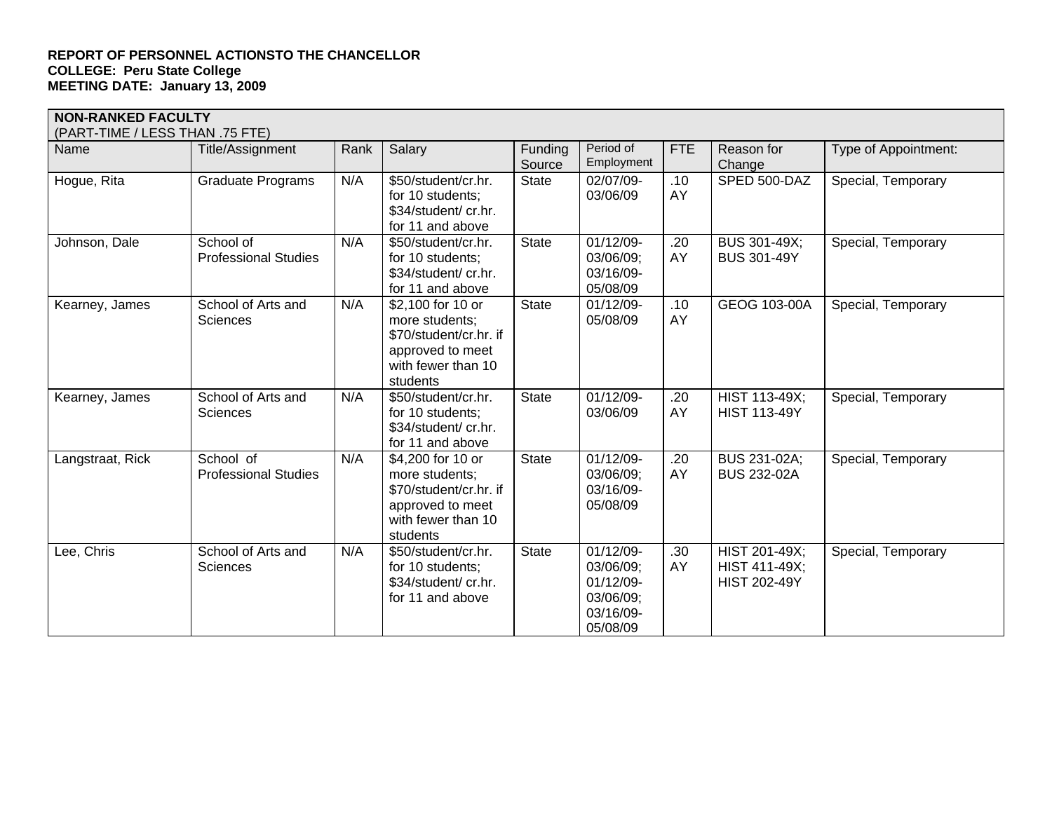**REPORT OF PERSONNEL ACTIONSTO THE CHANCELLOR**
**COLLEGE: Peru State College**
**MEETING DATE: January 13, 2009**

| **NON-RANKED FACULTY** (PART-TIME / LESS THAN .75 FTE) | | | | | | | | |
|---|---|---|---|---|---|---|---|---|
| Name | Title/Assignment | Rank | Salary | Funding Source | Period of Employment | FTE | Reason for Change | Type of Appointment: |
| Hogue, Rita | Graduate Programs | N/A | $50/student/cr.hr. for 10 students; $34/student/ cr.hr. for 11 and above | State | 02/07/09-03/06/09 | .10 AY | SPED 500-DAZ | Special, Temporary |
| Johnson, Dale | School of Professional Studies | N/A | $50/student/cr.hr. for 10 students; $34/student/ cr.hr. for 11 and above | State | 01/12/09-03/06/09; 03/16/09-05/08/09 | .20 AY | BUS 301-49X; BUS 301-49Y | Special, Temporary |
| Kearney, James | School of Arts and Sciences | N/A | $2,100 for 10 or more students; $70/student/cr.hr. if approved to meet with fewer than 10 students | State | 01/12/09-05/08/09 | .10 AY | GEOG 103-00A | Special, Temporary |
| Kearney, James | School of Arts and Sciences | N/A | $50/student/cr.hr. for 10 students; $34/student/ cr.hr. for 11 and above | State | 01/12/09-03/06/09 | .20 AY | HIST 113-49X; HIST 113-49Y | Special, Temporary |
| Langstraat, Rick | School of Professional Studies | N/A | $4,200 for 10 or more students; $70/student/cr.hr. if approved to meet with fewer than 10 students | State | 01/12/09-03/06/09; 03/16/09-05/08/09 | .20 AY | BUS 231-02A; BUS 232-02A | Special, Temporary |
| Lee, Chris | School of Arts and Sciences | N/A | $50/student/cr.hr. for 10 students; $34/student/ cr.hr. for 11 and above | State | 01/12/09-03/06/09; 01/12/09-03/06/09; 03/16/09-05/08/09 | .30 AY | HIST 201-49X; HIST 411-49X; HIST 202-49Y | Special, Temporary |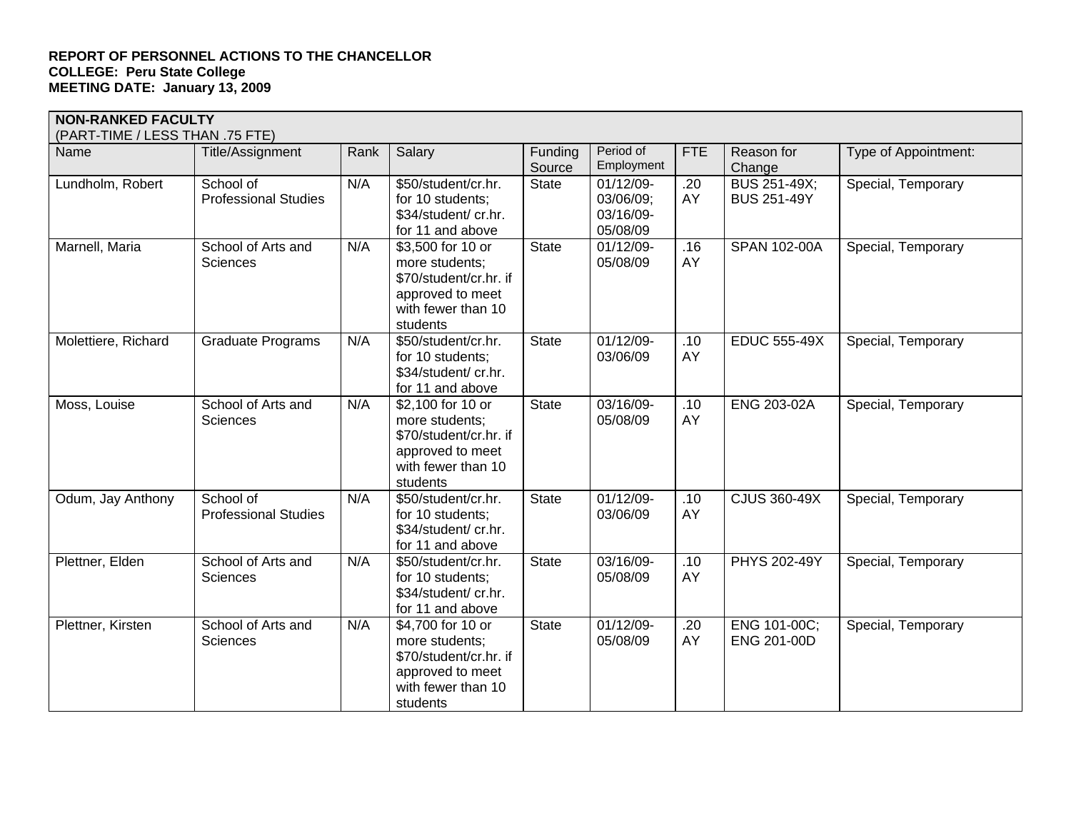**REPORT OF PERSONNEL ACTIONS TO THE CHANCELLOR**
**COLLEGE: Peru State College**
**MEETING DATE: January 13, 2009**

**NON-RANKED FACULTY**
(PART-TIME / LESS THAN .75 FTE)

| Name | Title/Assignment | Rank | Salary | Funding Source | Period of Employment | FTE | Reason for Change | Type of Appointment: |
|---|---|---|---|---|---|---|---|---|
| Lundholm, Robert | School of Professional Studies | N/A | $50/student/cr.hr. for 10 students; $34/student/ cr.hr. for 11 and above | State | 01/12/09-03/06/09; 03/16/09-05/08/09 | .20 AY | BUS 251-49X; BUS 251-49Y | Special, Temporary |
| Marnell, Maria | School of Arts and Sciences | N/A | $3,500 for 10 or more students; $70/student/cr.hr. if approved to meet with fewer than 10 students | State | 01/12/09-05/08/09 | .16 AY | SPAN 102-00A | Special, Temporary |
| Molettiere, Richard | Graduate Programs | N/A | $50/student/cr.hr. for 10 students; $34/student/ cr.hr. for 11 and above | State | 01/12/09-03/06/09 | .10 AY | EDUC 555-49X | Special, Temporary |
| Moss, Louise | School of Arts and Sciences | N/A | $2,100 for 10 or more students; $70/student/cr.hr. if approved to meet with fewer than 10 students | State | 03/16/09-05/08/09 | .10 AY | ENG 203-02A | Special, Temporary |
| Odum, Jay Anthony | School of Professional Studies | N/A | $50/student/cr.hr. for 10 students; $34/student/ cr.hr. for 11 and above | State | 01/12/09-03/06/09 | .10 AY | CJUS 360-49X | Special, Temporary |
| Plettner, Elden | School of Arts and Sciences | N/A | $50/student/cr.hr. for 10 students; $34/student/ cr.hr. for 11 and above | State | 03/16/09-05/08/09 | .10 AY | PHYS 202-49Y | Special, Temporary |
| Plettner, Kirsten | School of Arts and Sciences | N/A | $4,700 for 10 or more students; $70/student/cr.hr. if approved to meet with fewer than 10 students | State | 01/12/09-05/08/09 | .20 AY | ENG 101-00C; ENG 201-00D | Special, Temporary |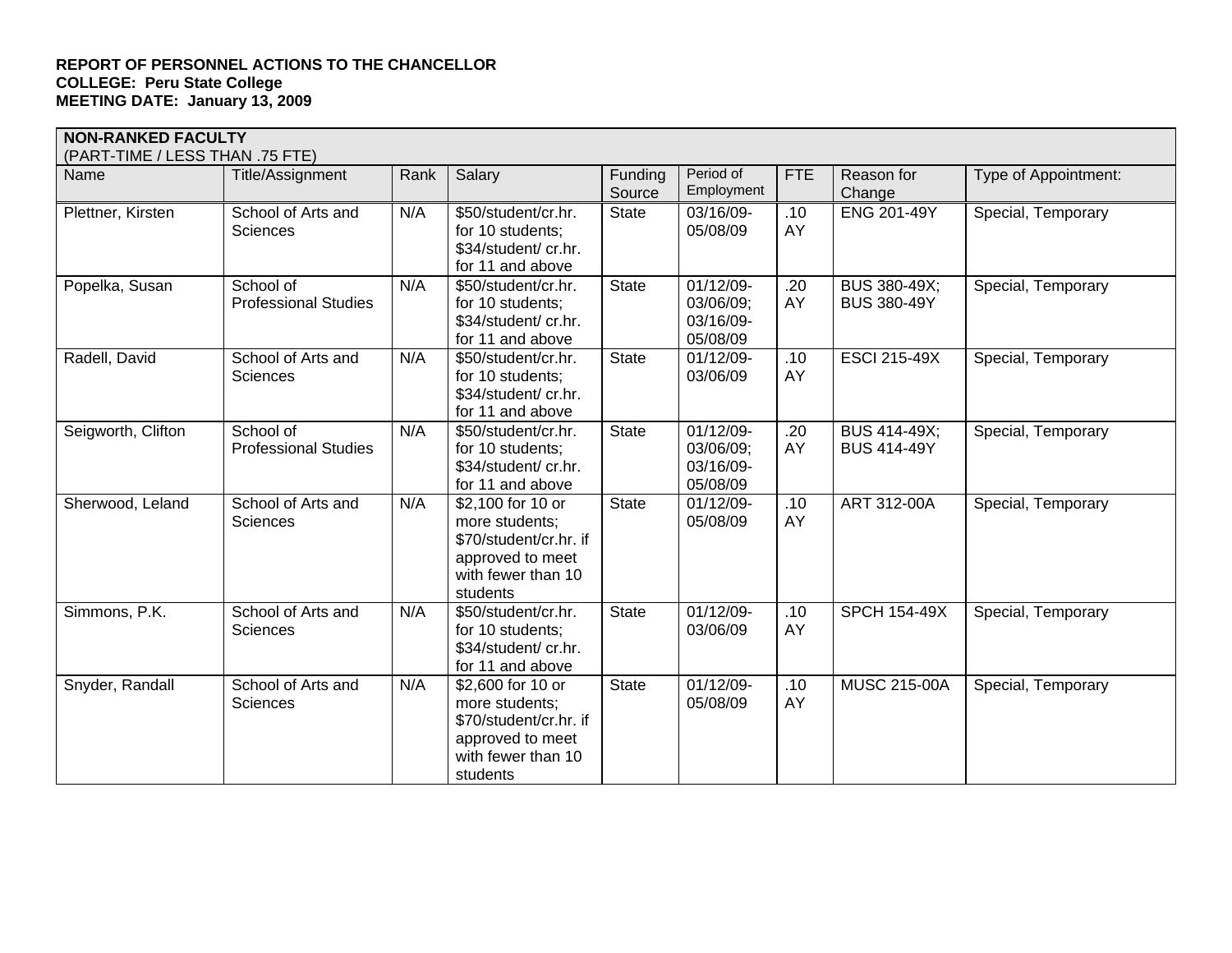**REPORT OF PERSONNEL ACTIONS TO THE CHANCELLOR**
**COLLEGE: Peru State College**
**MEETING DATE: January 13, 2009**

| **NON-RANKED FACULTY** (PART-TIME / LESS THAN .75 FTE) | | | | | | | | |
|---|---|---|---|---|---|---|---|---|
| Name | Title/Assignment | Rank | Salary | Funding Source | Period of Employment | FTE | Reason for Change | Type of Appointment: |
| Plettner, Kirsten | School of Arts and Sciences | N/A | $50/student/cr.hr. for 10 students; $34/student/ cr.hr. for 11 and above | State | 03/16/09-05/08/09 | .10 AY | ENG 201-49Y | Special, Temporary |
| Popelka, Susan | School of Professional Studies | N/A | $50/student/cr.hr. for 10 students; $34/student/ cr.hr. for 11 and above | State | 01/12/09-03/06/09; 03/16/09-05/08/09 | .20 AY | BUS 380-49X; BUS 380-49Y | Special, Temporary |
| Radell, David | School of Arts and Sciences | N/A | $50/student/cr.hr. for 10 students; $34/student/ cr.hr. for 11 and above | State | 01/12/09-03/06/09 | .10 AY | ESCI 215-49X | Special, Temporary |
| Seigworth, Clifton | School of Professional Studies | N/A | $50/student/cr.hr. for 10 students; $34/student/ cr.hr. for 11 and above | State | 01/12/09-03/06/09; 03/16/09-05/08/09 | .20 AY | BUS 414-49X; BUS 414-49Y | Special, Temporary |
| Sherwood, Leland | School of Arts and Sciences | N/A | $2,100 for 10 or more students; $70/student/cr.hr. if approved to meet with fewer than 10 students | State | 01/12/09-05/08/09 | .10 AY | ART 312-00A | Special, Temporary |
| Simmons, P.K. | School of Arts and Sciences | N/A | $50/student/cr.hr. for 10 students; $34/student/ cr.hr. for 11 and above | State | 01/12/09-03/06/09 | .10 AY | SPCH 154-49X | Special, Temporary |
| Snyder, Randall | School of Arts and Sciences | N/A | $2,600 for 10 or more students; $70/student/cr.hr. if approved to meet with fewer than 10 students | State | 01/12/09-05/08/09 | .10 AY | MUSC 215-00A | Special, Temporary |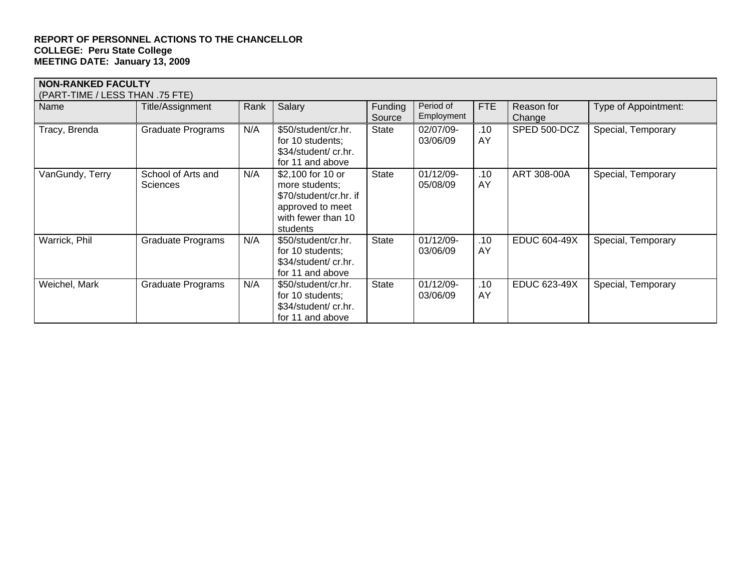**REPORT OF PERSONNEL ACTIONS TO THE CHANCELLOR**
**COLLEGE: Peru State College**
**MEETING DATE: January 13, 2009**

| **NON-RANKED FACULTY** (PART-TIME / LESS THAN .75 FTE) | | | | | | | | |
|---|---|---|---|---|---|---|---|---|
| Name | Title/Assignment | Rank | Salary | Funding Source | Period of Employment | FTE | Reason for Change | Type of Appointment: |
| Tracy, Brenda | Graduate Programs | N/A | $50/student/cr.hr. for 10 students; $34/student/ cr.hr. for 11 and above | State | 02/07/09-03/06/09 | .10 AY | SPED 500-DCZ | Special, Temporary |
| VanGundy, Terry | School of Arts and Sciences | N/A | $2,100 for 10 or more students; $70/student/cr.hr. if approved to meet with fewer than 10 students | State | 01/12/09-05/08/09 | .10 AY | ART 308-00A | Special, Temporary |
| Warrick, Phil | Graduate Programs | N/A | $50/student/cr.hr. for 10 students; $34/student/ cr.hr. for 11 and above | State | 01/12/09-03/06/09 | .10 AY | EDUC 604-49X | Special, Temporary |
| Weichel, Mark | Graduate Programs | N/A | $50/student/cr.hr. for 10 students; $34/student/ cr.hr. for 11 and above | State | 01/12/09-03/06/09 | .10 AY | EDUC 623-49X | Special, Temporary |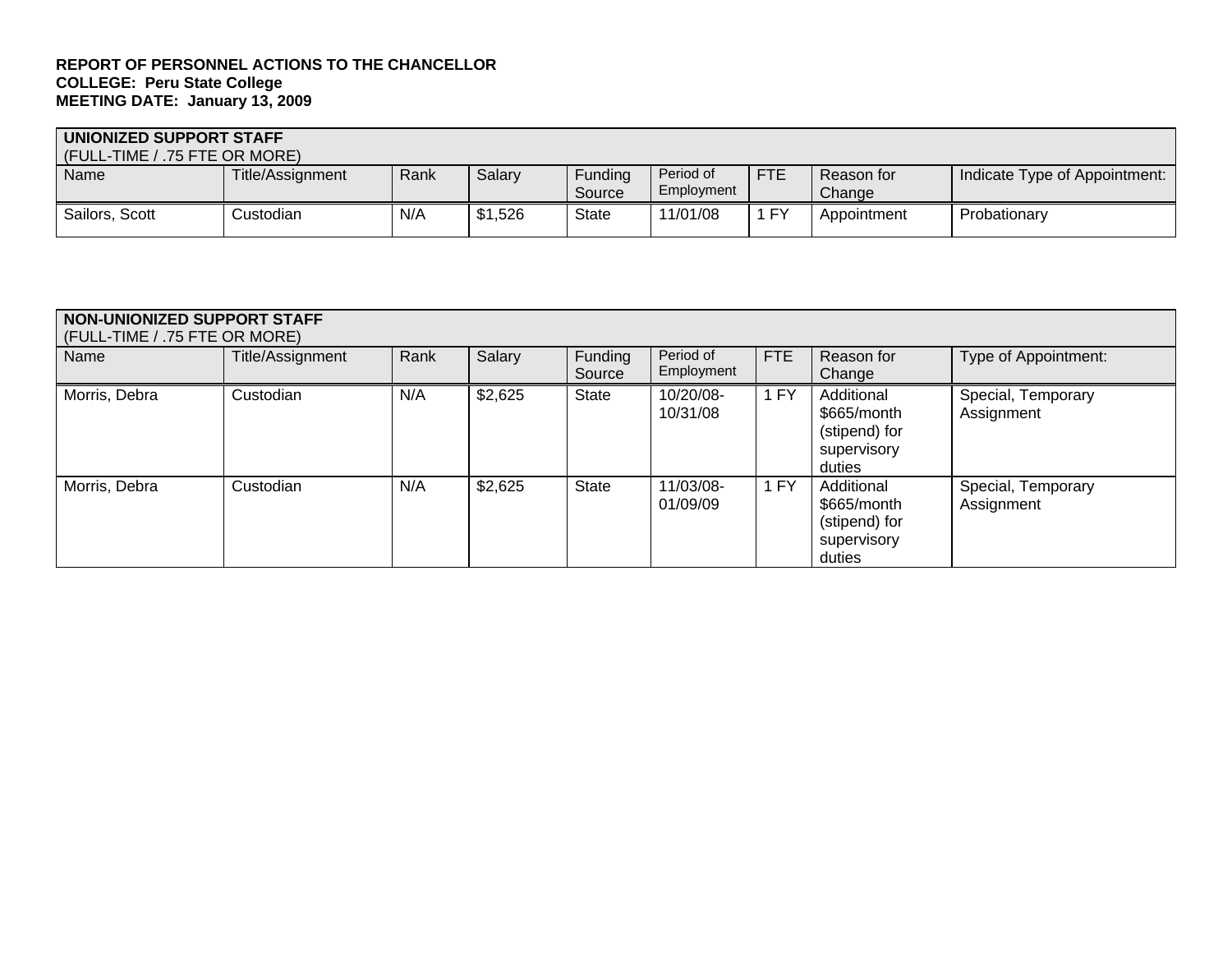**REPORT OF PERSONNEL ACTIONS TO THE CHANCELLOR**
**COLLEGE: Peru State College**
**MEETING DATE: January 13, 2009**

| **UNIONIZED SUPPORT STAFF** (FULL-TIME / .75 FTE OR MORE) | | | | | | | | |
|---|---|---|---|---|---|---|---|---|
| Name | Title/Assignment | Rank | Salary | Funding Source | Period of Employment | FTE | Reason for Change | Indicate Type of Appointment: |
| Sailors, Scott | Custodian | N/A | $1,526 | State | 11/01/08 | 1 FY | Appointment | Probationary |

| **NON-UNIONIZED SUPPORT STAFF** (FULL-TIME / .75 FTE OR MORE) | | | | | | | | |
|---|---|---|---|---|---|---|---|---|
| Name | Title/Assignment | Rank | Salary | Funding Source | Period of Employment | FTE | Reason for Change | Type of Appointment: |
| Morris, Debra | Custodian | N/A | $2,625 | State | 10/20/08-10/31/08 | 1 FY | Additional $665/month (stipend) for supervisory duties | Special, Temporary Assignment |
| Morris, Debra | Custodian | N/A | $2,625 | State | 11/03/08-01/09/09 | 1 FY | Additional $665/month (stipend) for supervisory duties | Special, Temporary Assignment |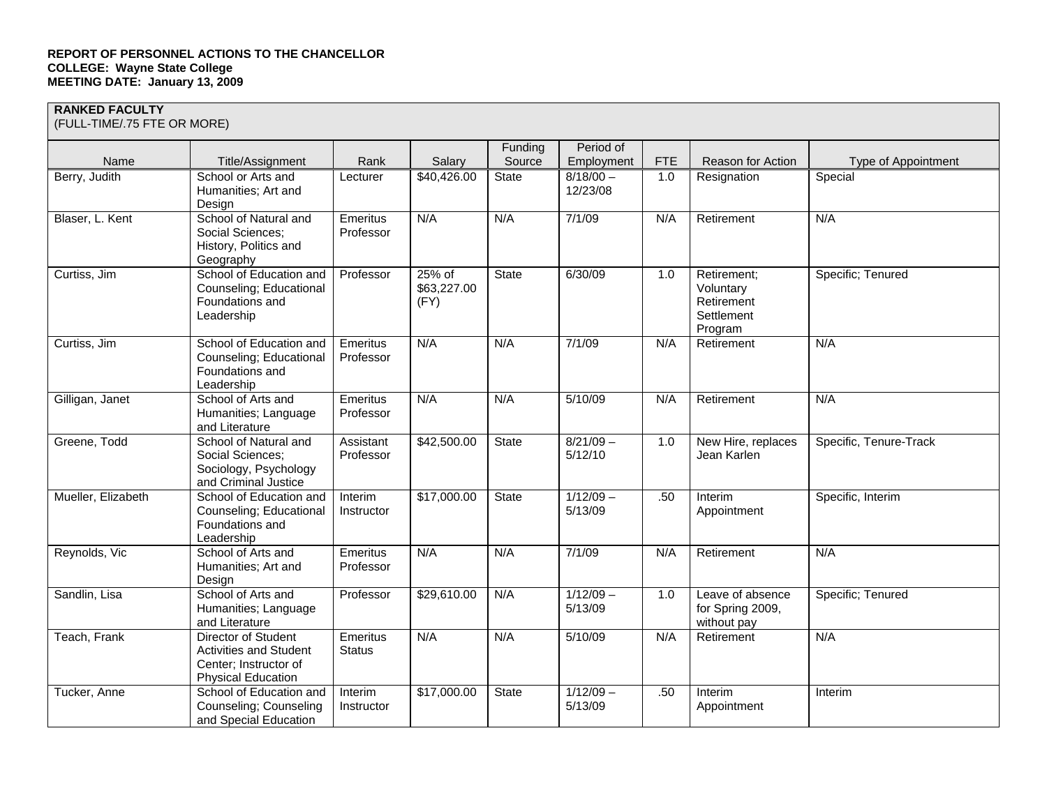**REPORT OF PERSONNEL ACTIONS TO THE CHANCELLOR**
**COLLEGE: Wayne State College**
**MEETING DATE: January 13, 2009**

**RANKED FACULTY**
(FULL-TIME/.75 FTE OR MORE)

| Name | Title/Assignment | Rank | Salary | Funding Source | Period of Employment | FTE | Reason for Action | Type of Appointment |
|---|---|---|---|---|---|---|---|---|
| Berry, Judith | School or Arts and Humanities; Art and Design | Lecturer | $40,426.00 | State | 8/18/00 – 12/23/08 | 1.0 | Resignation | Special |
| Blaser, L. Kent | School of Natural and Social Sciences; History, Politics and Geography | Emeritus Professor | N/A | N/A | 7/1/09 | N/A | Retirement | N/A |
| Curtiss, Jim | School of Education and Counseling; Educational Foundations and Leadership | Professor | 25% of $63,227.00 (FY) | State | 6/30/09 | 1.0 | Retirement; Voluntary Retirement Settlement Program | Specific; Tenured |
| Curtiss, Jim | School of Education and Counseling; Educational Foundations and Leadership | Emeritus Professor | N/A | N/A | 7/1/09 | N/A | Retirement | N/A |
| Gilligan, Janet | School of Arts and Humanities; Language and Literature | Emeritus Professor | N/A | N/A | 5/10/09 | N/A | Retirement | N/A |
| Greene, Todd | School of Natural and Social Sciences; Sociology, Psychology and Criminal Justice | Assistant Professor | $42,500.00 | State | 8/21/09 – 5/12/10 | 1.0 | New Hire, replaces Jean Karlen | Specific, Tenure-Track |
| Mueller, Elizabeth | School of Education and Counseling; Educational Foundations and Leadership | Interim Instructor | $17,000.00 | State | 1/12/09 – 5/13/09 | .50 | Interim Appointment | Specific, Interim |
| Reynolds, Vic | School of Arts and Humanities; Art and Design | Emeritus Professor | N/A | N/A | 7/1/09 | N/A | Retirement | N/A |
| Sandlin, Lisa | School of Arts and Humanities; Language and Literature | Professor | $29,610.00 | N/A | 1/12/09 – 5/13/09 | 1.0 | Leave of absence for Spring 2009, without pay | Specific; Tenured |
| Teach, Frank | Director of Student Activities and Student Center; Instructor of Physical Education | Emeritus Status | N/A | N/A | 5/10/09 | N/A | Retirement | N/A |
| Tucker, Anne | School of Education and Counseling; Counseling and Special Education | Interim Instructor | $17,000.00 | State | 1/12/09 – 5/13/09 | .50 | Interim Appointment | Interim |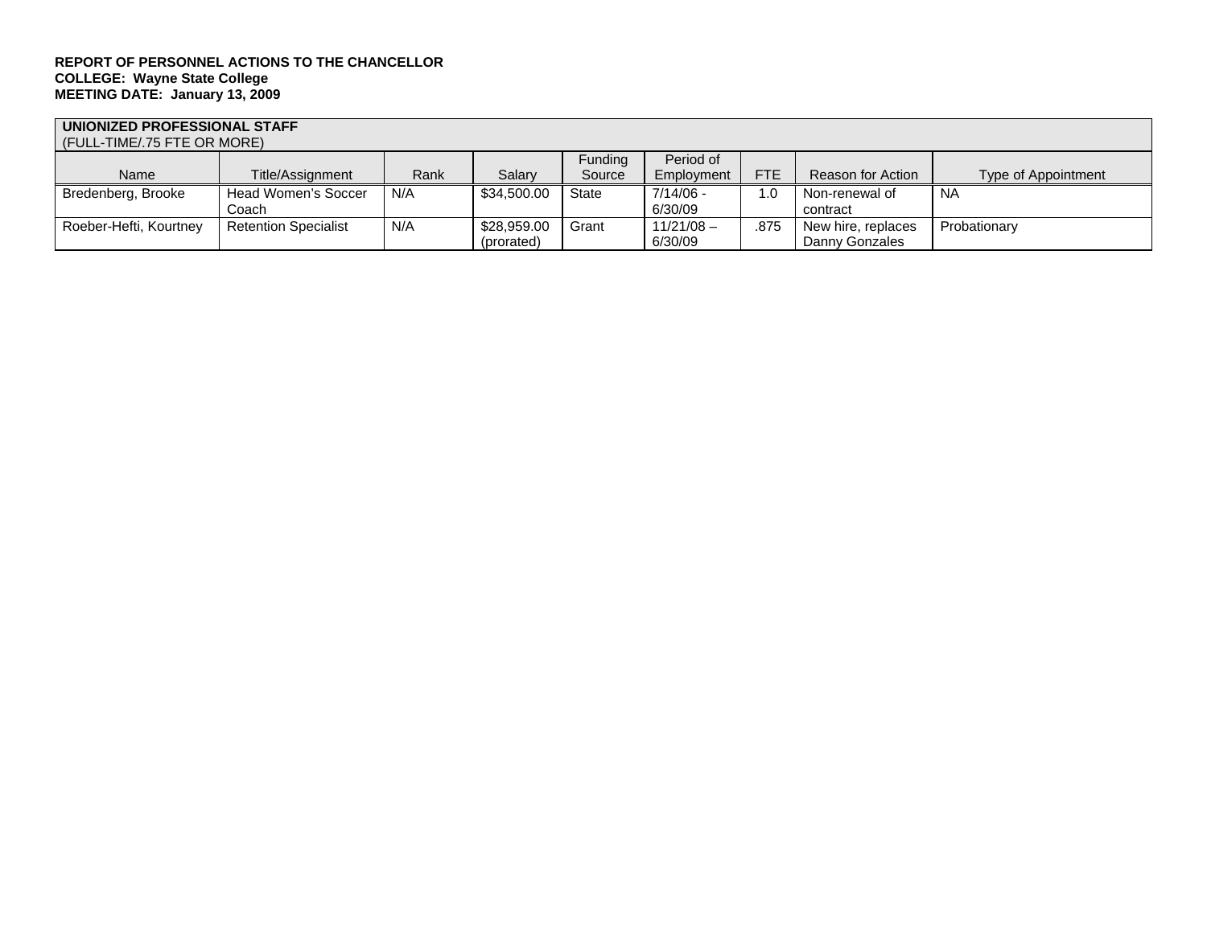**REPORT OF PERSONNEL ACTIONS TO THE CHANCELLOR**
**COLLEGE: Wayne State College**
**MEETING DATE: January 13, 2009**

**UNIONIZED PROFESSIONAL STAFF**
(FULL-TIME/.75 FTE OR MORE)

| Name | Title/Assignment | Rank | Salary | Funding Source | Period of Employment | FTE | Reason for Action | Type of Appointment |
|---|---|---|---|---|---|---|---|---|
| Bredenberg, Brooke | Head Women's Soccer Coach | N/A | $34,500.00 | State | 7/14/06 - 6/30/09 | 1.0 | Non-renewal of contract | NA |
| Roeber-Hefti, Kourtney | Retention Specialist | N/A | $28,959.00 (prorated) | Grant | 11/21/08 – 6/30/09 | .875 | New hire, replaces Danny Gonzales | Probationary |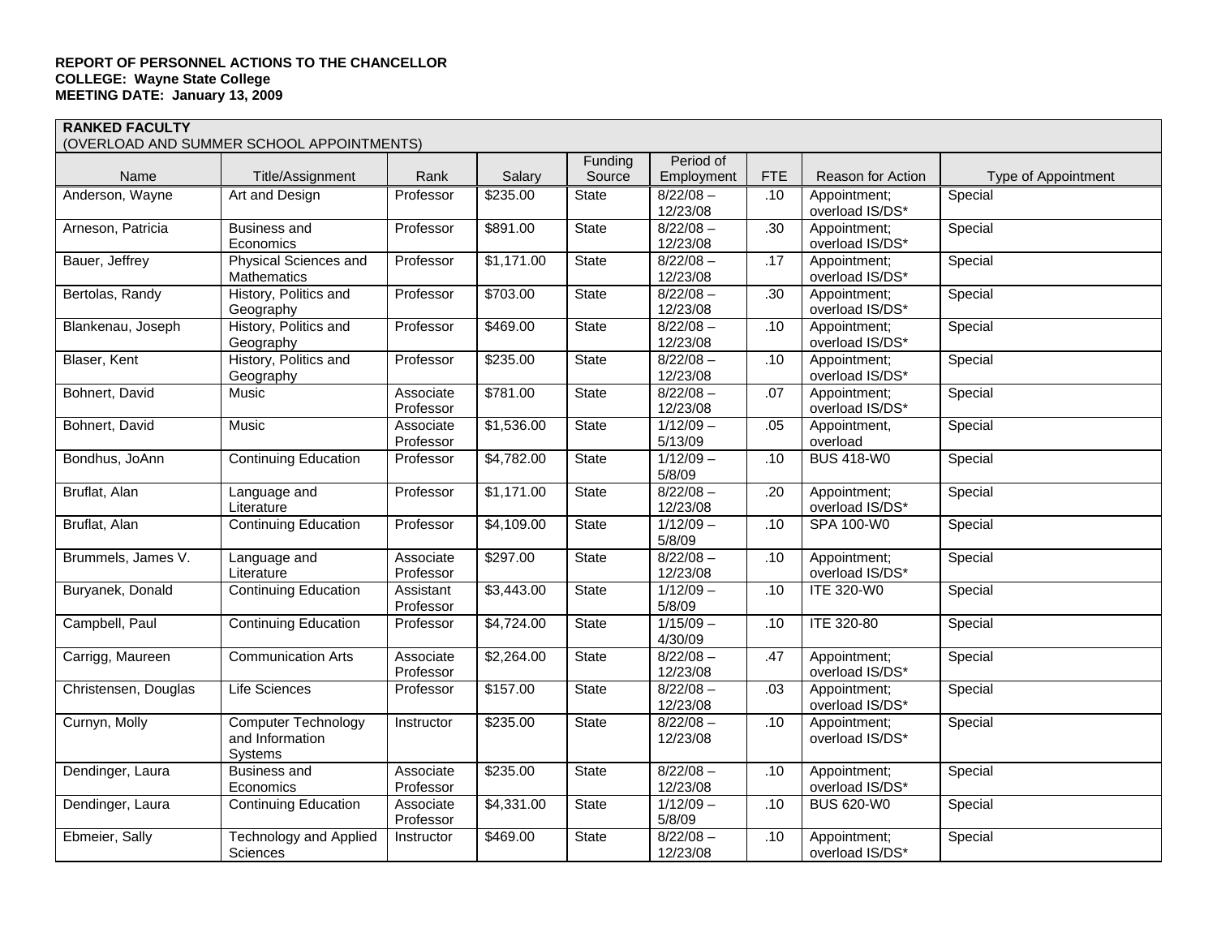**REPORT OF PERSONNEL ACTIONS TO THE CHANCELLOR**
**COLLEGE: Wayne State College**
**MEETING DATE: January 13, 2009**

**RANKED FACULTY**
(OVERLOAD AND SUMMER SCHOOL APPOINTMENTS)

| Name | Title/Assignment | Rank | Salary | Funding Source | Period of Employment | FTE | Reason for Action | Type of Appointment |
|---|---|---|---|---|---|---|---|---|
| Anderson, Wayne | Art and Design | Professor | $235.00 | State | 8/22/08 – 12/23/08 | .10 | Appointment; overload IS/DS* | Special |
| Arneson, Patricia | Business and Economics | Professor | $891.00 | State | 8/22/08 – 12/23/08 | .30 | Appointment; overload IS/DS* | Special |
| Bauer, Jeffrey | Physical Sciences and Mathematics | Professor | $1,171.00 | State | 8/22/08 – 12/23/08 | .17 | Appointment; overload IS/DS* | Special |
| Bertolas, Randy | History, Politics and Geography | Professor | $703.00 | State | 8/22/08 – 12/23/08 | .30 | Appointment; overload IS/DS* | Special |
| Blankenau, Joseph | History, Politics and Geography | Professor | $469.00 | State | 8/22/08 – 12/23/08 | .10 | Appointment; overload IS/DS* | Special |
| Blaser, Kent | History, Politics and Geography | Professor | $235.00 | State | 8/22/08 – 12/23/08 | .10 | Appointment; overload IS/DS* | Special |
| Bohnert, David | Music | Associate Professor | $781.00 | State | 8/22/08 – 12/23/08 | .07 | Appointment; overload IS/DS* | Special |
| Bohnert, David | Music | Associate Professor | $1,536.00 | State | 1/12/09 – 5/13/09 | .05 | Appointment, overload | Special |
| Bondhus, JoAnn | Continuing Education | Professor | $4,782.00 | State | 1/12/09 – 5/8/09 | .10 | BUS 418-W0 | Special |
| Bruflat, Alan | Language and Literature | Professor | $1,171.00 | State | 8/22/08 – 12/23/08 | .20 | Appointment; overload IS/DS* | Special |
| Bruflat, Alan | Continuing Education | Professor | $4,109.00 | State | 1/12/09 – 5/8/09 | .10 | SPA 100-W0 | Special |
| Brummels, James V. | Language and Literature | Associate Professor | $297.00 | State | 8/22/08 – 12/23/08 | .10 | Appointment; overload IS/DS* | Special |
| Buryanek, Donald | Continuing Education | Assistant Professor | $3,443.00 | State | 1/12/09 – 5/8/09 | .10 | ITE 320-W0 | Special |
| Campbell, Paul | Continuing Education | Professor | $4,724.00 | State | 1/15/09 – 4/30/09 | .10 | ITE 320-80 | Special |
| Carrigg, Maureen | Communication Arts | Associate Professor | $2,264.00 | State | 8/22/08 – 12/23/08 | .47 | Appointment; overload IS/DS* | Special |
| Christensen, Douglas | Life Sciences | Professor | $157.00 | State | 8/22/08 – 12/23/08 | .03 | Appointment; overload IS/DS* | Special |
| Curnyn, Molly | Computer Technology and Information Systems | Instructor | $235.00 | State | 8/22/08 – 12/23/08 | .10 | Appointment; overload IS/DS* | Special |
| Dendinger, Laura | Business and Economics | Associate Professor | $235.00 | State | 8/22/08 – 12/23/08 | .10 | Appointment; overload IS/DS* | Special |
| Dendinger, Laura | Continuing Education | Associate Professor | $4,331.00 | State | 1/12/09 – 5/8/09 | .10 | BUS 620-W0 | Special |
| Ebmeier, Sally | Technology and Applied Sciences | Instructor | $469.00 | State | 8/22/08 – 12/23/08 | .10 | Appointment; overload IS/DS* | Special |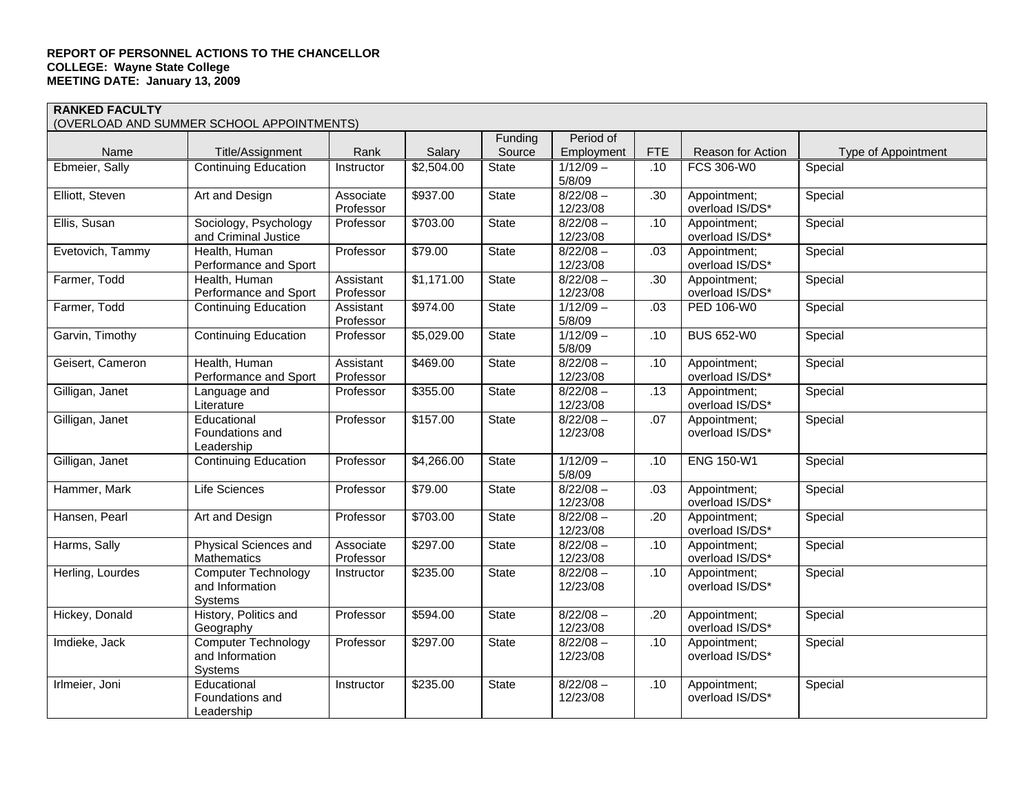**REPORT OF PERSONNEL ACTIONS TO THE CHANCELLOR**
**COLLEGE: Wayne State College**
**MEETING DATE: January 13, 2009**

**RANKED FACULTY**
(OVERLOAD AND SUMMER SCHOOL APPOINTMENTS)

| Name | Title/Assignment | Rank | Salary | Funding Source | Period of Employment | FTE | Reason for Action | Type of Appointment |
|---|---|---|---|---|---|---|---|---|
| Ebmeier, Sally | Continuing Education | Instructor | $2,504.00 | State | 1/12/09 – 5/8/09 | .10 | FCS 306-W0 | Special |
| Elliott, Steven | Art and Design | Associate Professor | $937.00 | State | 8/22/08 – 12/23/08 | .30 | Appointment; overload IS/DS* | Special |
| Ellis, Susan | Sociology, Psychology and Criminal Justice | Professor | $703.00 | State | 8/22/08 – 12/23/08 | .10 | Appointment; overload IS/DS* | Special |
| Evetovich, Tammy | Health, Human Performance and Sport | Professor | $79.00 | State | 8/22/08 – 12/23/08 | .03 | Appointment; overload IS/DS* | Special |
| Farmer, Todd | Health, Human Performance and Sport | Assistant Professor | $1,171.00 | State | 8/22/08 – 12/23/08 | .30 | Appointment; overload IS/DS* | Special |
| Farmer, Todd | Continuing Education | Assistant Professor | $974.00 | State | 1/12/09 – 5/8/09 | .03 | PED 106-W0 | Special |
| Garvin, Timothy | Continuing Education | Professor | $5,029.00 | State | 1/12/09 – 5/8/09 | .10 | BUS 652-W0 | Special |
| Geisert, Cameron | Health, Human Performance and Sport | Assistant Professor | $469.00 | State | 8/22/08 – 12/23/08 | .10 | Appointment; overload IS/DS* | Special |
| Gilligan, Janet | Language and Literature | Professor | $355.00 | State | 8/22/08 – 12/23/08 | .13 | Appointment; overload IS/DS* | Special |
| Gilligan, Janet | Educational Foundations and Leadership | Professor | $157.00 | State | 8/22/08 – 12/23/08 | .07 | Appointment; overload IS/DS* | Special |
| Gilligan, Janet | Continuing Education | Professor | $4,266.00 | State | 1/12/09 – 5/8/09 | .10 | ENG 150-W1 | Special |
| Hammer, Mark | Life Sciences | Professor | $79.00 | State | 8/22/08 – 12/23/08 | .03 | Appointment; overload IS/DS* | Special |
| Hansen, Pearl | Art and Design | Professor | $703.00 | State | 8/22/08 – 12/23/08 | .20 | Appointment; overload IS/DS* | Special |
| Harms, Sally | Physical Sciences and Mathematics | Associate Professor | $297.00 | State | 8/22/08 – 12/23/08 | .10 | Appointment; overload IS/DS* | Special |
| Herling, Lourdes | Computer Technology and Information Systems | Instructor | $235.00 | State | 8/22/08 – 12/23/08 | .10 | Appointment; overload IS/DS* | Special |
| Hickey, Donald | History, Politics and Geography | Professor | $594.00 | State | 8/22/08 – 12/23/08 | .20 | Appointment; overload IS/DS* | Special |
| Imdieke, Jack | Computer Technology and Information Systems | Professor | $297.00 | State | 8/22/08 – 12/23/08 | .10 | Appointment; overload IS/DS* | Special |
| Irlmeier, Joni | Educational Foundations and Leadership | Instructor | $235.00 | State | 8/22/08 – 12/23/08 | .10 | Appointment; overload IS/DS* | Special |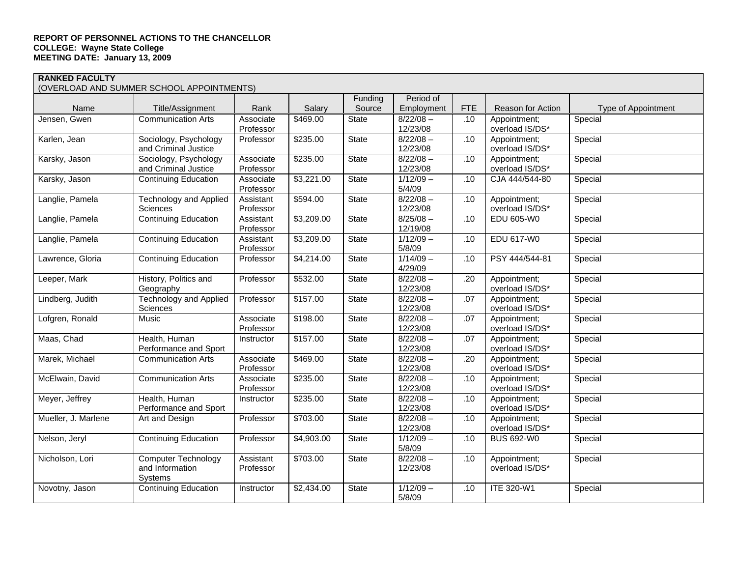**REPORT OF PERSONNEL ACTIONS TO THE CHANCELLOR**
**COLLEGE: Wayne State College**
**MEETING DATE: January 13, 2009**

**RANKED FACULTY**
(OVERLOAD AND SUMMER SCHOOL APPOINTMENTS)

| Name | Title/Assignment | Rank | Salary | Funding Source | Period of Employment | FTE | Reason for Action | Type of Appointment |
|---|---|---|---|---|---|---|---|---|
| Jensen, Gwen | Communication Arts | Associate Professor | $469.00 | State | 8/22/08 – 12/23/08 | .10 | Appointment; overload IS/DS* | Special |
| Karlen, Jean | Sociology, Psychology and Criminal Justice | Professor | $235.00 | State | 8/22/08 – 12/23/08 | .10 | Appointment; overload IS/DS* | Special |
| Karsky, Jason | Sociology, Psychology and Criminal Justice | Associate Professor | $235.00 | State | 8/22/08 – 12/23/08 | .10 | Appointment; overload IS/DS* | Special |
| Karsky, Jason | Continuing Education | Associate Professor | $3,221.00 | State | 1/12/09 – 5/4/09 | .10 | CJA 444/544-80 | Special |
| Langlie, Pamela | Technology and Applied Sciences | Assistant Professor | $594.00 | State | 8/22/08 – 12/23/08 | .10 | Appointment; overload IS/DS* | Special |
| Langlie, Pamela | Continuing Education | Assistant Professor | $3,209.00 | State | 8/25/08 – 12/19/08 | .10 | EDU 605-W0 | Special |
| Langlie, Pamela | Continuing Education | Assistant Professor | $3,209.00 | State | 1/12/09 – 5/8/09 | .10 | EDU 617-W0 | Special |
| Lawrence, Gloria | Continuing Education | Professor | $4,214.00 | State | 1/14/09 – 4/29/09 | .10 | PSY 444/544-81 | Special |
| Leeper, Mark | History, Politics and Geography | Professor | $532.00 | State | 8/22/08 – 12/23/08 | .20 | Appointment; overload IS/DS* | Special |
| Lindberg, Judith | Technology and Applied Sciences | Professor | $157.00 | State | 8/22/08 – 12/23/08 | .07 | Appointment; overload IS/DS* | Special |
| Lofgren, Ronald | Music | Associate Professor | $198.00 | State | 8/22/08 – 12/23/08 | .07 | Appointment; overload IS/DS* | Special |
| Maas, Chad | Health, Human Performance and Sport | Instructor | $157.00 | State | 8/22/08 – 12/23/08 | .07 | Appointment; overload IS/DS* | Special |
| Marek, Michael | Communication Arts | Associate Professor | $469.00 | State | 8/22/08 – 12/23/08 | .20 | Appointment; overload IS/DS* | Special |
| McElwain, David | Communication Arts | Associate Professor | $235.00 | State | 8/22/08 – 12/23/08 | .10 | Appointment; overload IS/DS* | Special |
| Meyer, Jeffrey | Health, Human Performance and Sport | Instructor | $235.00 | State | 8/22/08 – 12/23/08 | .10 | Appointment; overload IS/DS* | Special |
| Mueller, J. Marlene | Art and Design | Professor | $703.00 | State | 8/22/08 – 12/23/08 | .10 | Appointment; overload IS/DS* | Special |
| Nelson, Jeryl | Continuing Education | Professor | $4,903.00 | State | 1/12/09 – 5/8/09 | .10 | BUS 692-W0 | Special |
| Nicholson, Lori | Computer Technology and Information Systems | Assistant Professor | $703.00 | State | 8/22/08 – 12/23/08 | .10 | Appointment; overload IS/DS* | Special |
| Novotny, Jason | Continuing Education | Instructor | $2,434.00 | State | 1/12/09 – 5/8/09 | .10 | ITE 320-W1 | Special |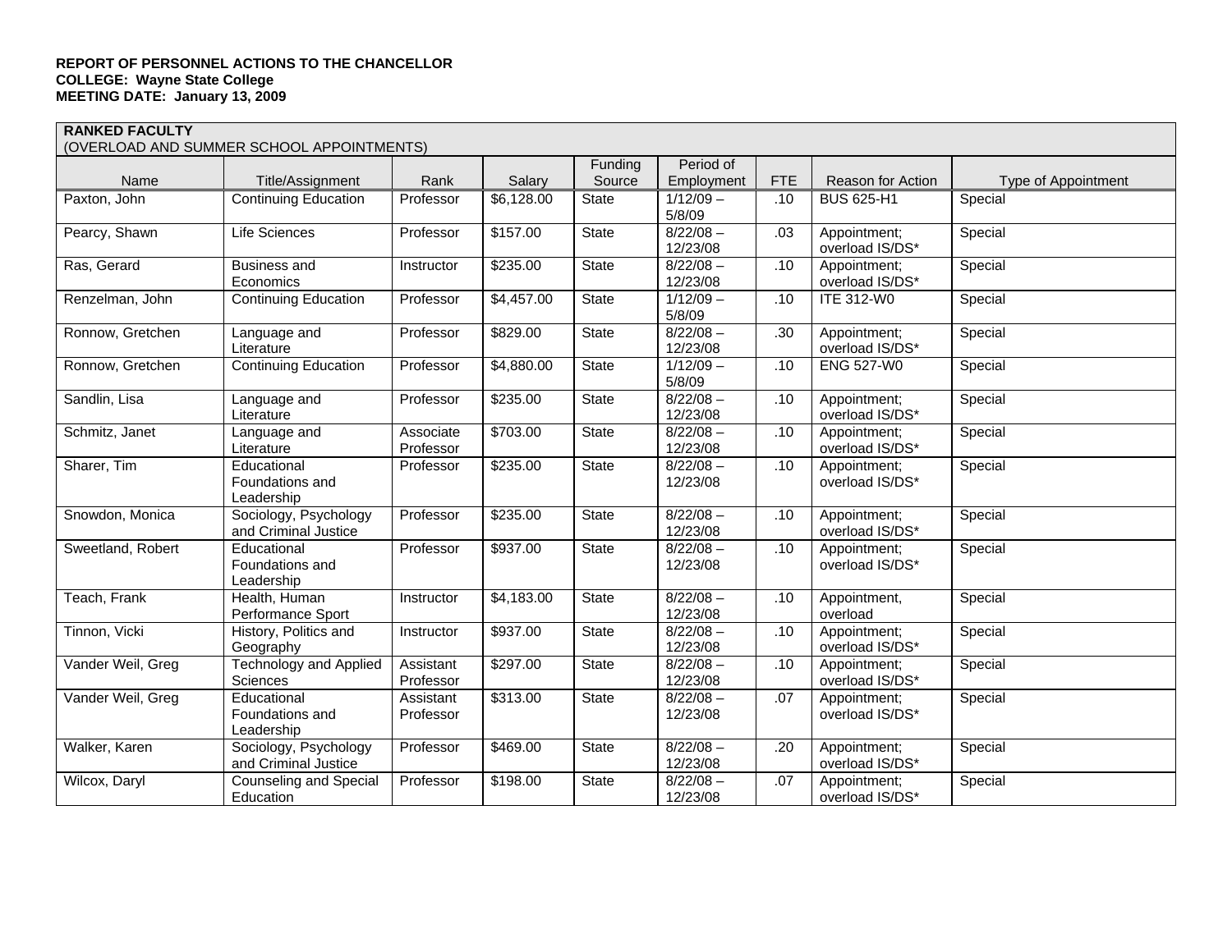**REPORT OF PERSONNEL ACTIONS TO THE CHANCELLOR**
**COLLEGE: Wayne State College**
**MEETING DATE: January 13, 2009**

**RANKED FACULTY**
(OVERLOAD AND SUMMER SCHOOL APPOINTMENTS)

| Name | Title/Assignment | Rank | Salary | Funding Source | Period of Employment | FTE | Reason for Action | Type of Appointment |
|---|---|---|---|---|---|---|---|---|
| Paxton, John | Continuing Education | Professor | $6,128.00 | State | 1/12/09 – 5/8/09 | .10 | BUS 625-H1 | Special |
| Pearcy, Shawn | Life Sciences | Professor | $157.00 | State | 8/22/08 – 12/23/08 | .03 | Appointment; overload IS/DS* | Special |
| Ras, Gerard | Business and Economics | Instructor | $235.00 | State | 8/22/08 – 12/23/08 | .10 | Appointment; overload IS/DS* | Special |
| Renzelman, John | Continuing Education | Professor | $4,457.00 | State | 1/12/09 – 5/8/09 | .10 | ITE 312-W0 | Special |
| Ronnow, Gretchen | Language and Literature | Professor | $829.00 | State | 8/22/08 – 12/23/08 | .30 | Appointment; overload IS/DS* | Special |
| Ronnow, Gretchen | Continuing Education | Professor | $4,880.00 | State | 1/12/09 – 5/8/09 | .10 | ENG 527-W0 | Special |
| Sandlin, Lisa | Language and Literature | Professor | $235.00 | State | 8/22/08 – 12/23/08 | .10 | Appointment; overload IS/DS* | Special |
| Schmitz, Janet | Language and Literature | Associate Professor | $703.00 | State | 8/22/08 – 12/23/08 | .10 | Appointment; overload IS/DS* | Special |
| Sharer, Tim | Educational Foundations and Leadership | Professor | $235.00 | State | 8/22/08 – 12/23/08 | .10 | Appointment; overload IS/DS* | Special |
| Snowdon, Monica | Sociology, Psychology and Criminal Justice | Professor | $235.00 | State | 8/22/08 – 12/23/08 | .10 | Appointment; overload IS/DS* | Special |
| Sweetland, Robert | Educational Foundations and Leadership | Professor | $937.00 | State | 8/22/08 – 12/23/08 | .10 | Appointment; overload IS/DS* | Special |
| Teach, Frank | Health, Human Performance Sport | Instructor | $4,183.00 | State | 8/22/08 – 12/23/08 | .10 | Appointment, overload | Special |
| Tinnon, Vicki | History, Politics and Geography | Instructor | $937.00 | State | 8/22/08 – 12/23/08 | .10 | Appointment; overload IS/DS* | Special |
| Vander Weil, Greg | Technology and Applied Sciences | Assistant Professor | $297.00 | State | 8/22/08 – 12/23/08 | .10 | Appointment; overload IS/DS* | Special |
| Vander Weil, Greg | Educational Foundations and Leadership | Assistant Professor | $313.00 | State | 8/22/08 – 12/23/08 | .07 | Appointment; overload IS/DS* | Special |
| Walker, Karen | Sociology, Psychology and Criminal Justice | Professor | $469.00 | State | 8/22/08 – 12/23/08 | .20 | Appointment; overload IS/DS* | Special |
| Wilcox, Daryl | Counseling and Special Education | Professor | $198.00 | State | 8/22/08 – 12/23/08 | .07 | Appointment; overload IS/DS* | Special |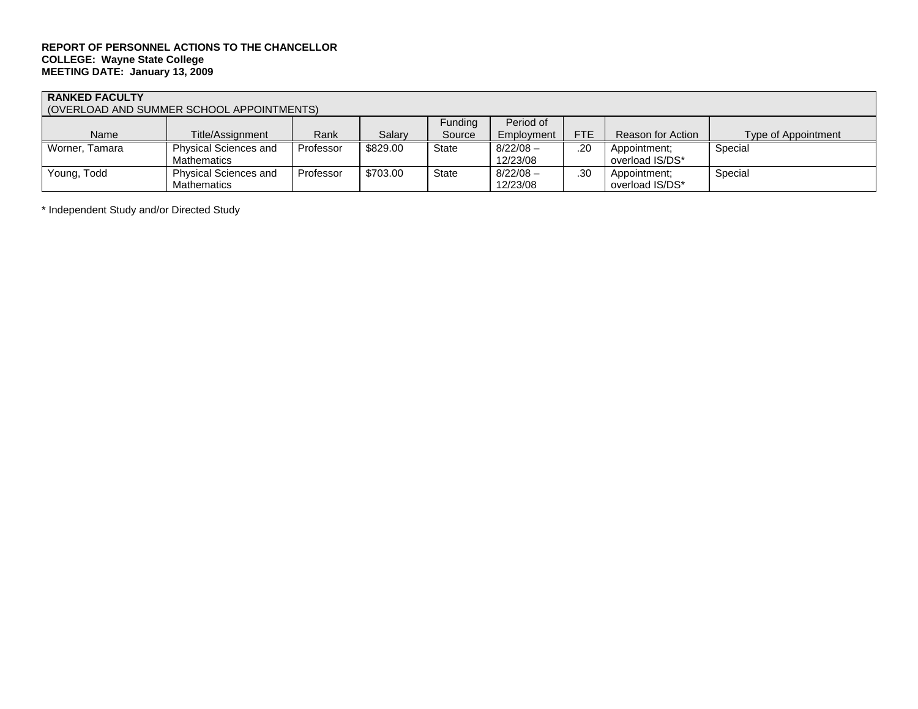**REPORT OF PERSONNEL ACTIONS TO THE CHANCELLOR**
**COLLEGE: Wayne State College**
**MEETING DATE: January 13, 2009**

| **RANKED FACULTY** (OVERLOAD AND SUMMER SCHOOL APPOINTMENTS) | | | | | | | | |
|---|---|---|---|---|---|---|---|---|
| Name | Title/Assignment | Rank | Salary | Funding Source | Period of Employment | FTE | Reason for Action | Type of Appointment |
| Worner, Tamara | Physical Sciences and Mathematics | Professor | $829.00 | State | 8/22/08 – 12/23/08 | .20 | Appointment; overload IS/DS* | Special |
| Young, Todd | Physical Sciences and Mathematics | Professor | $703.00 | State | 8/22/08 – 12/23/08 | .30 | Appointment; overload IS/DS* | Special |

* Independent Study and/or Directed Study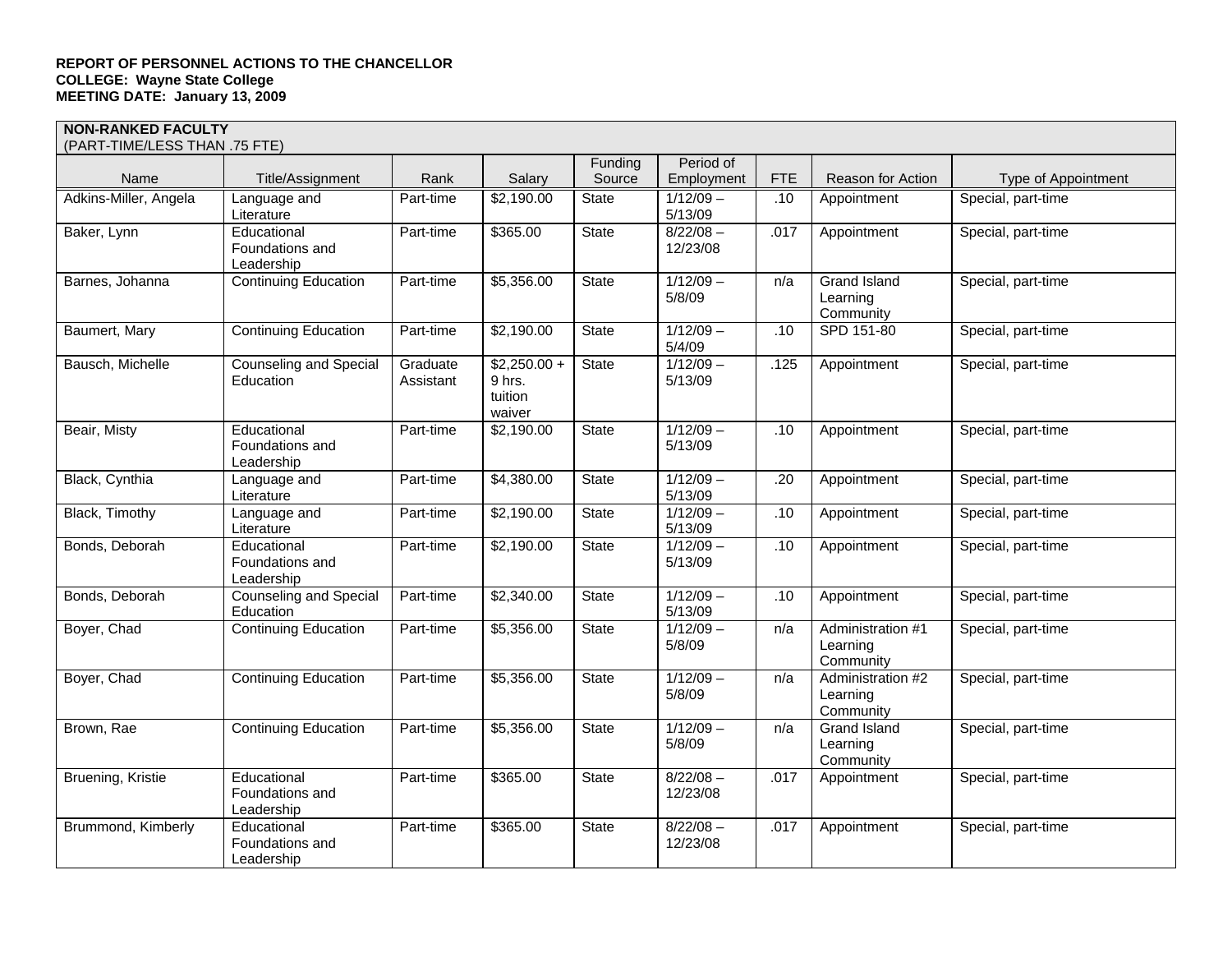**REPORT OF PERSONNEL ACTIONS TO THE CHANCELLOR**
**COLLEGE: Wayne State College**
**MEETING DATE: January 13, 2009**

**NON-RANKED FACULTY**
(PART-TIME/LESS THAN .75 FTE)

| Name | Title/Assignment | Rank | Salary | Funding Source | Period of Employment | FTE | Reason for Action | Type of Appointment |
|---|---|---|---|---|---|---|---|---|
| Adkins-Miller, Angela | Language and Literature | Part-time | $2,190.00 | State | 1/12/09 – 5/13/09 | .10 | Appointment | Special, part-time |
| Baker, Lynn | Educational Foundations and Leadership | Part-time | $365.00 | State | 8/22/08 – 12/23/08 | .017 | Appointment | Special, part-time |
| Barnes, Johanna | Continuing Education | Part-time | $5,356.00 | State | 1/12/09 – 5/8/09 | n/a | Grand Island Learning Community | Special, part-time |
| Baumert, Mary | Continuing Education | Part-time | $2,190.00 | State | 1/12/09 – 5/4/09 | .10 | SPD 151-80 | Special, part-time |
| Bausch, Michelle | Counseling and Special Education | Graduate Assistant | $2,250.00 + 9 hrs. tuition waiver | State | 1/12/09 – 5/13/09 | .125 | Appointment | Special, part-time |
| Beair, Misty | Educational Foundations and Leadership | Part-time | $2,190.00 | State | 1/12/09 – 5/13/09 | .10 | Appointment | Special, part-time |
| Black, Cynthia | Language and Literature | Part-time | $4,380.00 | State | 1/12/09 – 5/13/09 | .20 | Appointment | Special, part-time |
| Black, Timothy | Language and Literature | Part-time | $2,190.00 | State | 1/12/09 – 5/13/09 | .10 | Appointment | Special, part-time |
| Bonds, Deborah | Educational Foundations and Leadership | Part-time | $2,190.00 | State | 1/12/09 – 5/13/09 | .10 | Appointment | Special, part-time |
| Bonds, Deborah | Counseling and Special Education | Part-time | $2,340.00 | State | 1/12/09 – 5/13/09 | .10 | Appointment | Special, part-time |
| Boyer, Chad | Continuing Education | Part-time | $5,356.00 | State | 1/12/09 – 5/8/09 | n/a | Administration #1 Learning Community | Special, part-time |
| Boyer, Chad | Continuing Education | Part-time | $5,356.00 | State | 1/12/09 – 5/8/09 | n/a | Administration #2 Learning Community | Special, part-time |
| Brown, Rae | Continuing Education | Part-time | $5,356.00 | State | 1/12/09 – 5/8/09 | n/a | Grand Island Learning Community | Special, part-time |
| Bruening, Kristie | Educational Foundations and Leadership | Part-time | $365.00 | State | 8/22/08 – 12/23/08 | .017 | Appointment | Special, part-time |
| Brummond, Kimberly | Educational Foundations and Leadership | Part-time | $365.00 | State | 8/22/08 – 12/23/08 | .017 | Appointment | Special, part-time |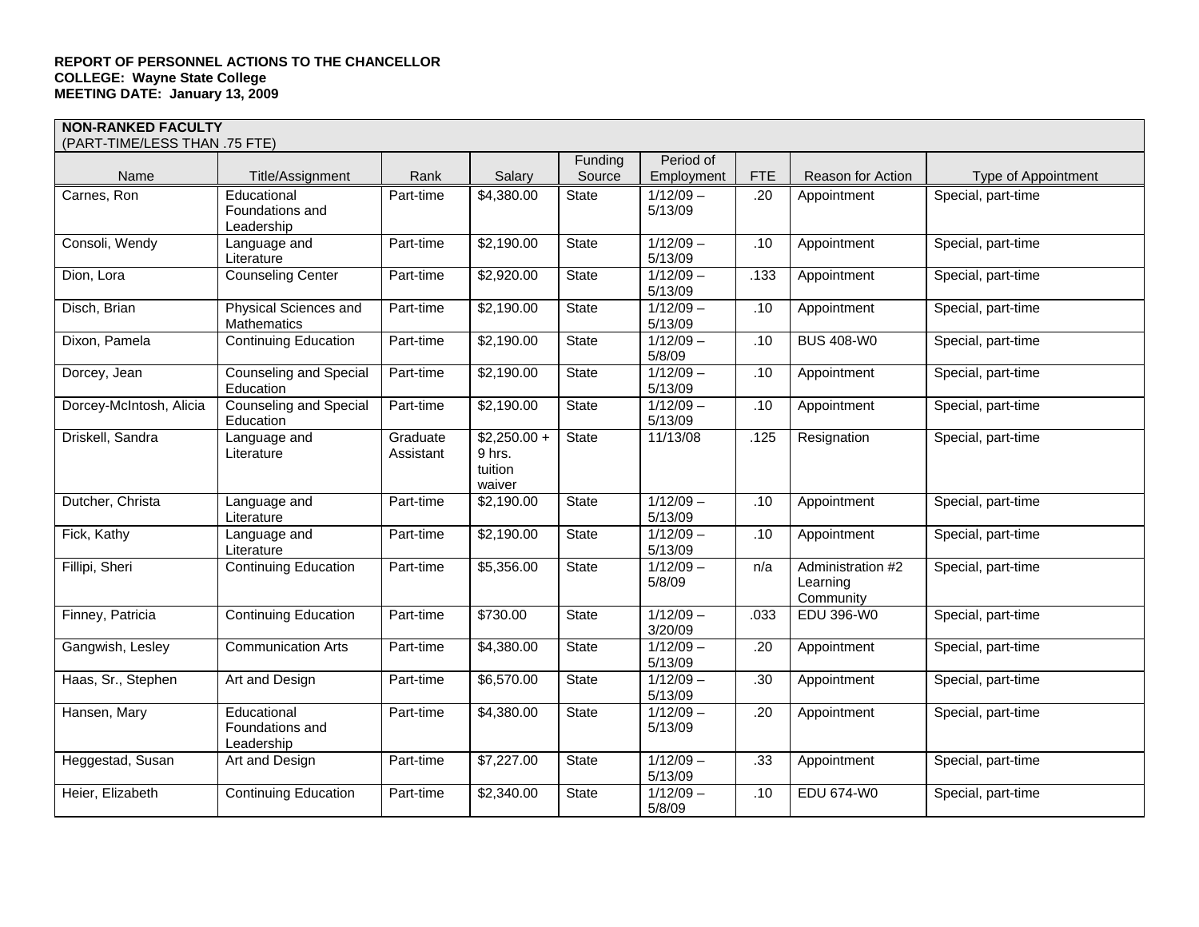**REPORT OF PERSONNEL ACTIONS TO THE CHANCELLOR**
**COLLEGE: Wayne State College**
**MEETING DATE: January 13, 2009**

**NON-RANKED FACULTY**
(PART-TIME/LESS THAN .75 FTE)

| Name | Title/Assignment | Rank | Salary | Funding Source | Period of Employment | FTE | Reason for Action | Type of Appointment |
|---|---|---|---|---|---|---|---|---|
| Carnes, Ron | Educational Foundations and Leadership | Part-time | $4,380.00 | State | 1/12/09 – 5/13/09 | .20 | Appointment | Special, part-time |
| Consoli, Wendy | Language and Literature | Part-time | $2,190.00 | State | 1/12/09 – 5/13/09 | .10 | Appointment | Special, part-time |
| Dion, Lora | Counseling Center | Part-time | $2,920.00 | State | 1/12/09 – 5/13/09 | .133 | Appointment | Special, part-time |
| Disch, Brian | Physical Sciences and Mathematics | Part-time | $2,190.00 | State | 1/12/09 – 5/13/09 | .10 | Appointment | Special, part-time |
| Dixon, Pamela | Continuing Education | Part-time | $2,190.00 | State | 1/12/09 – 5/8/09 | .10 | BUS 408-W0 | Special, part-time |
| Dorcey, Jean | Counseling and Special Education | Part-time | $2,190.00 | State | 1/12/09 – 5/13/09 | .10 | Appointment | Special, part-time |
| Dorcey-McIntosh, Alicia | Counseling and Special Education | Part-time | $2,190.00 | State | 1/12/09 – 5/13/09 | .10 | Appointment | Special, part-time |
| Driskell, Sandra | Language and Literature | Graduate Assistant | $2,250.00 + 9 hrs. tuition waiver | State | 11/13/08 | .125 | Resignation | Special, part-time |
| Dutcher, Christa | Language and Literature | Part-time | $2,190.00 | State | 1/12/09 – 5/13/09 | .10 | Appointment | Special, part-time |
| Fick, Kathy | Language and Literature | Part-time | $2,190.00 | State | 1/12/09 – 5/13/09 | .10 | Appointment | Special, part-time |
| Fillipi, Sheri | Continuing Education | Part-time | $5,356.00 | State | 1/12/09 – 5/8/09 | n/a | Administration #2 Learning Community | Special, part-time |
| Finney, Patricia | Continuing Education | Part-time | $730.00 | State | 1/12/09 – 3/20/09 | .033 | EDU 396-W0 | Special, part-time |
| Gangwish, Lesley | Communication Arts | Part-time | $4,380.00 | State | 1/12/09 – 5/13/09 | .20 | Appointment | Special, part-time |
| Haas, Sr., Stephen | Art and Design | Part-time | $6,570.00 | State | 1/12/09 – 5/13/09 | .30 | Appointment | Special, part-time |
| Hansen, Mary | Educational Foundations and Leadership | Part-time | $4,380.00 | State | 1/12/09 – 5/13/09 | .20 | Appointment | Special, part-time |
| Heggestad, Susan | Art and Design | Part-time | $7,227.00 | State | 1/12/09 – 5/13/09 | .33 | Appointment | Special, part-time |
| Heier, Elizabeth | Continuing Education | Part-time | $2,340.00 | State | 1/12/09 – 5/8/09 | .10 | EDU 674-W0 | Special, part-time |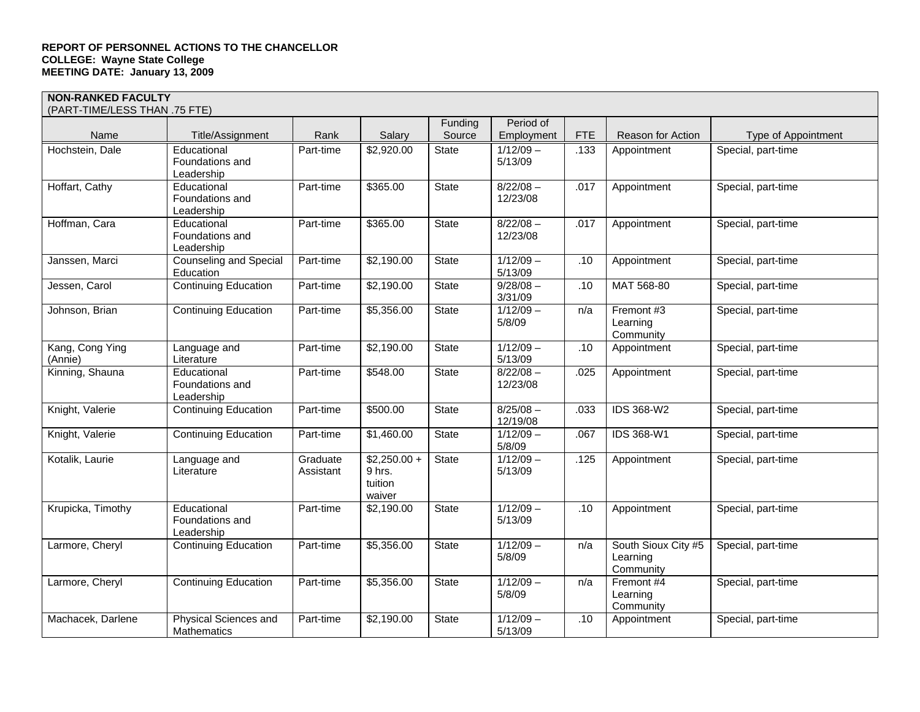**REPORT OF PERSONNEL ACTIONS TO THE CHANCELLOR**
**COLLEGE: Wayne State College**
**MEETING DATE: January 13, 2009**

**NON-RANKED FACULTY**
(PART-TIME/LESS THAN .75 FTE)

| Name | Title/Assignment | Rank | Salary | Funding Source | Period of Employment | FTE | Reason for Action | Type of Appointment |
|---|---|---|---|---|---|---|---|---|
| Hochstein, Dale | Educational Foundations and Leadership | Part-time | $2,920.00 | State | 1/12/09 – 5/13/09 | .133 | Appointment | Special, part-time |
| Hoffart, Cathy | Educational Foundations and Leadership | Part-time | $365.00 | State | 8/22/08 – 12/23/08 | .017 | Appointment | Special, part-time |
| Hoffman, Cara | Educational Foundations and Leadership | Part-time | $365.00 | State | 8/22/08 – 12/23/08 | .017 | Appointment | Special, part-time |
| Janssen, Marci | Counseling and Special Education | Part-time | $2,190.00 | State | 1/12/09 – 5/13/09 | .10 | Appointment | Special, part-time |
| Jessen, Carol | Continuing Education | Part-time | $2,190.00 | State | 9/28/08 – 3/31/09 | .10 | MAT 568-80 | Special, part-time |
| Johnson, Brian | Continuing Education | Part-time | $5,356.00 | State | 1/12/09 – 5/8/09 | n/a | Fremont #3 Learning Community | Special, part-time |
| Kang, Cong Ying (Annie) | Language and Literature | Part-time | $2,190.00 | State | 1/12/09 – 5/13/09 | .10 | Appointment | Special, part-time |
| Kinning, Shauna | Educational Foundations and Leadership | Part-time | $548.00 | State | 8/22/08 – 12/23/08 | .025 | Appointment | Special, part-time |
| Knight, Valerie | Continuing Education | Part-time | $500.00 | State | 8/25/08 – 12/19/08 | .033 | IDS 368-W2 | Special, part-time |
| Knight, Valerie | Continuing Education | Part-time | $1,460.00 | State | 1/12/09 – 5/8/09 | .067 | IDS 368-W1 | Special, part-time |
| Kotalik, Laurie | Language and Literature | Graduate Assistant | $2,250.00 + 9 hrs. tuition waiver | State | 1/12/09 – 5/13/09 | .125 | Appointment | Special, part-time |
| Krupicka, Timothy | Educational Foundations and Leadership | Part-time | $2,190.00 | State | 1/12/09 – 5/13/09 | .10 | Appointment | Special, part-time |
| Larmore, Cheryl | Continuing Education | Part-time | $5,356.00 | State | 1/12/09 – 5/8/09 | n/a | South Sioux City #5 Learning Community | Special, part-time |
| Larmore, Cheryl | Continuing Education | Part-time | $5,356.00 | State | 1/12/09 – 5/8/09 | n/a | Fremont #4 Learning Community | Special, part-time |
| Machacek, Darlene | Physical Sciences and Mathematics | Part-time | $2,190.00 | State | 1/12/09 – 5/13/09 | .10 | Appointment | Special, part-time |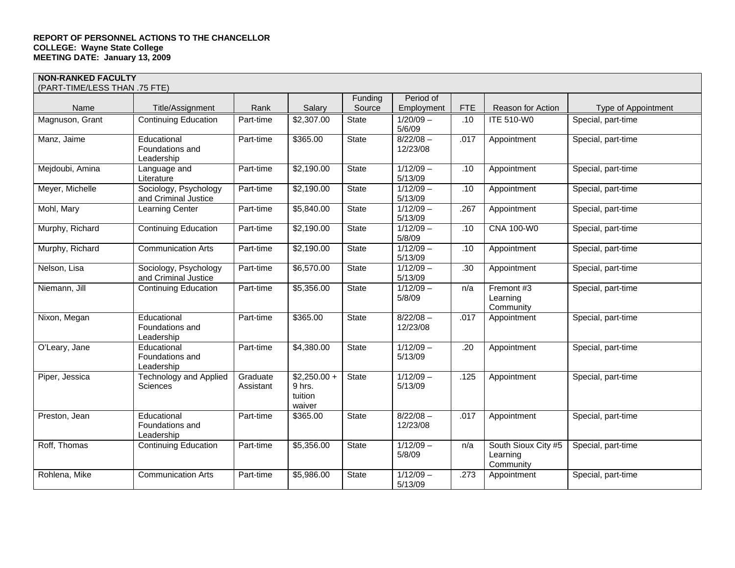**REPORT OF PERSONNEL ACTIONS TO THE CHANCELLOR**
**COLLEGE: Wayne State College**
**MEETING DATE: January 13, 2009**

**NON-RANKED FACULTY**
(PART-TIME/LESS THAN .75 FTE)

| Name | Title/Assignment | Rank | Salary | Funding Source | Period of Employment | FTE | Reason for Action | Type of Appointment |
|---|---|---|---|---|---|---|---|---|
| Magnuson, Grant | Continuing Education | Part-time | $2,307.00 | State | 1/20/09 – 5/6/09 | .10 | ITE 510-W0 | Special, part-time |
| Manz, Jaime | Educational Foundations and Leadership | Part-time | $365.00 | State | 8/22/08 – 12/23/08 | .017 | Appointment | Special, part-time |
| Mejdoubi, Amina | Language and Literature | Part-time | $2,190.00 | State | 1/12/09 – 5/13/09 | .10 | Appointment | Special, part-time |
| Meyer, Michelle | Sociology, Psychology and Criminal Justice | Part-time | $2,190.00 | State | 1/12/09 – 5/13/09 | .10 | Appointment | Special, part-time |
| Mohl, Mary | Learning Center | Part-time | $5,840.00 | State | 1/12/09 – 5/13/09 | .267 | Appointment | Special, part-time |
| Murphy, Richard | Continuing Education | Part-time | $2,190.00 | State | 1/12/09 – 5/8/09 | .10 | CNA 100-W0 | Special, part-time |
| Murphy, Richard | Communication Arts | Part-time | $2,190.00 | State | 1/12/09 – 5/13/09 | .10 | Appointment | Special, part-time |
| Nelson, Lisa | Sociology, Psychology and Criminal Justice | Part-time | $6,570.00 | State | 1/12/09 – 5/13/09 | .30 | Appointment | Special, part-time |
| Niemann, Jill | Continuing Education | Part-time | $5,356.00 | State | 1/12/09 – 5/8/09 | n/a | Fremont #3 Learning Community | Special, part-time |
| Nixon, Megan | Educational Foundations and Leadership | Part-time | $365.00 | State | 8/22/08 – 12/23/08 | .017 | Appointment | Special, part-time |
| O'Leary, Jane | Educational Foundations and Leadership | Part-time | $4,380.00 | State | 1/12/09 – 5/13/09 | .20 | Appointment | Special, part-time |
| Piper, Jessica | Technology and Applied Sciences | Graduate Assistant | $2,250.00 + 9 hrs. tuition waiver | State | 1/12/09 – 5/13/09 | .125 | Appointment | Special, part-time |
| Preston, Jean | Educational Foundations and Leadership | Part-time | $365.00 | State | 8/22/08 – 12/23/08 | .017 | Appointment | Special, part-time |
| Roff, Thomas | Continuing Education | Part-time | $5,356.00 | State | 1/12/09 – 5/8/09 | n/a | South Sioux City #5 Learning Community | Special, part-time |
| Rohlena, Mike | Communication Arts | Part-time | $5,986.00 | State | 1/12/09 – 5/13/09 | .273 | Appointment | Special, part-time |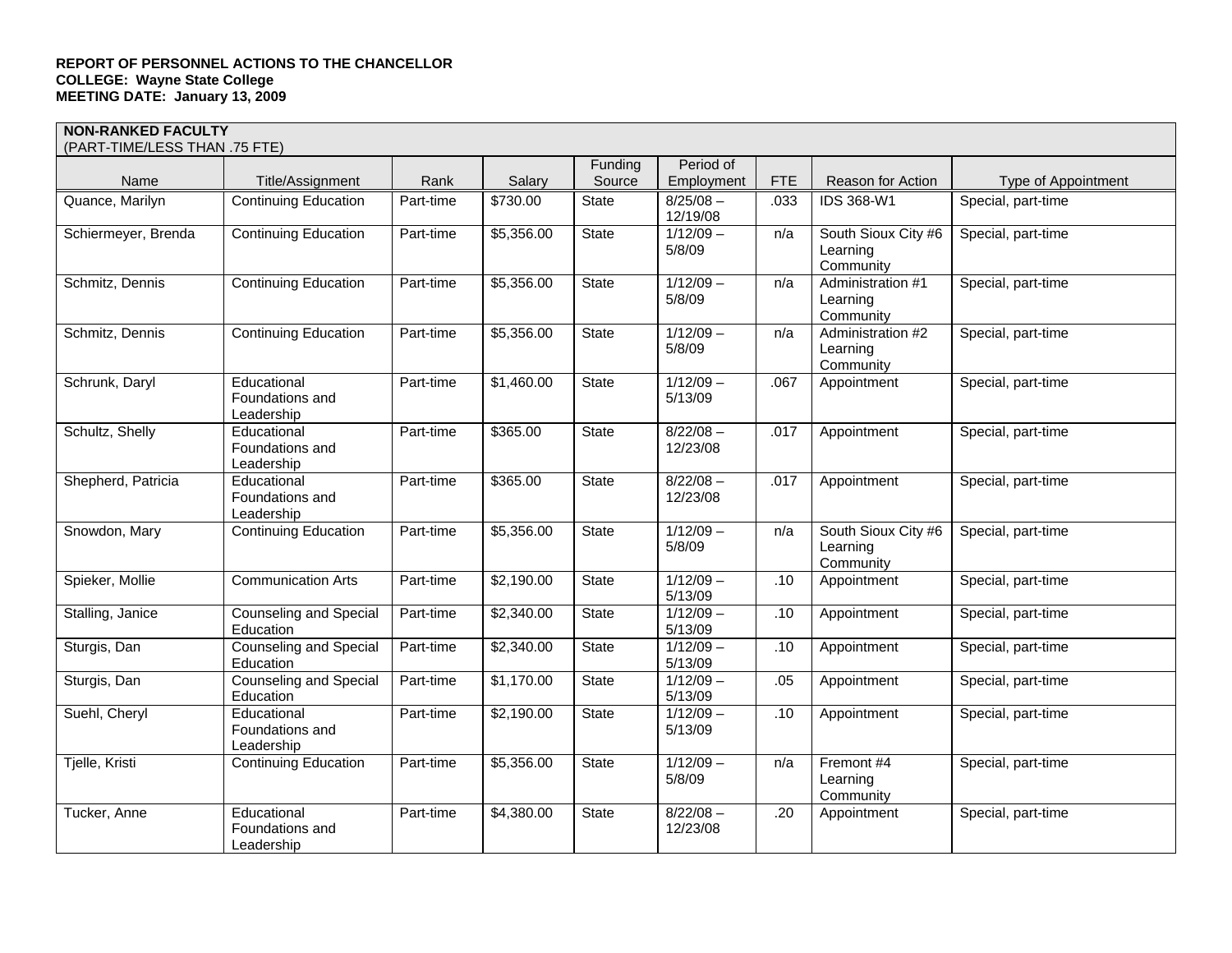**REPORT OF PERSONNEL ACTIONS TO THE CHANCELLOR**
**COLLEGE: Wayne State College**
**MEETING DATE: January 13, 2009**

**NON-RANKED FACULTY**
(PART-TIME/LESS THAN .75 FTE)

| Name | Title/Assignment | Rank | Salary | Funding Source | Period of Employment | FTE | Reason for Action | Type of Appointment |
|---|---|---|---|---|---|---|---|---|
| Quance, Marilyn | Continuing Education | Part-time | $730.00 | State | 8/25/08 – 12/19/08 | .033 | IDS 368-W1 | Special, part-time |
| Schiermeyer, Brenda | Continuing Education | Part-time | $5,356.00 | State | 1/12/09 – 5/8/09 | n/a | South Sioux City #6 Learning Community | Special, part-time |
| Schmitz, Dennis | Continuing Education | Part-time | $5,356.00 | State | 1/12/09 – 5/8/09 | n/a | Administration #1 Learning Community | Special, part-time |
| Schmitz, Dennis | Continuing Education | Part-time | $5,356.00 | State | 1/12/09 – 5/8/09 | n/a | Administration #2 Learning Community | Special, part-time |
| Schrunk, Daryl | Educational Foundations and Leadership | Part-time | $1,460.00 | State | 1/12/09 – 5/13/09 | .067 | Appointment | Special, part-time |
| Schultz, Shelly | Educational Foundations and Leadership | Part-time | $365.00 | State | 8/22/08 – 12/23/08 | .017 | Appointment | Special, part-time |
| Shepherd, Patricia | Educational Foundations and Leadership | Part-time | $365.00 | State | 8/22/08 – 12/23/08 | .017 | Appointment | Special, part-time |
| Snowdon, Mary | Continuing Education | Part-time | $5,356.00 | State | 1/12/09 – 5/8/09 | n/a | South Sioux City #6 Learning Community | Special, part-time |
| Spieker, Mollie | Communication Arts | Part-time | $2,190.00 | State | 1/12/09 – 5/13/09 | .10 | Appointment | Special, part-time |
| Stalling, Janice | Counseling and Special Education | Part-time | $2,340.00 | State | 1/12/09 – 5/13/09 | .10 | Appointment | Special, part-time |
| Sturgis, Dan | Counseling and Special Education | Part-time | $2,340.00 | State | 1/12/09 – 5/13/09 | .10 | Appointment | Special, part-time |
| Sturgis, Dan | Counseling and Special Education | Part-time | $1,170.00 | State | 1/12/09 – 5/13/09 | .05 | Appointment | Special, part-time |
| Suehl, Cheryl | Educational Foundations and Leadership | Part-time | $2,190.00 | State | 1/12/09 – 5/13/09 | .10 | Appointment | Special, part-time |
| Tjelle, Kristi | Continuing Education | Part-time | $5,356.00 | State | 1/12/09 – 5/8/09 | n/a | Fremont #4 Learning Community | Special, part-time |
| Tucker, Anne | Educational Foundations and Leadership | Part-time | $4,380.00 | State | 8/22/08 – 12/23/08 | .20 | Appointment | Special, part-time |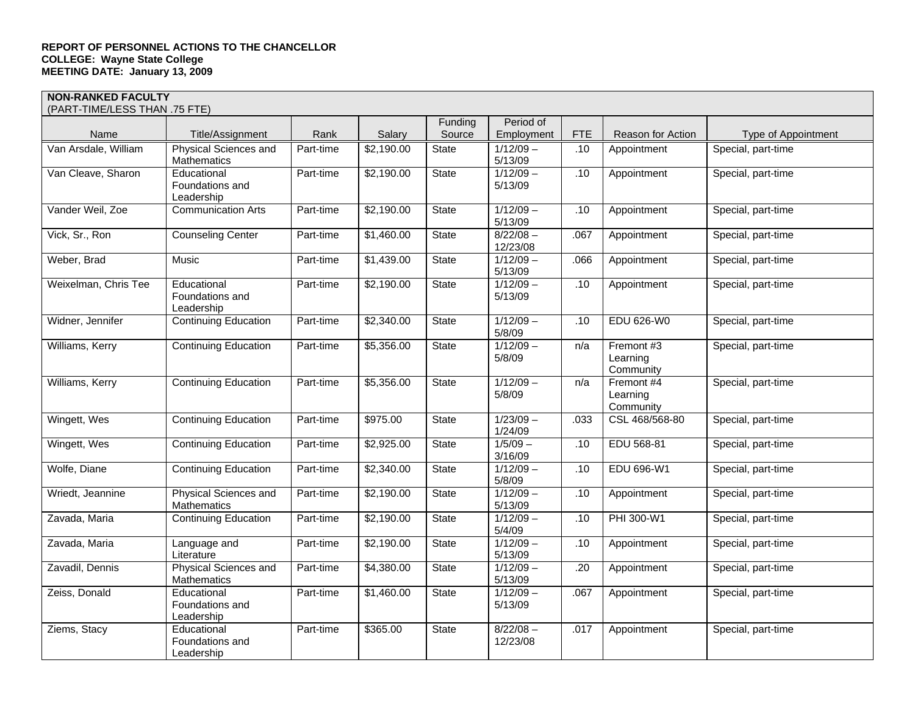**REPORT OF PERSONNEL ACTIONS TO THE CHANCELLOR**
**COLLEGE: Wayne State College**
**MEETING DATE: January 13, 2009**

**NON-RANKED FACULTY**
(PART-TIME/LESS THAN .75 FTE)

| Name | Title/Assignment | Rank | Salary | Funding Source | Period of Employment | FTE | Reason for Action | Type of Appointment |
|---|---|---|---|---|---|---|---|---|
| Van Arsdale, William | Physical Sciences and Mathematics | Part-time | $2,190.00 | State | 1/12/09 – 5/13/09 | .10 | Appointment | Special, part-time |
| Van Cleave, Sharon | Educational Foundations and Leadership | Part-time | $2,190.00 | State | 1/12/09 – 5/13/09 | .10 | Appointment | Special, part-time |
| Vander Weil, Zoe | Communication Arts | Part-time | $2,190.00 | State | 1/12/09 – 5/13/09 | .10 | Appointment | Special, part-time |
| Vick, Sr., Ron | Counseling Center | Part-time | $1,460.00 | State | 8/22/08 – 12/23/08 | .067 | Appointment | Special, part-time |
| Weber, Brad | Music | Part-time | $1,439.00 | State | 1/12/09 – 5/13/09 | .066 | Appointment | Special, part-time |
| Weixelman, Chris Tee | Educational Foundations and Leadership | Part-time | $2,190.00 | State | 1/12/09 – 5/13/09 | .10 | Appointment | Special, part-time |
| Widner, Jennifer | Continuing Education | Part-time | $2,340.00 | State | 1/12/09 – 5/8/09 | .10 | EDU 626-W0 | Special, part-time |
| Williams, Kerry | Continuing Education | Part-time | $5,356.00 | State | 1/12/09 – 5/8/09 | n/a | Fremont #3 Learning Community | Special, part-time |
| Williams, Kerry | Continuing Education | Part-time | $5,356.00 | State | 1/12/09 – 5/8/09 | n/a | Fremont #4 Learning Community | Special, part-time |
| Wingett, Wes | Continuing Education | Part-time | $975.00 | State | 1/23/09 – 1/24/09 | .033 | CSL 468/568-80 | Special, part-time |
| Wingett, Wes | Continuing Education | Part-time | $2,925.00 | State | 1/5/09 – 3/16/09 | .10 | EDU 568-81 | Special, part-time |
| Wolfe, Diane | Continuing Education | Part-time | $2,340.00 | State | 1/12/09 – 5/8/09 | .10 | EDU 696-W1 | Special, part-time |
| Wriedt, Jeannine | Physical Sciences and Mathematics | Part-time | $2,190.00 | State | 1/12/09 – 5/13/09 | .10 | Appointment | Special, part-time |
| Zavada, Maria | Continuing Education | Part-time | $2,190.00 | State | 1/12/09 – 5/4/09 | .10 | PHI 300-W1 | Special, part-time |
| Zavada, Maria | Language and Literature | Part-time | $2,190.00 | State | 1/12/09 – 5/13/09 | .10 | Appointment | Special, part-time |
| Zavadil, Dennis | Physical Sciences and Mathematics | Part-time | $4,380.00 | State | 1/12/09 – 5/13/09 | .20 | Appointment | Special, part-time |
| Zeiss, Donald | Educational Foundations and Leadership | Part-time | $1,460.00 | State | 1/12/09 – 5/13/09 | .067 | Appointment | Special, part-time |
| Ziems, Stacy | Educational Foundations and Leadership | Part-time | $365.00 | State | 8/22/08 – 12/23/08 | .017 | Appointment | Special, part-time |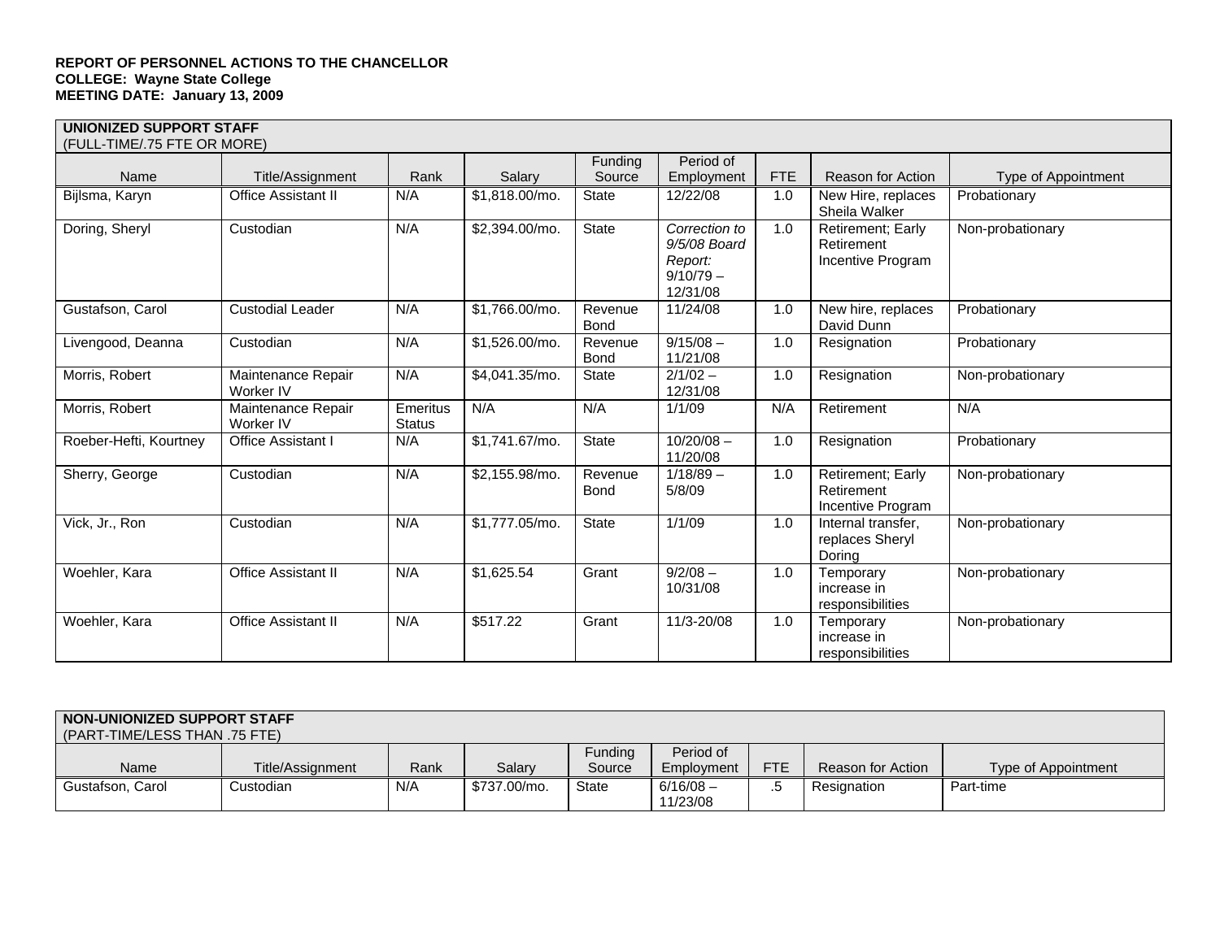**REPORT OF PERSONNEL ACTIONS TO THE CHANCELLOR**
**COLLEGE: Wayne State College**
**MEETING DATE: January 13, 2009**

**UNIONIZED SUPPORT STAFF**
(FULL-TIME/.75 FTE OR MORE)

| Name | Title/Assignment | Rank | Salary | Funding Source | Period of Employment | FTE | Reason for Action | Type of Appointment |
|---|---|---|---|---|---|---|---|---|
| Bijlsma, Karyn | Office Assistant II | N/A | $1,818.00/mo. | State | 12/22/08 | 1.0 | New Hire, replaces Sheila Walker | Probationary |
| Doring, Sheryl | Custodian | N/A | $2,394.00/mo. | State | *Correction to 9/5/08 Board Report:* 9/10/79 – 12/31/08 | 1.0 | Retirement; Early Retirement Incentive Program | Non-probationary |
| Gustafson, Carol | Custodial Leader | N/A | $1,766.00/mo. | Revenue Bond | 11/24/08 | 1.0 | New hire, replaces David Dunn | Probationary |
| Livengood, Deanna | Custodian | N/A | $1,526.00/mo. | Revenue Bond | 9/15/08 – 11/21/08 | 1.0 | Resignation | Probationary |
| Morris, Robert | Maintenance Repair Worker IV | N/A | $4,041.35/mo. | State | 2/1/02 – 12/31/08 | 1.0 | Resignation | Non-probationary |
| Morris, Robert | Maintenance Repair Worker IV | Emeritus Status | N/A | N/A | 1/1/09 | N/A | Retirement | N/A |
| Roeber-Hefti, Kourtney | Office Assistant I | N/A | $1,741.67/mo. | State | 10/20/08 – 11/20/08 | 1.0 | Resignation | Probationary |
| Sherry, George | Custodian | N/A | $2,155.98/mo. | Revenue Bond | 1/18/89 – 5/8/09 | 1.0 | Retirement; Early Retirement Incentive Program | Non-probationary |
| Vick, Jr., Ron | Custodian | N/A | $1,777.05/mo. | State | 1/1/09 | 1.0 | Internal transfer, replaces Sheryl Doring | Non-probationary |
| Woehler, Kara | Office Assistant II | N/A | $1,625.54 | Grant | 9/2/08 – 10/31/08 | 1.0 | Temporary increase in responsibilities | Non-probationary |
| Woehler, Kara | Office Assistant II | N/A | $517.22 | Grant | 11/3-20/08 | 1.0 | Temporary increase in responsibilities | Non-probationary |

**NON-UNIONIZED SUPPORT STAFF**
(PART-TIME/LESS THAN .75 FTE)

| Name | Title/Assignment | Rank | Salary | Funding Source | Period of Employment | FTE | Reason for Action | Type of Appointment |
|---|---|---|---|---|---|---|---|---|
| Gustafson, Carol | Custodian | N/A | $737.00/mo. | State | 6/16/08 – 11/23/08 | .5 | Resignation | Part-time |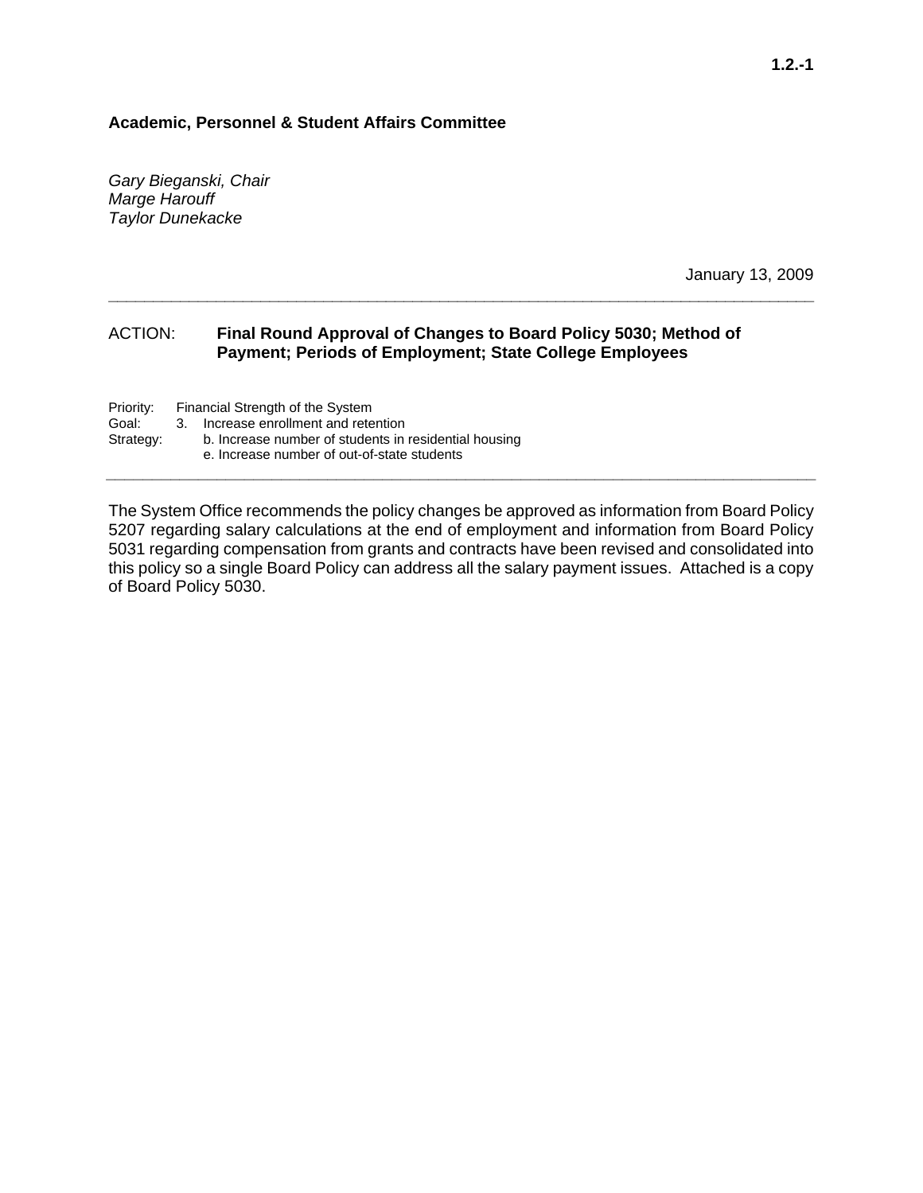**1.2.-1**

**Academic, Personnel & Student Affairs Committee**

*Gary Bieganski, Chair*
*Marge Harouff*
*Taylor Dunekacke*

January 13, 2009

---

ACTION: **Final Round Approval of Changes to Board Policy 5030; Method of Payment; Periods of Employment; State College Employees**

Priority: Financial Strength of the System
Goal: 3. Increase enrollment and retention
Strategy: b. Increase number of students in residential housing
e. Increase number of out-of-state students

---

The System Office recommends the policy changes be approved as information from Board Policy 5207 regarding salary calculations at the end of employment and information from Board Policy 5031 regarding compensation from grants and contracts have been revised and consolidated into this policy so a single Board Policy can address all the salary payment issues. Attached is a copy of Board Policy 5030.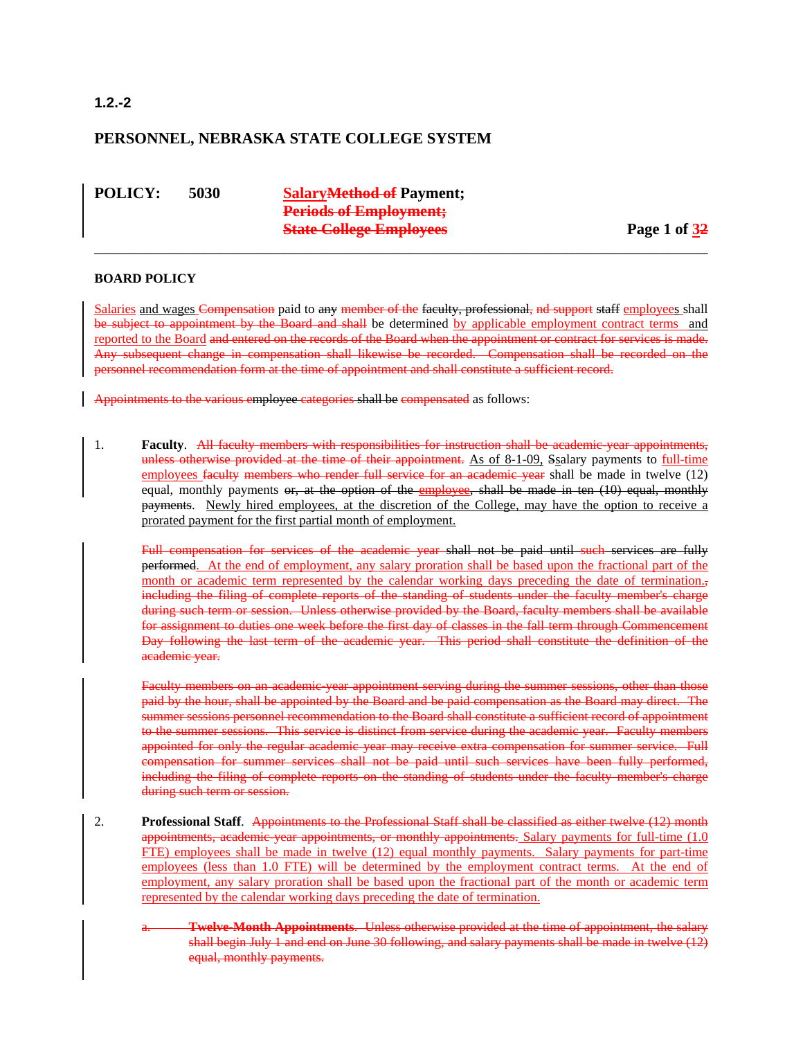1.2.-2

**PERSONNEL, NEBRASKA STATE COLLEGE SYSTEM**

**POLICY: 5030** **Salary~~Method of~~ Payment;**
**~~Periods of Employment;~~**
**~~State College Employees~~**

---

**BOARD POLICY**

Salaries and wages ~~Compensation~~ paid to ~~any~~ ~~member of the~~ ~~faculty, professional,~~ ~~nd support~~ ~~staff~~ employees shall ~~be subject to appointment by the Board and shall~~ be determined by applicable employment contract terms and reported to the Board ~~and entered on the records of the Board when the appointment or contract for services is made. Any subsequent change in compensation shall likewise be recorded. Compensation shall be recorded on the personnel recommendation form at the time of appointment and shall constitute a sufficient record.~~

~~Appointments to the various employee categories shall be compensated~~ as follows:

1. **Faculty**. ~~All faculty members with responsibilities for instruction shall be academic-year appointments, unless otherwise provided at the time of their appointment.~~ As of 8-1-09, ~~S~~salary payments to full-time employees ~~faculty~~ ~~members who render full service for an academic year~~ shall be made in twelve (12) equal, monthly payments ~~or, at the option of the employee, shall be made in ten (10) equal, monthly payments~~. Newly hired employees, at the discretion of the College, may have the option to receive a prorated payment for the first partial month of employment.

   ~~Full compensation for services of the academic year shall not be paid until such services are fully performed~~. At the end of employment, any salary proration shall be based upon the fractional part of the month or academic term represented by the calendar working days preceding the date of termination.~~, including the filing of complete reports of the standing of students under the faculty member's charge during such term or session. Unless otherwise provided by the Board, faculty members shall be available for assignment to duties one week before the first day of classes in the fall term through Commencement Day following the last term of the academic year. This period shall constitute the definition of the academic year.~~

   ~~Faculty members on an academic-year appointment serving during the summer sessions, other than those paid by the hour, shall be appointed by the Board and be paid compensation as the Board may direct. The summer sessions personnel recommendation to the Board shall constitute a sufficient record of appointment to the summer sessions. This service is distinct from service during the academic year. Faculty members appointed for only the regular academic year may receive extra compensation for summer service. Full compensation for summer services shall not be paid until such services have been fully performed, including the filing of complete reports on the standing of students under the faculty member's charge during such term or session.~~

2. **Professional Staff**. ~~Appointments to the Professional Staff shall be classified as either twelve (12) month appointments, academic-year appointments, or monthly appointments.~~ Salary payments for full-time (1.0 FTE) employees shall be made in twelve (12) equal monthly payments. Salary payments for part-time employees (less than 1.0 FTE) will be determined by the employment contract terms. At the end of employment, any salary proration shall be based upon the fractional part of the month or academic term represented by the calendar working days preceding the date of termination.

   ~~a. **Twelve-Month Appointments**. Unless otherwise provided at the time of appointment, the salary shall begin July 1 and end on June 30 following, and salary payments shall be made in twelve (12) equal, monthly payments.~~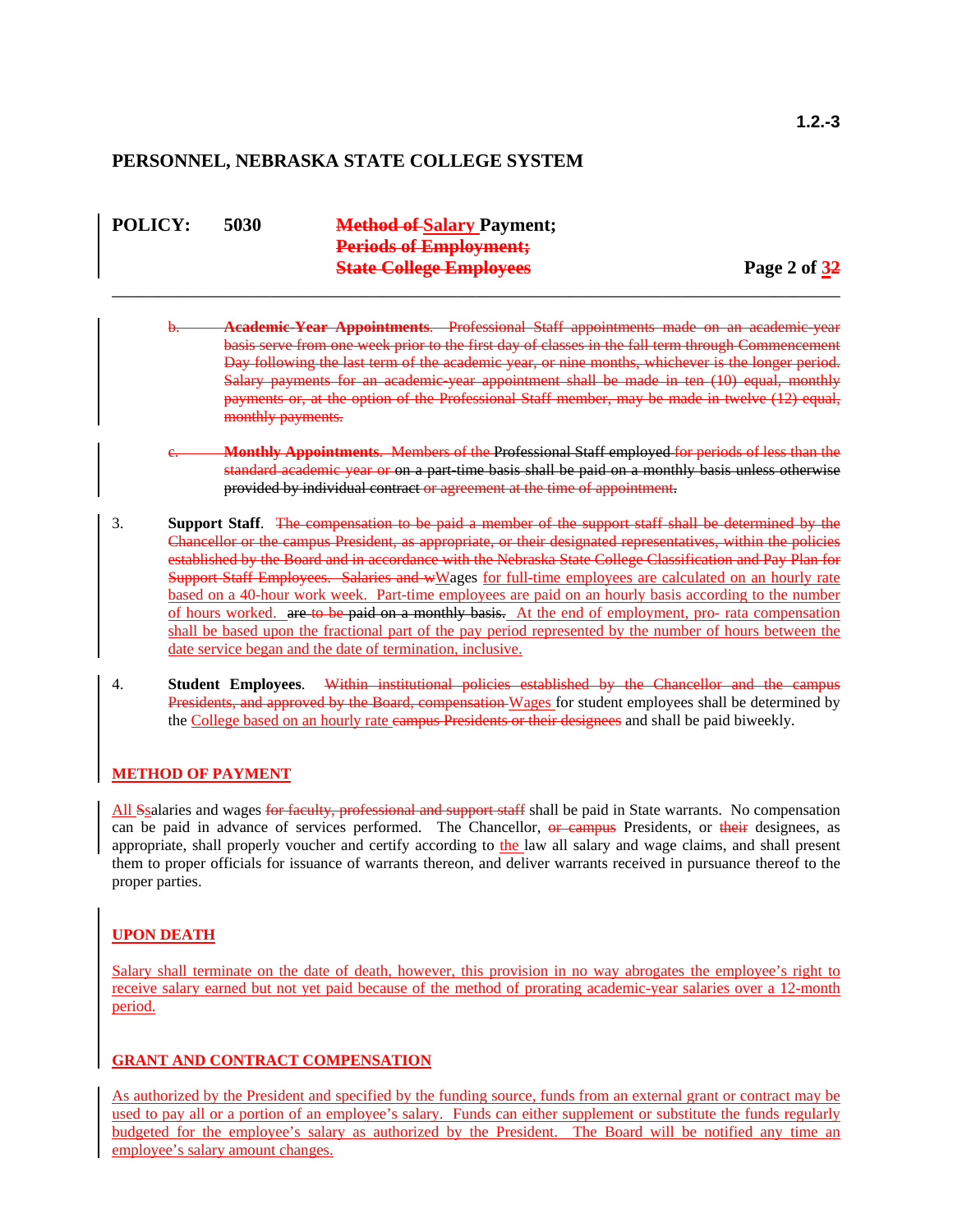# PERSONNEL, NEBRASKA STATE COLLEGE SYSTEM

**POLICY: 5030 ~~Method of~~ Salary Payment; ~~Periods of Employment; State College Employees~~**

~~b. **Academic-Year Appointments**. Professional Staff appointments made on an academic-year basis serve from one week prior to the first day of classes in the fall term through Commencement Day following the last term of the academic year, or nine months, whichever is the longer period. Salary payments for an academic-year appointment shall be made in ten (10) equal, monthly payments or, at the option of the Professional Staff member, may be made in twelve (12) equal, monthly payments.~~

~~c. **Monthly Appointments**. Members of the~~ Professional Staff employed ~~for periods of less than the standard academic year or~~ on a part-time basis shall be paid on a monthly basis unless otherwise provided by individual contract ~~or agreement at the time of appointment~~.

3. **Support Staff**. ~~The compensation to be paid a member of the support staff shall be determined by the Chancellor or the campus President, as appropriate, or their designated representatives, within the policies established by the Board and in accordance with the Nebraska State College Classification and Pay Plan for Support Staff Employees. Salaries and w~~Wages for full-time employees are calculated on an hourly rate based on a 40-hour work week. Part-time employees are paid on an hourly basis according to the number of hours worked. ~~are to be paid on a monthly basis.~~ At the end of employment, pro- rata compensation shall be based upon the fractional part of the pay period represented by the number of hours between the date service began and the date of termination, inclusive.

4. **Student Employees**. ~~Within institutional policies established by the Chancellor and the campus Presidents, and approved by the Board, compensation~~ Wages for student employees shall be determined by the College based on an hourly rate ~~campus Presidents or their designees~~ and shall be paid biweekly.

## METHOD OF PAYMENT

All ~~S~~salaries and wages ~~for faculty, professional and support staff~~ shall be paid in State warrants. No compensation can be paid in advance of services performed. The Chancellor, ~~or campus~~ Presidents, or ~~their~~ designees, as appropriate, shall properly voucher and certify according to the law all salary and wage claims, and shall present them to proper officials for issuance of warrants thereon, and deliver warrants received in pursuance thereof to the proper parties.

## UPON DEATH

Salary shall terminate on the date of death, however, this provision in no way abrogates the employee's right to receive salary earned but not yet paid because of the method of prorating academic-year salaries over a 12-month period.

## GRANT AND CONTRACT COMPENSATION

As authorized by the President and specified by the funding source, funds from an external grant or contract may be used to pay all or a portion of an employee's salary. Funds can either supplement or substitute the funds regularly budgeted for the employee's salary as authorized by the President. The Board will be notified any time an employee's salary amount changes.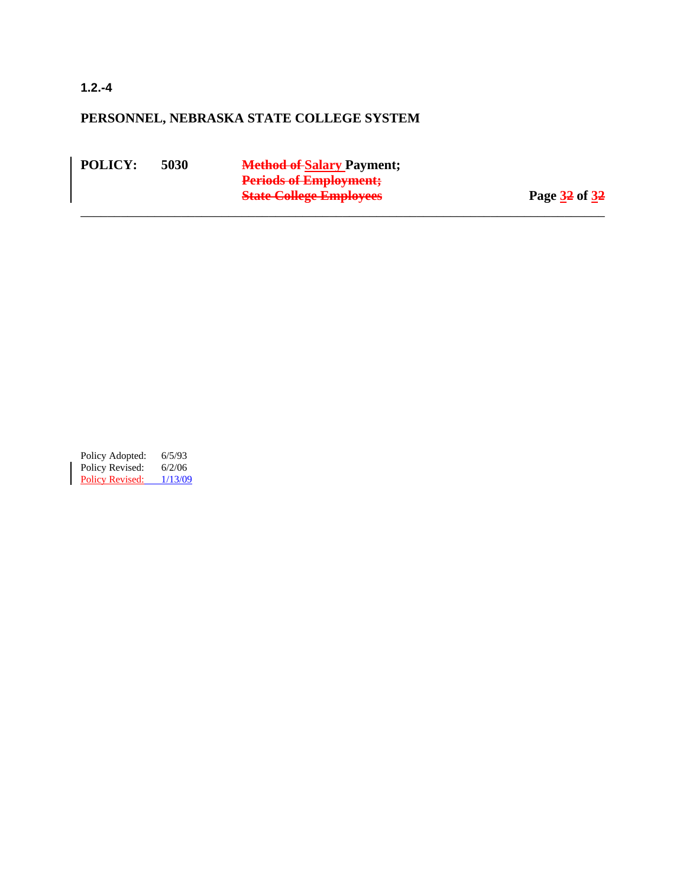1.2.-4

**PERSONNEL, NEBRASKA STATE COLLEGE SYSTEM**

**POLICY: 5030 ~~Method of~~ Salary Payment; ~~Periods of Employment; State College Employees~~**

Policy Adopted: 6/5/93
Policy Revised: 6/2/06
Policy Revised: 1/13/09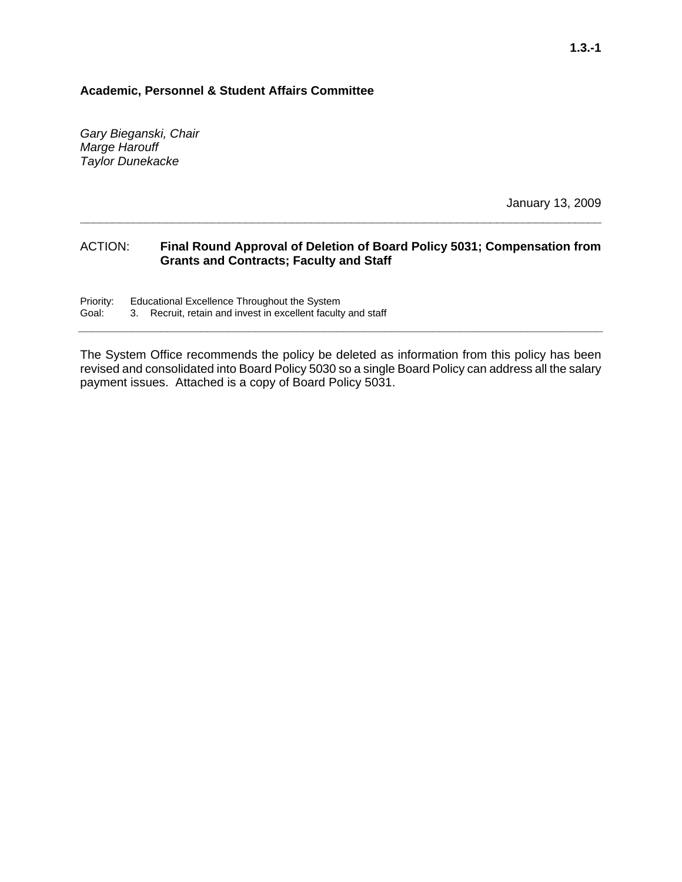**1.3.-1**

**Academic, Personnel & Student Affairs Committee**

*Gary Bieganski, Chair*
*Marge Harouff*
*Taylor Dunekacke*

January 13, 2009

---

ACTION: **Final Round Approval of Deletion of Board Policy 5031; Compensation from Grants and Contracts; Faculty and Staff**

Priority: Educational Excellence Throughout the System
Goal: 3. Recruit, retain and invest in excellent faculty and staff

---

The System Office recommends the policy be deleted as information from this policy has been revised and consolidated into Board Policy 5030 so a single Board Policy can address all the salary payment issues. Attached is a copy of Board Policy 5031.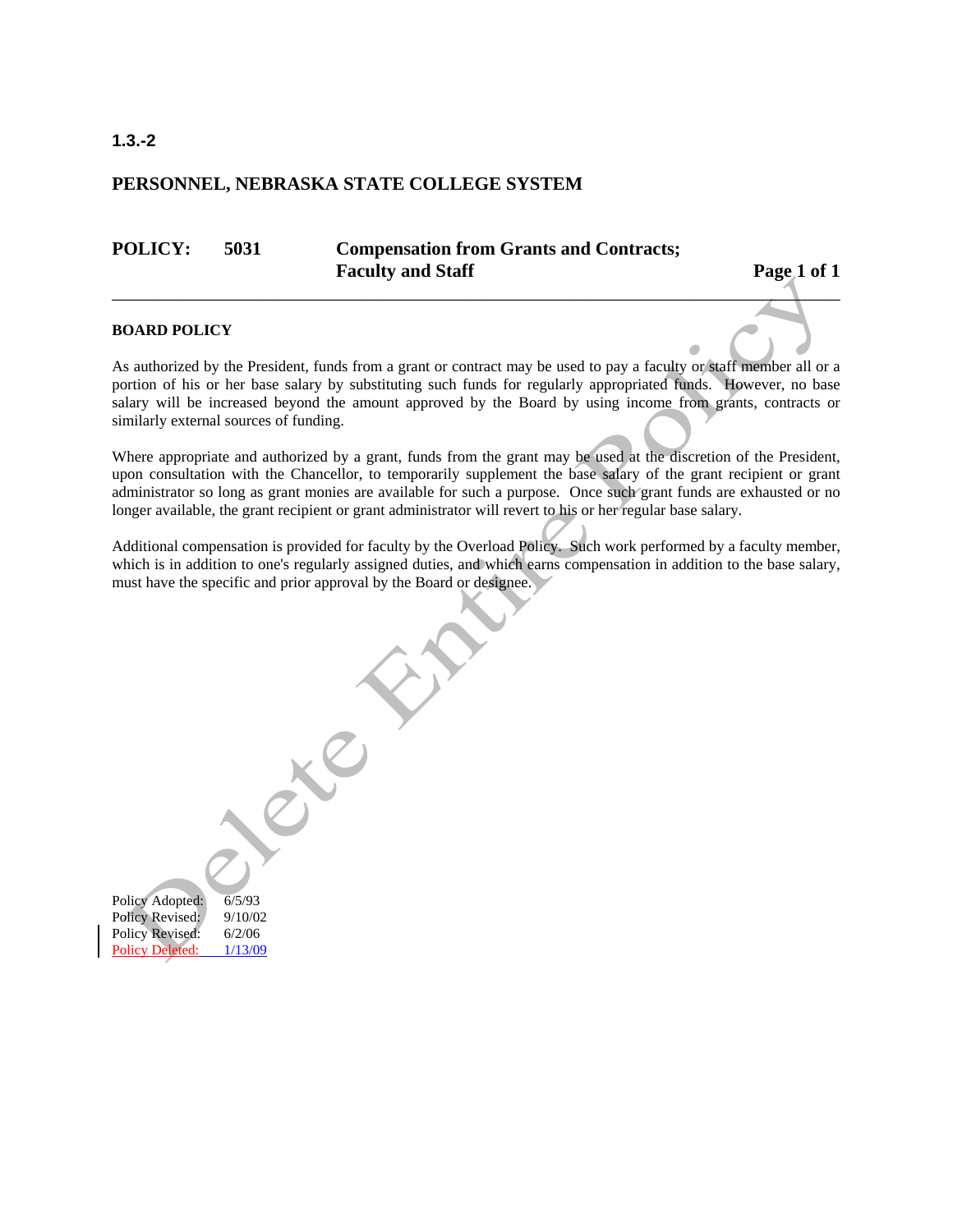1.3.-2

## PERSONNEL, NEBRASKA STATE COLLEGE SYSTEM

**POLICY: 5031 Compensation from Grants and Contracts; Faculty and Staff**

---

**BOARD POLICY**

As authorized by the President, funds from a grant or contract may be used to pay a faculty or staff member all or a portion of his or her base salary by substituting such funds for regularly appropriated funds. However, no base salary will be increased beyond the amount approved by the Board by using income from grants, contracts or similarly external sources of funding.

Where appropriate and authorized by a grant, funds from the grant may be used at the discretion of the President, upon consultation with the Chancellor, to temporarily supplement the base salary of the grant recipient or grant administrator so long as grant monies are available for such a purpose. Once such grant funds are exhausted or no longer available, the grant recipient or grant administrator will revert to his or her regular base salary.

Additional compensation is provided for faculty by the Overload Policy. Such work performed by a faculty member, which is in addition to one's regularly assigned duties, and which earns compensation in addition to the base salary, must have the specific and prior approval by the Board or designee.

Delete Entire Policy

Policy Adopted: 6/5/93
Policy Revised: 9/10/02
Policy Revised: 6/2/06
Policy Deleted: 1/13/09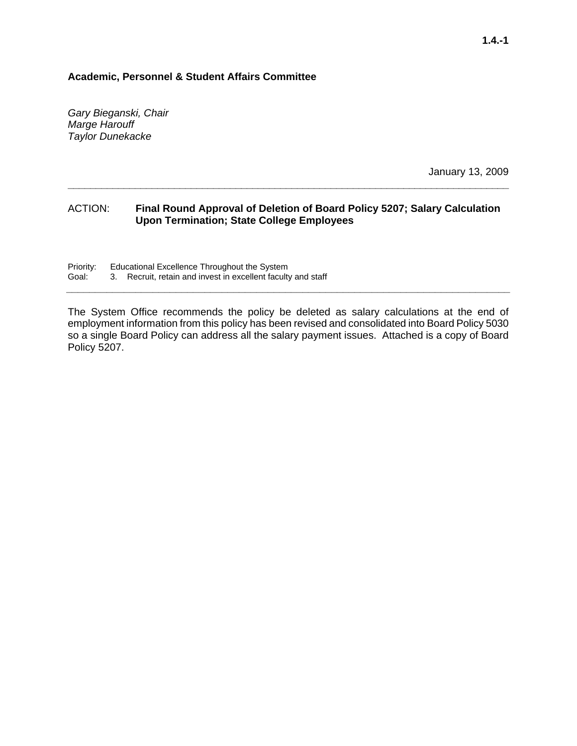1.4.-1

**Academic, Personnel & Student Affairs Committee**

*Gary Bieganski, Chair*
*Marge Harouff*
*Taylor Dunekacke*

January 13, 2009

---

ACTION: **Final Round Approval of Deletion of Board Policy 5207; Salary Calculation Upon Termination; State College Employees**

Priority: Educational Excellence Throughout the System
Goal: 3. Recruit, retain and invest in excellent faculty and staff

---

The System Office recommends the policy be deleted as salary calculations at the end of employment information from this policy has been revised and consolidated into Board Policy 5030 so a single Board Policy can address all the salary payment issues. Attached is a copy of Board Policy 5207.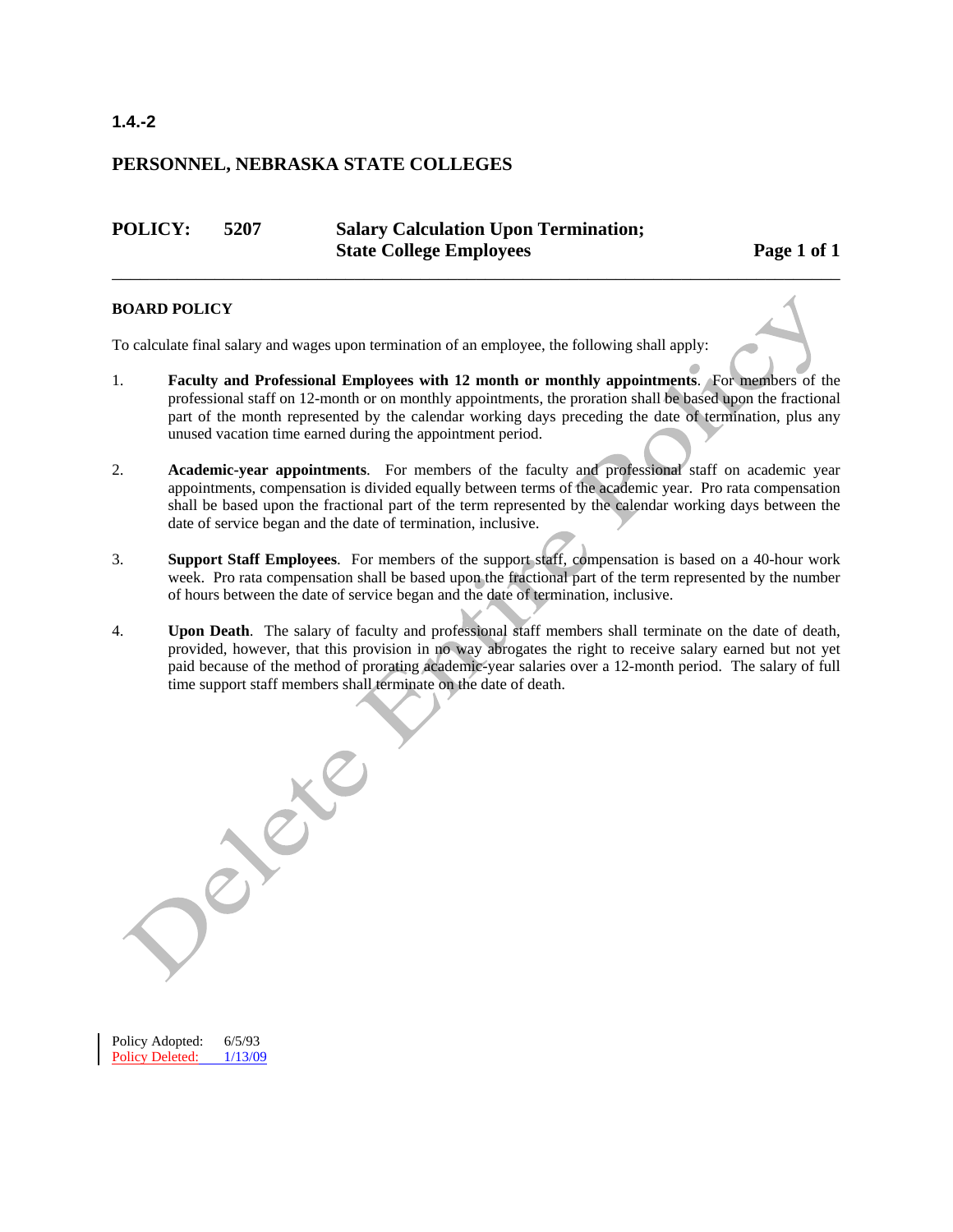1.4.-2

# PERSONNEL, NEBRASKA STATE COLLEGES

## POLICY: 5207 Salary Calculation Upon Termination; State College Employees

### BOARD POLICY

To calculate final salary and wages upon termination of an employee, the following shall apply:

1. **Faculty and Professional Employees with 12 month or monthly appointments**. For members of the professional staff on 12-month or on monthly appointments, the proration shall be based upon the fractional part of the month represented by the calendar working days preceding the date of termination, plus any unused vacation time earned during the appointment period.

2. **Academic-year appointments**. For members of the faculty and professional staff on academic year appointments, compensation is divided equally between terms of the academic year. Pro rata compensation shall be based upon the fractional part of the term represented by the calendar working days between the date of service began and the date of termination, inclusive.

3. **Support Staff Employees**. For members of the support staff, compensation is based on a 40-hour work week. Pro rata compensation shall be based upon the fractional part of the term represented by the number of hours between the date of service began and the date of termination, inclusive.

4. **Upon Death**. The salary of faculty and professional staff members shall terminate on the date of death, provided, however, that this provision in no way abrogates the right to receive salary earned but not yet paid because of the method of prorating academic-year salaries over a 12-month period. The salary of full time support staff members shall terminate on the date of death.

Delete Entire Policy

Policy Adopted: 6/5/93
Policy Deleted: 1/13/09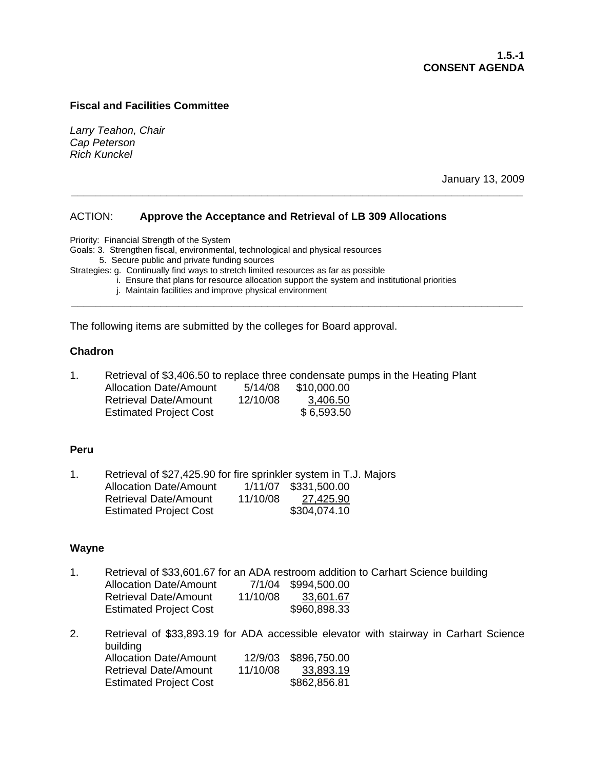**1.5.-1**
**CONSENT AGENDA**

**Fiscal and Facilities Committee**

*Larry Teahon, Chair*
*Cap Peterson*
*Rich Kunckel*

January 13, 2009

---

ACTION: **Approve the Acceptance and Retrieval of LB 309 Allocations**

Priority: Financial Strength of the System
Goals: 3. Strengthen fiscal, environmental, technological and physical resources
5. Secure public and private funding sources
Strategies: g. Continually find ways to stretch limited resources as far as possible
i. Ensure that plans for resource allocation support the system and institutional priorities
j. Maintain facilities and improve physical environment

---

The following items are submitted by the colleges for Board approval.

**Chadron**

1. Retrieval of $3,406.50 to replace three condensate pumps in the Heating Plant

| | | |
|---|---|---|
| Allocation Date/Amount | 5/14/08 | $10,000.00 |
| Retrieval Date/Amount | 12/10/08 | 3,406.50 |
| Estimated Project Cost | | $ 6,593.50 |

**Peru**

1. Retrieval of $27,425.90 for fire sprinkler system in T.J. Majors

| | | |
|---|---|---|
| Allocation Date/Amount | 1/11/07 | $331,500.00 |
| Retrieval Date/Amount | 11/10/08 | 27,425.90 |
| Estimated Project Cost | | $304,074.10 |

**Wayne**

1. Retrieval of $33,601.67 for an ADA restroom addition to Carhart Science building

| | | |
|---|---|---|
| Allocation Date/Amount | 7/1/04 | $994,500.00 |
| Retrieval Date/Amount | 11/10/08 | 33,601.67 |
| Estimated Project Cost | | $960,898.33 |

2. Retrieval of $33,893.19 for ADA accessible elevator with stairway in Carhart Science building

| | | |
|---|---|---|
| Allocation Date/Amount | 12/9/03 | $896,750.00 |
| Retrieval Date/Amount | 11/10/08 | 33,893.19 |
| Estimated Project Cost | | $862,856.81 |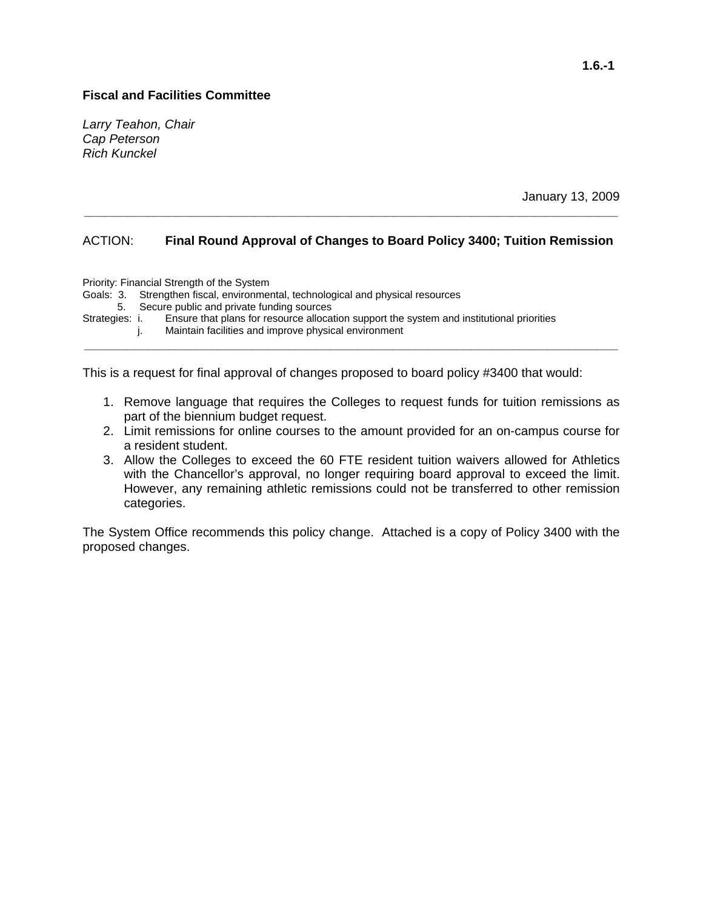**1.6.-1**

**Fiscal and Facilities Committee**

*Larry Teahon, Chair*
*Cap Peterson*
*Rich Kunckel*

January 13, 2009

---

ACTION: **Final Round Approval of Changes to Board Policy 3400; Tuition Remission**

Priority: Financial Strength of the System
Goals: 3. Strengthen fiscal, environmental, technological and physical resources
5. Secure public and private funding sources
Strategies: i. Ensure that plans for resource allocation support the system and institutional priorities
j. Maintain facilities and improve physical environment

---

This is a request for final approval of changes proposed to board policy #3400 that would:

1. Remove language that requires the Colleges to request funds for tuition remissions as part of the biennium budget request.
2. Limit remissions for online courses to the amount provided for an on-campus course for a resident student.
3. Allow the Colleges to exceed the 60 FTE resident tuition waivers allowed for Athletics with the Chancellor's approval, no longer requiring board approval to exceed the limit. However, any remaining athletic remissions could not be transferred to other remission categories.

The System Office recommends this policy change. Attached is a copy of Policy 3400 with the proposed changes.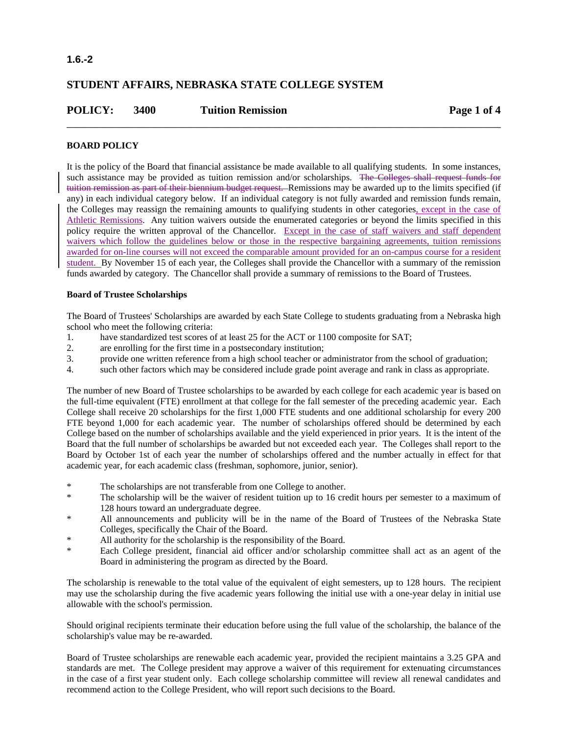## STUDENT AFFAIRS, NEBRASKA STATE COLLEGE SYSTEM

## POLICY: 3400 Tuition Remission

### BOARD POLICY

It is the policy of the Board that financial assistance be made available to all qualifying students. In some instances, such assistance may be provided as tuition remission and/or scholarships. ~~The Colleges shall request funds for tuition remission as part of their biennium budget request.~~ Remissions may be awarded up to the limits specified (if any) in each individual category below. If an individual category is not fully awarded and remission funds remain, the Colleges may reassign the remaining amounts to qualifying students in other categories, except in the case of Athletic Remissions. Any tuition waivers outside the enumerated categories or beyond the limits specified in this policy require the written approval of the Chancellor. Except in the case of staff waivers and staff dependent waivers which follow the guidelines below or those in the respective bargaining agreements, tuition remissions awarded for on-line courses will not exceed the comparable amount provided for an on-campus course for a resident student. By November 15 of each year, the Colleges shall provide the Chancellor with a summary of the remission funds awarded by category. The Chancellor shall provide a summary of remissions to the Board of Trustees.

### Board of Trustee Scholarships

The Board of Trustees' Scholarships are awarded by each State College to students graduating from a Nebraska high school who meet the following criteria:

1. have standardized test scores of at least 25 for the ACT or 1100 composite for SAT;
2. are enrolling for the first time in a postsecondary institution;
3. provide one written reference from a high school teacher or administrator from the school of graduation;
4. such other factors which may be considered include grade point average and rank in class as appropriate.

The number of new Board of Trustee scholarships to be awarded by each college for each academic year is based on the full-time equivalent (FTE) enrollment at that college for the fall semester of the preceding academic year. Each College shall receive 20 scholarships for the first 1,000 FTE students and one additional scholarship for every 200 FTE beyond 1,000 for each academic year. The number of scholarships offered should be determined by each College based on the number of scholarships available and the yield experienced in prior years. It is the intent of the Board that the full number of scholarships be awarded but not exceeded each year. The Colleges shall report to the Board by October 1st of each year the number of scholarships offered and the number actually in effect for that academic year, for each academic class (freshman, sophomore, junior, senior).

- The scholarships are not transferable from one College to another.
- The scholarship will be the waiver of resident tuition up to 16 credit hours per semester to a maximum of 128 hours toward an undergraduate degree.
- All announcements and publicity will be in the name of the Board of Trustees of the Nebraska State Colleges, specifically the Chair of the Board.
- All authority for the scholarship is the responsibility of the Board.
- Each College president, financial aid officer and/or scholarship committee shall act as an agent of the Board in administering the program as directed by the Board.

The scholarship is renewable to the total value of the equivalent of eight semesters, up to 128 hours. The recipient may use the scholarship during the five academic years following the initial use with a one-year delay in initial use allowable with the school's permission.

Should original recipients terminate their education before using the full value of the scholarship, the balance of the scholarship's value may be re-awarded.

Board of Trustee scholarships are renewable each academic year, provided the recipient maintains a 3.25 GPA and standards are met. The College president may approve a waiver of this requirement for extenuating circumstances in the case of a first year student only. Each college scholarship committee will review all renewal candidates and recommend action to the College President, who will report such decisions to the Board.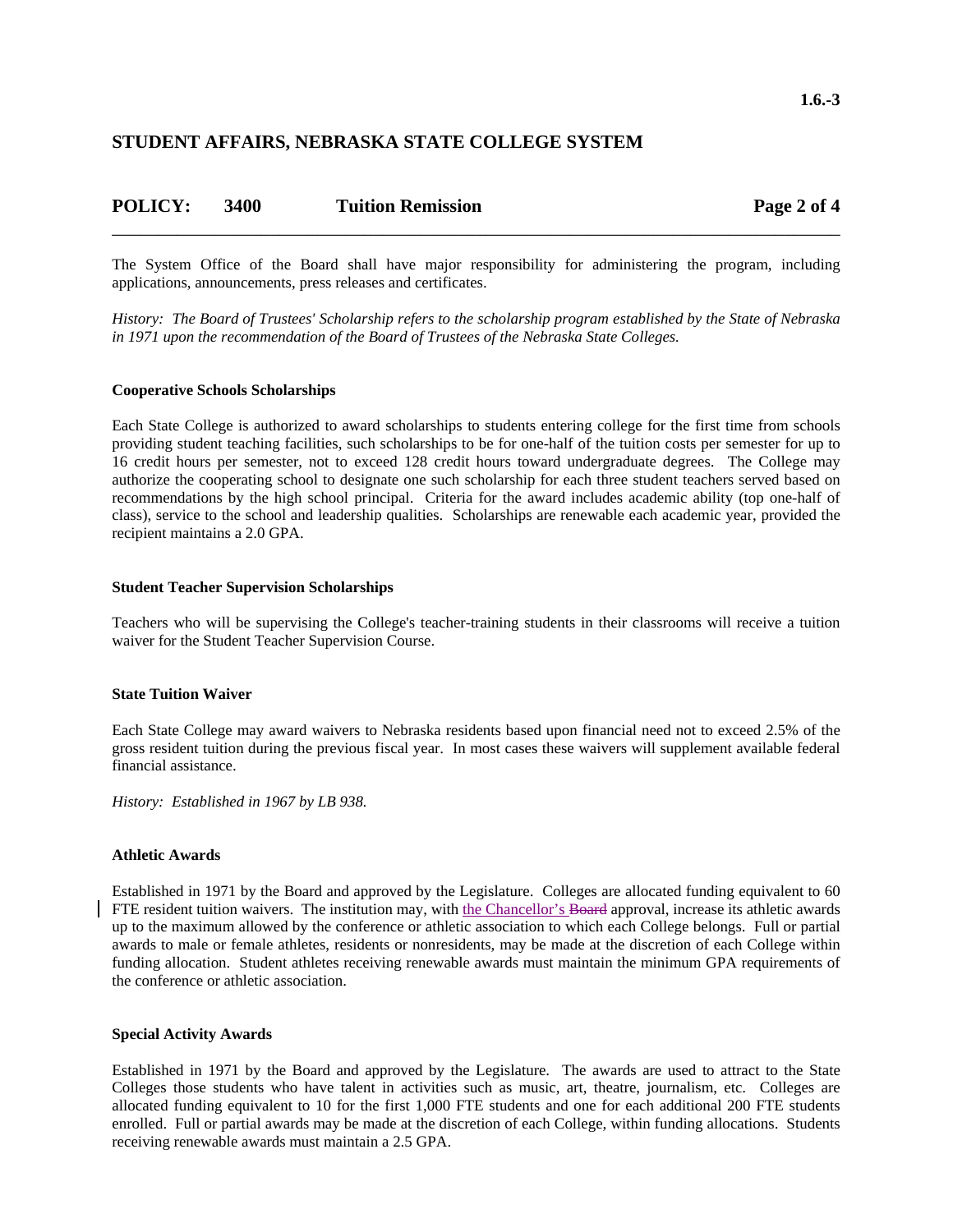## STUDENT AFFAIRS, NEBRASKA STATE COLLEGE SYSTEM

## POLICY: 3400 Tuition Remission

The System Office of the Board shall have major responsibility for administering the program, including applications, announcements, press releases and certificates.

*History: The Board of Trustees' Scholarship refers to the scholarship program established by the State of Nebraska in 1971 upon the recommendation of the Board of Trustees of the Nebraska State Colleges.*

**Cooperative Schools Scholarships**

Each State College is authorized to award scholarships to students entering college for the first time from schools providing student teaching facilities, such scholarships to be for one-half of the tuition costs per semester for up to 16 credit hours per semester, not to exceed 128 credit hours toward undergraduate degrees. The College may authorize the cooperating school to designate one such scholarship for each three student teachers served based on recommendations by the high school principal. Criteria for the award includes academic ability (top one-half of class), service to the school and leadership qualities. Scholarships are renewable each academic year, provided the recipient maintains a 2.0 GPA.

**Student Teacher Supervision Scholarships**

Teachers who will be supervising the College's teacher-training students in their classrooms will receive a tuition waiver for the Student Teacher Supervision Course.

**State Tuition Waiver**

Each State College may award waivers to Nebraska residents based upon financial need not to exceed 2.5% of the gross resident tuition during the previous fiscal year. In most cases these waivers will supplement available federal financial assistance.

*History: Established in 1967 by LB 938.*

**Athletic Awards**

Established in 1971 by the Board and approved by the Legislature. Colleges are allocated funding equivalent to 60 FTE resident tuition waivers. The institution may, with the Chancellor's ~~Board~~ approval, increase its athletic awards up to the maximum allowed by the conference or athletic association to which each College belongs. Full or partial awards to male or female athletes, residents or nonresidents, may be made at the discretion of each College within funding allocation. Student athletes receiving renewable awards must maintain the minimum GPA requirements of the conference or athletic association.

**Special Activity Awards**

Established in 1971 by the Board and approved by the Legislature. The awards are used to attract to the State Colleges those students who have talent in activities such as music, art, theatre, journalism, etc. Colleges are allocated funding equivalent to 10 for the first 1,000 FTE students and one for each additional 200 FTE students enrolled. Full or partial awards may be made at the discretion of each College, within funding allocations. Students receiving renewable awards must maintain a 2.5 GPA.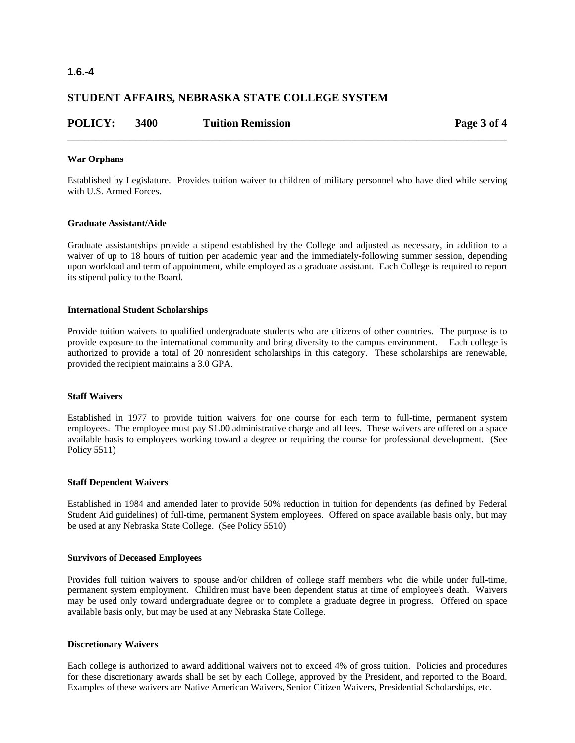## War Orphans

Established by Legislature. Provides tuition waiver to children of military personnel who have died while serving with U.S. Armed Forces.

## Graduate Assistant/Aide

Graduate assistantships provide a stipend established by the College and adjusted as necessary, in addition to a waiver of up to 18 hours of tuition per academic year and the immediately-following summer session, depending upon workload and term of appointment, while employed as a graduate assistant. Each College is required to report its stipend policy to the Board.

## International Student Scholarships

Provide tuition waivers to qualified undergraduate students who are citizens of other countries. The purpose is to provide exposure to the international community and bring diversity to the campus environment. Each college is authorized to provide a total of 20 nonresident scholarships in this category. These scholarships are renewable, provided the recipient maintains a 3.0 GPA.

## Staff Waivers

Established in 1977 to provide tuition waivers for one course for each term to full-time, permanent system employees. The employee must pay $1.00 administrative charge and all fees. These waivers are offered on a space available basis to employees working toward a degree or requiring the course for professional development. (See Policy 5511)

## Staff Dependent Waivers

Established in 1984 and amended later to provide 50% reduction in tuition for dependents (as defined by Federal Student Aid guidelines) of full-time, permanent System employees. Offered on space available basis only, but may be used at any Nebraska State College. (See Policy 5510)

## Survivors of Deceased Employees

Provides full tuition waivers to spouse and/or children of college staff members who die while under full-time, permanent system employment. Children must have been dependent status at time of employee's death. Waivers may be used only toward undergraduate degree or to complete a graduate degree in progress. Offered on space available basis only, but may be used at any Nebraska State College.

## Discretionary Waivers

Each college is authorized to award additional waivers not to exceed 4% of gross tuition. Policies and procedures for these discretionary awards shall be set by each College, approved by the President, and reported to the Board. Examples of these waivers are Native American Waivers, Senior Citizen Waivers, Presidential Scholarships, etc.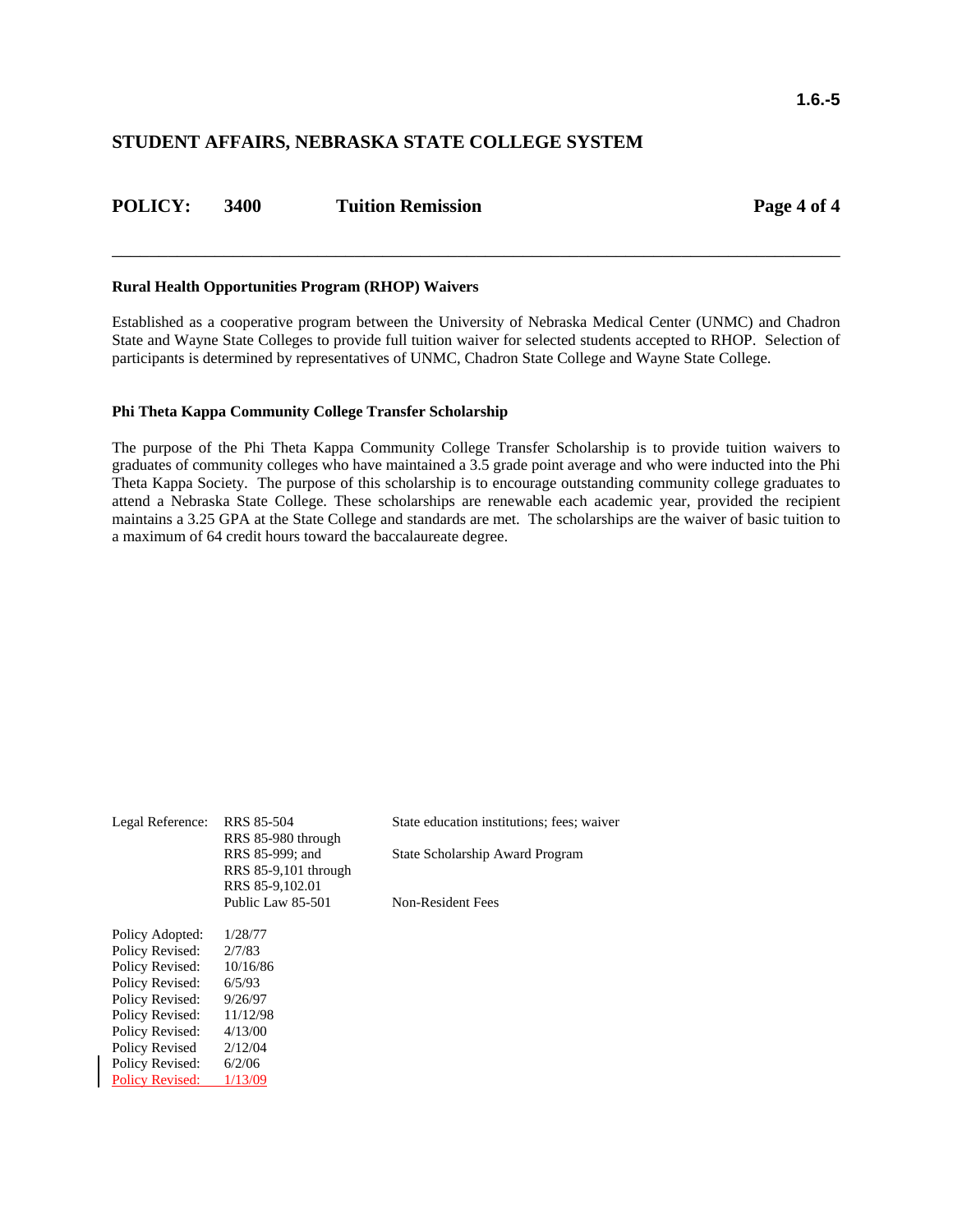## Rural Health Opportunities Program (RHOP) Waivers

Established as a cooperative program between the University of Nebraska Medical Center (UNMC) and Chadron State and Wayne State Colleges to provide full tuition waiver for selected students accepted to RHOP. Selection of participants is determined by representatives of UNMC, Chadron State College and Wayne State College.

## Phi Theta Kappa Community College Transfer Scholarship

The purpose of the Phi Theta Kappa Community College Transfer Scholarship is to provide tuition waivers to graduates of community colleges who have maintained a 3.5 grade point average and who were inducted into the Phi Theta Kappa Society. The purpose of this scholarship is to encourage outstanding community college graduates to attend a Nebraska State College. These scholarships are renewable each academic year, provided the recipient maintains a 3.25 GPA at the State College and standards are met. The scholarships are the waiver of basic tuition to a maximum of 64 credit hours toward the baccalaureate degree.

| Legal Reference: | RRS 85-504 | State education institutions; fees; waiver |
|---|---|---|
| | RRS 85-980 through RRS 85-999; and RRS 85-9,101 through RRS 85-9,102.01 | State Scholarship Award Program |
| | Public Law 85-501 | Non-Resident Fees |

| | |
|---|---|
| Policy Adopted: | 1/28/77 |
| Policy Revised: | 2/7/83 |
| Policy Revised: | 10/16/86 |
| Policy Revised: | 6/5/93 |
| Policy Revised: | 9/26/97 |
| Policy Revised: | 11/12/98 |
| Policy Revised: | 4/13/00 |
| Policy Revised | 2/12/04 |
| Policy Revised: | 6/2/06 |
| Policy Revised: | 1/13/09 |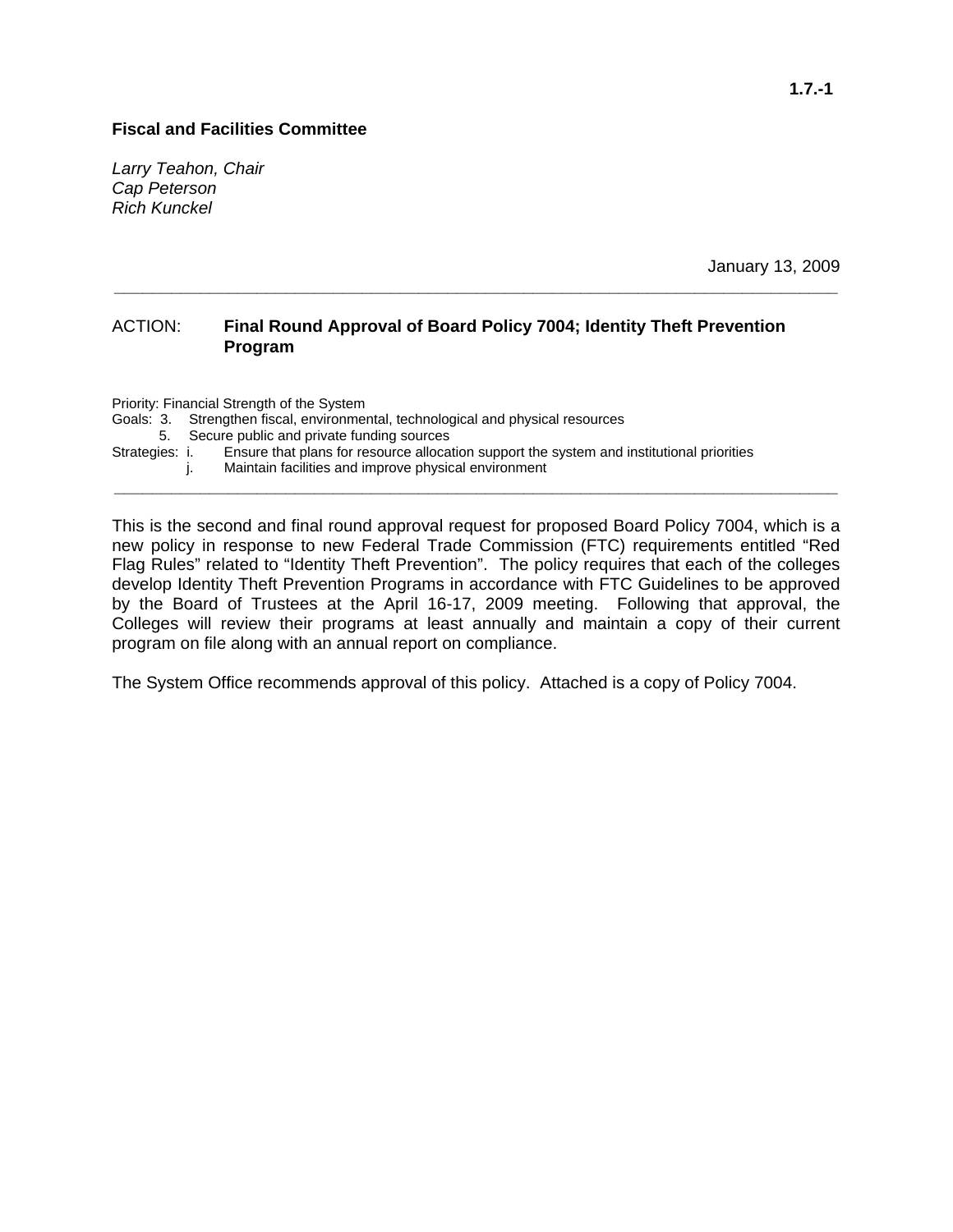**1.7.-1**

**Fiscal and Facilities Committee**

*Larry Teahon, Chair*
*Cap Peterson*
*Rich Kunckel*

January 13, 2009

---

ACTION: **Final Round Approval of Board Policy 7004; Identity Theft Prevention Program**

Priority: Financial Strength of the System
Goals: 3. Strengthen fiscal, environmental, technological and physical resources
5. Secure public and private funding sources
Strategies: i. Ensure that plans for resource allocation support the system and institutional priorities
j. Maintain facilities and improve physical environment

---

This is the second and final round approval request for proposed Board Policy 7004, which is a new policy in response to new Federal Trade Commission (FTC) requirements entitled "Red Flag Rules" related to "Identity Theft Prevention". The policy requires that each of the colleges develop Identity Theft Prevention Programs in accordance with FTC Guidelines to be approved by the Board of Trustees at the April 16-17, 2009 meeting. Following that approval, the Colleges will review their programs at least annually and maintain a copy of their current program on file along with an annual report on compliance.

The System Office recommends approval of this policy. Attached is a copy of Policy 7004.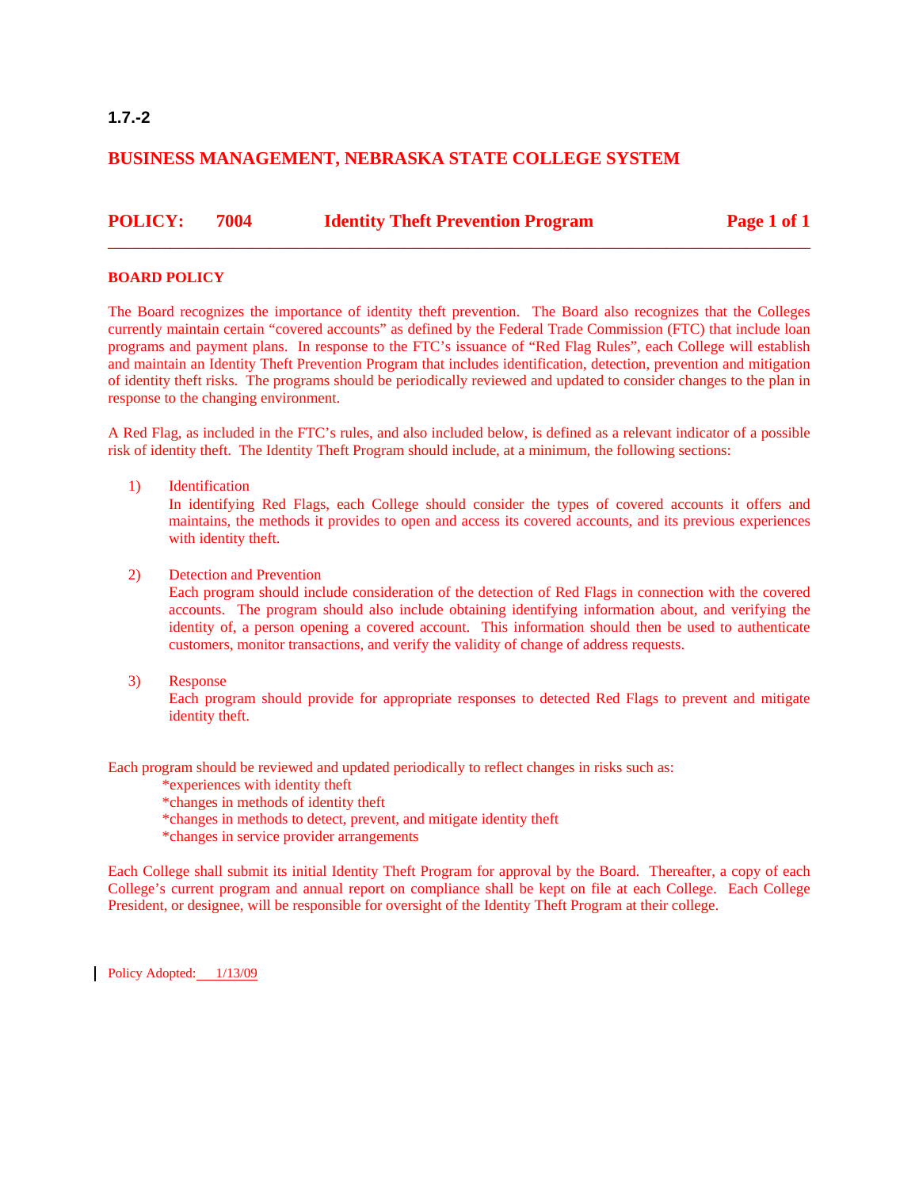1.7.-2

## BUSINESS MANAGEMENT, NEBRASKA STATE COLLEGE SYSTEM

**POLICY: 7004 Identity Theft Prevention Program**

### BOARD POLICY

The Board recognizes the importance of identity theft prevention. The Board also recognizes that the Colleges currently maintain certain "covered accounts" as defined by the Federal Trade Commission (FTC) that include loan programs and payment plans. In response to the FTC's issuance of "Red Flag Rules", each College will establish and maintain an Identity Theft Prevention Program that includes identification, detection, prevention and mitigation of identity theft risks. The programs should be periodically reviewed and updated to consider changes to the plan in response to the changing environment.

A Red Flag, as included in the FTC's rules, and also included below, is defined as a relevant indicator of a possible risk of identity theft. The Identity Theft Program should include, at a minimum, the following sections:

1) Identification
   In identifying Red Flags, each College should consider the types of covered accounts it offers and maintains, the methods it provides to open and access its covered accounts, and its previous experiences with identity theft.

2) Detection and Prevention
   Each program should include consideration of the detection of Red Flags in connection with the covered accounts. The program should also include obtaining identifying information about, and verifying the identity of, a person opening a covered account. This information should then be used to authenticate customers, monitor transactions, and verify the validity of change of address requests.

3) Response
   Each program should provide for appropriate responses to detected Red Flags to prevent and mitigate identity theft.

Each program should be reviewed and updated periodically to reflect changes in risks such as:

*experiences with identity theft
*changes in methods of identity theft
*changes in methods to detect, prevent, and mitigate identity theft
*changes in service provider arrangements

Each College shall submit its initial Identity Theft Program for approval by the Board. Thereafter, a copy of each College's current program and annual report on compliance shall be kept on file at each College. Each College President, or designee, will be responsible for oversight of the Identity Theft Program at their college.

Policy Adopted: 1/13/09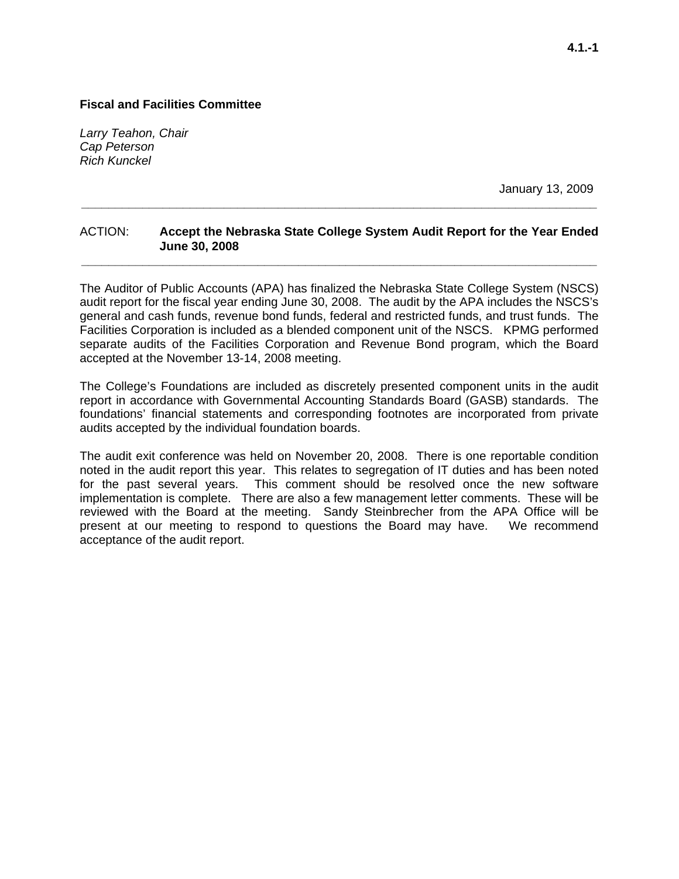**Fiscal and Facilities Committee**

*Larry Teahon, Chair*
*Cap Peterson*
*Rich Kunckel*

January 13, 2009

---

ACTION: **Accept the Nebraska State College System Audit Report for the Year Ended June 30, 2008**

---

The Auditor of Public Accounts (APA) has finalized the Nebraska State College System (NSCS) audit report for the fiscal year ending June 30, 2008. The audit by the APA includes the NSCS's general and cash funds, revenue bond funds, federal and restricted funds, and trust funds. The Facilities Corporation is included as a blended component unit of the NSCS. KPMG performed separate audits of the Facilities Corporation and Revenue Bond program, which the Board accepted at the November 13-14, 2008 meeting.

The College's Foundations are included as discretely presented component units in the audit report in accordance with Governmental Accounting Standards Board (GASB) standards. The foundations' financial statements and corresponding footnotes are incorporated from private audits accepted by the individual foundation boards.

The audit exit conference was held on November 20, 2008. There is one reportable condition noted in the audit report this year. This relates to segregation of IT duties and has been noted for the past several years. This comment should be resolved once the new software implementation is complete. There are also a few management letter comments. These will be reviewed with the Board at the meeting. Sandy Steinbrecher from the APA Office will be present at our meeting to respond to questions the Board may have. We recommend acceptance of the audit report.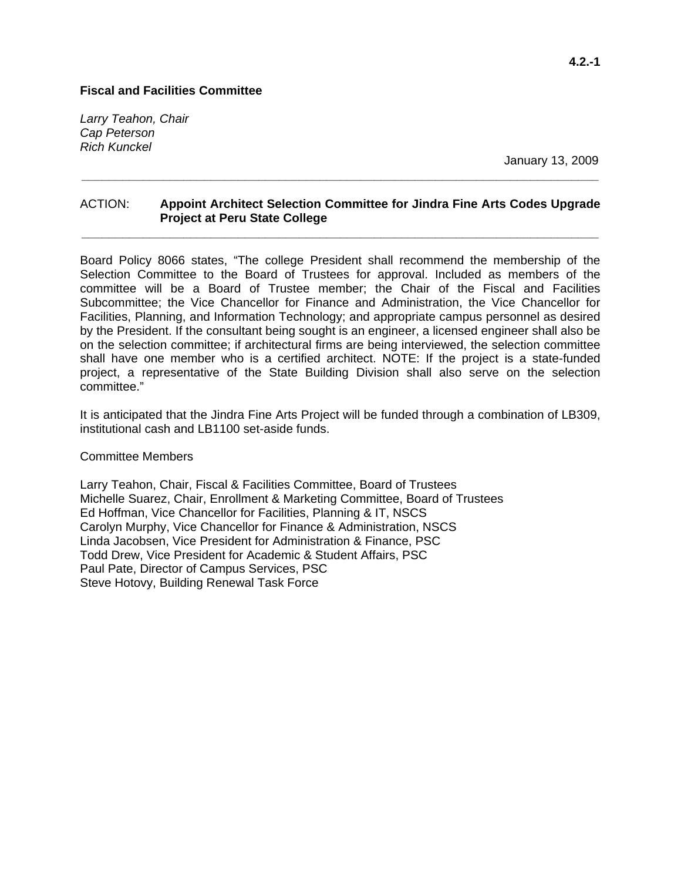4.2.-1

**Fiscal and Facilities Committee**

*Larry Teahon, Chair*
*Cap Peterson*
*Rich Kunckel*

January 13, 2009

---

ACTION: **Appoint Architect Selection Committee for Jindra Fine Arts Codes Upgrade Project at Peru State College**

---

Board Policy 8066 states, "The college President shall recommend the membership of the Selection Committee to the Board of Trustees for approval. Included as members of the committee will be a Board of Trustee member; the Chair of the Fiscal and Facilities Subcommittee; the Vice Chancellor for Finance and Administration, the Vice Chancellor for Facilities, Planning, and Information Technology; and appropriate campus personnel as desired by the President. If the consultant being sought is an engineer, a licensed engineer shall also be on the selection committee; if architectural firms are being interviewed, the selection committee shall have one member who is a certified architect. NOTE: If the project is a state-funded project, a representative of the State Building Division shall also serve on the selection committee."

It is anticipated that the Jindra Fine Arts Project will be funded through a combination of LB309, institutional cash and LB1100 set-aside funds.

Committee Members

Larry Teahon, Chair, Fiscal & Facilities Committee, Board of Trustees
Michelle Suarez, Chair, Enrollment & Marketing Committee, Board of Trustees
Ed Hoffman, Vice Chancellor for Facilities, Planning & IT, NSCS
Carolyn Murphy, Vice Chancellor for Finance & Administration, NSCS
Linda Jacobsen, Vice President for Administration & Finance, PSC
Todd Drew, Vice President for Academic & Student Affairs, PSC
Paul Pate, Director of Campus Services, PSC
Steve Hotovy, Building Renewal Task Force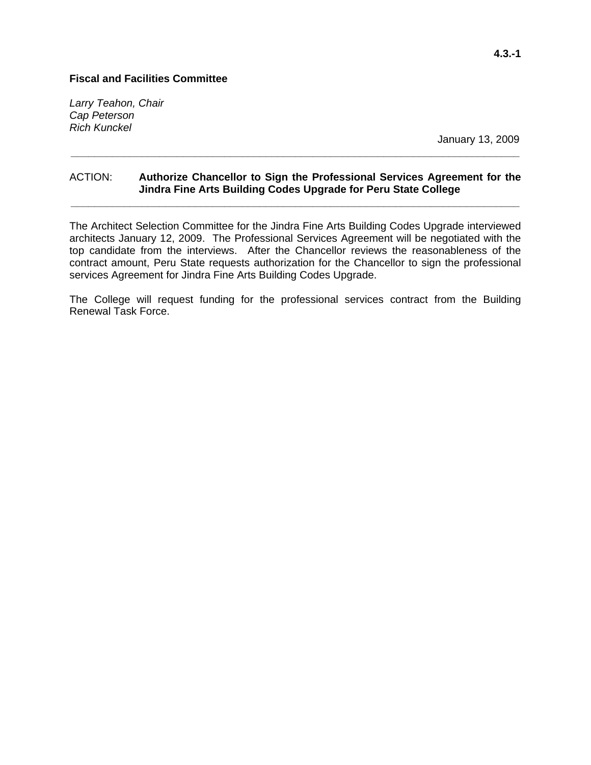**4.3.-1**

**Fiscal and Facilities Committee**

*Larry Teahon, Chair*
*Cap Peterson*
*Rich Kunckel*

January 13, 2009

---

ACTION: **Authorize Chancellor to Sign the Professional Services Agreement for the Jindra Fine Arts Building Codes Upgrade for Peru State College**

---

The Architect Selection Committee for the Jindra Fine Arts Building Codes Upgrade interviewed architects January 12, 2009. The Professional Services Agreement will be negotiated with the top candidate from the interviews. After the Chancellor reviews the reasonableness of the contract amount, Peru State requests authorization for the Chancellor to sign the professional services Agreement for Jindra Fine Arts Building Codes Upgrade.

The College will request funding for the professional services contract from the Building Renewal Task Force.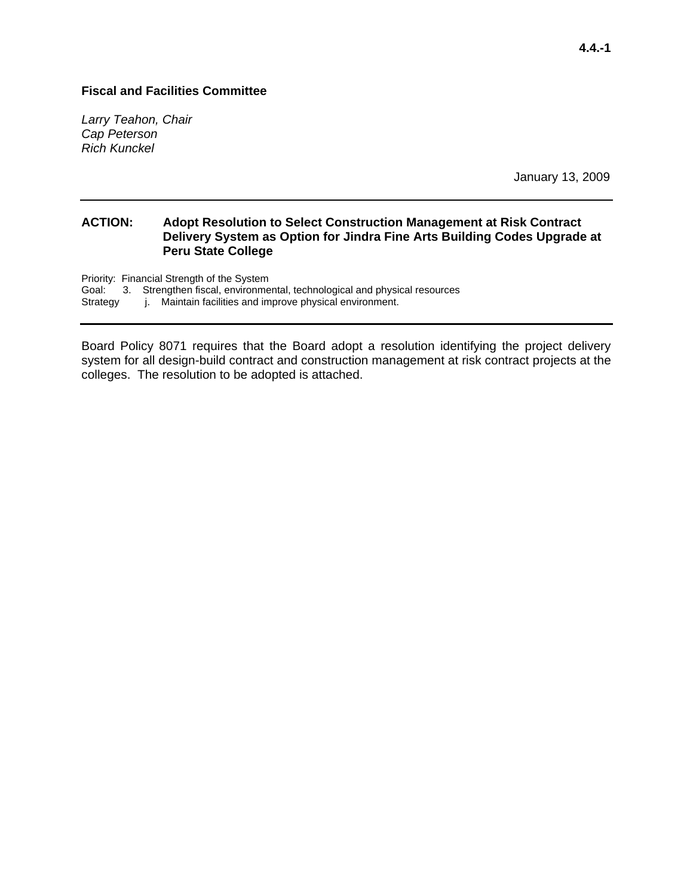4.4.-1

**Fiscal and Facilities Committee**

*Larry Teahon, Chair*
*Cap Peterson*
*Rich Kunckel*

January 13, 2009

---

**ACTION: Adopt Resolution to Select Construction Management at Risk Contract Delivery System as Option for Jindra Fine Arts Building Codes Upgrade at Peru State College**

Priority: Financial Strength of the System
Goal: 3. Strengthen fiscal, environmental, technological and physical resources
Strategy j. Maintain facilities and improve physical environment.

---

Board Policy 8071 requires that the Board adopt a resolution identifying the project delivery system for all design-build contract and construction management at risk contract projects at the colleges. The resolution to be adopted is attached.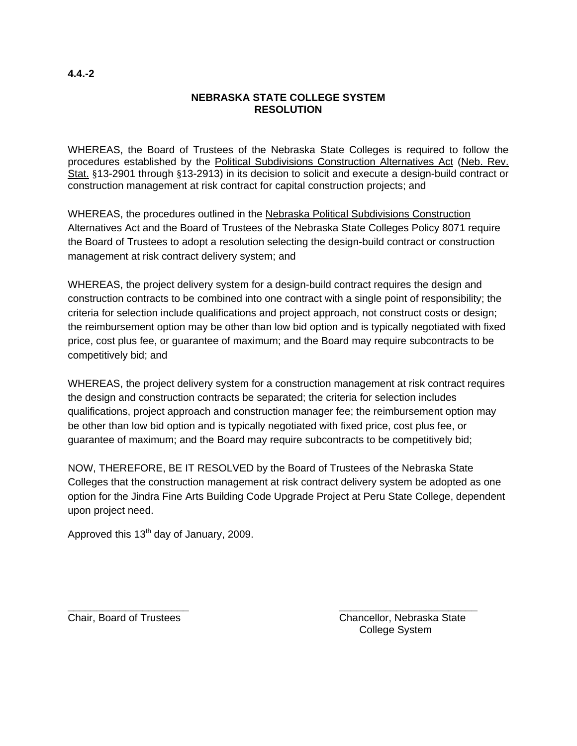**4.4.-2**

**NEBRASKA STATE COLLEGE SYSTEM**
**RESOLUTION**

WHEREAS, the Board of Trustees of the Nebraska State Colleges is required to follow the procedures established by the Political Subdivisions Construction Alternatives Act (Neb. Rev. Stat. §13-2901 through §13-2913) in its decision to solicit and execute a design-build contract or construction management at risk contract for capital construction projects; and

WHEREAS, the procedures outlined in the Nebraska Political Subdivisions Construction Alternatives Act and the Board of Trustees of the Nebraska State Colleges Policy 8071 require the Board of Trustees to adopt a resolution selecting the design-build contract or construction management at risk contract delivery system; and

WHEREAS, the project delivery system for a design-build contract requires the design and construction contracts to be combined into one contract with a single point of responsibility; the criteria for selection include qualifications and project approach, not construct costs or design; the reimbursement option may be other than low bid option and is typically negotiated with fixed price, cost plus fee, or guarantee of maximum; and the Board may require subcontracts to be competitively bid; and

WHEREAS, the project delivery system for a construction management at risk contract requires the design and construction contracts be separated; the criteria for selection includes qualifications, project approach and construction manager fee; the reimbursement option may be other than low bid option and is typically negotiated with fixed price, cost plus fee, or guarantee of maximum; and the Board may require subcontracts to be competitively bid;

NOW, THEREFORE, BE IT RESOLVED by the Board of Trustees of the Nebraska State Colleges that the construction management at risk contract delivery system be adopted as one option for the Jindra Fine Arts Building Code Upgrade Project at Peru State College, dependent upon project need.

Approved this 13th day of January, 2009.

_____________________ Chair, Board of Trustees

_____________________ Chancellor, Nebraska State College System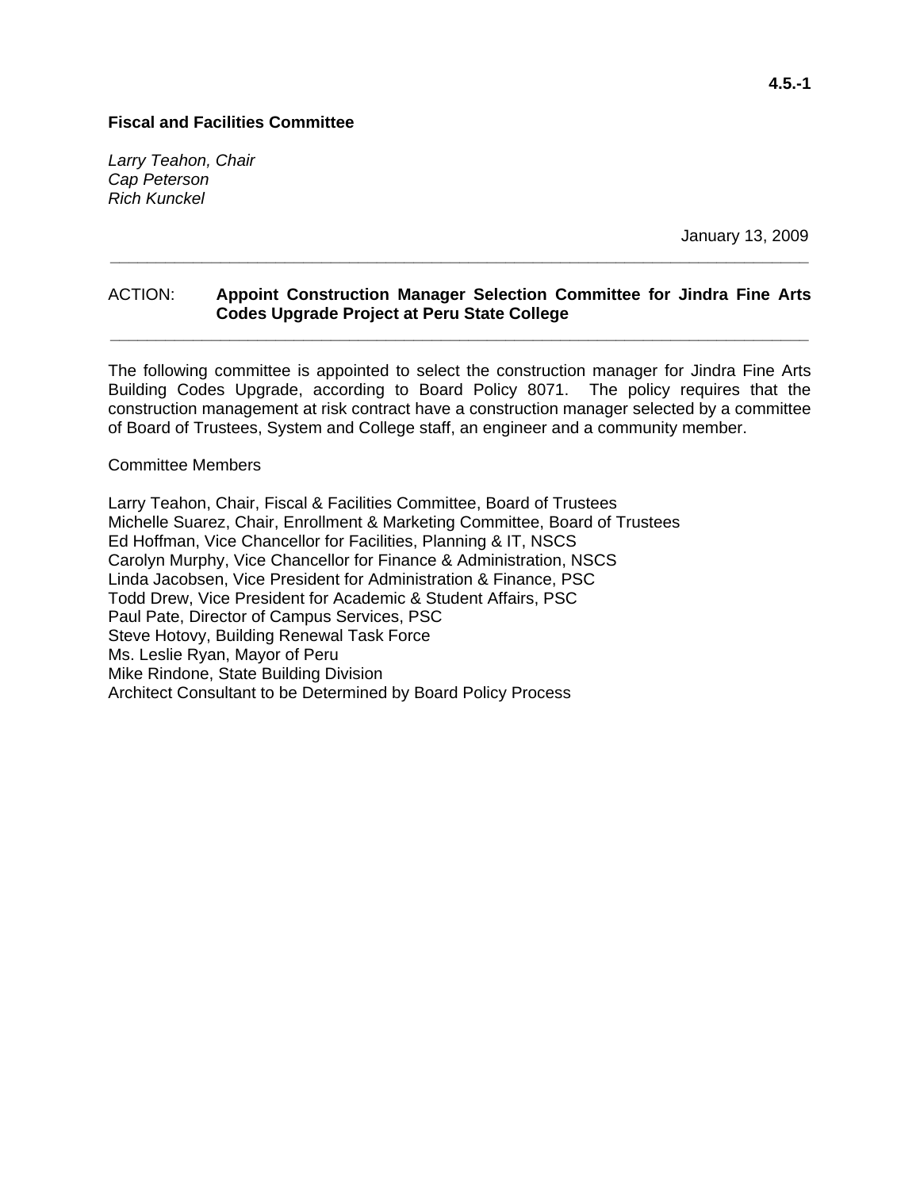**Fiscal and Facilities Committee**

*Larry Teahon, Chair*
*Cap Peterson*
*Rich Kunckel*

January 13, 2009

---

ACTION: **Appoint Construction Manager Selection Committee for Jindra Fine Arts Codes Upgrade Project at Peru State College**

---

The following committee is appointed to select the construction manager for Jindra Fine Arts Building Codes Upgrade, according to Board Policy 8071. The policy requires that the construction management at risk contract have a construction manager selected by a committee of Board of Trustees, System and College staff, an engineer and a community member.

Committee Members

Larry Teahon, Chair, Fiscal & Facilities Committee, Board of Trustees
Michelle Suarez, Chair, Enrollment & Marketing Committee, Board of Trustees
Ed Hoffman, Vice Chancellor for Facilities, Planning & IT, NSCS
Carolyn Murphy, Vice Chancellor for Finance & Administration, NSCS
Linda Jacobsen, Vice President for Administration & Finance, PSC
Todd Drew, Vice President for Academic & Student Affairs, PSC
Paul Pate, Director of Campus Services, PSC
Steve Hotovy, Building Renewal Task Force
Ms. Leslie Ryan, Mayor of Peru
Mike Rindone, State Building Division
Architect Consultant to be Determined by Board Policy Process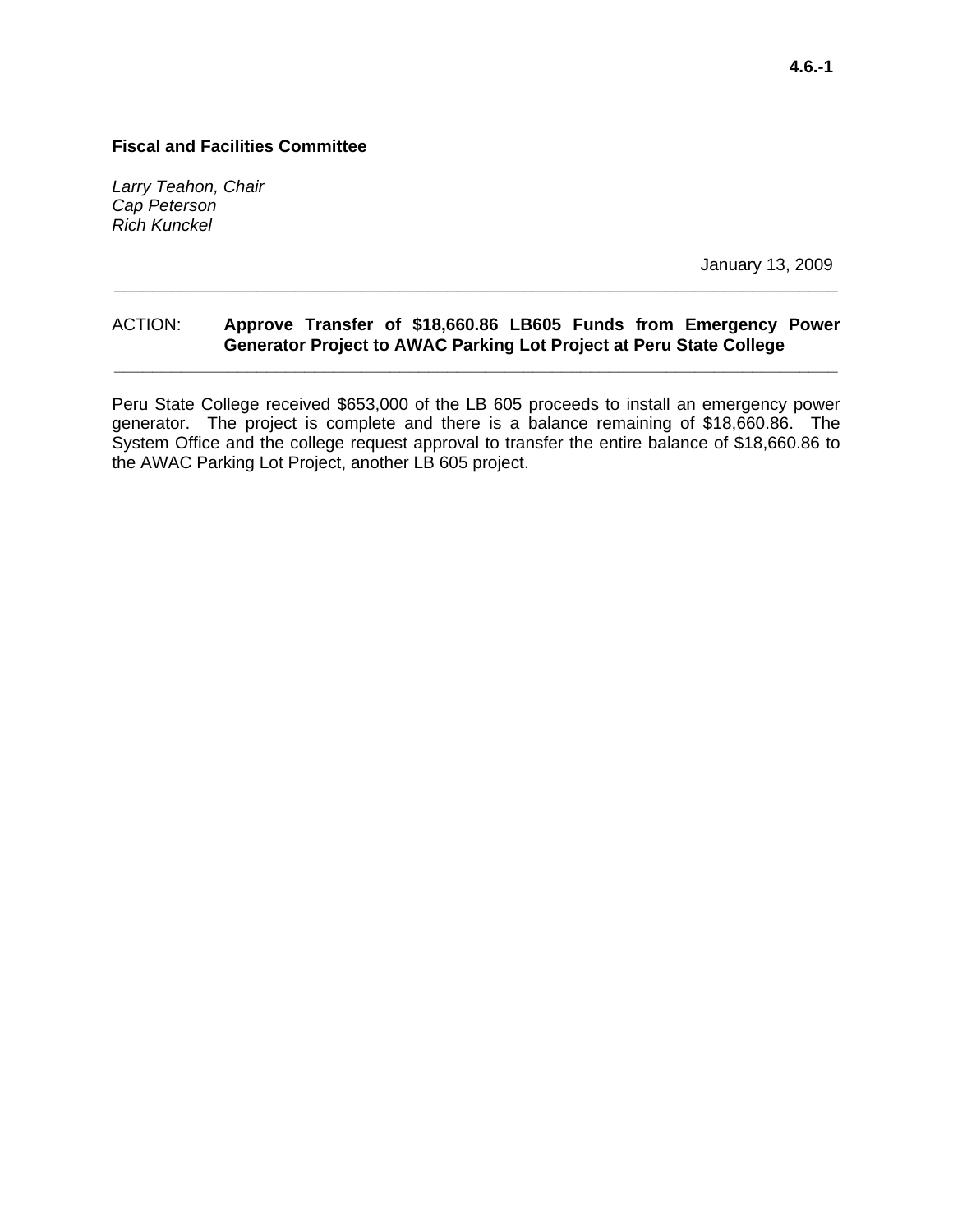4.6.-1

**Fiscal and Facilities Committee**

*Larry Teahon, Chair*
*Cap Peterson*
*Rich Kunckel*

January 13, 2009

---

ACTION: **Approve Transfer of $18,660.86 LB605 Funds from Emergency Power Generator Project to AWAC Parking Lot Project at Peru State College**

---

Peru State College received $653,000 of the LB 605 proceeds to install an emergency power generator. The project is complete and there is a balance remaining of $18,660.86. The System Office and the college request approval to transfer the entire balance of $18,660.86 to the AWAC Parking Lot Project, another LB 605 project.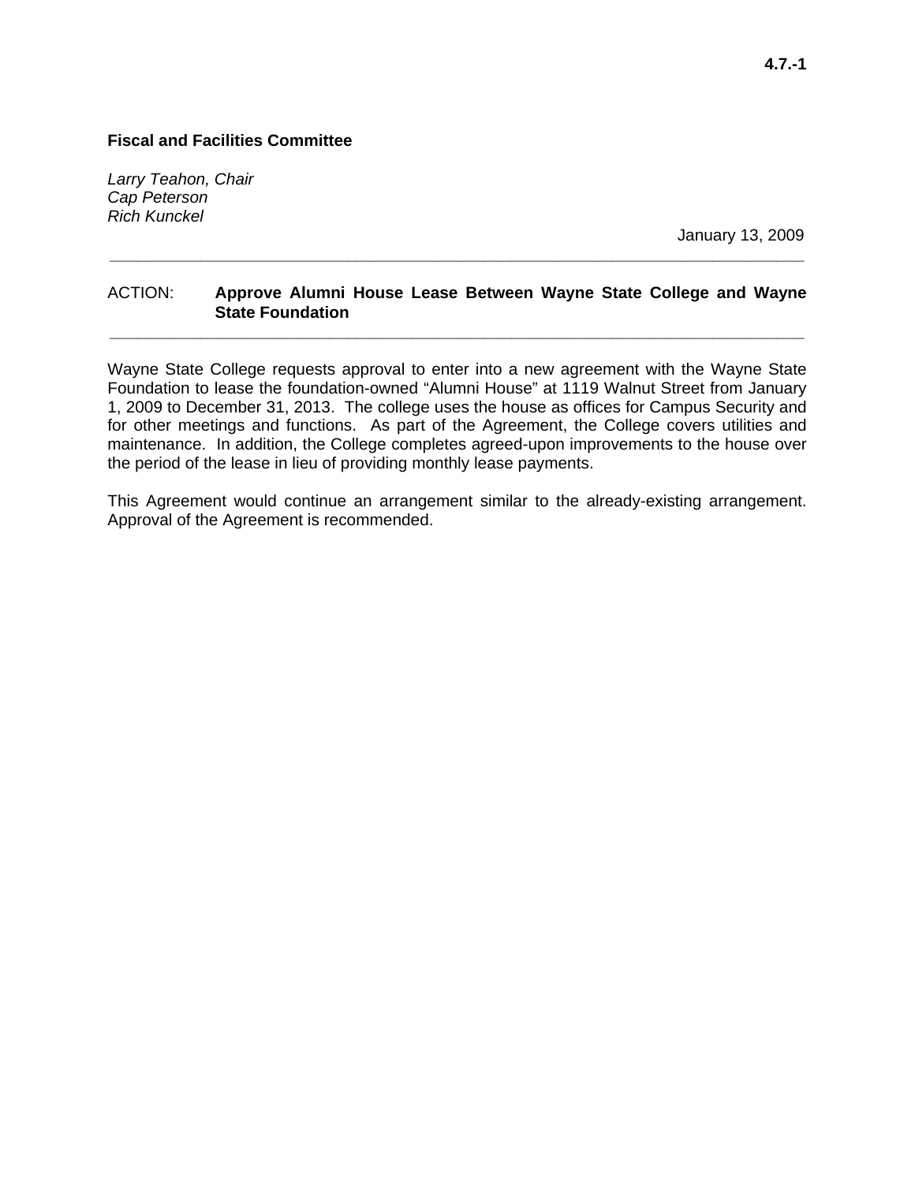**4.7.-1**

**Fiscal and Facilities Committee**

*Larry Teahon, Chair*
*Cap Peterson*
*Rich Kunckel*

January 13, 2009

---

ACTION: **Approve Alumni House Lease Between Wayne State College and Wayne State Foundation**

---

Wayne State College requests approval to enter into a new agreement with the Wayne State Foundation to lease the foundation-owned "Alumni House" at 1119 Walnut Street from January 1, 2009 to December 31, 2013. The college uses the house as offices for Campus Security and for other meetings and functions. As part of the Agreement, the College covers utilities and maintenance. In addition, the College completes agreed-upon improvements to the house over the period of the lease in lieu of providing monthly lease payments.

This Agreement would continue an arrangement similar to the already-existing arrangement. Approval of the Agreement is recommended.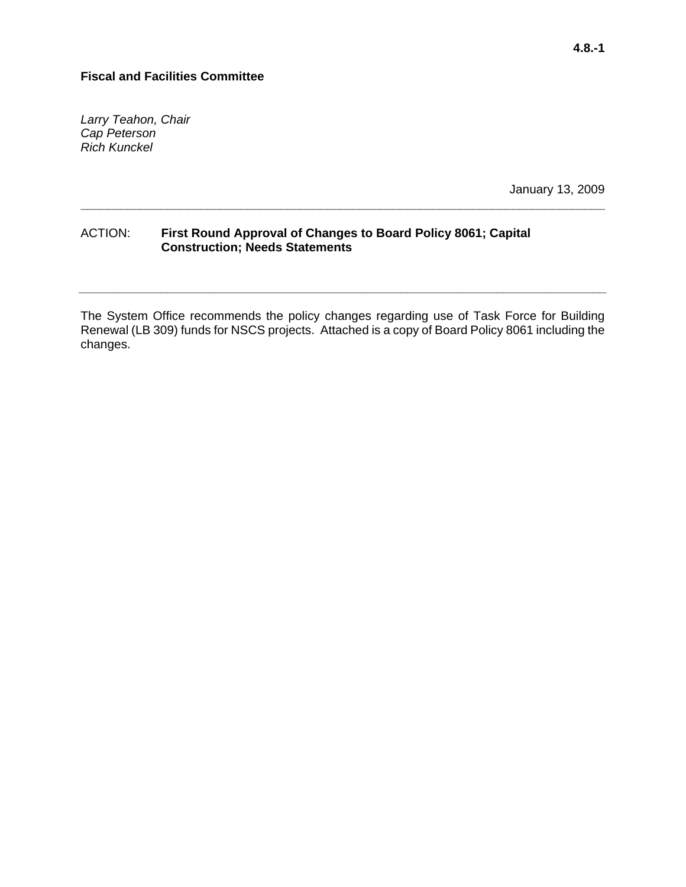**4.8.-1**

**Fiscal and Facilities Committee**

*Larry Teahon, Chair*
*Cap Peterson*
*Rich Kunckel*

January 13, 2009

---

ACTION: **First Round Approval of Changes to Board Policy 8061; Capital Construction; Needs Statements**

---

The System Office recommends the policy changes regarding use of Task Force for Building Renewal (LB 309) funds for NSCS projects. Attached is a copy of Board Policy 8061 including the changes.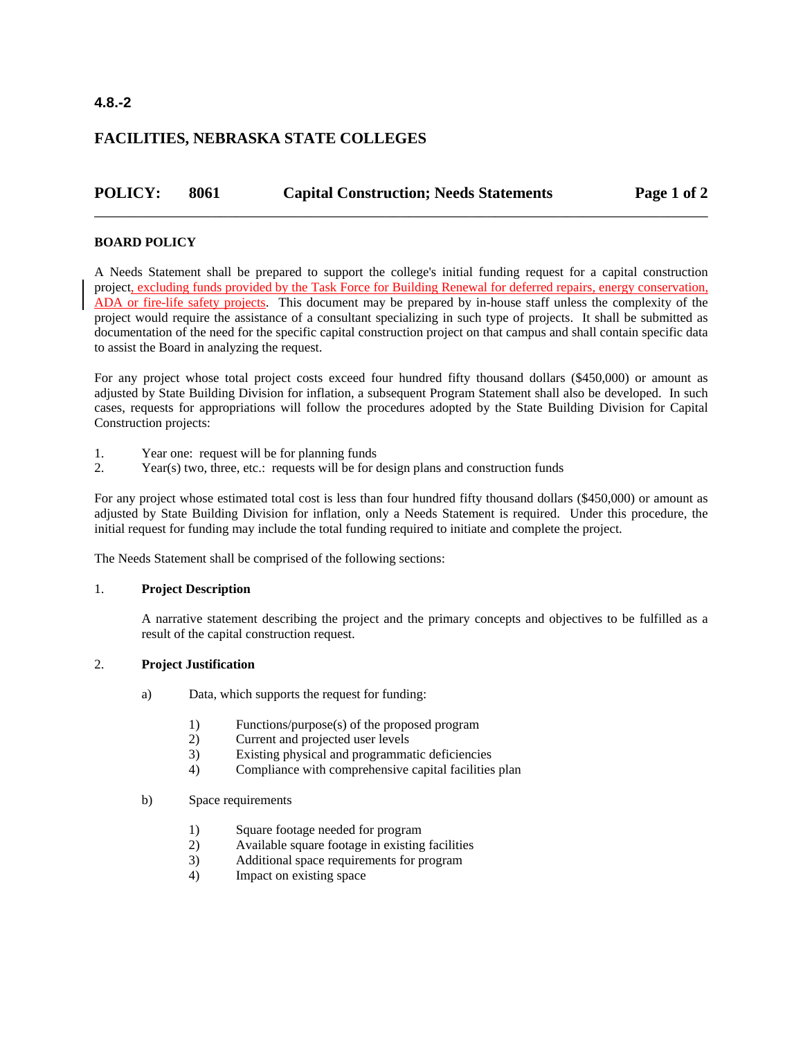**4.8.-2**

# FACILITIES, NEBRASKA STATE COLLEGES

## POLICY: 8061 Capital Construction; Needs Statements

### BOARD POLICY

A Needs Statement shall be prepared to support the college's initial funding request for a capital construction project, excluding funds provided by the Task Force for Building Renewal for deferred repairs, energy conservation, ADA or fire-life safety projects. This document may be prepared by in-house staff unless the complexity of the project would require the assistance of a consultant specializing in such type of projects. It shall be submitted as documentation of the need for the specific capital construction project on that campus and shall contain specific data to assist the Board in analyzing the request.

For any project whose total project costs exceed four hundred fifty thousand dollars ($450,000) or amount as adjusted by State Building Division for inflation, a subsequent Program Statement shall also be developed. In such cases, requests for appropriations will follow the procedures adopted by the State Building Division for Capital Construction projects:

1. Year one: request will be for planning funds
2. Year(s) two, three, etc.: requests will be for design plans and construction funds

For any project whose estimated total cost is less than four hundred fifty thousand dollars ($450,000) or amount as adjusted by State Building Division for inflation, only a Needs Statement is required. Under this procedure, the initial request for funding may include the total funding required to initiate and complete the project.

The Needs Statement shall be comprised of the following sections:

1. **Project Description**

   A narrative statement describing the project and the primary concepts and objectives to be fulfilled as a result of the capital construction request.

2. **Project Justification**

   a) Data, which supports the request for funding:

      1) Functions/purpose(s) of the proposed program
      2) Current and projected user levels
      3) Existing physical and programmatic deficiencies
      4) Compliance with comprehensive capital facilities plan

   b) Space requirements

      1) Square footage needed for program
      2) Available square footage in existing facilities
      3) Additional space requirements for program
      4) Impact on existing space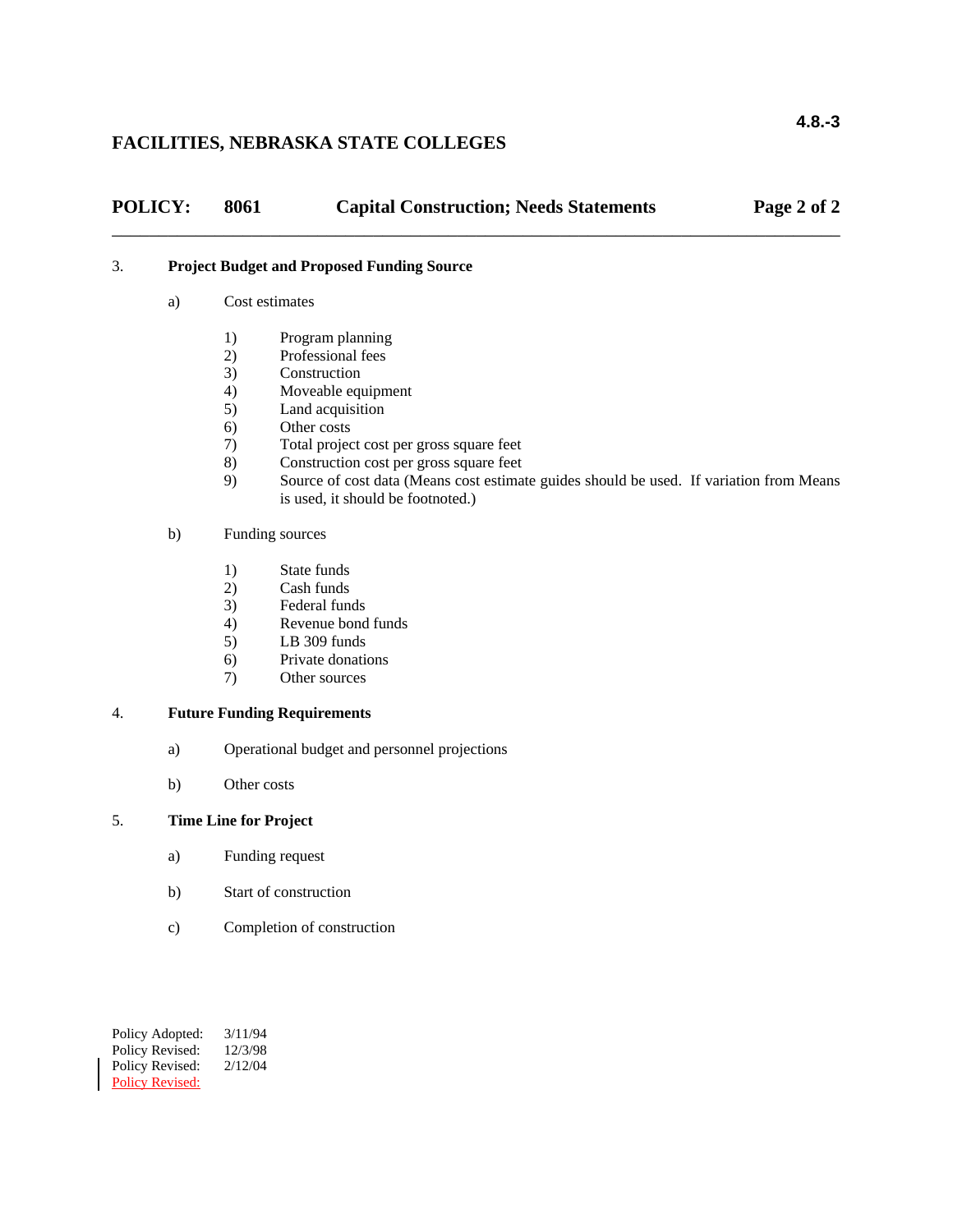3. **Project Budget and Proposed Funding Source**

   a) Cost estimates

      1) Program planning
      2) Professional fees
      3) Construction
      4) Moveable equipment
      5) Land acquisition
      6) Other costs
      7) Total project cost per gross square feet
      8) Construction cost per gross square feet
      9) Source of cost data (Means cost estimate guides should be used. If variation from Means is used, it should be footnoted.)

   b) Funding sources

      1) State funds
      2) Cash funds
      3) Federal funds
      4) Revenue bond funds
      5) LB 309 funds
      6) Private donations
      7) Other sources

4. **Future Funding Requirements**

   a) Operational budget and personnel projections

   b) Other costs

5. **Time Line for Project**

   a) Funding request

   b) Start of construction

   c) Completion of construction

Policy Adopted: 3/11/94
Policy Revised: 12/3/98
Policy Revised: 2/12/04
Policy Revised: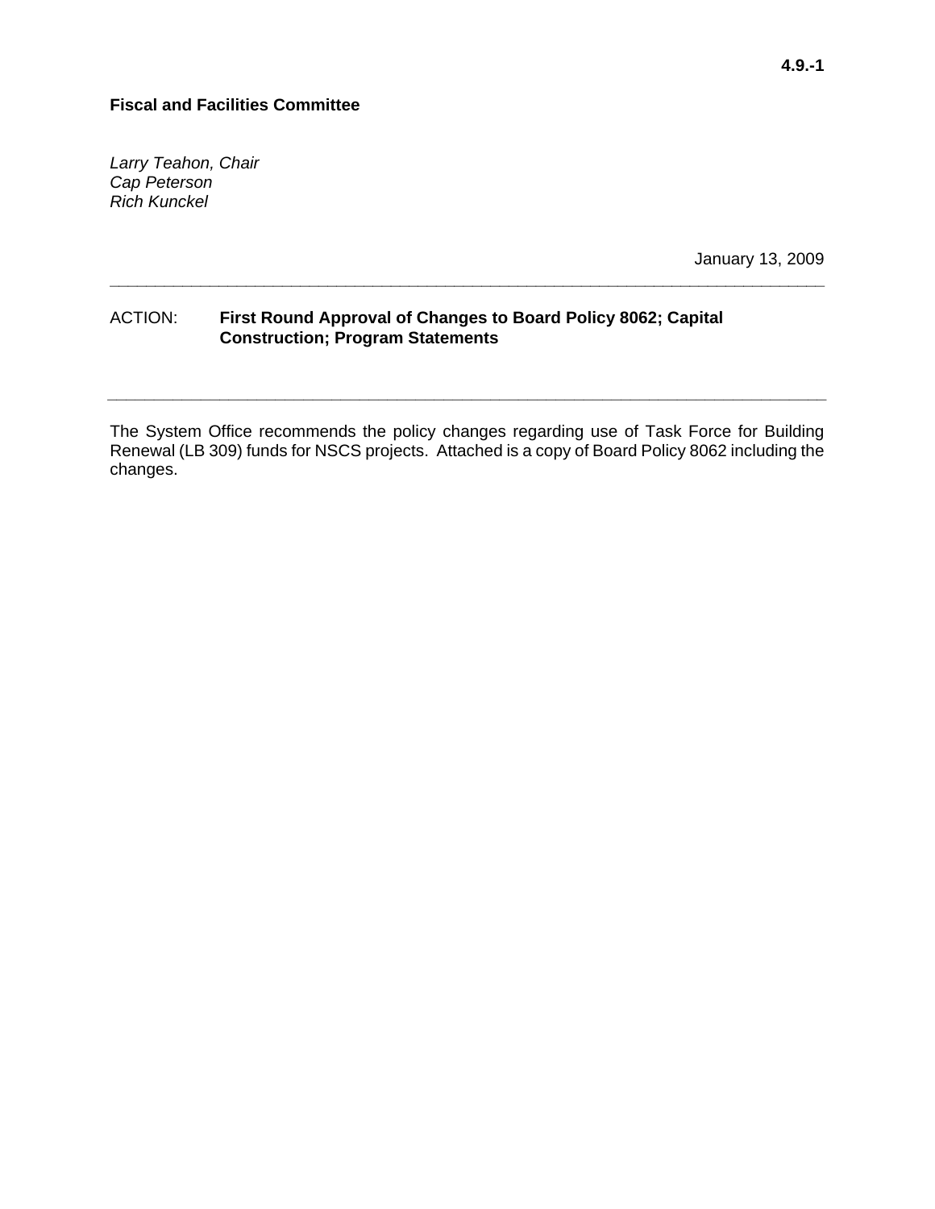**4.9.-1**

**Fiscal and Facilities Committee**

*Larry Teahon, Chair*
*Cap Peterson*
*Rich Kunckel*

January 13, 2009

---

ACTION: **First Round Approval of Changes to Board Policy 8062; Capital Construction; Program Statements**

---

The System Office recommends the policy changes regarding use of Task Force for Building Renewal (LB 309) funds for NSCS projects. Attached is a copy of Board Policy 8062 including the changes.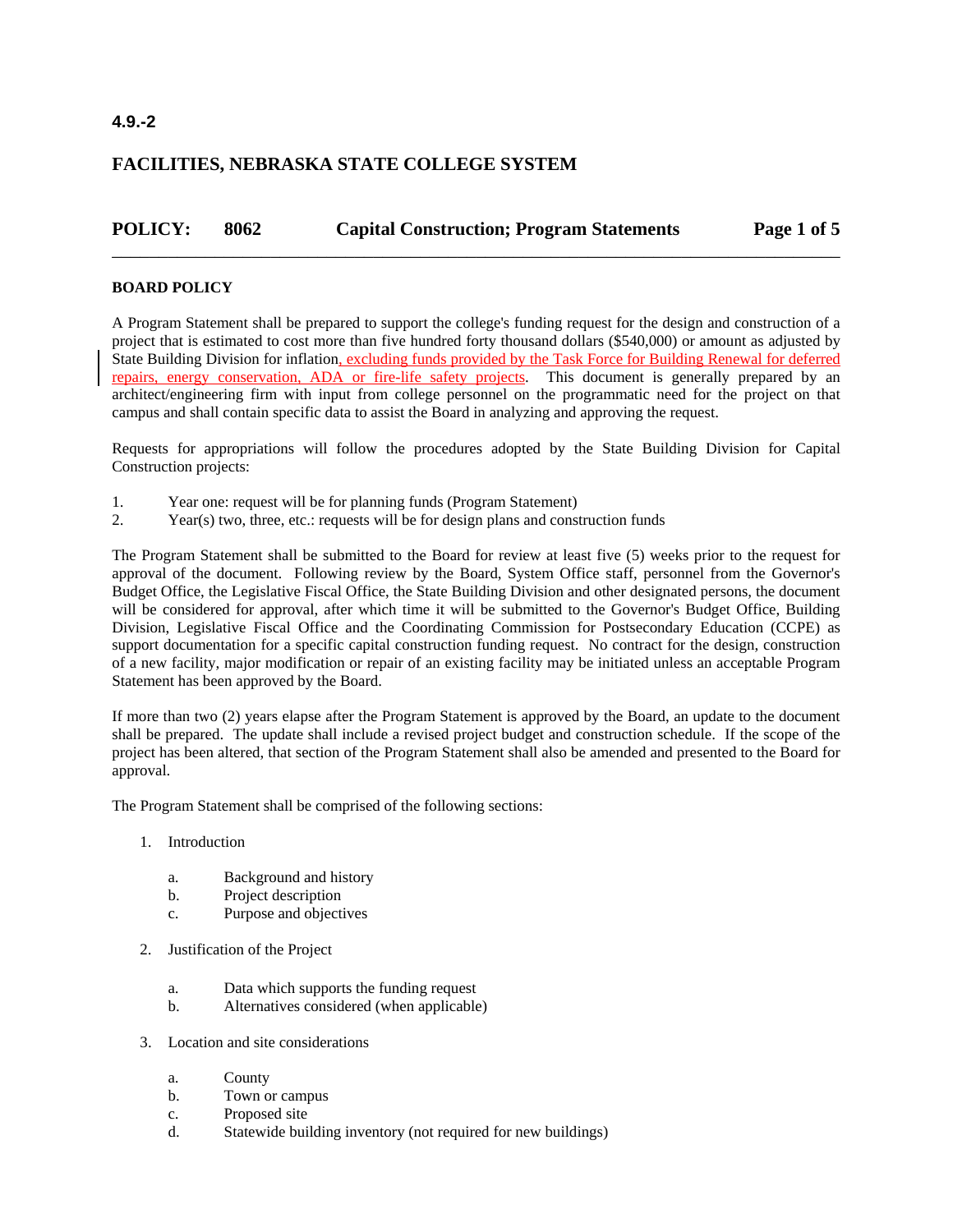**4.9.-2**

**FACILITIES, NEBRASKA STATE COLLEGE SYSTEM**

| **POLICY:** | **8062** | **Capital Construction; Program Statements** |
|---|---|---|

**BOARD POLICY**

A Program Statement shall be prepared to support the college's funding request for the design and construction of a project that is estimated to cost more than five hundred forty thousand dollars ($540,000) or amount as adjusted by State Building Division for inflation, excluding funds provided by the Task Force for Building Renewal for deferred repairs, energy conservation, ADA or fire-life safety projects. This document is generally prepared by an architect/engineering firm with input from college personnel on the programmatic need for the project on that campus and shall contain specific data to assist the Board in analyzing and approving the request.

Requests for appropriations will follow the procedures adopted by the State Building Division for Capital Construction projects:

1. Year one: request will be for planning funds (Program Statement)
2. Year(s) two, three, etc.: requests will be for design plans and construction funds

The Program Statement shall be submitted to the Board for review at least five (5) weeks prior to the request for approval of the document. Following review by the Board, System Office staff, personnel from the Governor's Budget Office, the Legislative Fiscal Office, the State Building Division and other designated persons, the document will be considered for approval, after which time it will be submitted to the Governor's Budget Office, Building Division, Legislative Fiscal Office and the Coordinating Commission for Postsecondary Education (CCPE) as support documentation for a specific capital construction funding request. No contract for the design, construction of a new facility, major modification or repair of an existing facility may be initiated unless an acceptable Program Statement has been approved by the Board.

If more than two (2) years elapse after the Program Statement is approved by the Board, an update to the document shall be prepared. The update shall include a revised project budget and construction schedule. If the scope of the project has been altered, that section of the Program Statement shall also be amended and presented to the Board for approval.

The Program Statement shall be comprised of the following sections:

1. Introduction
   - a. Background and history
   - b. Project description
   - c. Purpose and objectives

2. Justification of the Project
   - a. Data which supports the funding request
   - b. Alternatives considered (when applicable)

3. Location and site considerations
   - a. County
   - b. Town or campus
   - c. Proposed site
   - d. Statewide building inventory (not required for new buildings)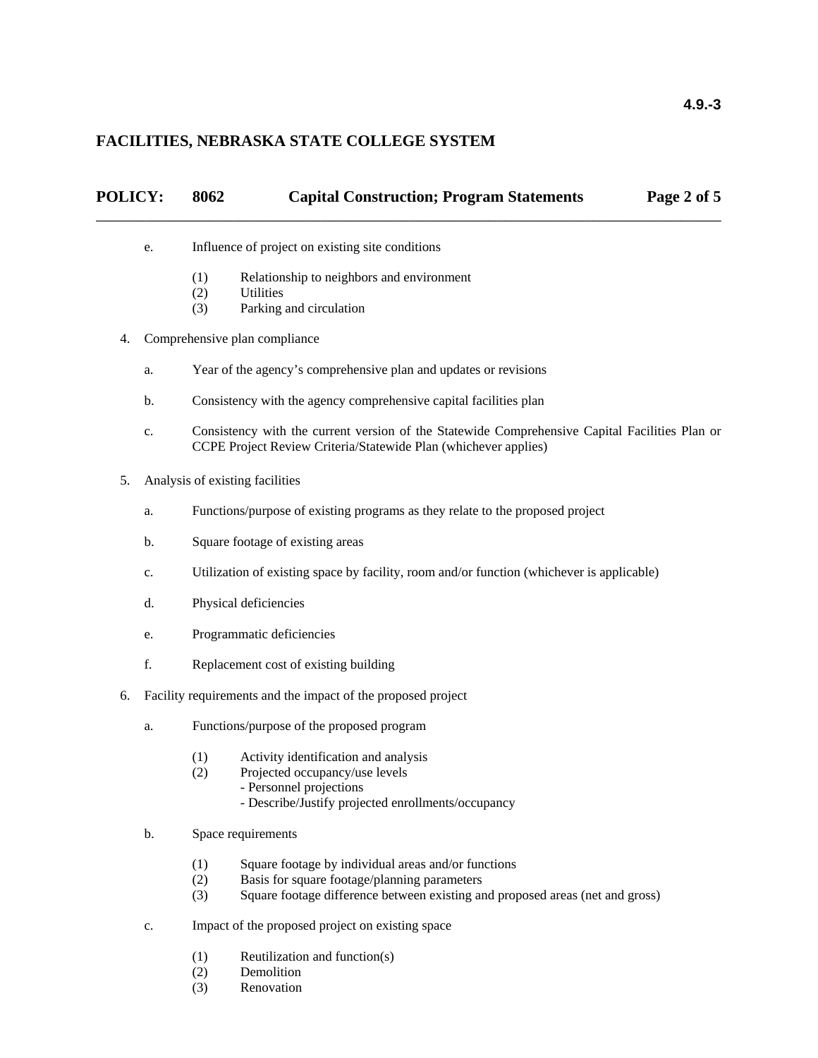e. Influence of project on existing site conditions

   (1) Relationship to neighbors and environment
   (2) Utilities
   (3) Parking and circulation

4. Comprehensive plan compliance

   a. Year of the agency's comprehensive plan and updates or revisions

   b. Consistency with the agency comprehensive capital facilities plan

   c. Consistency with the current version of the Statewide Comprehensive Capital Facilities Plan or CCPE Project Review Criteria/Statewide Plan (whichever applies)

5. Analysis of existing facilities

   a. Functions/purpose of existing programs as they relate to the proposed project

   b. Square footage of existing areas

   c. Utilization of existing space by facility, room and/or function (whichever is applicable)

   d. Physical deficiencies

   e. Programmatic deficiencies

   f. Replacement cost of existing building

6. Facility requirements and the impact of the proposed project

   a. Functions/purpose of the proposed program

      (1) Activity identification and analysis
      (2) Projected occupancy/use levels
          - Personnel projections
          - Describe/Justify projected enrollments/occupancy

   b. Space requirements

      (1) Square footage by individual areas and/or functions
      (2) Basis for square footage/planning parameters
      (3) Square footage difference between existing and proposed areas (net and gross)

   c. Impact of the proposed project on existing space

      (1) Reutilization and function(s)
      (2) Demolition
      (3) Renovation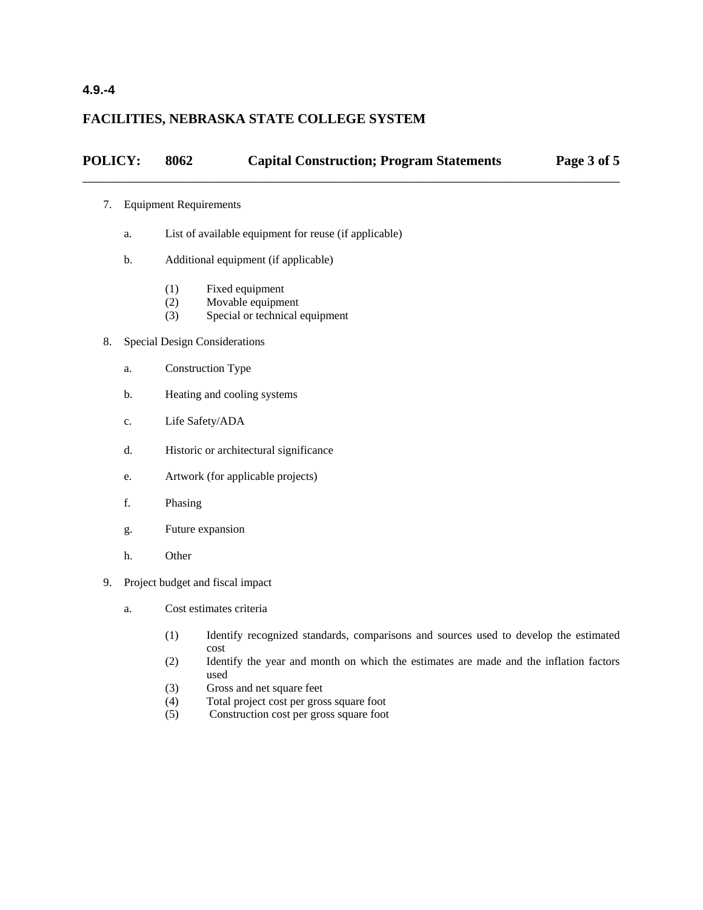7. Equipment Requirements

   a. List of available equipment for reuse (if applicable)

   b. Additional equipment (if applicable)

      (1) Fixed equipment
      (2) Movable equipment
      (3) Special or technical equipment

8. Special Design Considerations

   a. Construction Type

   b. Heating and cooling systems

   c. Life Safety/ADA

   d. Historic or architectural significance

   e. Artwork (for applicable projects)

   f. Phasing

   g. Future expansion

   h. Other

9. Project budget and fiscal impact

   a. Cost estimates criteria

      (1) Identify recognized standards, comparisons and sources used to develop the estimated cost
      (2) Identify the year and month on which the estimates are made and the inflation factors used
      (3) Gross and net square feet
      (4) Total project cost per gross square foot
      (5) Construction cost per gross square foot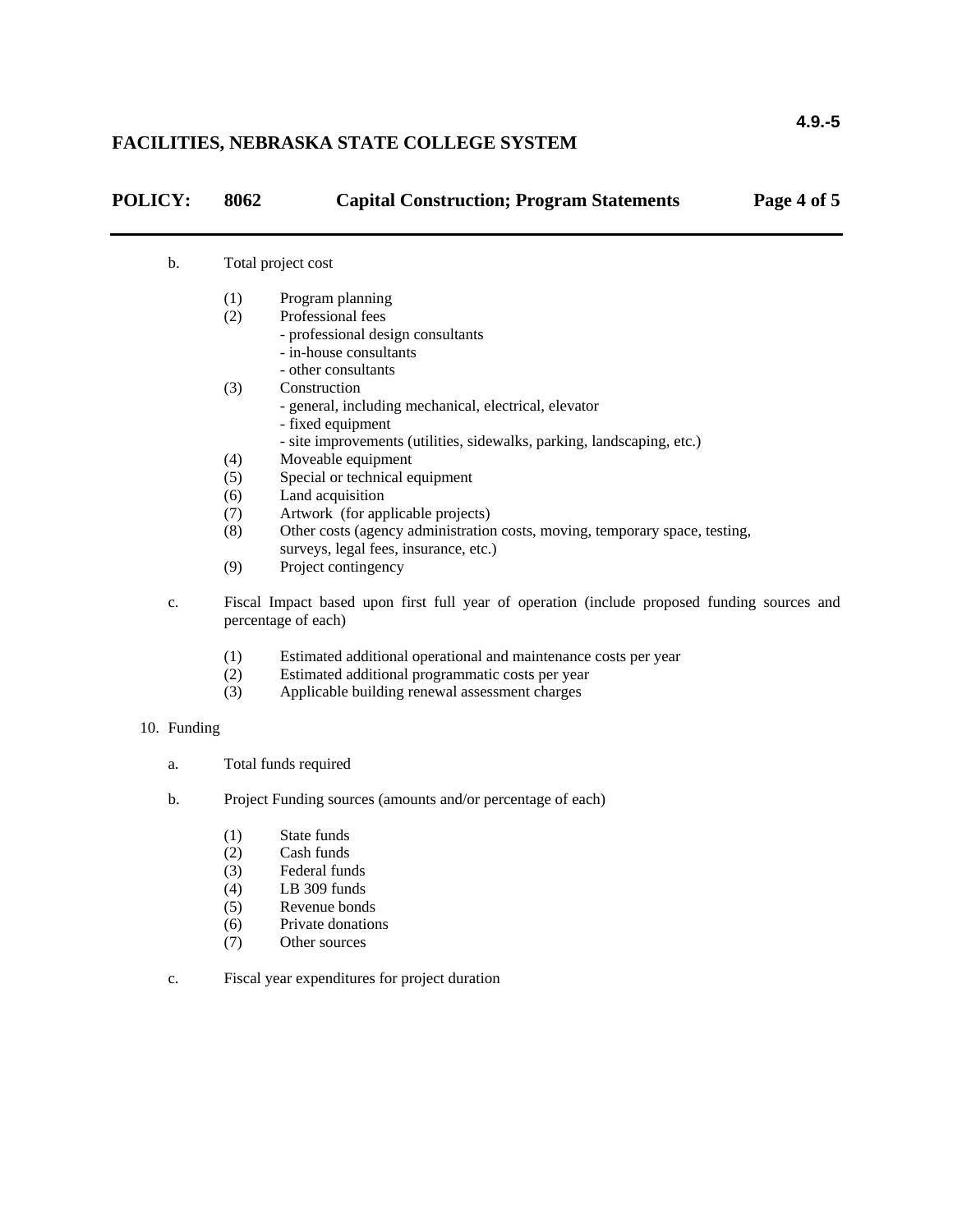b. Total project cost

   (1) Program planning
   (2) Professional fees
       - professional design consultants
       - in-house consultants
       - other consultants
   (3) Construction
       - general, including mechanical, electrical, elevator
       - fixed equipment
       - site improvements (utilities, sidewalks, parking, landscaping, etc.)
   (4) Moveable equipment
   (5) Special or technical equipment
   (6) Land acquisition
   (7) Artwork (for applicable projects)
   (8) Other costs (agency administration costs, moving, temporary space, testing, surveys, legal fees, insurance, etc.)
   (9) Project contingency

c. Fiscal Impact based upon first full year of operation (include proposed funding sources and percentage of each)

   (1) Estimated additional operational and maintenance costs per year
   (2) Estimated additional programmatic costs per year
   (3) Applicable building renewal assessment charges

10. Funding

   a. Total funds required

   b. Project Funding sources (amounts and/or percentage of each)

      (1) State funds
      (2) Cash funds
      (3) Federal funds
      (4) LB 309 funds
      (5) Revenue bonds
      (6) Private donations
      (7) Other sources

   c. Fiscal year expenditures for project duration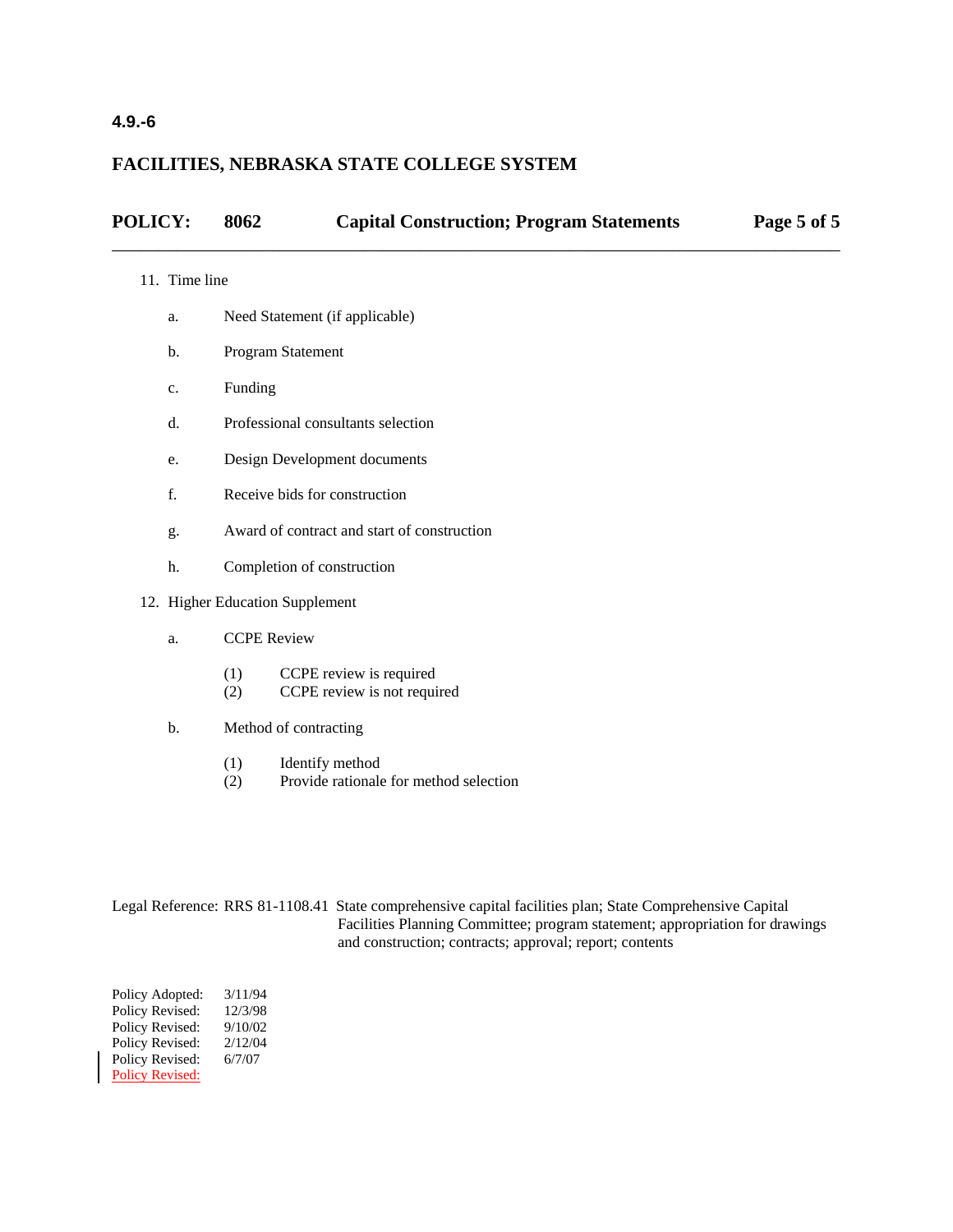**4.9.-6**

**FACILITIES, NEBRASKA STATE COLLEGE SYSTEM**

**POLICY: 8062 Capital Construction; Program Statements**

11. Time line

    a. Need Statement (if applicable)

    b. Program Statement

    c. Funding

    d. Professional consultants selection

    e. Design Development documents

    f. Receive bids for construction

    g. Award of contract and start of construction

    h. Completion of construction

12. Higher Education Supplement

    a. CCPE Review

       (1) CCPE review is required
       (2) CCPE review is not required

    b. Method of contracting

       (1) Identify method
       (2) Provide rationale for method selection

Legal Reference: RRS 81-1108.41 State comprehensive capital facilities plan; State Comprehensive Capital Facilities Planning Committee; program statement; appropriation for drawings and construction; contracts; approval; report; contents

Policy Adopted: 3/11/94
Policy Revised: 12/3/98
Policy Revised: 9/10/02
Policy Revised: 2/12/04
Policy Revised: 6/7/07
Policy Revised: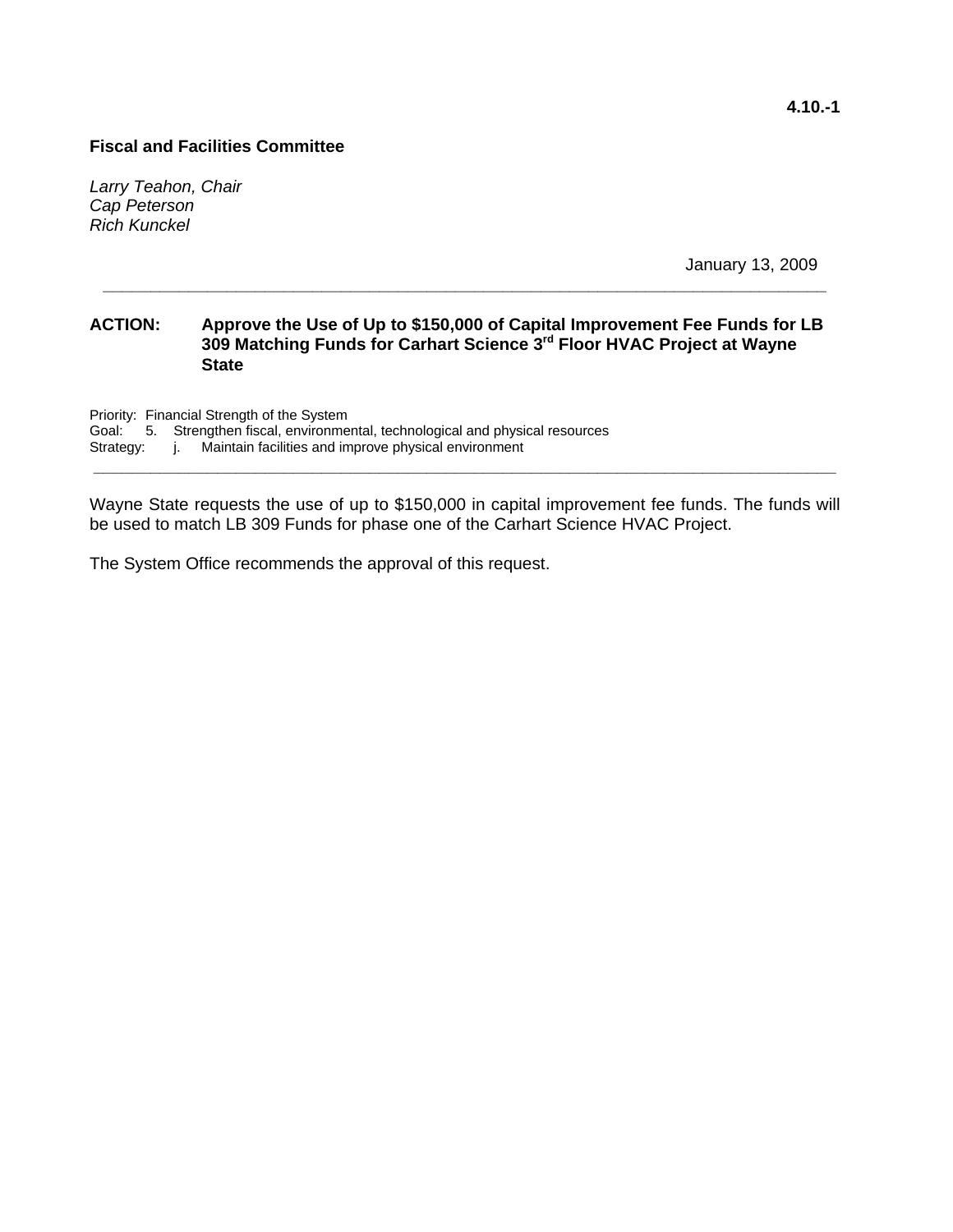**4.10.-1**

**Fiscal and Facilities Committee**

*Larry Teahon, Chair*
*Cap Peterson*
*Rich Kunckel*

January 13, 2009

---

**ACTION: Approve the Use of Up to $150,000 of Capital Improvement Fee Funds for LB 309 Matching Funds for Carhart Science 3rd Floor HVAC Project at Wayne State**

Priority: Financial Strength of the System
Goal: 5. Strengthen fiscal, environmental, technological and physical resources
Strategy: j. Maintain facilities and improve physical environment

---

Wayne State requests the use of up to $150,000 in capital improvement fee funds. The funds will be used to match LB 309 Funds for phase one of the Carhart Science HVAC Project.

The System Office recommends the approval of this request.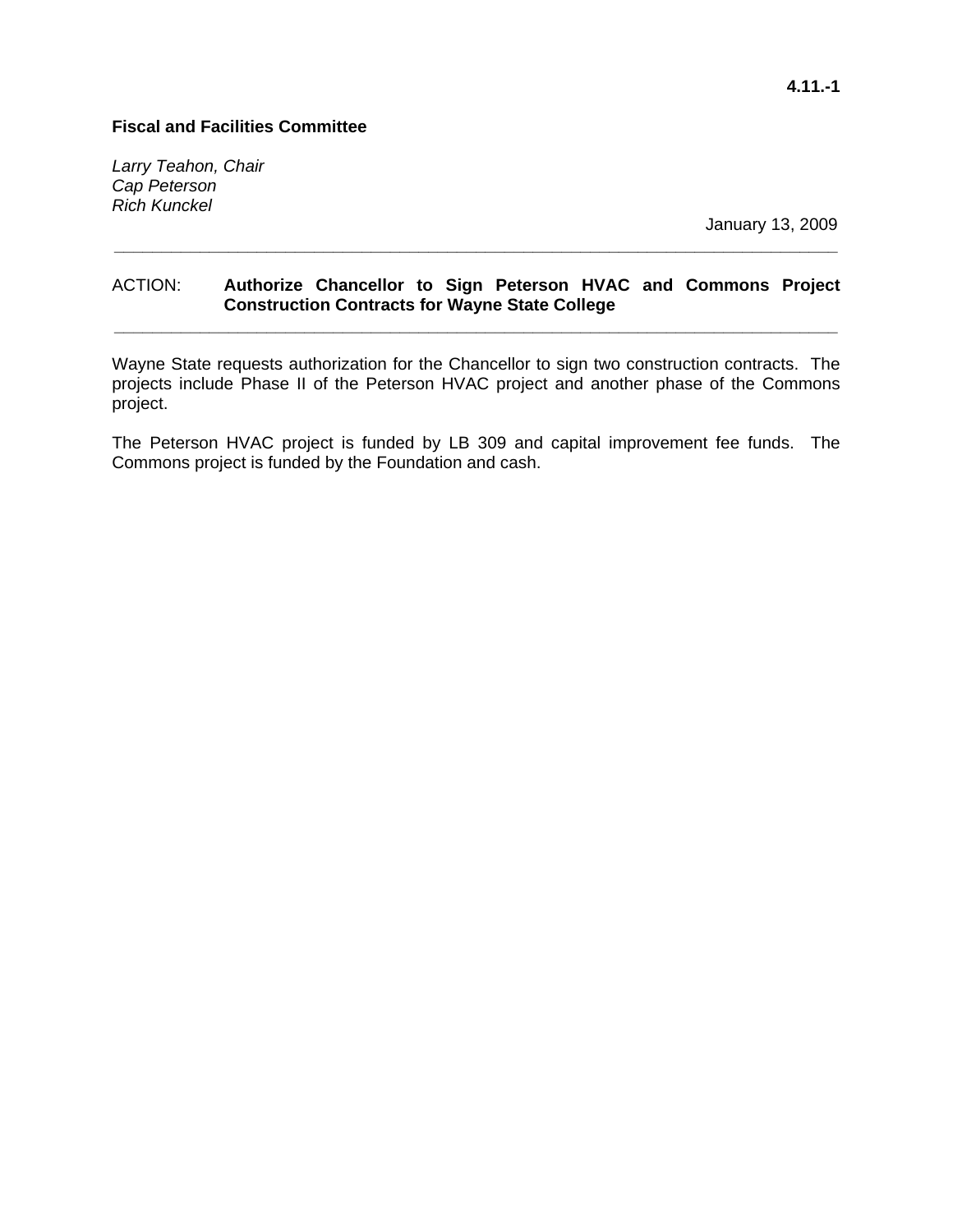**4.11.-1**

**Fiscal and Facilities Committee**

*Larry Teahon, Chair*
*Cap Peterson*
*Rich Kunckel*

January 13, 2009

---

ACTION: **Authorize Chancellor to Sign Peterson HVAC and Commons Project Construction Contracts for Wayne State College**

---

Wayne State requests authorization for the Chancellor to sign two construction contracts. The projects include Phase II of the Peterson HVAC project and another phase of the Commons project.

The Peterson HVAC project is funded by LB 309 and capital improvement fee funds. The Commons project is funded by the Foundation and cash.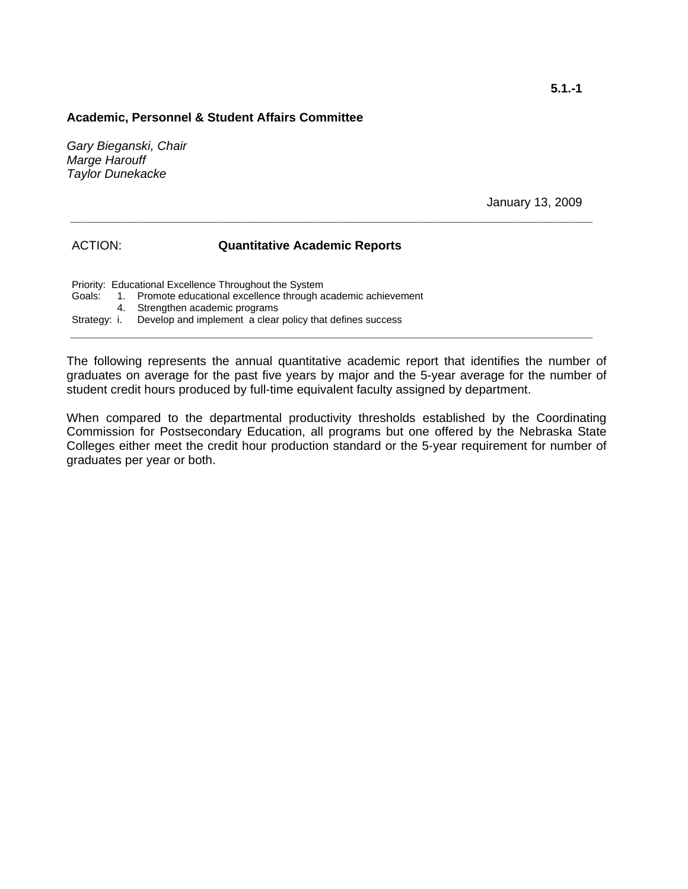**5.1.-1**

**Academic, Personnel & Student Affairs Committee**

*Gary Bieganski, Chair*
*Marge Harouff*
*Taylor Dunekacke*

January 13, 2009

---

ACTION: **Quantitative Academic Reports**

Priority: Educational Excellence Throughout the System
Goals: 1. Promote educational excellence through academic achievement
4. Strengthen academic programs
Strategy: i. Develop and implement a clear policy that defines success

---

The following represents the annual quantitative academic report that identifies the number of graduates on average for the past five years by major and the 5-year average for the number of student credit hours produced by full-time equivalent faculty assigned by department.

When compared to the departmental productivity thresholds established by the Coordinating Commission for Postsecondary Education, all programs but one offered by the Nebraska State Colleges either meet the credit hour production standard or the 5-year requirement for number of graduates per year or both.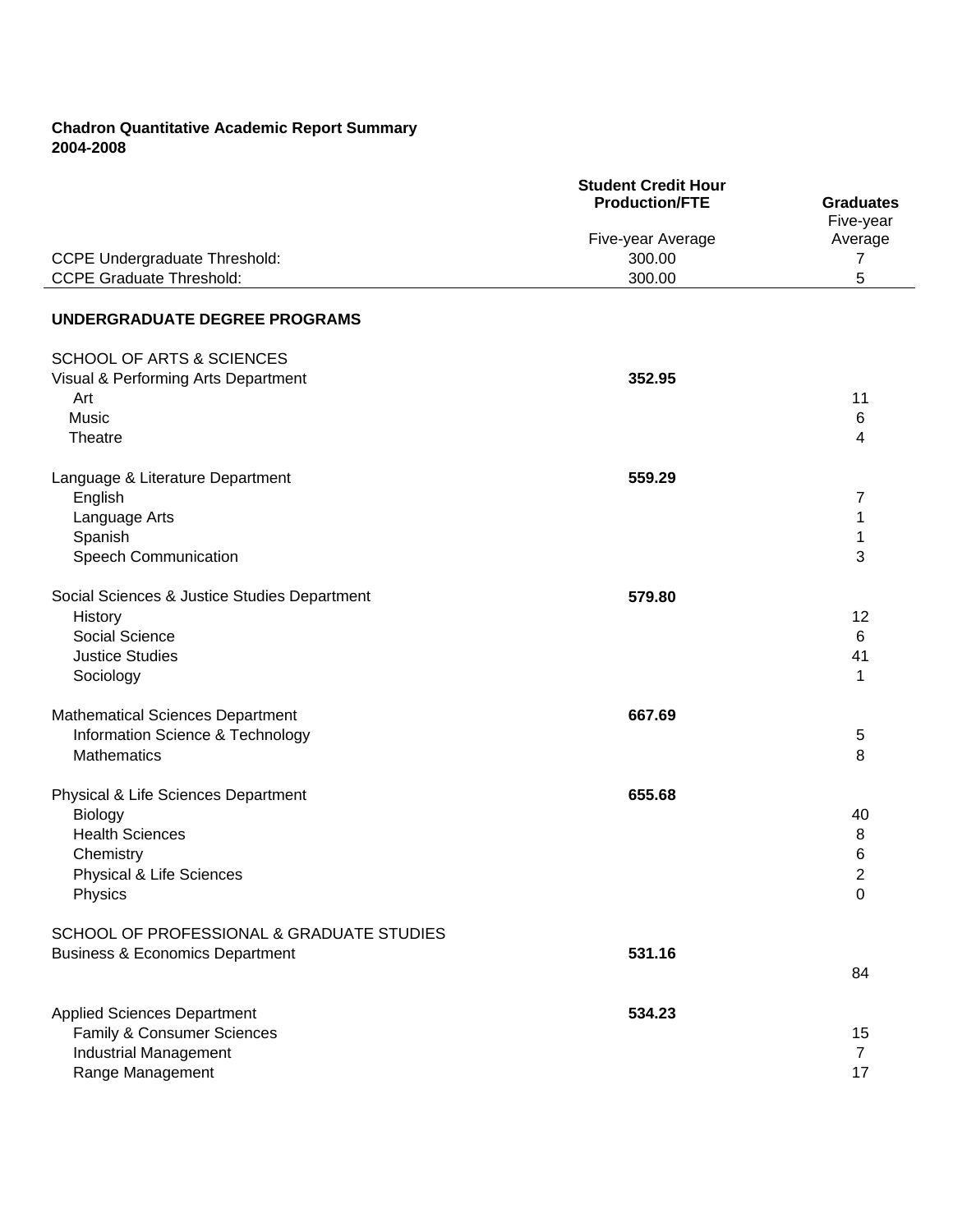**Chadron Quantitative Academic Report Summary**
**2004-2008**

| | Student Credit Hour Production/FTE | Graduates |
|---|---|---|
| | Five-year Average | Five-year Average |
| CCPE Undergraduate Threshold: | 300.00 | 7 |
| CCPE Graduate Threshold: | 300.00 | 5 |
| **UNDERGRADUATE DEGREE PROGRAMS** | | |
| SCHOOL OF ARTS & SCIENCES | | |
| Visual & Performing Arts Department | **352.95** | |
| Art | | 11 |
| Music | | 6 |
| Theatre | | 4 |
| Language & Literature Department | **559.29** | |
| English | | 7 |
| Language Arts | | 1 |
| Spanish | | 1 |
| Speech Communication | | 3 |
| Social Sciences & Justice Studies Department | **579.80** | |
| History | | 12 |
| Social Science | | 6 |
| Justice Studies | | 41 |
| Sociology | | 1 |
| Mathematical Sciences Department | **667.69** | |
| Information Science & Technology | | 5 |
| Mathematics | | 8 |
| Physical & Life Sciences Department | **655.68** | |
| Biology | | 40 |
| Health Sciences | | 8 |
| Chemistry | | 6 |
| Physical & Life Sciences | | 2 |
| Physics | | 0 |
| SCHOOL OF PROFESSIONAL & GRADUATE STUDIES | | |
| Business & Economics Department | **531.16** | 84 |
| Applied Sciences Department | **534.23** | |
| Family & Consumer Sciences | | 15 |
| Industrial Management | | 7 |
| Range Management | | 17 |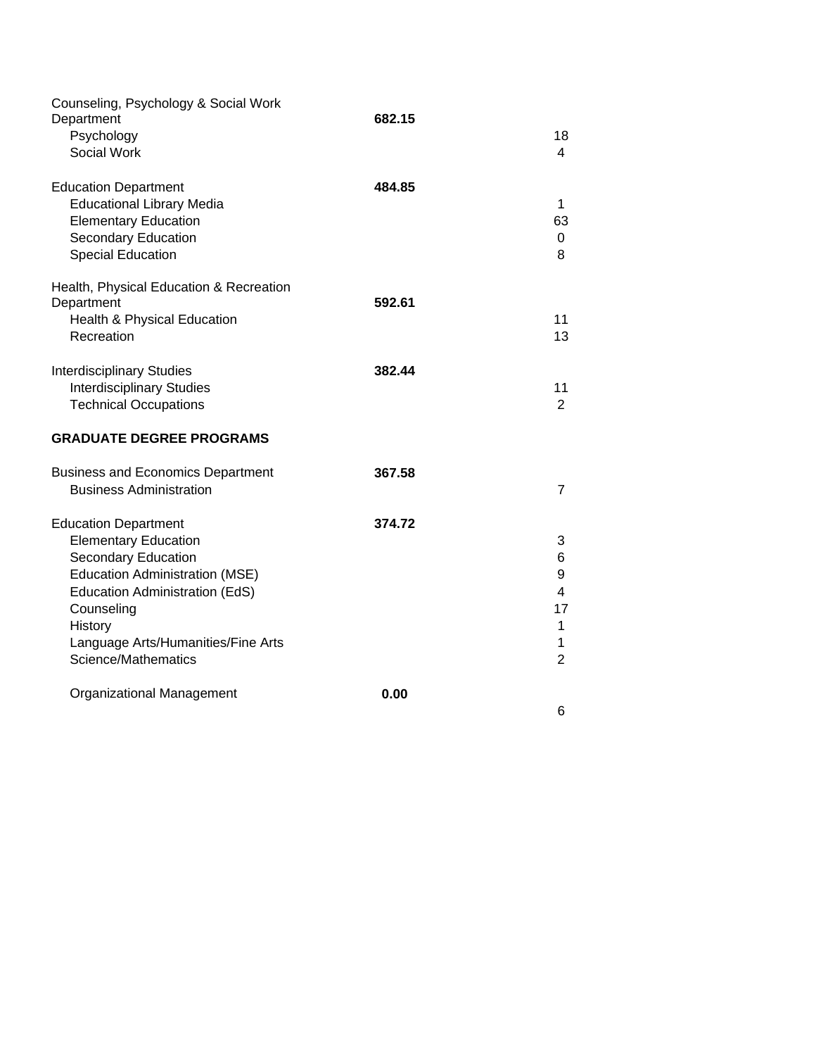| | | |
|---|---|---|
| Counseling, Psychology & Social Work Department | **682.15** | |
| Psychology | | 18 |
| Social Work | | 4 |
| | | |
| Education Department | **484.85** | |
| Educational Library Media | | 1 |
| Elementary Education | | 63 |
| Secondary Education | | 0 |
| Special Education | | 8 |
| | | |
| Health, Physical Education & Recreation Department | **592.61** | |
| Health & Physical Education | | 11 |
| Recreation | | 13 |
| | | |
| Interdisciplinary Studies | **382.44** | |
| Interdisciplinary Studies | | 11 |
| Technical Occupations | | 2 |
| | | |
| **GRADUATE DEGREE PROGRAMS** | | |
| | | |
| Business and Economics Department | **367.58** | |
| Business Administration | | 7 |
| | | |
| Education Department | **374.72** | |
| Elementary Education | | 3 |
| Secondary Education | | 6 |
| Education Administration (MSE) | | 9 |
| Education Administration (EdS) | | 4 |
| Counseling | | 17 |
| History | | 1 |
| Language Arts/Humanities/Fine Arts | | 1 |
| Science/Mathematics | | 2 |
| | | |
| Organizational Management | **0.00** | 6 |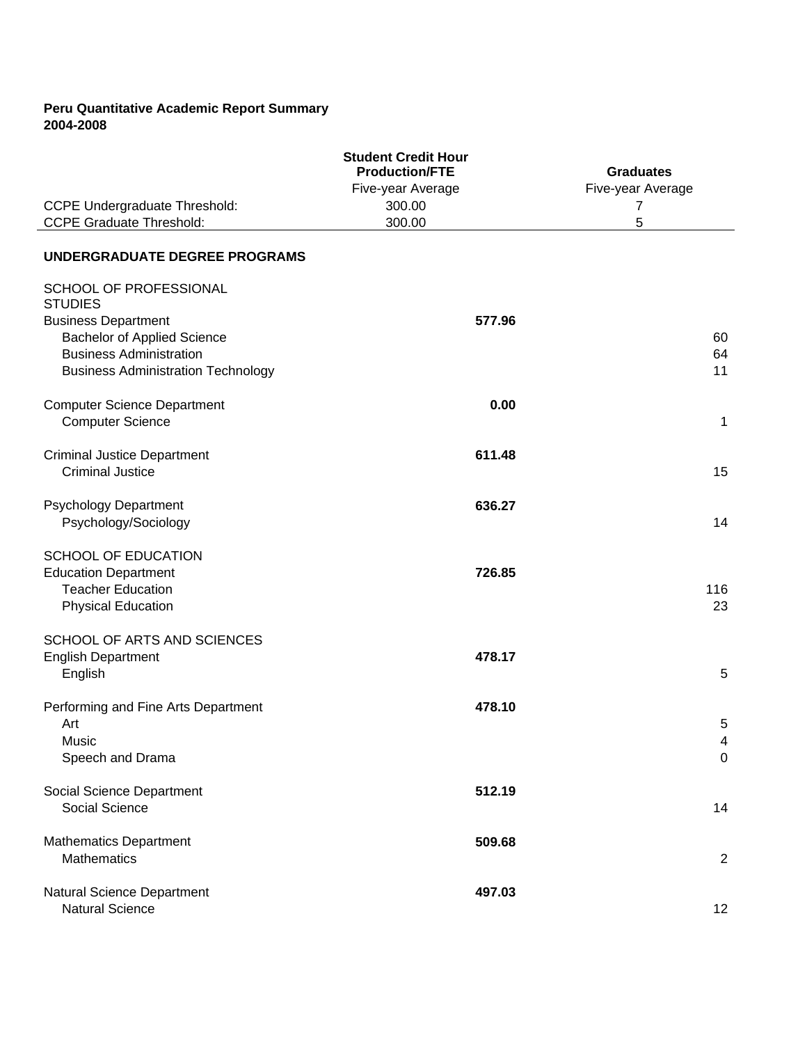**Peru Quantitative Academic Report Summary**
**2004-2008**

| | Student Credit Hour Production/FTE Five-year Average | Graduates Five-year Average |
|---|---|---|
| CCPE Undergraduate Threshold: | 300.00 | 7 |
| CCPE Graduate Threshold: | 300.00 | 5 |

**UNDERGRADUATE DEGREE PROGRAMS**

| | Student Credit Hour Production/FTE | Graduates |
|---|---|---|
| SCHOOL OF PROFESSIONAL STUDIES | | |
| Business Department | **577.96** | |
| Bachelor of Applied Science | | 60 |
| Business Administration | | 64 |
| Business Administration Technology | | 11 |
| Computer Science Department | **0.00** | |
| Computer Science | | 1 |
| Criminal Justice Department | **611.48** | |
| Criminal Justice | | 15 |
| Psychology Department | **636.27** | |
| Psychology/Sociology | | 14 |
| SCHOOL OF EDUCATION | | |
| Education Department | **726.85** | |
| Teacher Education | | 116 |
| Physical Education | | 23 |
| SCHOOL OF ARTS AND SCIENCES | | |
| English Department | **478.17** | |
| English | | 5 |
| Performing and Fine Arts Department | **478.10** | |
| Art | | 5 |
| Music | | 4 |
| Speech and Drama | | 0 |
| Social Science Department | **512.19** | |
| Social Science | | 14 |
| Mathematics Department | **509.68** | |
| Mathematics | | 2 |
| Natural Science Department | **497.03** | |
| Natural Science | | 12 |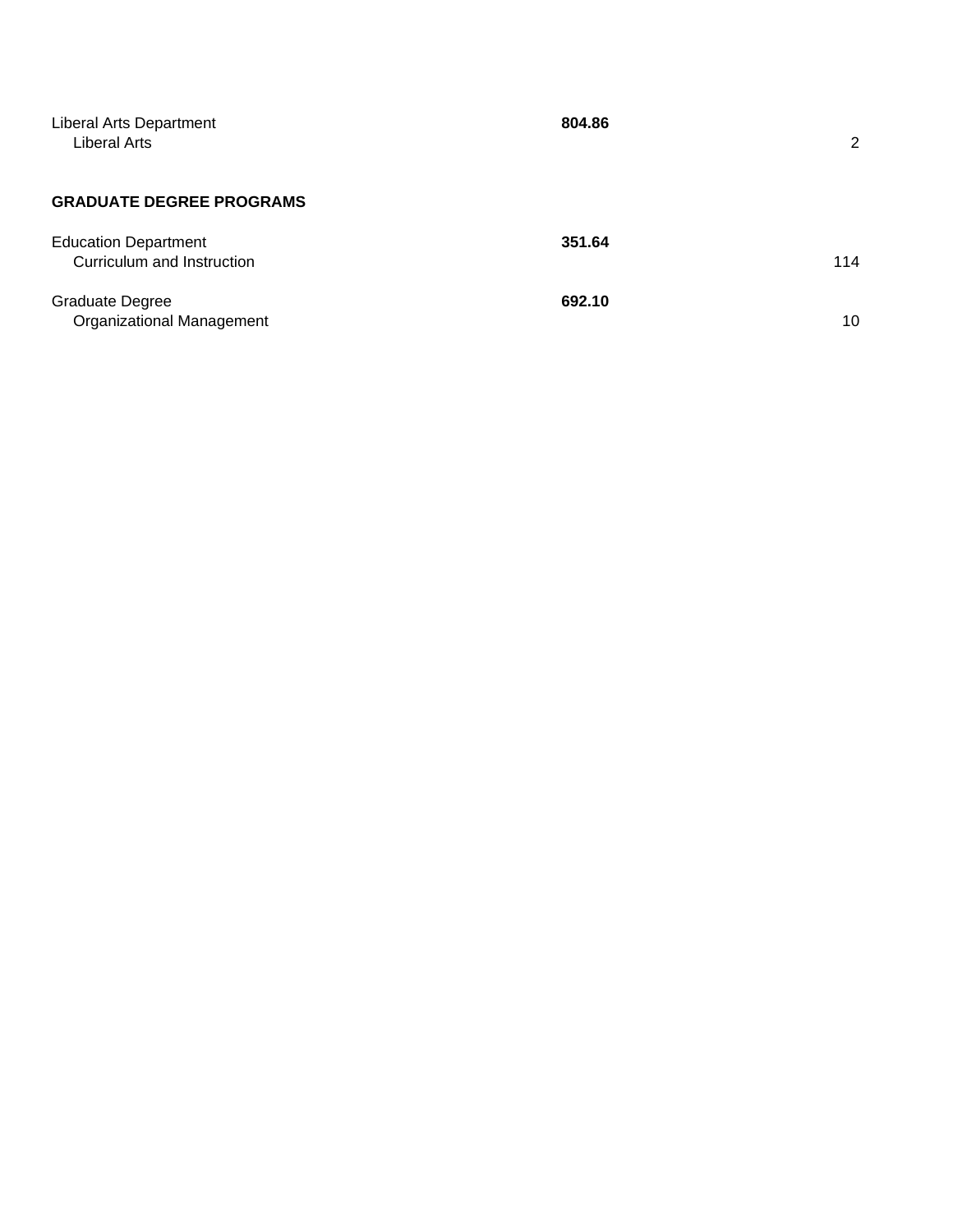| | | |
|---|---|---|
| Liberal Arts Department | **804.86** | |
| Liberal Arts | | 2 |

**GRADUATE DEGREE PROGRAMS**

| | | |
|---|---|---|
| Education Department | **351.64** | |
| Curriculum and Instruction | | 114 |
| Graduate Degree | **692.10** | |
| Organizational Management | | 10 |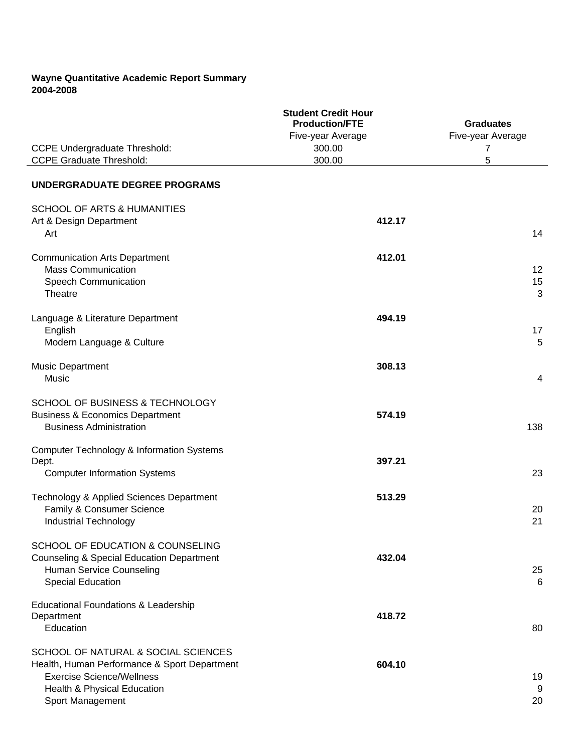**Wayne Quantitative Academic Report Summary**
**2004-2008**

| | Student Credit Hour Production/FTE | Graduates |
|---|---|---|
| | Five-year Average | Five-year Average |
| CCPE Undergraduate Threshold: | 300.00 | 7 |
| CCPE Graduate Threshold: | 300.00 | 5 |

**UNDERGRADUATE DEGREE PROGRAMS**

| | Student Credit Hour Production/FTE | Graduates |
|---|---|---|
| SCHOOL OF ARTS & HUMANITIES | | |
| Art & Design Department | **412.17** | |
| Art | | 14 |
| Communication Arts Department | **412.01** | |
| Mass Communication | | 12 |
| Speech Communication | | 15 |
| Theatre | | 3 |
| Language & Literature Department | **494.19** | |
| English | | 17 |
| Modern Language & Culture | | 5 |
| Music Department | **308.13** | |
| Music | | 4 |
| SCHOOL OF BUSINESS & TECHNOLOGY | | |
| Business & Economics Department | **574.19** | |
| Business Administration | | 138 |
| Computer Technology & Information Systems Dept. | **397.21** | |
| Computer Information Systems | | 23 |
| Technology & Applied Sciences Department | **513.29** | |
| Family & Consumer Science | | 20 |
| Industrial Technology | | 21 |
| SCHOOL OF EDUCATION & COUNSELING | | |
| Counseling & Special Education Department | **432.04** | |
| Human Service Counseling | | 25 |
| Special Education | | 6 |
| Educational Foundations & Leadership Department | **418.72** | |
| Education | | 80 |
| SCHOOL OF NATURAL & SOCIAL SCIENCES | | |
| Health, Human Performance & Sport Department | **604.10** | |
| Exercise Science/Wellness | | 19 |
| Health & Physical Education | | 9 |
| Sport Management | | 20 |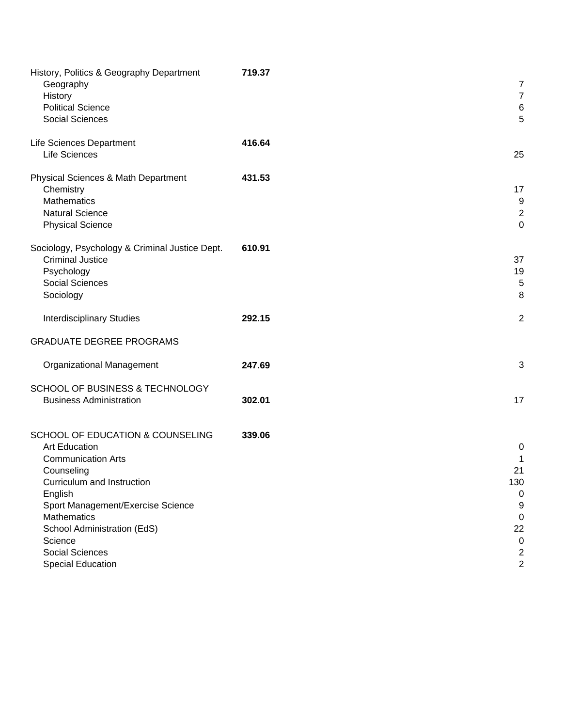| | | |
|---|---|---|
| History, Politics & Geography Department | **719.37** | |
| Geography | | 7 |
| History | | 7 |
| Political Science | | 6 |
| Social Sciences | | 5 |
| | | |
| Life Sciences Department | **416.64** | |
| Life Sciences | | 25 |
| | | |
| Physical Sciences & Math Department | **431.53** | |
| Chemistry | | 17 |
| Mathematics | | 9 |
| Natural Science | | 2 |
| Physical Science | | 0 |
| | | |
| Sociology, Psychology & Criminal Justice Dept. | **610.91** | |
| Criminal Justice | | 37 |
| Psychology | | 19 |
| Social Sciences | | 5 |
| Sociology | | 8 |
| | | |
| Interdisciplinary Studies | **292.15** | 2 |
| | | |
| GRADUATE DEGREE PROGRAMS | | |
| | | |
| Organizational Management | **247.69** | 3 |
| | | |
| SCHOOL OF BUSINESS & TECHNOLOGY | | |
| Business Administration | **302.01** | 17 |
| | | |
| SCHOOL OF EDUCATION & COUNSELING | **339.06** | |
| Art Education | | 0 |
| Communication Arts | | 1 |
| Counseling | | 21 |
| Curriculum and Instruction | | 130 |
| English | | 0 |
| Sport Management/Exercise Science | | 9 |
| Mathematics | | 0 |
| School Administration (EdS) | | 22 |
| Science | | 0 |
| Social Sciences | | 2 |
| Special Education | | 2 |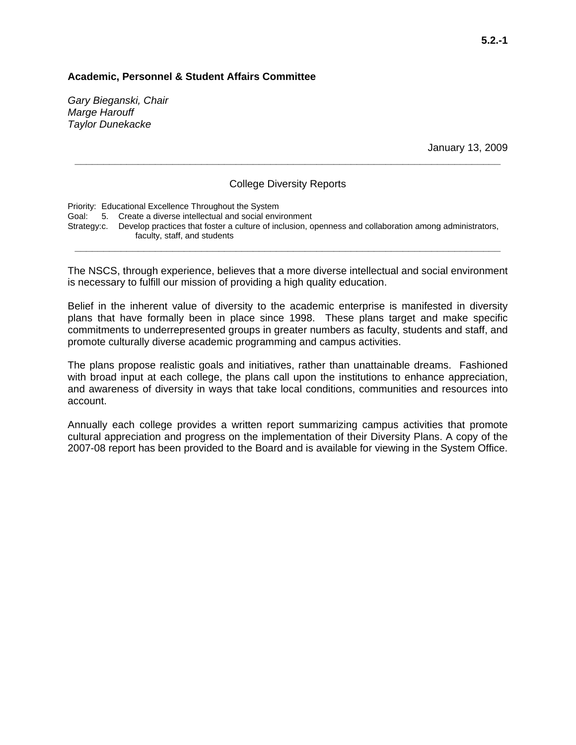**5.2.-1**

**Academic, Personnel & Student Affairs Committee**

*Gary Bieganski, Chair*
*Marge Harouff*
*Taylor Dunekacke*

January 13, 2009

---

College Diversity Reports

Priority: Educational Excellence Throughout the System
Goal: 5. Create a diverse intellectual and social environment
Strategy: c. Develop practices that foster a culture of inclusion, openness and collaboration among administrators, faculty, staff, and students

---

The NSCS, through experience, believes that a more diverse intellectual and social environment is necessary to fulfill our mission of providing a high quality education.

Belief in the inherent value of diversity to the academic enterprise is manifested in diversity plans that have formally been in place since 1998. These plans target and make specific commitments to underrepresented groups in greater numbers as faculty, students and staff, and promote culturally diverse academic programming and campus activities.

The plans propose realistic goals and initiatives, rather than unattainable dreams. Fashioned with broad input at each college, the plans call upon the institutions to enhance appreciation, and awareness of diversity in ways that take local conditions, communities and resources into account.

Annually each college provides a written report summarizing campus activities that promote cultural appreciation and progress on the implementation of their Diversity Plans. A copy of the 2007-08 report has been provided to the Board and is available for viewing in the System Office.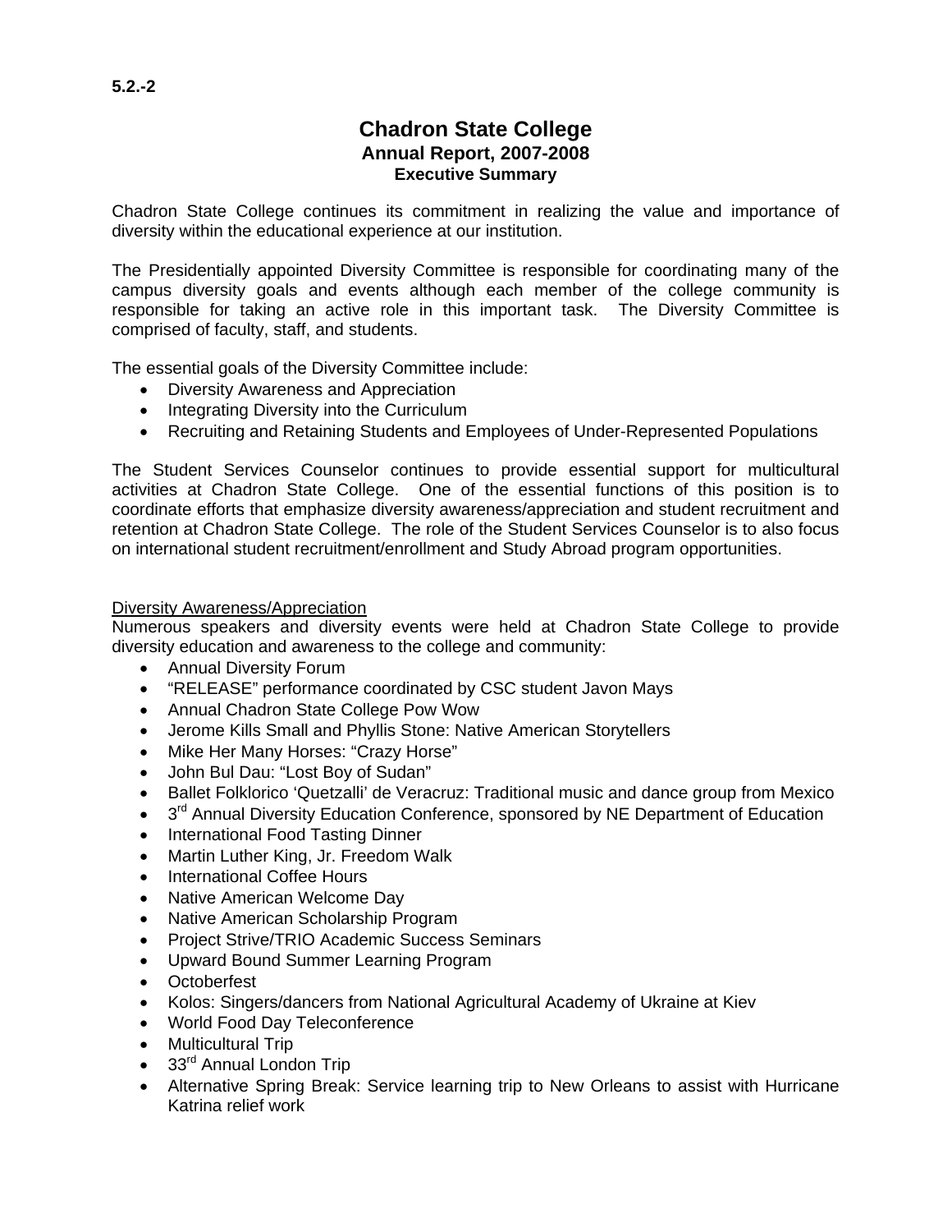5.2.-2

# Chadron State College

## Annual Report, 2007-2008

### Executive Summary

Chadron State College continues its commitment in realizing the value and importance of diversity within the educational experience at our institution.

The Presidentially appointed Diversity Committee is responsible for coordinating many of the campus diversity goals and events although each member of the college community is responsible for taking an active role in this important task. The Diversity Committee is comprised of faculty, staff, and students.

The essential goals of the Diversity Committee include:

- Diversity Awareness and Appreciation
- Integrating Diversity into the Curriculum
- Recruiting and Retaining Students and Employees of Under-Represented Populations

The Student Services Counselor continues to provide essential support for multicultural activities at Chadron State College. One of the essential functions of this position is to coordinate efforts that emphasize diversity awareness/appreciation and student recruitment and retention at Chadron State College. The role of the Student Services Counselor is to also focus on international student recruitment/enrollment and Study Abroad program opportunities.

Diversity Awareness/Appreciation

Numerous speakers and diversity events were held at Chadron State College to provide diversity education and awareness to the college and community:

- Annual Diversity Forum
- "RELEASE" performance coordinated by CSC student Javon Mays
- Annual Chadron State College Pow Wow
- Jerome Kills Small and Phyllis Stone: Native American Storytellers
- Mike Her Many Horses: "Crazy Horse"
- John Bul Dau: "Lost Boy of Sudan"
- Ballet Folklorico 'Quetzalli' de Veracruz: Traditional music and dance group from Mexico
- 3rd Annual Diversity Education Conference, sponsored by NE Department of Education
- International Food Tasting Dinner
- Martin Luther King, Jr. Freedom Walk
- International Coffee Hours
- Native American Welcome Day
- Native American Scholarship Program
- Project Strive/TRIO Academic Success Seminars
- Upward Bound Summer Learning Program
- Octoberfest
- Kolos: Singers/dancers from National Agricultural Academy of Ukraine at Kiev
- World Food Day Teleconference
- Multicultural Trip
- 33rd Annual London Trip
- Alternative Spring Break: Service learning trip to New Orleans to assist with Hurricane Katrina relief work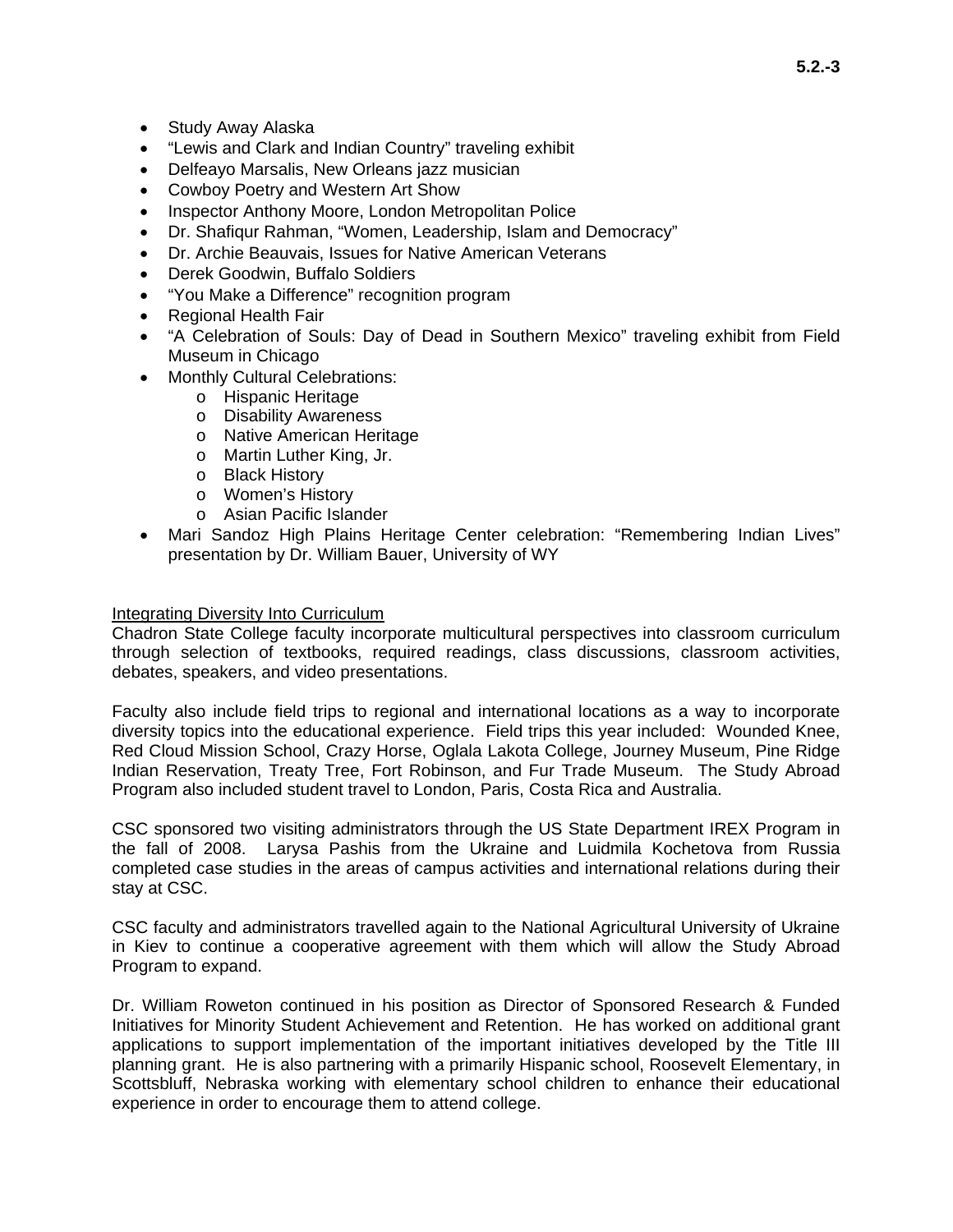- Study Away Alaska
- “Lewis and Clark and Indian Country” traveling exhibit
- Delfeayo Marsalis, New Orleans jazz musician
- Cowboy Poetry and Western Art Show
- Inspector Anthony Moore, London Metropolitan Police
- Dr. Shafiqur Rahman, “Women, Leadership, Islam and Democracy”
- Dr. Archie Beauvais, Issues for Native American Veterans
- Derek Goodwin, Buffalo Soldiers
- “You Make a Difference” recognition program
- Regional Health Fair
- “A Celebration of Souls: Day of Dead in Southern Mexico” traveling exhibit from Field Museum in Chicago
- Monthly Cultural Celebrations:
    - Hispanic Heritage
    - Disability Awareness
    - Native American Heritage
    - Martin Luther King, Jr.
    - Black History
    - Women’s History
    - Asian Pacific Islander
- Mari Sandoz High Plains Heritage Center celebration: “Remembering Indian Lives” presentation by Dr. William Bauer, University of WY

<u>Integrating Diversity Into Curriculum</u>

Chadron State College faculty incorporate multicultural perspectives into classroom curriculum through selection of textbooks, required readings, class discussions, classroom activities, debates, speakers, and video presentations.

Faculty also include field trips to regional and international locations as a way to incorporate diversity topics into the educational experience. Field trips this year included: Wounded Knee, Red Cloud Mission School, Crazy Horse, Oglala Lakota College, Journey Museum, Pine Ridge Indian Reservation, Treaty Tree, Fort Robinson, and Fur Trade Museum. The Study Abroad Program also included student travel to London, Paris, Costa Rica and Australia.

CSC sponsored two visiting administrators through the US State Department IREX Program in the fall of 2008. Larysa Pashis from the Ukraine and Luidmila Kochetova from Russia completed case studies in the areas of campus activities and international relations during their stay at CSC.

CSC faculty and administrators travelled again to the National Agricultural University of Ukraine in Kiev to continue a cooperative agreement with them which will allow the Study Abroad Program to expand.

Dr. William Roweton continued in his position as Director of Sponsored Research & Funded Initiatives for Minority Student Achievement and Retention. He has worked on additional grant applications to support implementation of the important initiatives developed by the Title III planning grant. He is also partnering with a primarily Hispanic school, Roosevelt Elementary, in Scottsbluff, Nebraska working with elementary school children to enhance their educational experience in order to encourage them to attend college.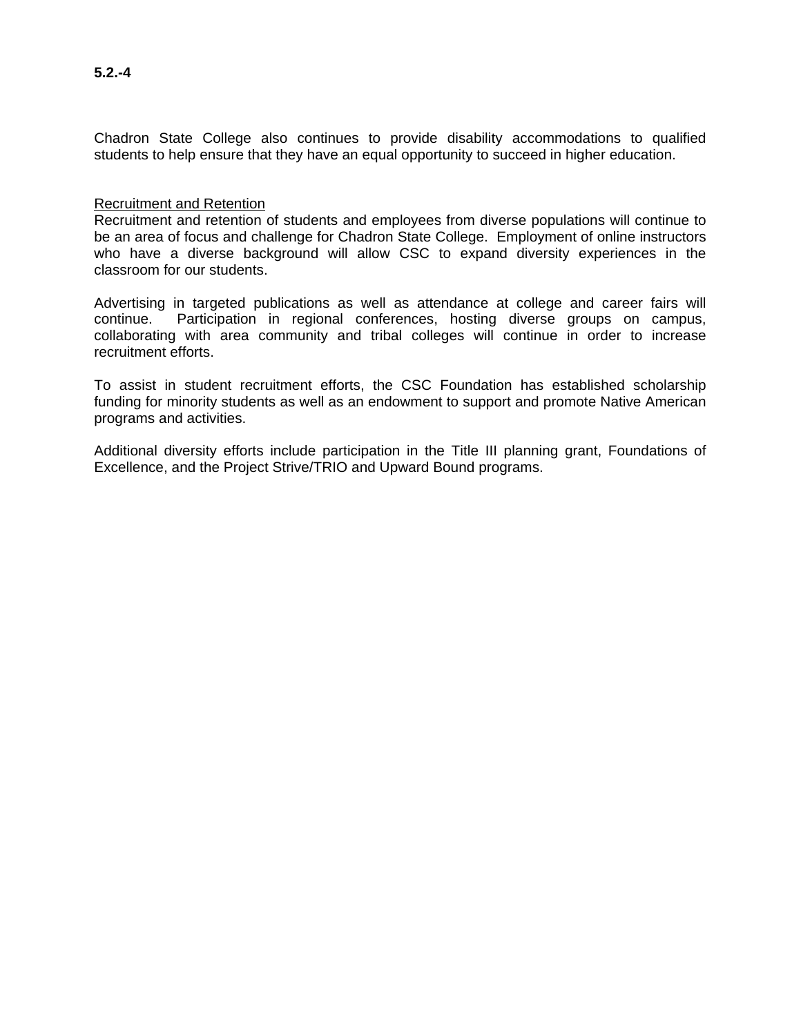**5.2.-4**

Chadron State College also continues to provide disability accommodations to qualified students to help ensure that they have an equal opportunity to succeed in higher education.

Recruitment and Retention

Recruitment and retention of students and employees from diverse populations will continue to be an area of focus and challenge for Chadron State College. Employment of online instructors who have a diverse background will allow CSC to expand diversity experiences in the classroom for our students.

Advertising in targeted publications as well as attendance at college and career fairs will continue. Participation in regional conferences, hosting diverse groups on campus, collaborating with area community and tribal colleges will continue in order to increase recruitment efforts.

To assist in student recruitment efforts, the CSC Foundation has established scholarship funding for minority students as well as an endowment to support and promote Native American programs and activities.

Additional diversity efforts include participation in the Title III planning grant, Foundations of Excellence, and the Project Strive/TRIO and Upward Bound programs.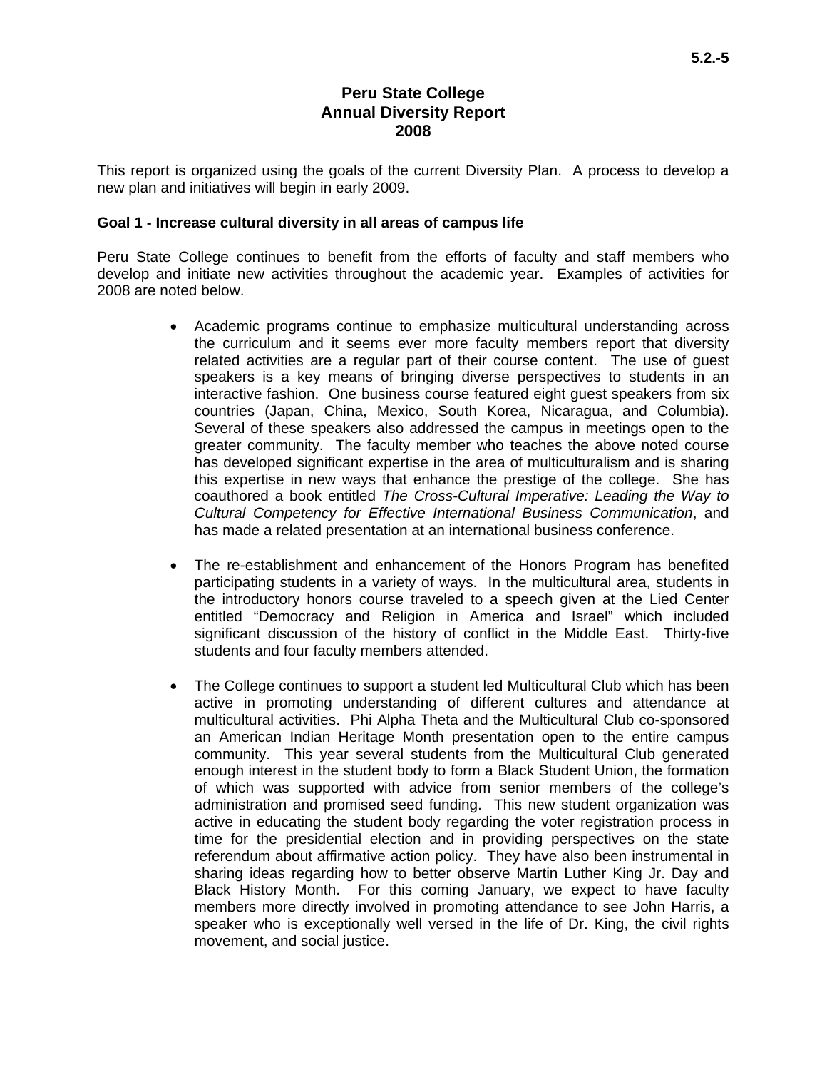# Peru State College
## Annual Diversity Report
## 2008

This report is organized using the goals of the current Diversity Plan. A process to develop a new plan and initiatives will begin in early 2009.

**Goal 1 - Increase cultural diversity in all areas of campus life**

Peru State College continues to benefit from the efforts of faculty and staff members who develop and initiate new activities throughout the academic year. Examples of activities for 2008 are noted below.

- Academic programs continue to emphasize multicultural understanding across the curriculum and it seems ever more faculty members report that diversity related activities are a regular part of their course content. The use of guest speakers is a key means of bringing diverse perspectives to students in an interactive fashion. One business course featured eight guest speakers from six countries (Japan, China, Mexico, South Korea, Nicaragua, and Columbia). Several of these speakers also addressed the campus in meetings open to the greater community. The faculty member who teaches the above noted course has developed significant expertise in the area of multiculturalism and is sharing this expertise in new ways that enhance the prestige of the college. She has coauthored a book entitled *The Cross-Cultural Imperative: Leading the Way to Cultural Competency for Effective International Business Communication*, and has made a related presentation at an international business conference.

- The re-establishment and enhancement of the Honors Program has benefited participating students in a variety of ways. In the multicultural area, students in the introductory honors course traveled to a speech given at the Lied Center entitled "Democracy and Religion in America and Israel" which included significant discussion of the history of conflict in the Middle East. Thirty-five students and four faculty members attended.

- The College continues to support a student led Multicultural Club which has been active in promoting understanding of different cultures and attendance at multicultural activities. Phi Alpha Theta and the Multicultural Club co-sponsored an American Indian Heritage Month presentation open to the entire campus community. This year several students from the Multicultural Club generated enough interest in the student body to form a Black Student Union, the formation of which was supported with advice from senior members of the college's administration and promised seed funding. This new student organization was active in educating the student body regarding the voter registration process in time for the presidential election and in providing perspectives on the state referendum about affirmative action policy. They have also been instrumental in sharing ideas regarding how to better observe Martin Luther King Jr. Day and Black History Month. For this coming January, we expect to have faculty members more directly involved in promoting attendance to see John Harris, a speaker who is exceptionally well versed in the life of Dr. King, the civil rights movement, and social justice.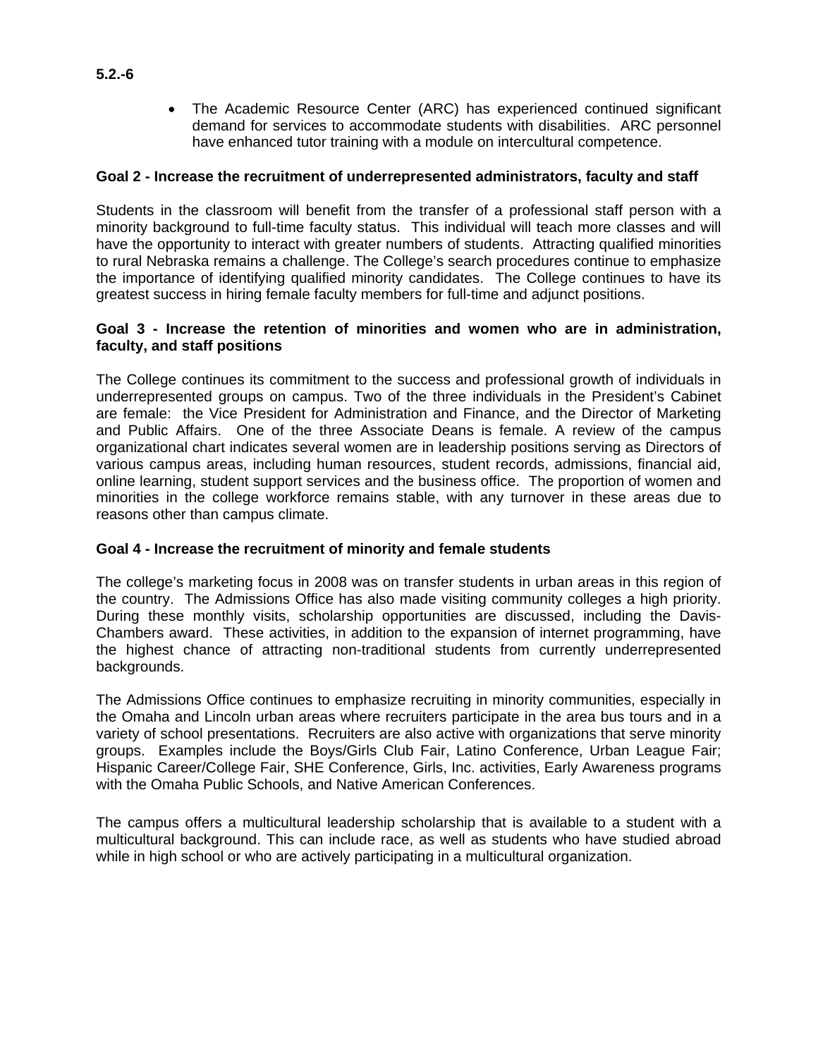**5.2.-6**

- The Academic Resource Center (ARC) has experienced continued significant demand for services to accommodate students with disabilities. ARC personnel have enhanced tutor training with a module on intercultural competence.

**Goal 2 - Increase the recruitment of underrepresented administrators, faculty and staff**

Students in the classroom will benefit from the transfer of a professional staff person with a minority background to full-time faculty status. This individual will teach more classes and will have the opportunity to interact with greater numbers of students. Attracting qualified minorities to rural Nebraska remains a challenge. The College's search procedures continue to emphasize the importance of identifying qualified minority candidates. The College continues to have its greatest success in hiring female faculty members for full-time and adjunct positions.

**Goal 3 - Increase the retention of minorities and women who are in administration, faculty, and staff positions**

The College continues its commitment to the success and professional growth of individuals in underrepresented groups on campus. Two of the three individuals in the President's Cabinet are female: the Vice President for Administration and Finance, and the Director of Marketing and Public Affairs. One of the three Associate Deans is female. A review of the campus organizational chart indicates several women are in leadership positions serving as Directors of various campus areas, including human resources, student records, admissions, financial aid, online learning, student support services and the business office. The proportion of women and minorities in the college workforce remains stable, with any turnover in these areas due to reasons other than campus climate.

**Goal 4 - Increase the recruitment of minority and female students**

The college's marketing focus in 2008 was on transfer students in urban areas in this region of the country. The Admissions Office has also made visiting community colleges a high priority. During these monthly visits, scholarship opportunities are discussed, including the Davis-Chambers award. These activities, in addition to the expansion of internet programming, have the highest chance of attracting non-traditional students from currently underrepresented backgrounds.

The Admissions Office continues to emphasize recruiting in minority communities, especially in the Omaha and Lincoln urban areas where recruiters participate in the area bus tours and in a variety of school presentations. Recruiters are also active with organizations that serve minority groups. Examples include the Boys/Girls Club Fair, Latino Conference, Urban League Fair; Hispanic Career/College Fair, SHE Conference, Girls, Inc. activities, Early Awareness programs with the Omaha Public Schools, and Native American Conferences.

The campus offers a multicultural leadership scholarship that is available to a student with a multicultural background. This can include race, as well as students who have studied abroad while in high school or who are actively participating in a multicultural organization.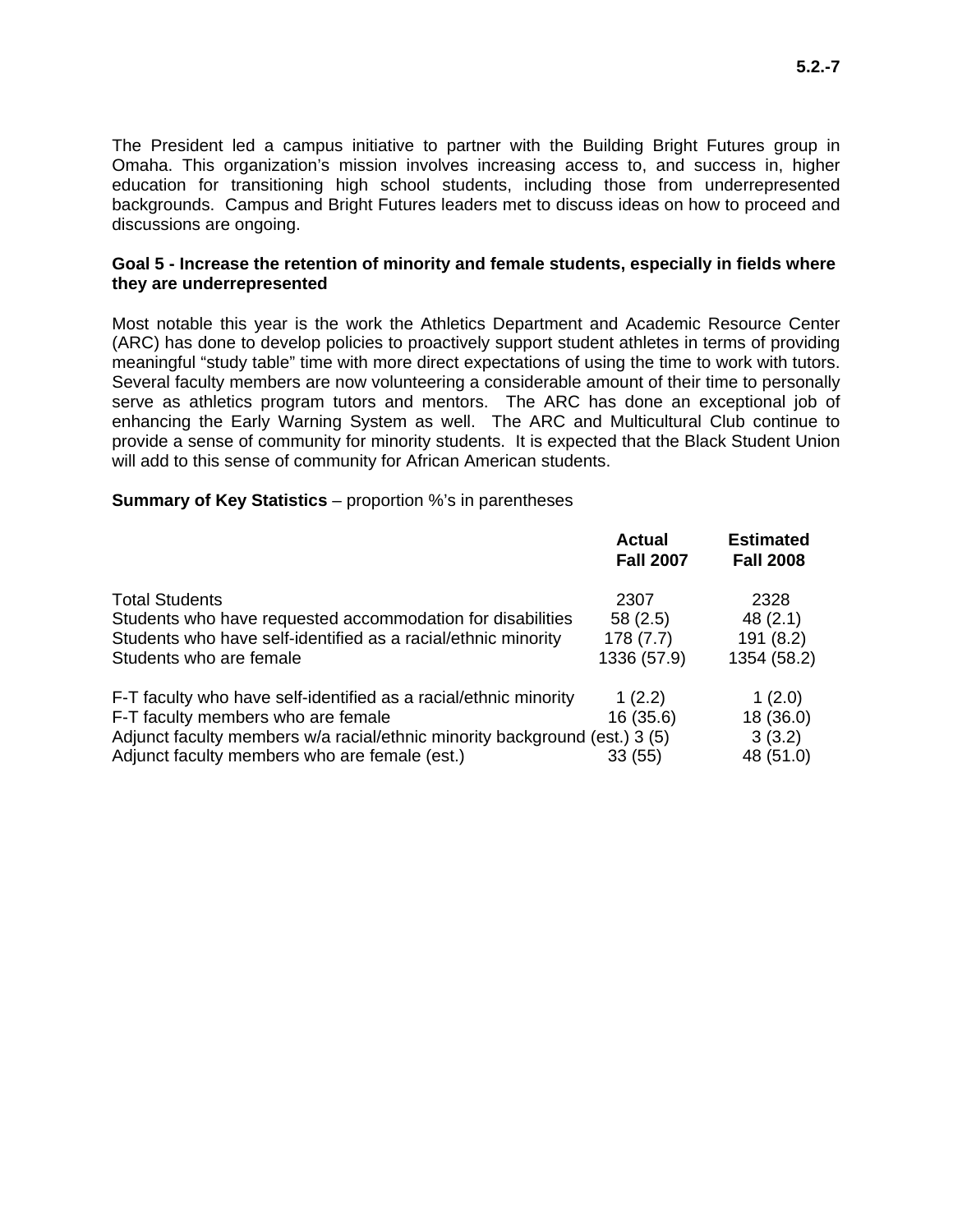The President led a campus initiative to partner with the Building Bright Futures group in Omaha. This organization's mission involves increasing access to, and success in, higher education for transitioning high school students, including those from underrepresented backgrounds. Campus and Bright Futures leaders met to discuss ideas on how to proceed and discussions are ongoing.

**Goal 5 - Increase the retention of minority and female students, especially in fields where they are underrepresented**

Most notable this year is the work the Athletics Department and Academic Resource Center (ARC) has done to develop policies to proactively support student athletes in terms of providing meaningful "study table" time with more direct expectations of using the time to work with tutors. Several faculty members are now volunteering a considerable amount of their time to personally serve as athletics program tutors and mentors. The ARC has done an exceptional job of enhancing the Early Warning System as well. The ARC and Multicultural Club continue to provide a sense of community for minority students. It is expected that the Black Student Union will add to this sense of community for African American students.

**Summary of Key Statistics** – proportion %'s in parentheses

| | Actual Fall 2007 | Estimated Fall 2008 |
|---|---|---|
| Total Students | 2307 | 2328 |
| Students who have requested accommodation for disabilities | 58 (2.5) | 48 (2.1) |
| Students who have self-identified as a racial/ethnic minority | 178 (7.7) | 191 (8.2) |
| Students who are female | 1336 (57.9) | 1354 (58.2) |
| F-T faculty who have self-identified as a racial/ethnic minority | 1 (2.2) | 1 (2.0) |
| F-T faculty members who are female | 16 (35.6) | 18 (36.0) |
| Adjunct faculty members w/a racial/ethnic minority background (est.) | 3 (5) | 3 (3.2) |
| Adjunct faculty members who are female (est.) | 33 (55) | 48 (51.0) |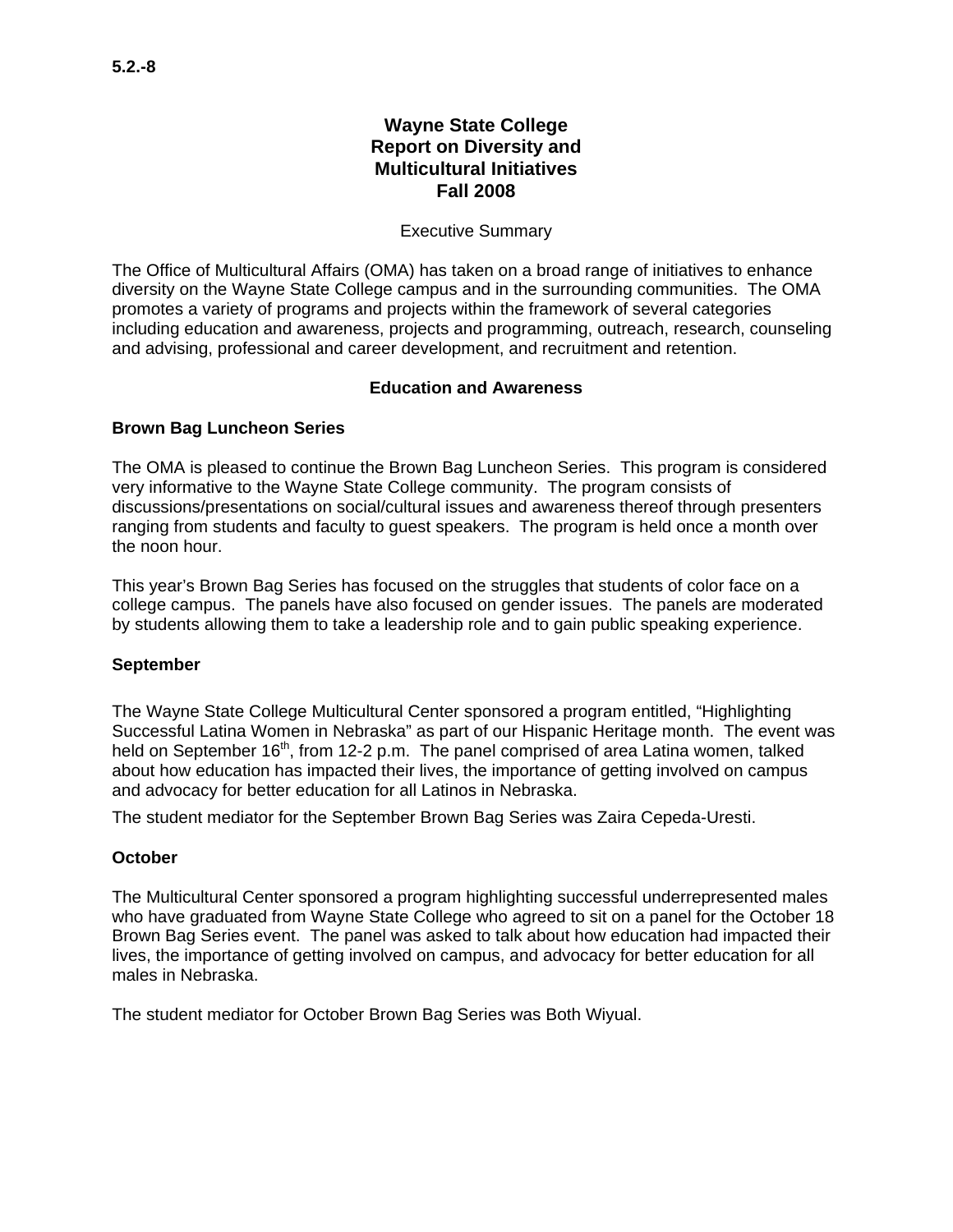5.2.-8

# Wayne State College Report on Diversity and Multicultural Initiatives Fall 2008

Executive Summary

The Office of Multicultural Affairs (OMA) has taken on a broad range of initiatives to enhance diversity on the Wayne State College campus and in the surrounding communities. The OMA promotes a variety of programs and projects within the framework of several categories including education and awareness, projects and programming, outreach, research, counseling and advising, professional and career development, and recruitment and retention.

## Education and Awareness

### Brown Bag Luncheon Series

The OMA is pleased to continue the Brown Bag Luncheon Series. This program is considered very informative to the Wayne State College community. The program consists of discussions/presentations on social/cultural issues and awareness thereof through presenters ranging from students and faculty to guest speakers. The program is held once a month over the noon hour.

This year's Brown Bag Series has focused on the struggles that students of color face on a college campus. The panels have also focused on gender issues. The panels are moderated by students allowing them to take a leadership role and to gain public speaking experience.

### September

The Wayne State College Multicultural Center sponsored a program entitled, "Highlighting Successful Latina Women in Nebraska" as part of our Hispanic Heritage month. The event was held on September 16th, from 12-2 p.m. The panel comprised of area Latina women, talked about how education has impacted their lives, the importance of getting involved on campus and advocacy for better education for all Latinos in Nebraska.

The student mediator for the September Brown Bag Series was Zaira Cepeda-Uresti.

### October

The Multicultural Center sponsored a program highlighting successful underrepresented males who have graduated from Wayne State College who agreed to sit on a panel for the October 18 Brown Bag Series event. The panel was asked to talk about how education had impacted their lives, the importance of getting involved on campus, and advocacy for better education for all males in Nebraska.

The student mediator for October Brown Bag Series was Both Wiyual.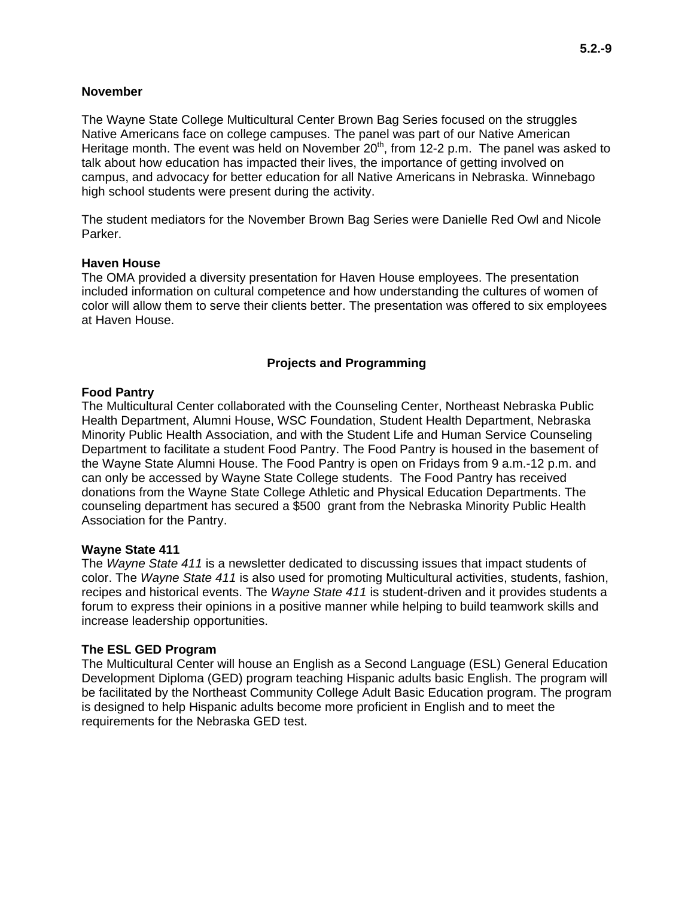**November**

The Wayne State College Multicultural Center Brown Bag Series focused on the struggles Native Americans face on college campuses. The panel was part of our Native American Heritage month. The event was held on November 20th, from 12-2 p.m. The panel was asked to talk about how education has impacted their lives, the importance of getting involved on campus, and advocacy for better education for all Native Americans in Nebraska. Winnebago high school students were present during the activity.

The student mediators for the November Brown Bag Series were Danielle Red Owl and Nicole Parker.

**Haven House**
The OMA provided a diversity presentation for Haven House employees. The presentation included information on cultural competence and how understanding the cultures of women of color will allow them to serve their clients better. The presentation was offered to six employees at Haven House.

## Projects and Programming

**Food Pantry**
The Multicultural Center collaborated with the Counseling Center, Northeast Nebraska Public Health Department, Alumni House, WSC Foundation, Student Health Department, Nebraska Minority Public Health Association, and with the Student Life and Human Service Counseling Department to facilitate a student Food Pantry. The Food Pantry is housed in the basement of the Wayne State Alumni House. The Food Pantry is open on Fridays from 9 a.m.-12 p.m. and can only be accessed by Wayne State College students. The Food Pantry has received donations from the Wayne State College Athletic and Physical Education Departments. The counseling department has secured a $500 grant from the Nebraska Minority Public Health Association for the Pantry.

**Wayne State 411**
The *Wayne State 411* is a newsletter dedicated to discussing issues that impact students of color. The *Wayne State 411* is also used for promoting Multicultural activities, students, fashion, recipes and historical events. The *Wayne State 411* is student-driven and it provides students a forum to express their opinions in a positive manner while helping to build teamwork skills and increase leadership opportunities.

**The ESL GED Program**
The Multicultural Center will house an English as a Second Language (ESL) General Education Development Diploma (GED) program teaching Hispanic adults basic English. The program will be facilitated by the Northeast Community College Adult Basic Education program. The program is designed to help Hispanic adults become more proficient in English and to meet the requirements for the Nebraska GED test.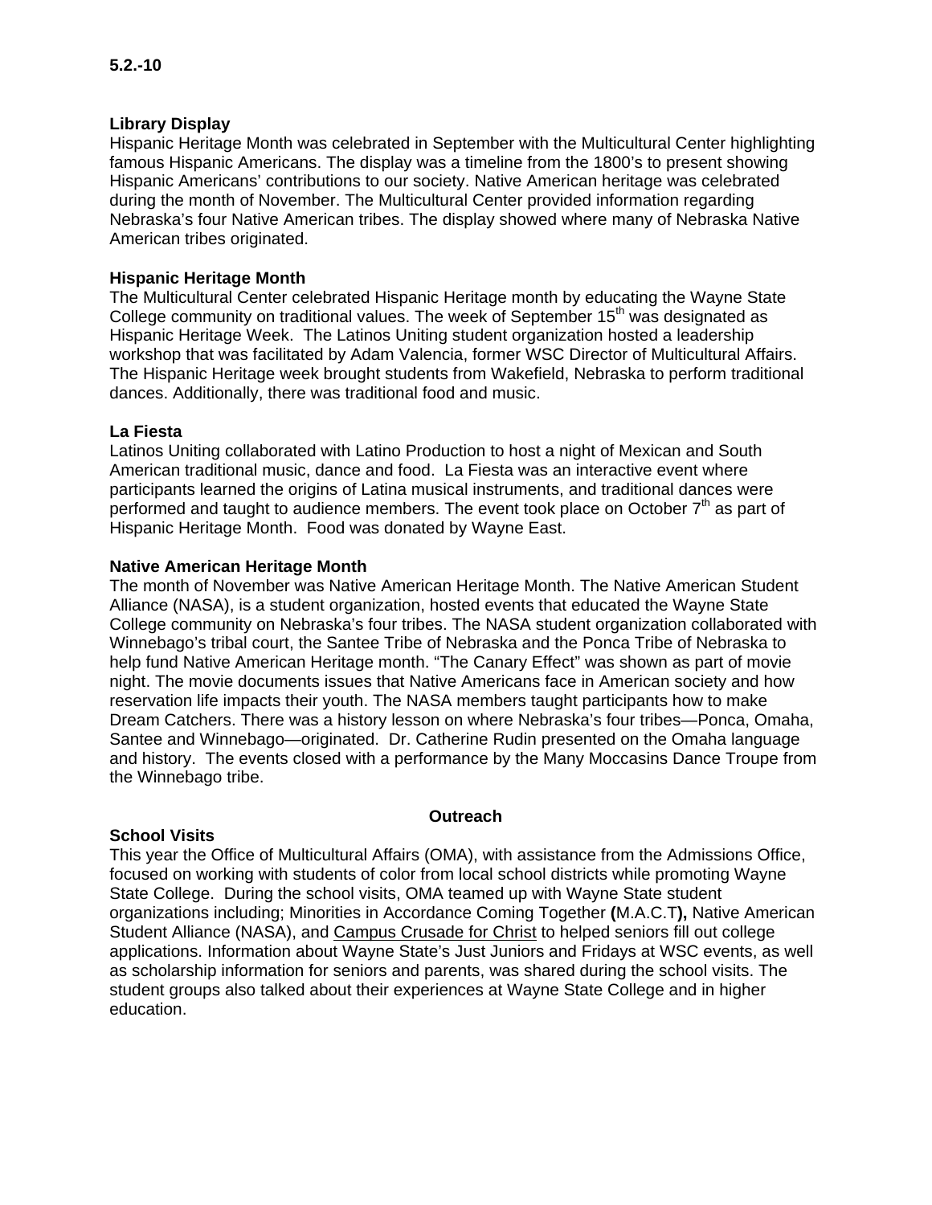**5.2.-10**

**Library Display**

Hispanic Heritage Month was celebrated in September with the Multicultural Center highlighting famous Hispanic Americans. The display was a timeline from the 1800's to present showing Hispanic Americans' contributions to our society. Native American heritage was celebrated during the month of November. The Multicultural Center provided information regarding Nebraska's four Native American tribes. The display showed where many of Nebraska Native American tribes originated.

**Hispanic Heritage Month**

The Multicultural Center celebrated Hispanic Heritage month by educating the Wayne State College community on traditional values. The week of September 15th was designated as Hispanic Heritage Week. The Latinos Uniting student organization hosted a leadership workshop that was facilitated by Adam Valencia, former WSC Director of Multicultural Affairs. The Hispanic Heritage week brought students from Wakefield, Nebraska to perform traditional dances. Additionally, there was traditional food and music.

**La Fiesta**

Latinos Uniting collaborated with Latino Production to host a night of Mexican and South American traditional music, dance and food. La Fiesta was an interactive event where participants learned the origins of Latina musical instruments, and traditional dances were performed and taught to audience members. The event took place on October 7th as part of Hispanic Heritage Month. Food was donated by Wayne East.

**Native American Heritage Month**

The month of November was Native American Heritage Month. The Native American Student Alliance (NASA), is a student organization, hosted events that educated the Wayne State College community on Nebraska's four tribes. The NASA student organization collaborated with Winnebago's tribal court, the Santee Tribe of Nebraska and the Ponca Tribe of Nebraska to help fund Native American Heritage month. "The Canary Effect" was shown as part of movie night. The movie documents issues that Native Americans face in American society and how reservation life impacts their youth. The NASA members taught participants how to make Dream Catchers. There was a history lesson on where Nebraska's four tribes—Ponca, Omaha, Santee and Winnebago—originated. Dr. Catherine Rudin presented on the Omaha language and history. The events closed with a performance by the Many Moccasins Dance Troupe from the Winnebago tribe.

## Outreach

**School Visits**

This year the Office of Multicultural Affairs (OMA), with assistance from the Admissions Office, focused on working with students of color from local school districts while promoting Wayne State College. During the school visits, OMA teamed up with Wayne State student organizations including; Minorities in Accordance Coming Together **(**M.A.C.T**),** Native American Student Alliance (NASA), and Campus Crusade for Christ to helped seniors fill out college applications. Information about Wayne State's Just Juniors and Fridays at WSC events, as well as scholarship information for seniors and parents, was shared during the school visits. The student groups also talked about their experiences at Wayne State College and in higher education.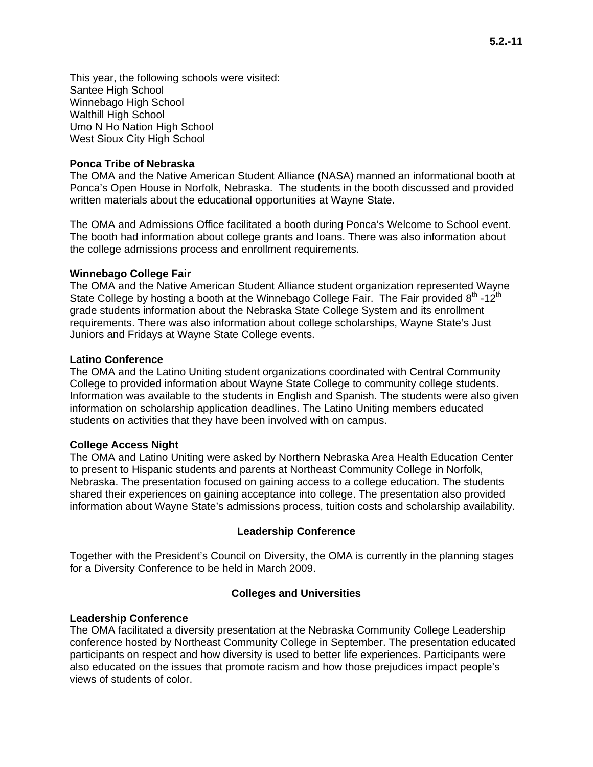This year, the following schools were visited:
Santee High School
Winnebago High School
Walthill High School
Umo N Ho Nation High School
West Sioux City High School

**Ponca Tribe of Nebraska**
The OMA and the Native American Student Alliance (NASA) manned an informational booth at Ponca's Open House in Norfolk, Nebraska. The students in the booth discussed and provided written materials about the educational opportunities at Wayne State.

The OMA and Admissions Office facilitated a booth during Ponca's Welcome to School event. The booth had information about college grants and loans. There was also information about the college admissions process and enrollment requirements.

**Winnebago College Fair**
The OMA and the Native American Student Alliance student organization represented Wayne State College by hosting a booth at the Winnebago College Fair. The Fair provided 8th -12th grade students information about the Nebraska State College System and its enrollment requirements. There was also information about college scholarships, Wayne State's Just Juniors and Fridays at Wayne State College events.

**Latino Conference**
The OMA and the Latino Uniting student organizations coordinated with Central Community College to provided information about Wayne State College to community college students. Information was available to the students in English and Spanish. The students were also given information on scholarship application deadlines. The Latino Uniting members educated students on activities that they have been involved with on campus.

**College Access Night**
The OMA and Latino Uniting were asked by Northern Nebraska Area Health Education Center to present to Hispanic students and parents at Northeast Community College in Norfolk, Nebraska. The presentation focused on gaining access to a college education. The students shared their experiences on gaining acceptance into college. The presentation also provided information about Wayne State's admissions process, tuition costs and scholarship availability.

## Leadership Conference

Together with the President's Council on Diversity, the OMA is currently in the planning stages for a Diversity Conference to be held in March 2009.

## Colleges and Universities

**Leadership Conference**
The OMA facilitated a diversity presentation at the Nebraska Community College Leadership conference hosted by Northeast Community College in September. The presentation educated participants on respect and how diversity is used to better life experiences. Participants were also educated on the issues that promote racism and how those prejudices impact people's views of students of color.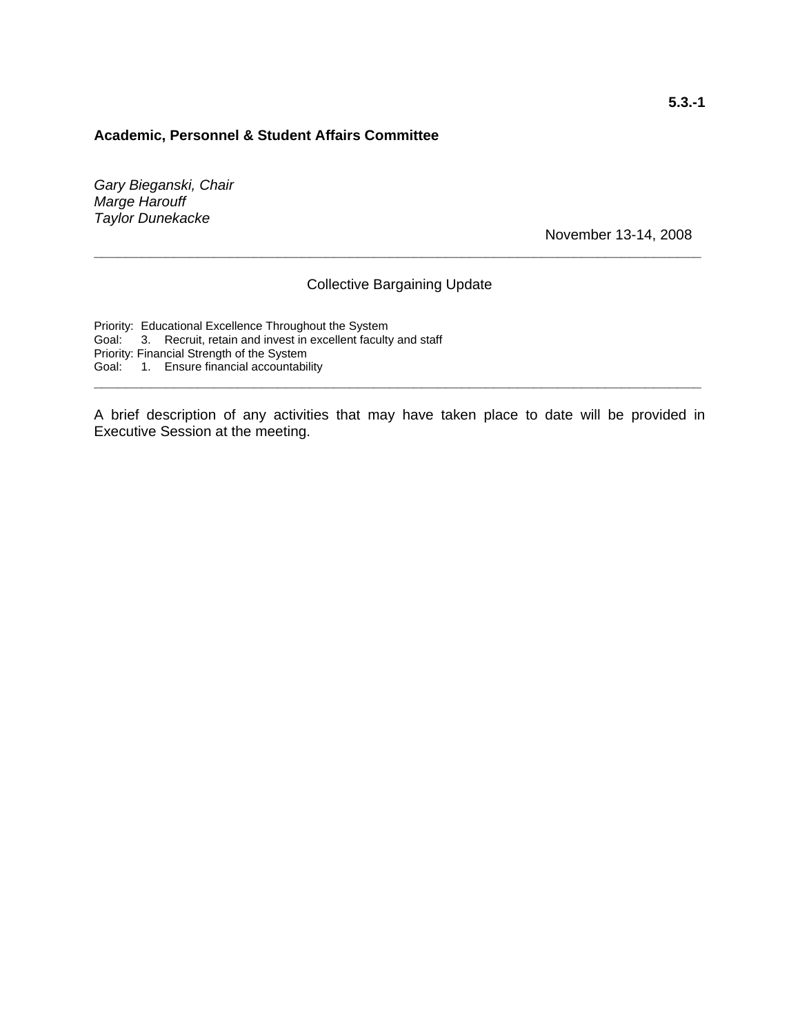**5.3.-1**

**Academic, Personnel & Student Affairs Committee**

*Gary Bieganski, Chair*
*Marge Harouff*
*Taylor Dunekacke*

November 13-14, 2008

---

Collective Bargaining Update

Priority: Educational Excellence Throughout the System
Goal: 3. Recruit, retain and invest in excellent faculty and staff
Priority: Financial Strength of the System
Goal: 1. Ensure financial accountability

---

A brief description of any activities that may have taken place to date will be provided in Executive Session at the meeting.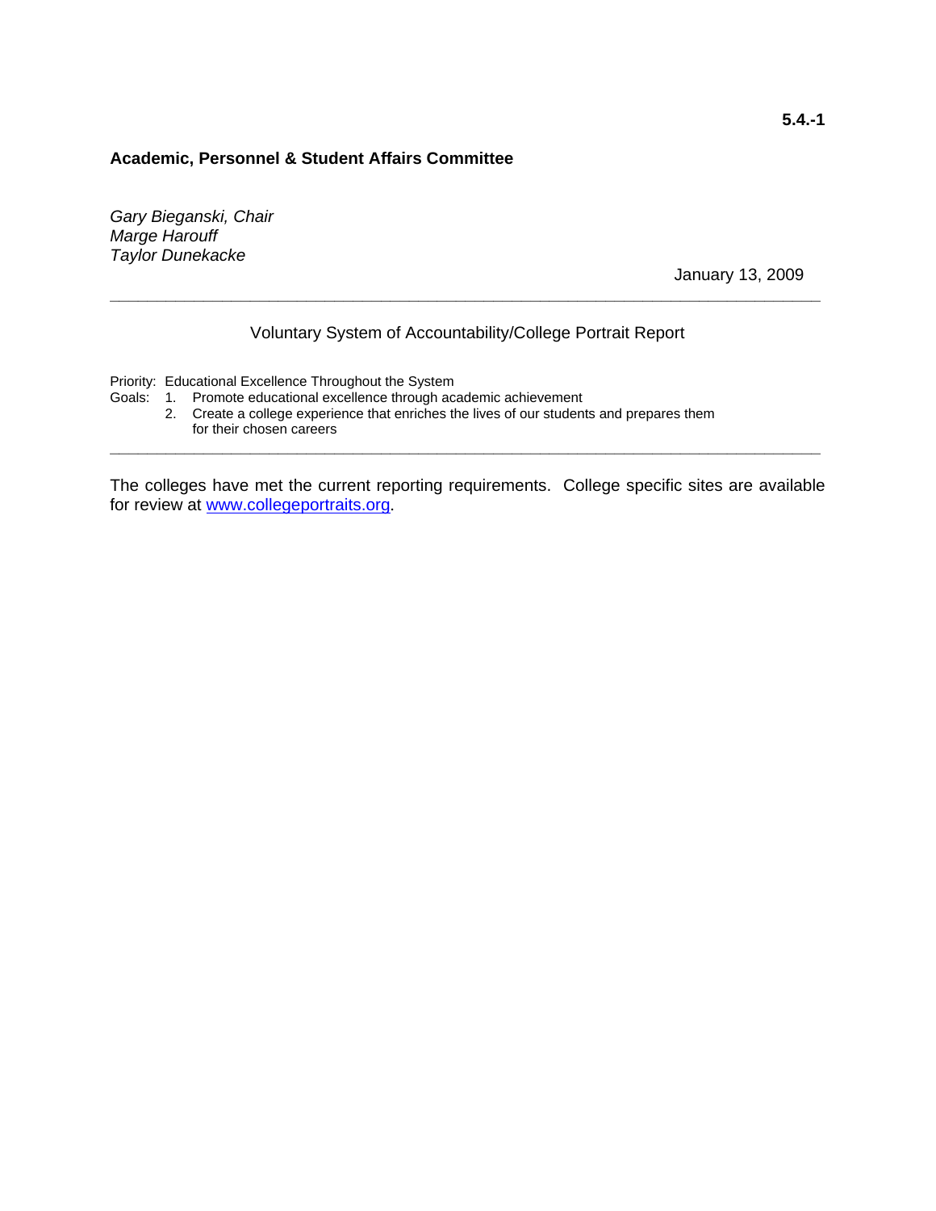**5.4.-1**

**Academic, Personnel & Student Affairs Committee**

*Gary Bieganski, Chair*
*Marge Harouff*
*Taylor Dunekacke*

January 13, 2009

---

Voluntary System of Accountability/College Portrait Report

Priority: Educational Excellence Throughout the System
Goals:
1. Promote educational excellence through academic achievement
2. Create a college experience that enriches the lives of our students and prepares them for their chosen careers

---

The colleges have met the current reporting requirements. College specific sites are available for review at www.collegeportraits.org.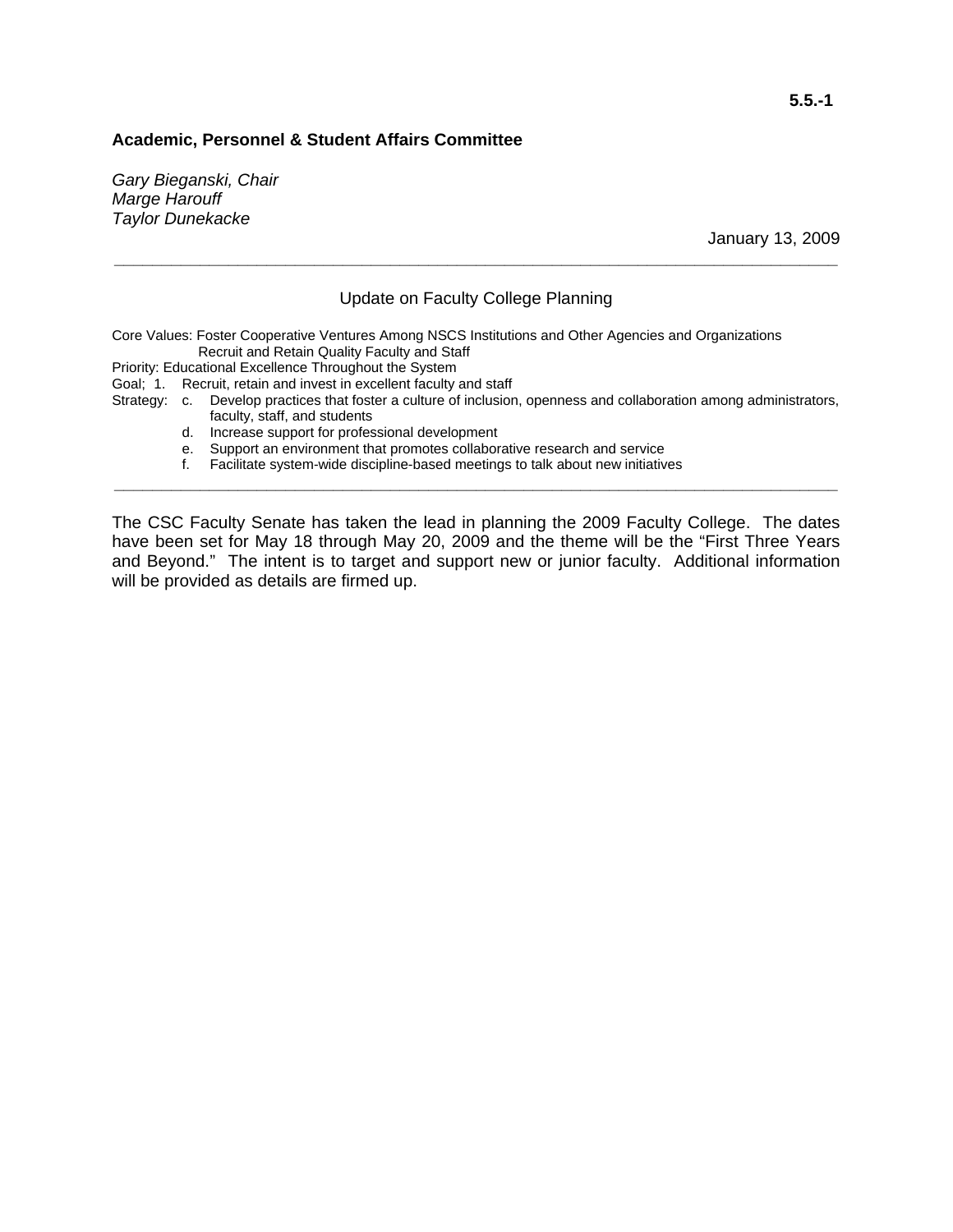**5.5.-1**

**Academic, Personnel & Student Affairs Committee**

*Gary Bieganski, Chair*
*Marge Harouff*
*Taylor Dunekacke*

January 13, 2009

---

## Update on Faculty College Planning

Core Values: Foster Cooperative Ventures Among NSCS Institutions and Other Agencies and Organizations
Recruit and Retain Quality Faculty and Staff
Priority: Educational Excellence Throughout the System
Goal; 1. Recruit, retain and invest in excellent faculty and staff
Strategy:
- c. Develop practices that foster a culture of inclusion, openness and collaboration among administrators, faculty, staff, and students
- d. Increase support for professional development
- e. Support an environment that promotes collaborative research and service
- f. Facilitate system-wide discipline-based meetings to talk about new initiatives

---

The CSC Faculty Senate has taken the lead in planning the 2009 Faculty College. The dates have been set for May 18 through May 20, 2009 and the theme will be the "First Three Years and Beyond." The intent is to target and support new or junior faculty. Additional information will be provided as details are firmed up.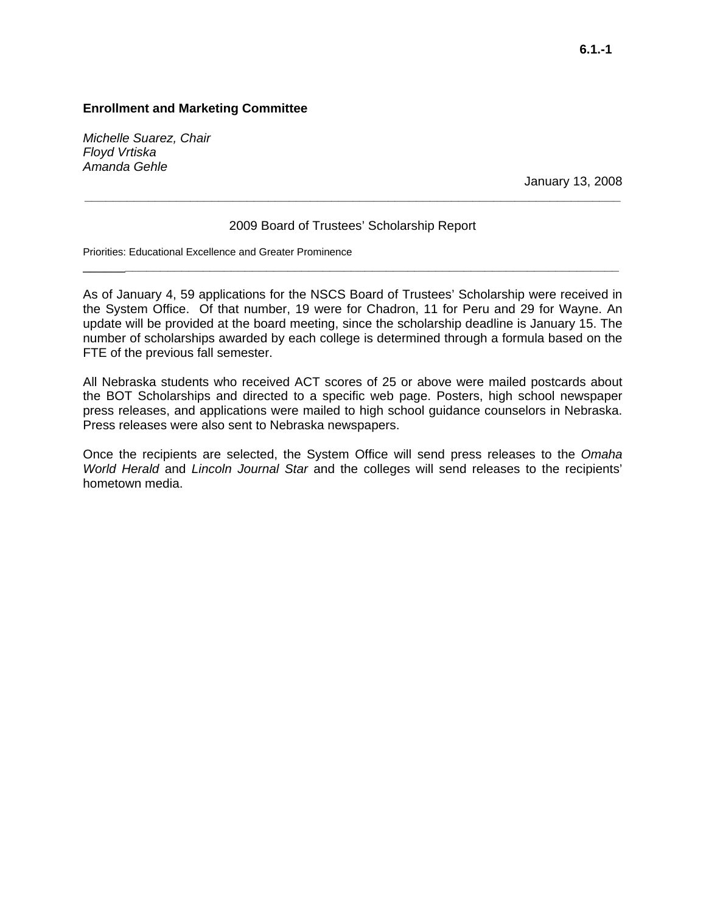6.1.-1

**Enrollment and Marketing Committee**

*Michelle Suarez, Chair*
*Floyd Vrtiska*
*Amanda Gehle*

January 13, 2008

---

2009 Board of Trustees' Scholarship Report

Priorities: Educational Excellence and Greater Prominence

---

As of January 4, 59 applications for the NSCS Board of Trustees' Scholarship were received in the System Office. Of that number, 19 were for Chadron, 11 for Peru and 29 for Wayne. An update will be provided at the board meeting, since the scholarship deadline is January 15. The number of scholarships awarded by each college is determined through a formula based on the FTE of the previous fall semester.

All Nebraska students who received ACT scores of 25 or above were mailed postcards about the BOT Scholarships and directed to a specific web page. Posters, high school newspaper press releases, and applications were mailed to high school guidance counselors in Nebraska. Press releases were also sent to Nebraska newspapers.

Once the recipients are selected, the System Office will send press releases to the *Omaha World Herald* and *Lincoln Journal Star* and the colleges will send releases to the recipients' hometown media.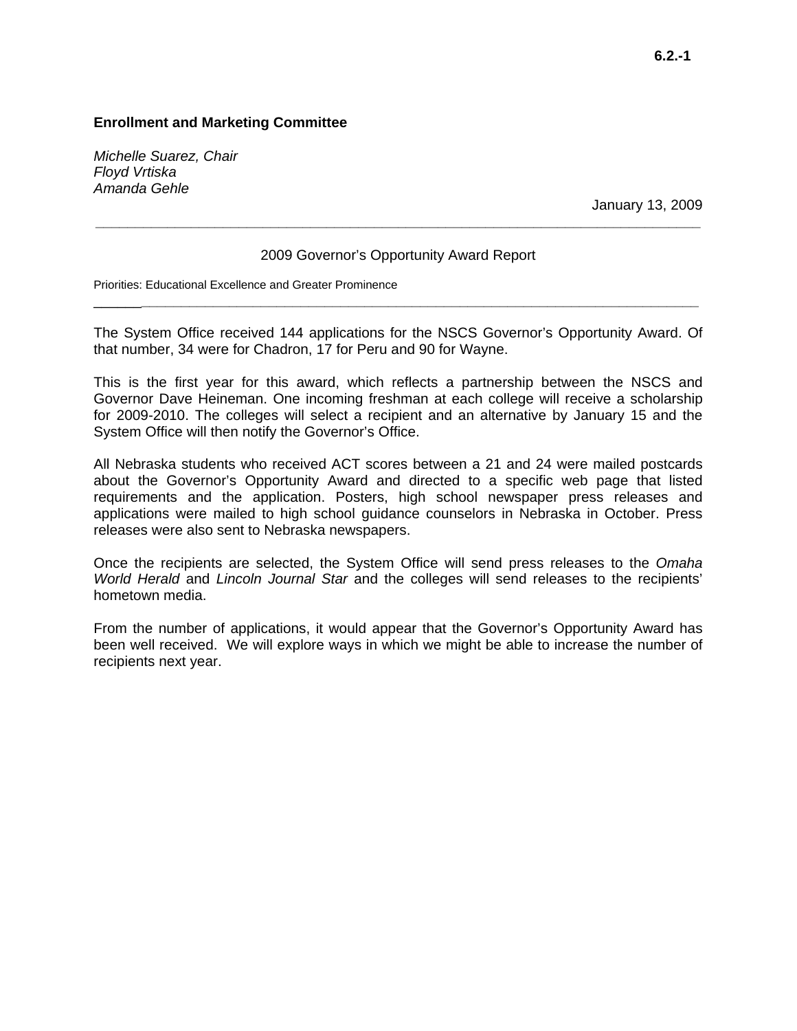6.2.-1

**Enrollment and Marketing Committee**

*Michelle Suarez, Chair*
*Floyd Vrtiska*
*Amanda Gehle*

January 13, 2009

---

2009 Governor's Opportunity Award Report

Priorities: Educational Excellence and Greater Prominence

---

The System Office received 144 applications for the NSCS Governor's Opportunity Award. Of that number, 34 were for Chadron, 17 for Peru and 90 for Wayne.

This is the first year for this award, which reflects a partnership between the NSCS and Governor Dave Heineman. One incoming freshman at each college will receive a scholarship for 2009-2010. The colleges will select a recipient and an alternative by January 15 and the System Office will then notify the Governor's Office.

All Nebraska students who received ACT scores between a 21 and 24 were mailed postcards about the Governor's Opportunity Award and directed to a specific web page that listed requirements and the application. Posters, high school newspaper press releases and applications were mailed to high school guidance counselors in Nebraska in October. Press releases were also sent to Nebraska newspapers.

Once the recipients are selected, the System Office will send press releases to the *Omaha World Herald* and *Lincoln Journal Star* and the colleges will send releases to the recipients' hometown media.

From the number of applications, it would appear that the Governor's Opportunity Award has been well received. We will explore ways in which we might be able to increase the number of recipients next year.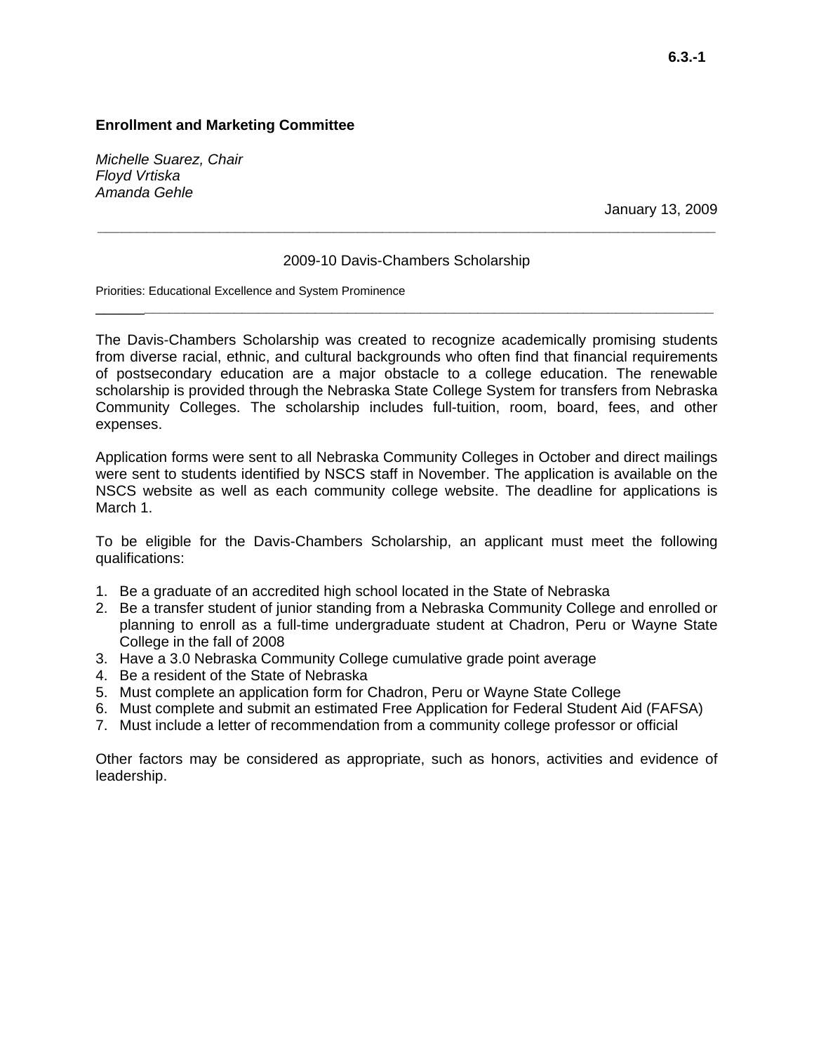**6.3.-1**

**Enrollment and Marketing Committee**

*Michelle Suarez, Chair*
*Floyd Vrtiska*
*Amanda Gehle*

January 13, 2009

---

2009-10 Davis-Chambers Scholarship

Priorities: Educational Excellence and System Prominence

---

The Davis-Chambers Scholarship was created to recognize academically promising students from diverse racial, ethnic, and cultural backgrounds who often find that financial requirements of postsecondary education are a major obstacle to a college education. The renewable scholarship is provided through the Nebraska State College System for transfers from Nebraska Community Colleges. The scholarship includes full-tuition, room, board, fees, and other expenses.

Application forms were sent to all Nebraska Community Colleges in October and direct mailings were sent to students identified by NSCS staff in November. The application is available on the NSCS website as well as each community college website. The deadline for applications is March 1.

To be eligible for the Davis-Chambers Scholarship, an applicant must meet the following qualifications:

1. Be a graduate of an accredited high school located in the State of Nebraska
2. Be a transfer student of junior standing from a Nebraska Community College and enrolled or planning to enroll as a full-time undergraduate student at Chadron, Peru or Wayne State College in the fall of 2008
3. Have a 3.0 Nebraska Community College cumulative grade point average
4. Be a resident of the State of Nebraska
5. Must complete an application form for Chadron, Peru or Wayne State College
6. Must complete and submit an estimated Free Application for Federal Student Aid (FAFSA)
7. Must include a letter of recommendation from a community college professor or official

Other factors may be considered as appropriate, such as honors, activities and evidence of leadership.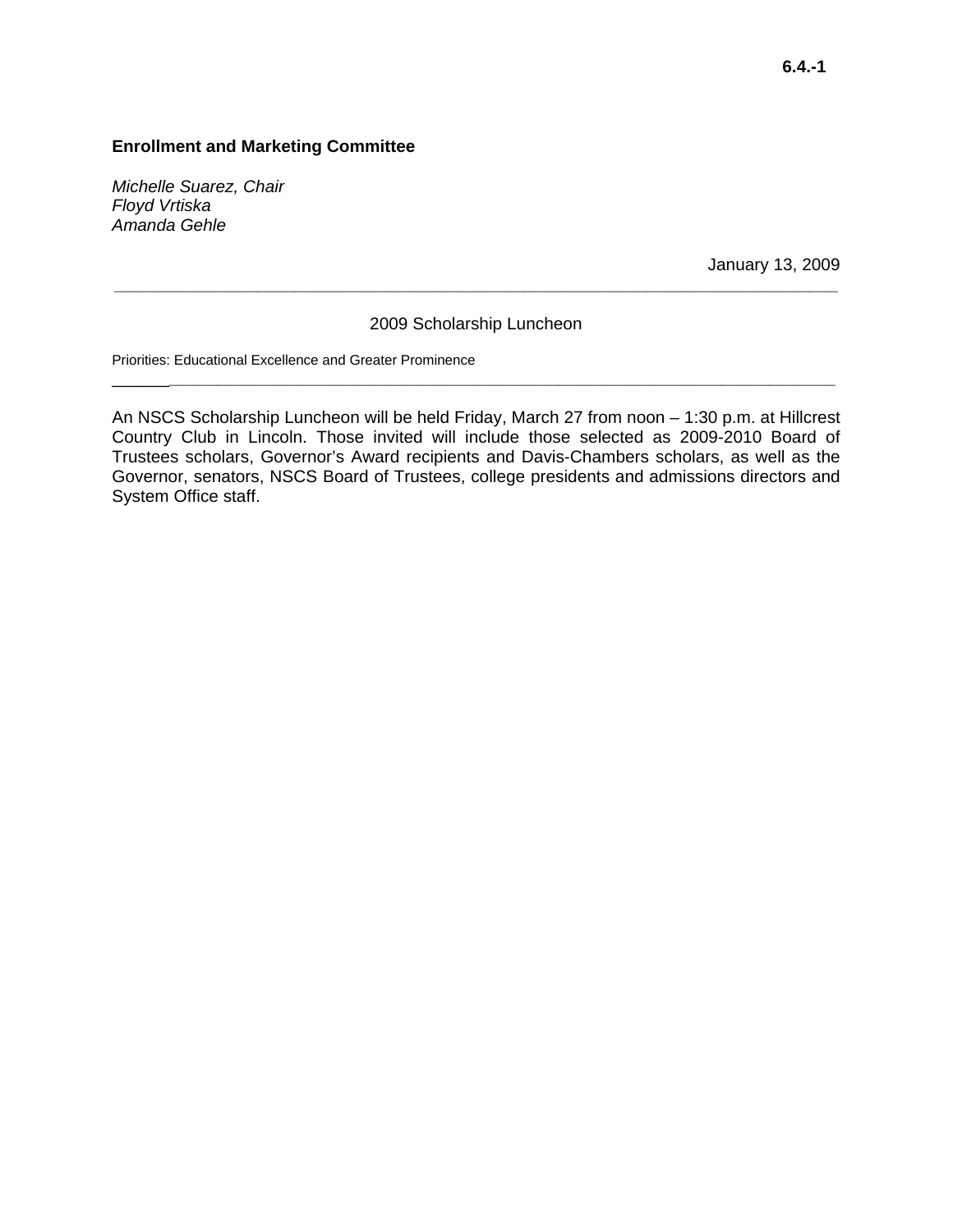**6.4.-1**

**Enrollment and Marketing Committee**

*Michelle Suarez, Chair*
*Floyd Vrtiska*
*Amanda Gehle*

January 13, 2009

---

2009 Scholarship Luncheon

Priorities: Educational Excellence and Greater Prominence

---

An NSCS Scholarship Luncheon will be held Friday, March 27 from noon – 1:30 p.m. at Hillcrest Country Club in Lincoln. Those invited will include those selected as 2009-2010 Board of Trustees scholars, Governor's Award recipients and Davis-Chambers scholars, as well as the Governor, senators, NSCS Board of Trustees, college presidents and admissions directors and System Office staff.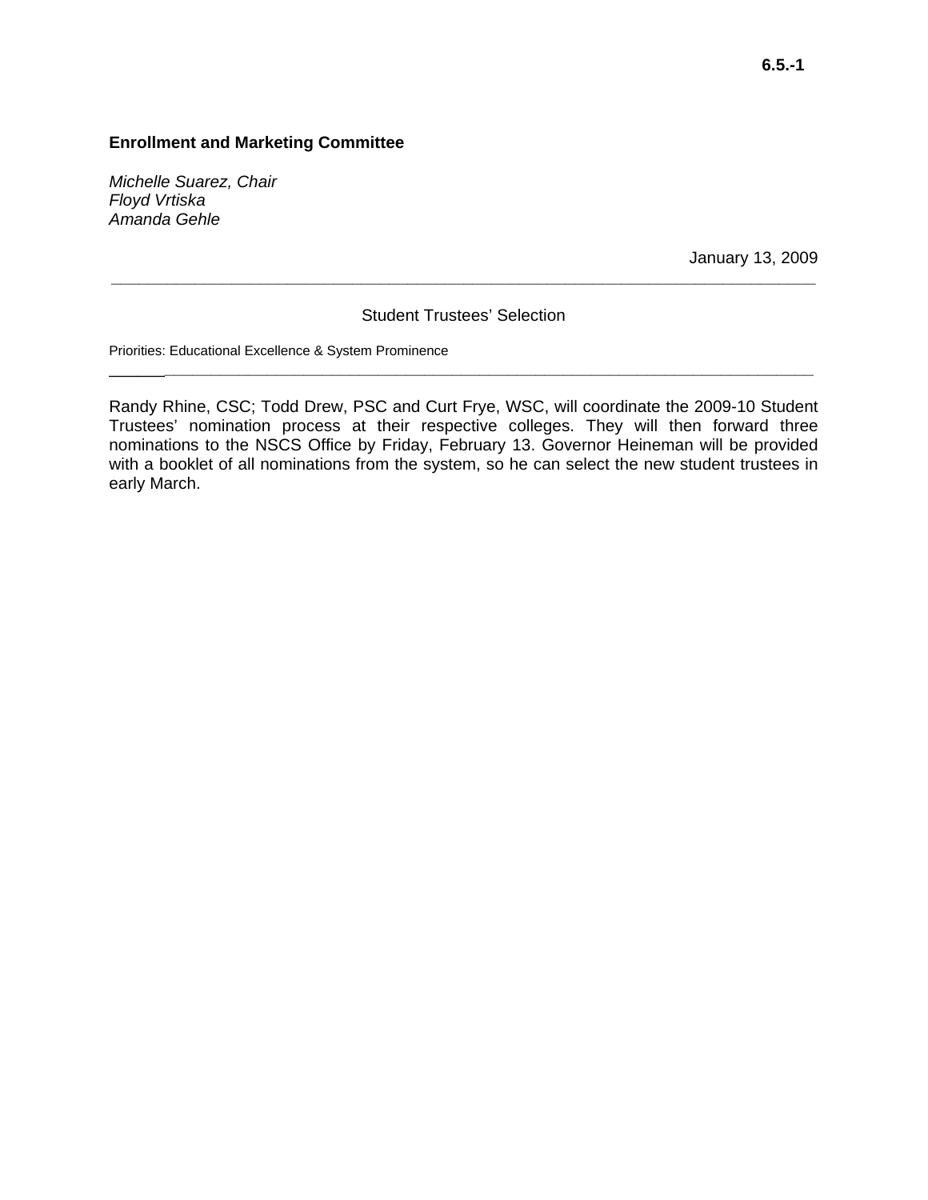**6.5.-1**

**Enrollment and Marketing Committee**

*Michelle Suarez, Chair*
*Floyd Vrtiska*
*Amanda Gehle*

January 13, 2009

---

Student Trustees' Selection

Priorities: Educational Excellence & System Prominence

---

Randy Rhine, CSC; Todd Drew, PSC and Curt Frye, WSC, will coordinate the 2009-10 Student Trustees' nomination process at their respective colleges. They will then forward three nominations to the NSCS Office by Friday, February 13. Governor Heineman will be provided with a booklet of all nominations from the system, so he can select the new student trustees in early March.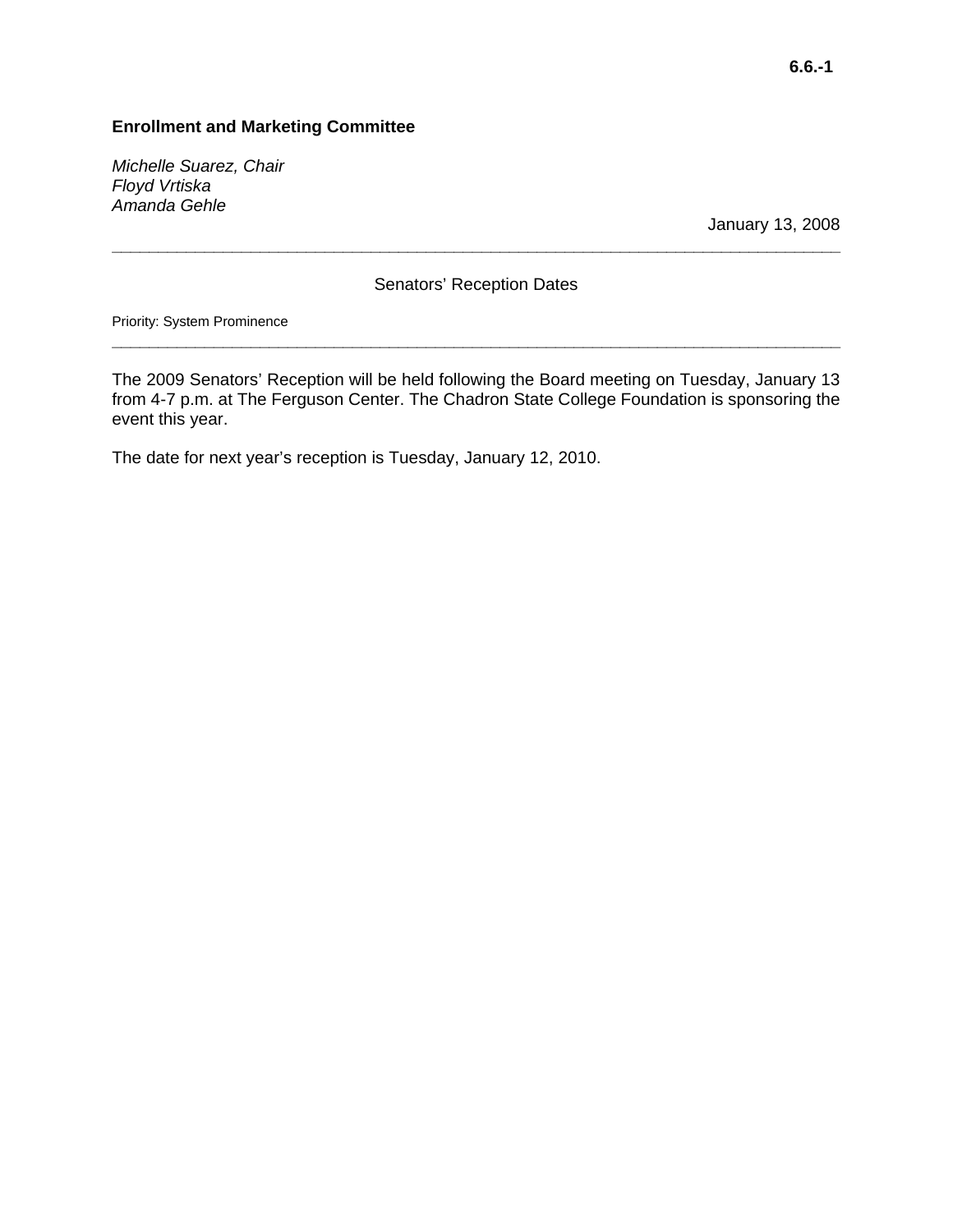**6.6.-1**

**Enrollment and Marketing Committee**

*Michelle Suarez, Chair*
*Floyd Vrtiska*
*Amanda Gehle*

January 13, 2008

---

Senators' Reception Dates

Priority: System Prominence

---

The 2009 Senators' Reception will be held following the Board meeting on Tuesday, January 13 from 4-7 p.m. at The Ferguson Center. The Chadron State College Foundation is sponsoring the event this year.

The date for next year's reception is Tuesday, January 12, 2010.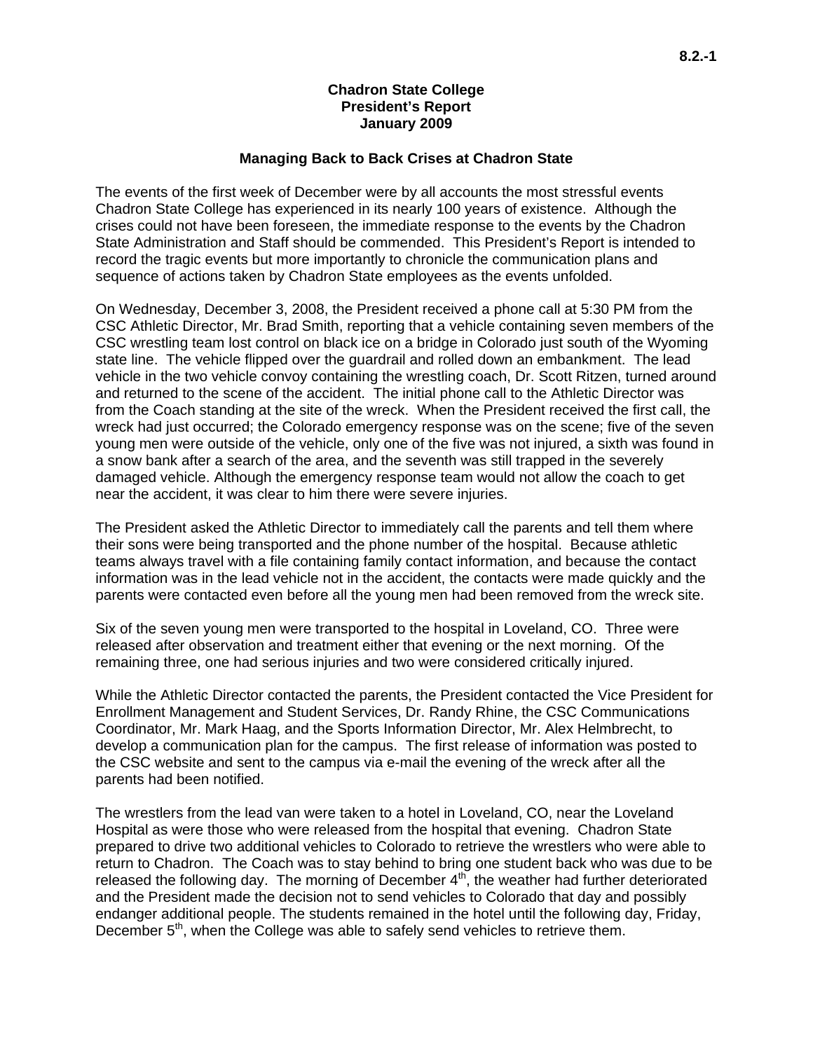**Chadron State College**
**President's Report**
**January 2009**

### Managing Back to Back Crises at Chadron State

The events of the first week of December were by all accounts the most stressful events Chadron State College has experienced in its nearly 100 years of existence. Although the crises could not have been foreseen, the immediate response to the events by the Chadron State Administration and Staff should be commended. This President's Report is intended to record the tragic events but more importantly to chronicle the communication plans and sequence of actions taken by Chadron State employees as the events unfolded.

On Wednesday, December 3, 2008, the President received a phone call at 5:30 PM from the CSC Athletic Director, Mr. Brad Smith, reporting that a vehicle containing seven members of the CSC wrestling team lost control on black ice on a bridge in Colorado just south of the Wyoming state line. The vehicle flipped over the guardrail and rolled down an embankment. The lead vehicle in the two vehicle convoy containing the wrestling coach, Dr. Scott Ritzen, turned around and returned to the scene of the accident. The initial phone call to the Athletic Director was from the Coach standing at the site of the wreck. When the President received the first call, the wreck had just occurred; the Colorado emergency response was on the scene; five of the seven young men were outside of the vehicle, only one of the five was not injured, a sixth was found in a snow bank after a search of the area, and the seventh was still trapped in the severely damaged vehicle. Although the emergency response team would not allow the coach to get near the accident, it was clear to him there were severe injuries.

The President asked the Athletic Director to immediately call the parents and tell them where their sons were being transported and the phone number of the hospital. Because athletic teams always travel with a file containing family contact information, and because the contact information was in the lead vehicle not in the accident, the contacts were made quickly and the parents were contacted even before all the young men had been removed from the wreck site.

Six of the seven young men were transported to the hospital in Loveland, CO. Three were released after observation and treatment either that evening or the next morning. Of the remaining three, one had serious injuries and two were considered critically injured.

While the Athletic Director contacted the parents, the President contacted the Vice President for Enrollment Management and Student Services, Dr. Randy Rhine, the CSC Communications Coordinator, Mr. Mark Haag, and the Sports Information Director, Mr. Alex Helmbrecht, to develop a communication plan for the campus. The first release of information was posted to the CSC website and sent to the campus via e-mail the evening of the wreck after all the parents had been notified.

The wrestlers from the lead van were taken to a hotel in Loveland, CO, near the Loveland Hospital as were those who were released from the hospital that evening. Chadron State prepared to drive two additional vehicles to Colorado to retrieve the wrestlers who were able to return to Chadron. The Coach was to stay behind to bring one student back who was due to be released the following day. The morning of December 4th, the weather had further deteriorated and the President made the decision not to send vehicles to Colorado that day and possibly endanger additional people. The students remained in the hotel until the following day, Friday, December 5th, when the College was able to safely send vehicles to retrieve them.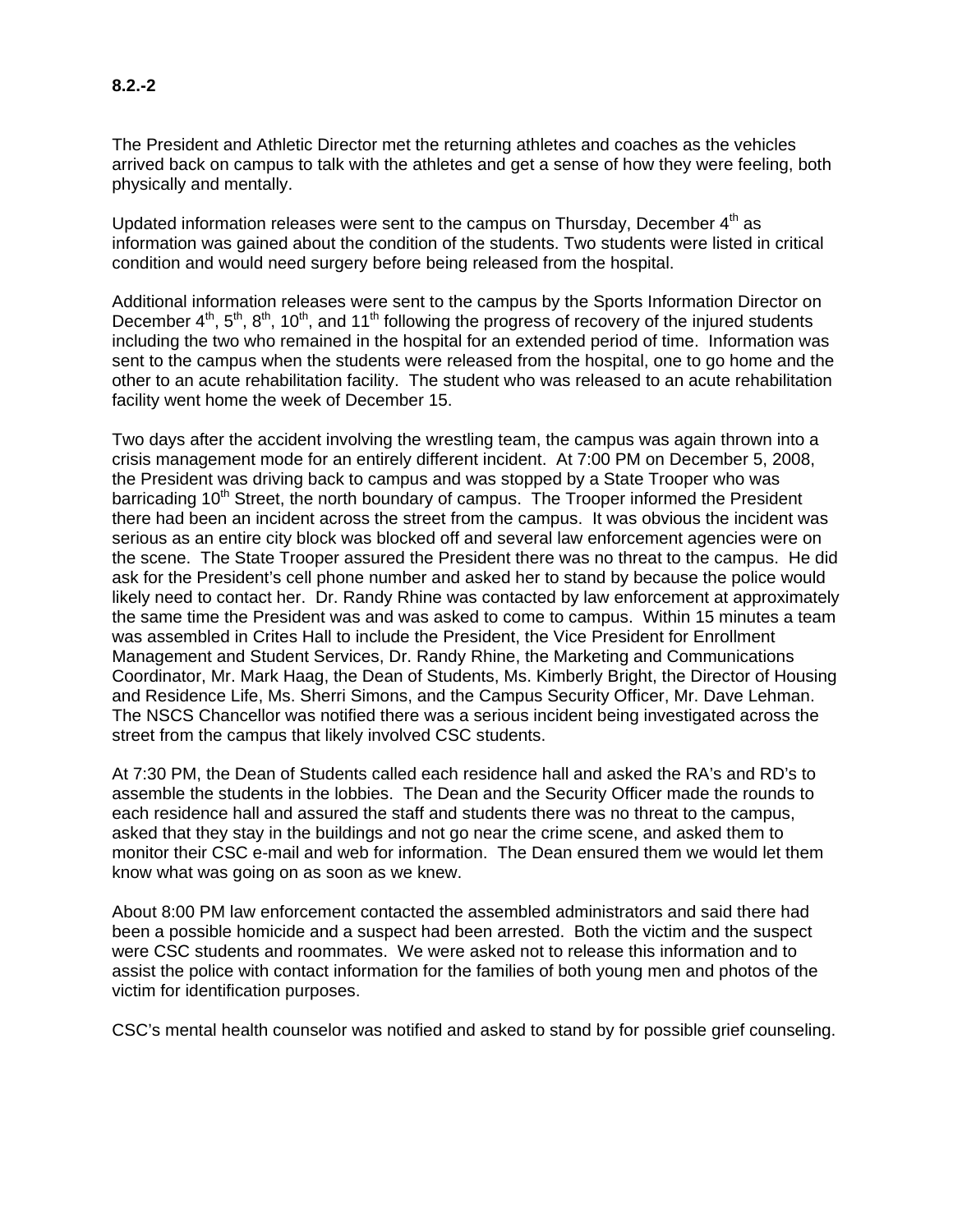**8.2.-2**

The President and Athletic Director met the returning athletes and coaches as the vehicles arrived back on campus to talk with the athletes and get a sense of how they were feeling, both physically and mentally.

Updated information releases were sent to the campus on Thursday, December 4th as information was gained about the condition of the students. Two students were listed in critical condition and would need surgery before being released from the hospital.

Additional information releases were sent to the campus by the Sports Information Director on December 4th, 5th, 8th, 10th, and 11th following the progress of recovery of the injured students including the two who remained in the hospital for an extended period of time. Information was sent to the campus when the students were released from the hospital, one to go home and the other to an acute rehabilitation facility. The student who was released to an acute rehabilitation facility went home the week of December 15.

Two days after the accident involving the wrestling team, the campus was again thrown into a crisis management mode for an entirely different incident. At 7:00 PM on December 5, 2008, the President was driving back to campus and was stopped by a State Trooper who was barricading 10th Street, the north boundary of campus. The Trooper informed the President there had been an incident across the street from the campus. It was obvious the incident was serious as an entire city block was blocked off and several law enforcement agencies were on the scene. The State Trooper assured the President there was no threat to the campus. He did ask for the President's cell phone number and asked her to stand by because the police would likely need to contact her. Dr. Randy Rhine was contacted by law enforcement at approximately the same time the President was and was asked to come to campus. Within 15 minutes a team was assembled in Crites Hall to include the President, the Vice President for Enrollment Management and Student Services, Dr. Randy Rhine, the Marketing and Communications Coordinator, Mr. Mark Haag, the Dean of Students, Ms. Kimberly Bright, the Director of Housing and Residence Life, Ms. Sherri Simons, and the Campus Security Officer, Mr. Dave Lehman. The NSCS Chancellor was notified there was a serious incident being investigated across the street from the campus that likely involved CSC students.

At 7:30 PM, the Dean of Students called each residence hall and asked the RA's and RD's to assemble the students in the lobbies. The Dean and the Security Officer made the rounds to each residence hall and assured the staff and students there was no threat to the campus, asked that they stay in the buildings and not go near the crime scene, and asked them to monitor their CSC e-mail and web for information. The Dean ensured them we would let them know what was going on as soon as we knew.

About 8:00 PM law enforcement contacted the assembled administrators and said there had been a possible homicide and a suspect had been arrested. Both the victim and the suspect were CSC students and roommates. We were asked not to release this information and to assist the police with contact information for the families of both young men and photos of the victim for identification purposes.

CSC's mental health counselor was notified and asked to stand by for possible grief counseling.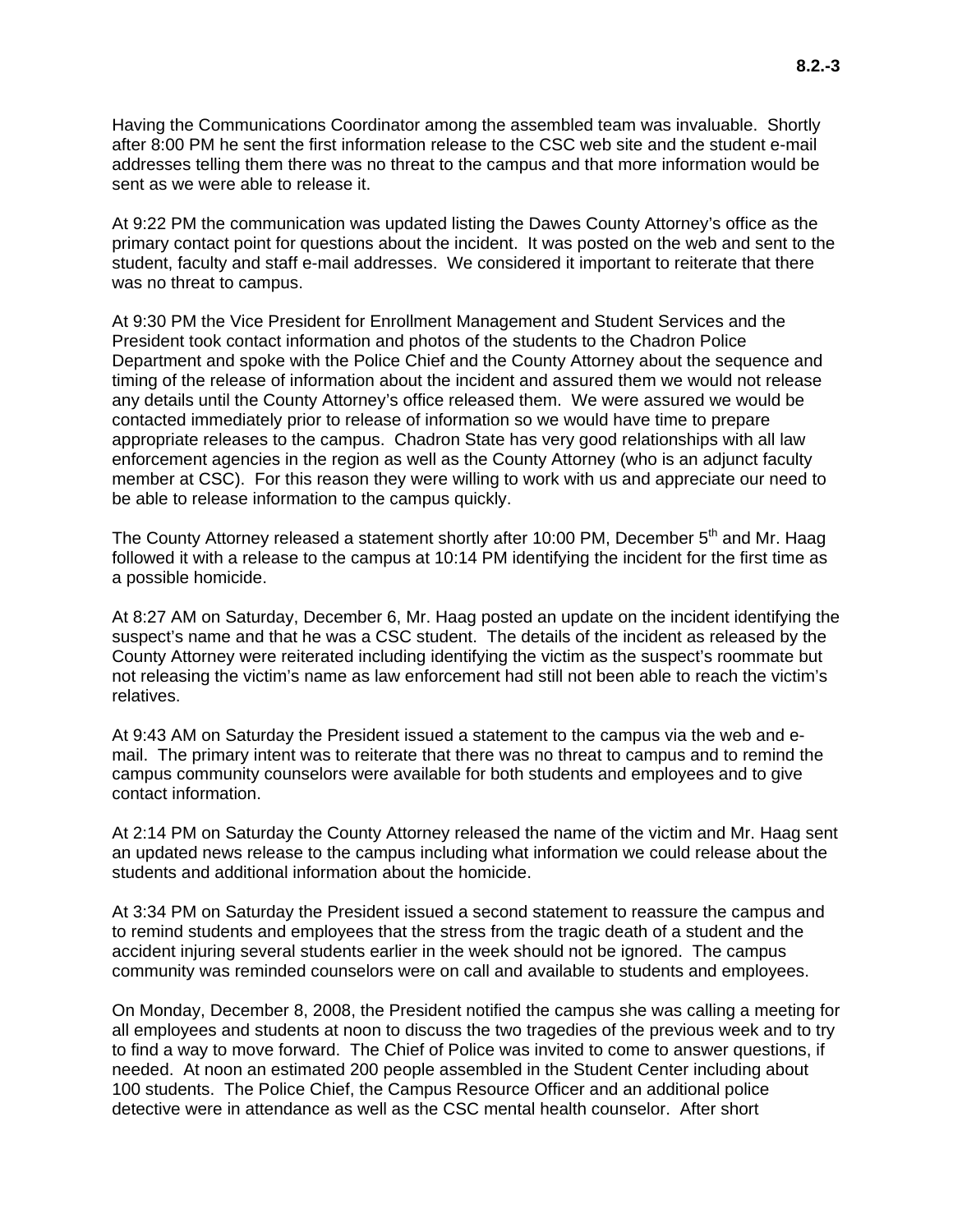Having the Communications Coordinator among the assembled team was invaluable. Shortly after 8:00 PM he sent the first information release to the CSC web site and the student e-mail addresses telling them there was no threat to the campus and that more information would be sent as we were able to release it.

At 9:22 PM the communication was updated listing the Dawes County Attorney's office as the primary contact point for questions about the incident. It was posted on the web and sent to the student, faculty and staff e-mail addresses. We considered it important to reiterate that there was no threat to campus.

At 9:30 PM the Vice President for Enrollment Management and Student Services and the President took contact information and photos of the students to the Chadron Police Department and spoke with the Police Chief and the County Attorney about the sequence and timing of the release of information about the incident and assured them we would not release any details until the County Attorney's office released them. We were assured we would be contacted immediately prior to release of information so we would have time to prepare appropriate releases to the campus. Chadron State has very good relationships with all law enforcement agencies in the region as well as the County Attorney (who is an adjunct faculty member at CSC). For this reason they were willing to work with us and appreciate our need to be able to release information to the campus quickly.

The County Attorney released a statement shortly after 10:00 PM, December 5th and Mr. Haag followed it with a release to the campus at 10:14 PM identifying the incident for the first time as a possible homicide.

At 8:27 AM on Saturday, December 6, Mr. Haag posted an update on the incident identifying the suspect's name and that he was a CSC student. The details of the incident as released by the County Attorney were reiterated including identifying the victim as the suspect's roommate but not releasing the victim's name as law enforcement had still not been able to reach the victim's relatives.

At 9:43 AM on Saturday the President issued a statement to the campus via the web and e-mail. The primary intent was to reiterate that there was no threat to campus and to remind the campus community counselors were available for both students and employees and to give contact information.

At 2:14 PM on Saturday the County Attorney released the name of the victim and Mr. Haag sent an updated news release to the campus including what information we could release about the students and additional information about the homicide.

At 3:34 PM on Saturday the President issued a second statement to reassure the campus and to remind students and employees that the stress from the tragic death of a student and the accident injuring several students earlier in the week should not be ignored. The campus community was reminded counselors were on call and available to students and employees.

On Monday, December 8, 2008, the President notified the campus she was calling a meeting for all employees and students at noon to discuss the two tragedies of the previous week and to try to find a way to move forward. The Chief of Police was invited to come to answer questions, if needed. At noon an estimated 200 people assembled in the Student Center including about 100 students. The Police Chief, the Campus Resource Officer and an additional police detective were in attendance as well as the CSC mental health counselor. After short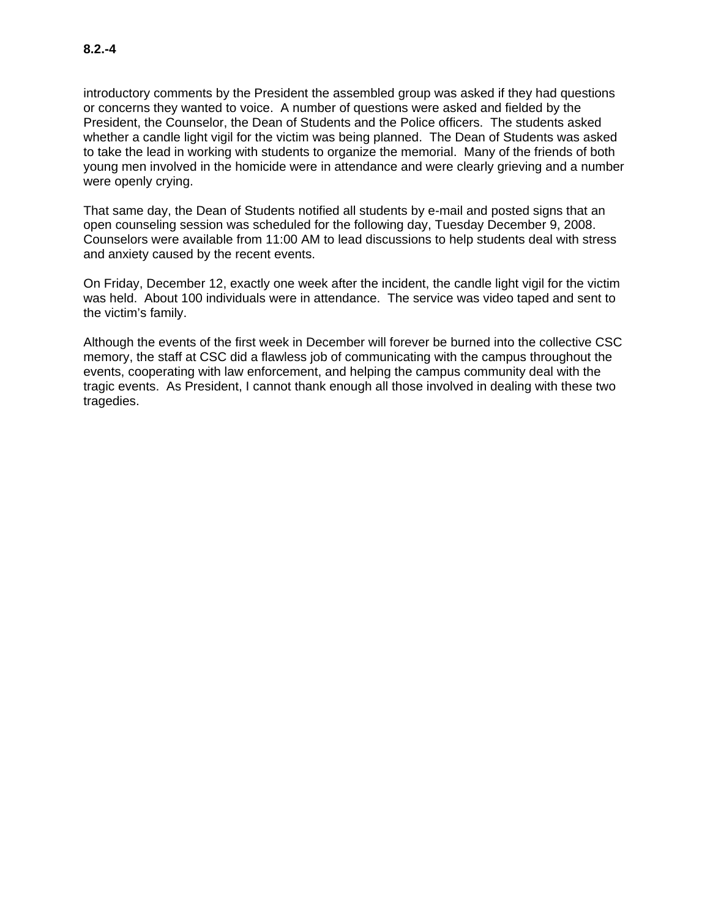**8.2.-4**

introductory comments by the President the assembled group was asked if they had questions or concerns they wanted to voice. A number of questions were asked and fielded by the President, the Counselor, the Dean of Students and the Police officers. The students asked whether a candle light vigil for the victim was being planned. The Dean of Students was asked to take the lead in working with students to organize the memorial. Many of the friends of both young men involved in the homicide were in attendance and were clearly grieving and a number were openly crying.

That same day, the Dean of Students notified all students by e-mail and posted signs that an open counseling session was scheduled for the following day, Tuesday December 9, 2008. Counselors were available from 11:00 AM to lead discussions to help students deal with stress and anxiety caused by the recent events.

On Friday, December 12, exactly one week after the incident, the candle light vigil for the victim was held. About 100 individuals were in attendance. The service was video taped and sent to the victim's family.

Although the events of the first week in December will forever be burned into the collective CSC memory, the staff at CSC did a flawless job of communicating with the campus throughout the events, cooperating with law enforcement, and helping the campus community deal with the tragic events. As President, I cannot thank enough all those involved in dealing with these two tragedies.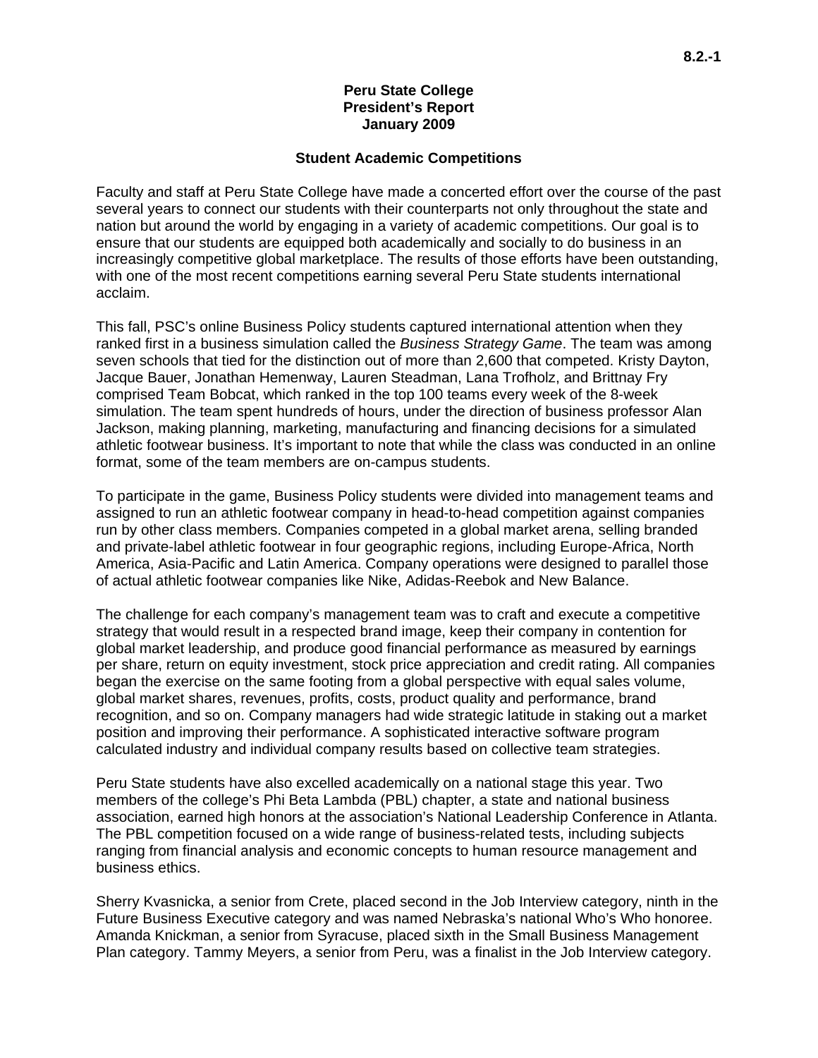8.2.-1

**Peru State College**
**President's Report**
**January 2009**

## Student Academic Competitions

Faculty and staff at Peru State College have made a concerted effort over the course of the past several years to connect our students with their counterparts not only throughout the state and nation but around the world by engaging in a variety of academic competitions. Our goal is to ensure that our students are equipped both academically and socially to do business in an increasingly competitive global marketplace. The results of those efforts have been outstanding, with one of the most recent competitions earning several Peru State students international acclaim.

This fall, PSC's online Business Policy students captured international attention when they ranked first in a business simulation called the *Business Strategy Game*. The team was among seven schools that tied for the distinction out of more than 2,600 that competed. Kristy Dayton, Jacque Bauer, Jonathan Hemenway, Lauren Steadman, Lana Trofholz, and Brittnay Fry comprised Team Bobcat, which ranked in the top 100 teams every week of the 8-week simulation. The team spent hundreds of hours, under the direction of business professor Alan Jackson, making planning, marketing, manufacturing and financing decisions for a simulated athletic footwear business. It's important to note that while the class was conducted in an online format, some of the team members are on-campus students.

To participate in the game, Business Policy students were divided into management teams and assigned to run an athletic footwear company in head-to-head competition against companies run by other class members. Companies competed in a global market arena, selling branded and private-label athletic footwear in four geographic regions, including Europe-Africa, North America, Asia-Pacific and Latin America. Company operations were designed to parallel those of actual athletic footwear companies like Nike, Adidas-Reebok and New Balance.

The challenge for each company's management team was to craft and execute a competitive strategy that would result in a respected brand image, keep their company in contention for global market leadership, and produce good financial performance as measured by earnings per share, return on equity investment, stock price appreciation and credit rating. All companies began the exercise on the same footing from a global perspective with equal sales volume, global market shares, revenues, profits, costs, product quality and performance, brand recognition, and so on. Company managers had wide strategic latitude in staking out a market position and improving their performance. A sophisticated interactive software program calculated industry and individual company results based on collective team strategies.

Peru State students have also excelled academically on a national stage this year. Two members of the college's Phi Beta Lambda (PBL) chapter, a state and national business association, earned high honors at the association's National Leadership Conference in Atlanta. The PBL competition focused on a wide range of business-related tests, including subjects ranging from financial analysis and economic concepts to human resource management and business ethics.

Sherry Kvasnicka, a senior from Crete, placed second in the Job Interview category, ninth in the Future Business Executive category and was named Nebraska's national Who's Who honoree. Amanda Knickman, a senior from Syracuse, placed sixth in the Small Business Management Plan category. Tammy Meyers, a senior from Peru, was a finalist in the Job Interview category.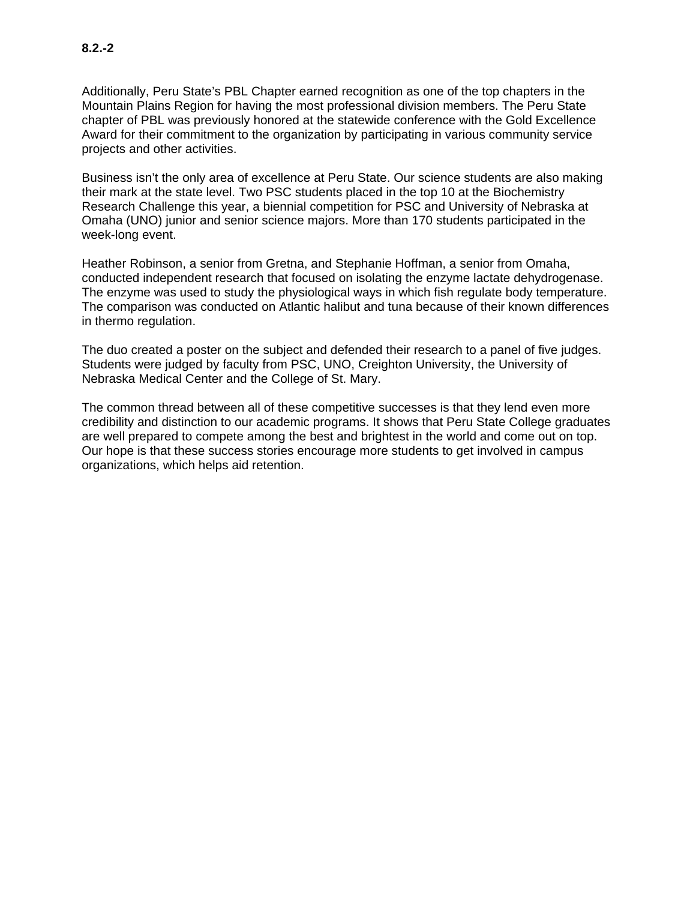**8.2.-2**

Additionally, Peru State's PBL Chapter earned recognition as one of the top chapters in the Mountain Plains Region for having the most professional division members. The Peru State chapter of PBL was previously honored at the statewide conference with the Gold Excellence Award for their commitment to the organization by participating in various community service projects and other activities.

Business isn't the only area of excellence at Peru State. Our science students are also making their mark at the state level. Two PSC students placed in the top 10 at the Biochemistry Research Challenge this year, a biennial competition for PSC and University of Nebraska at Omaha (UNO) junior and senior science majors. More than 170 students participated in the week-long event.

Heather Robinson, a senior from Gretna, and Stephanie Hoffman, a senior from Omaha, conducted independent research that focused on isolating the enzyme lactate dehydrogenase. The enzyme was used to study the physiological ways in which fish regulate body temperature. The comparison was conducted on Atlantic halibut and tuna because of their known differences in thermo regulation.

The duo created a poster on the subject and defended their research to a panel of five judges. Students were judged by faculty from PSC, UNO, Creighton University, the University of Nebraska Medical Center and the College of St. Mary.

The common thread between all of these competitive successes is that they lend even more credibility and distinction to our academic programs. It shows that Peru State College graduates are well prepared to compete among the best and brightest in the world and come out on top. Our hope is that these success stories encourage more students to get involved in campus organizations, which helps aid retention.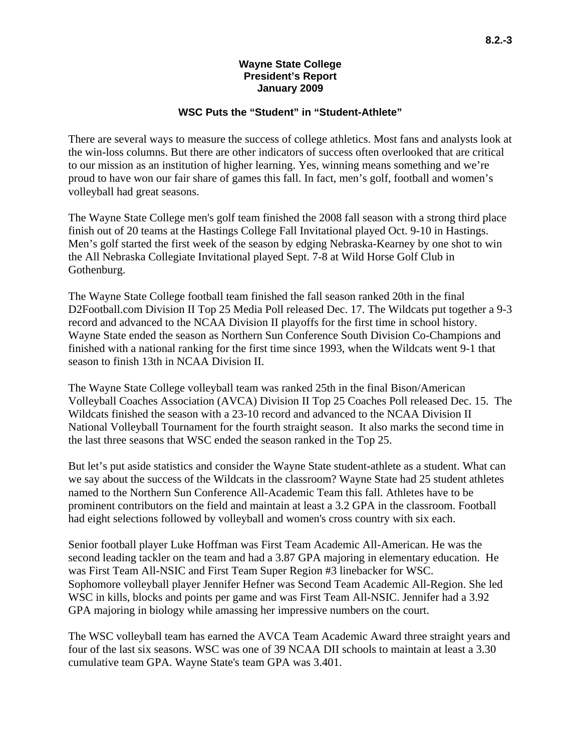**Wayne State College**
**President's Report**
**January 2009**

## WSC Puts the "Student" in "Student-Athlete"

There are several ways to measure the success of college athletics. Most fans and analysts look at the win-loss columns. But there are other indicators of success often overlooked that are critical to our mission as an institution of higher learning. Yes, winning means something and we're proud to have won our fair share of games this fall. In fact, men's golf, football and women's volleyball had great seasons.

The Wayne State College men's golf team finished the 2008 fall season with a strong third place finish out of 20 teams at the Hastings College Fall Invitational played Oct. 9-10 in Hastings. Men's golf started the first week of the season by edging Nebraska-Kearney by one shot to win the All Nebraska Collegiate Invitational played Sept. 7-8 at Wild Horse Golf Club in Gothenburg.

The Wayne State College football team finished the fall season ranked 20th in the final D2Football.com Division II Top 25 Media Poll released Dec. 17. The Wildcats put together a 9-3 record and advanced to the NCAA Division II playoffs for the first time in school history. Wayne State ended the season as Northern Sun Conference South Division Co-Champions and finished with a national ranking for the first time since 1993, when the Wildcats went 9-1 that season to finish 13th in NCAA Division II.

The Wayne State College volleyball team was ranked 25th in the final Bison/American Volleyball Coaches Association (AVCA) Division II Top 25 Coaches Poll released Dec. 15. The Wildcats finished the season with a 23-10 record and advanced to the NCAA Division II National Volleyball Tournament for the fourth straight season. It also marks the second time in the last three seasons that WSC ended the season ranked in the Top 25.

But let's put aside statistics and consider the Wayne State student-athlete as a student. What can we say about the success of the Wildcats in the classroom? Wayne State had 25 student athletes named to the Northern Sun Conference All-Academic Team this fall. Athletes have to be prominent contributors on the field and maintain at least a 3.2 GPA in the classroom. Football had eight selections followed by volleyball and women's cross country with six each.

Senior football player Luke Hoffman was First Team Academic All-American. He was the second leading tackler on the team and had a 3.87 GPA majoring in elementary education. He was First Team All-NSIC and First Team Super Region #3 linebacker for WSC. Sophomore volleyball player Jennifer Hefner was Second Team Academic All-Region. She led WSC in kills, blocks and points per game and was First Team All-NSIC. Jennifer had a 3.92 GPA majoring in biology while amassing her impressive numbers on the court.

The WSC volleyball team has earned the AVCA Team Academic Award three straight years and four of the last six seasons. WSC was one of 39 NCAA DII schools to maintain at least a 3.30 cumulative team GPA. Wayne State's team GPA was 3.401.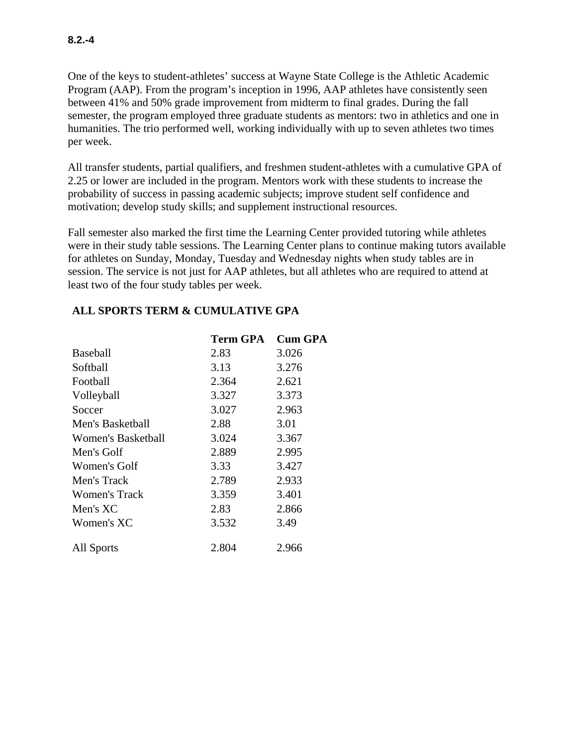**8.2.-4**

One of the keys to student-athletes' success at Wayne State College is the Athletic Academic Program (AAP). From the program's inception in 1996, AAP athletes have consistently seen between 41% and 50% grade improvement from midterm to final grades. During the fall semester, the program employed three graduate students as mentors: two in athletics and one in humanities. The trio performed well, working individually with up to seven athletes two times per week.

All transfer students, partial qualifiers, and freshmen student-athletes with a cumulative GPA of 2.25 or lower are included in the program. Mentors work with these students to increase the probability of success in passing academic subjects; improve student self confidence and motivation; develop study skills; and supplement instructional resources.

Fall semester also marked the first time the Learning Center provided tutoring while athletes were in their study table sessions. The Learning Center plans to continue making tutors available for athletes on Sunday, Monday, Tuesday and Wednesday nights when study tables are in session. The service is not just for AAP athletes, but all athletes who are required to attend at least two of the four study tables per week.

**ALL SPORTS TERM & CUMULATIVE GPA**

| | Term GPA | Cum GPA |
|---|---|---|
| Baseball | 2.83 | 3.026 |
| Softball | 3.13 | 3.276 |
| Football | 2.364 | 2.621 |
| Volleyball | 3.327 | 3.373 |
| Soccer | 3.027 | 2.963 |
| Men's Basketball | 2.88 | 3.01 |
| Women's Basketball | 3.024 | 3.367 |
| Men's Golf | 2.889 | 2.995 |
| Women's Golf | 3.33 | 3.427 |
| Men's Track | 2.789 | 2.933 |
| Women's Track | 3.359 | 3.401 |
| Men's XC | 2.83 | 2.866 |
| Women's XC | 3.532 | 3.49 |
| All Sports | 2.804 | 2.966 |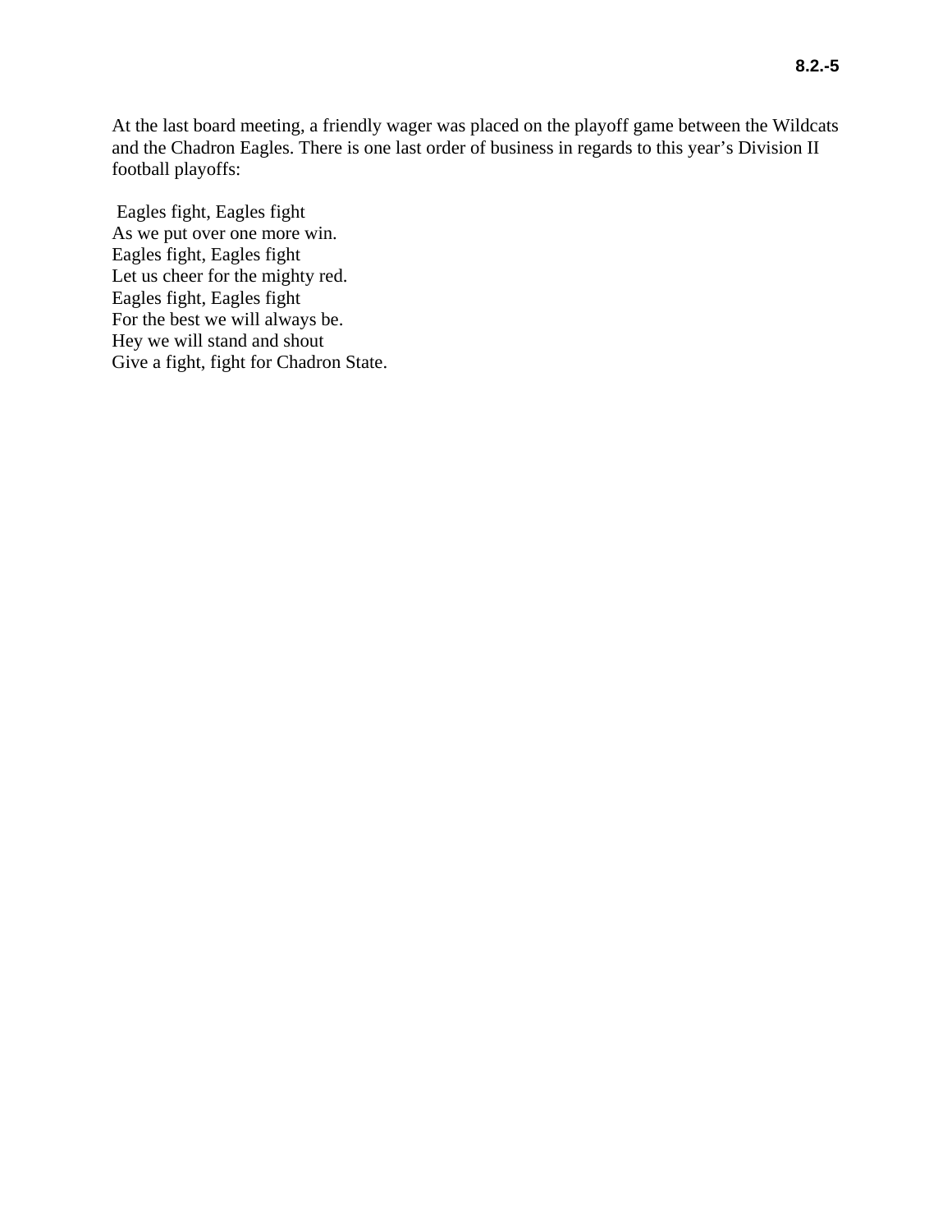8.2.-5

At the last board meeting, a friendly wager was placed on the playoff game between the Wildcats and the Chadron Eagles. There is one last order of business in regards to this year's Division II football playoffs:

Eagles fight, Eagles fight
As we put over one more win.
Eagles fight, Eagles fight
Let us cheer for the mighty red.
Eagles fight, Eagles fight
For the best we will always be.
Hey we will stand and shout
Give a fight, fight for Chadron State.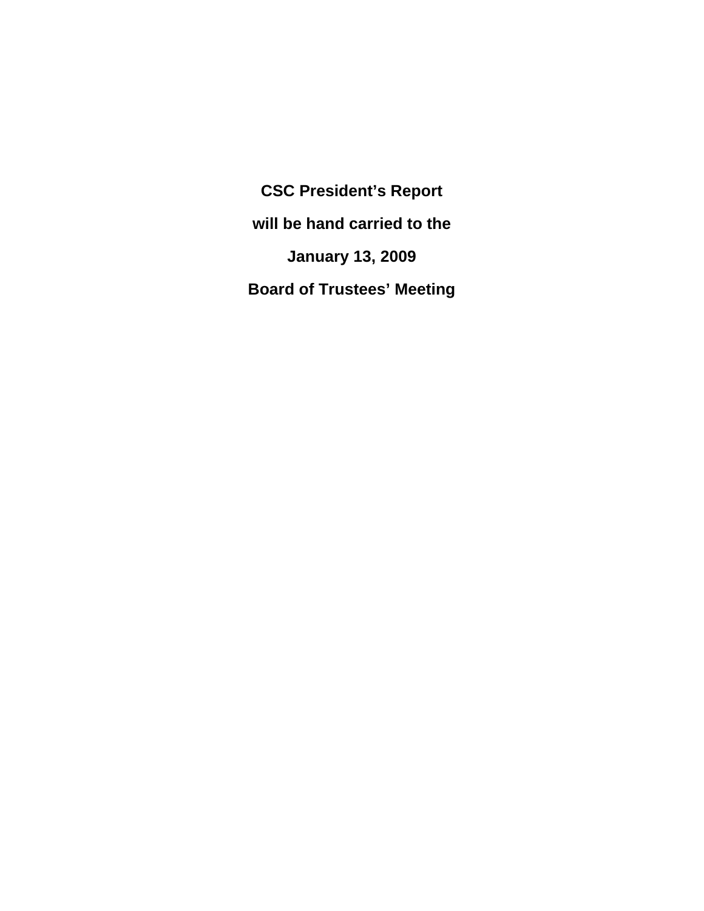**CSC President's Report**

**will be hand carried to the**

**January 13, 2009**

**Board of Trustees' Meeting**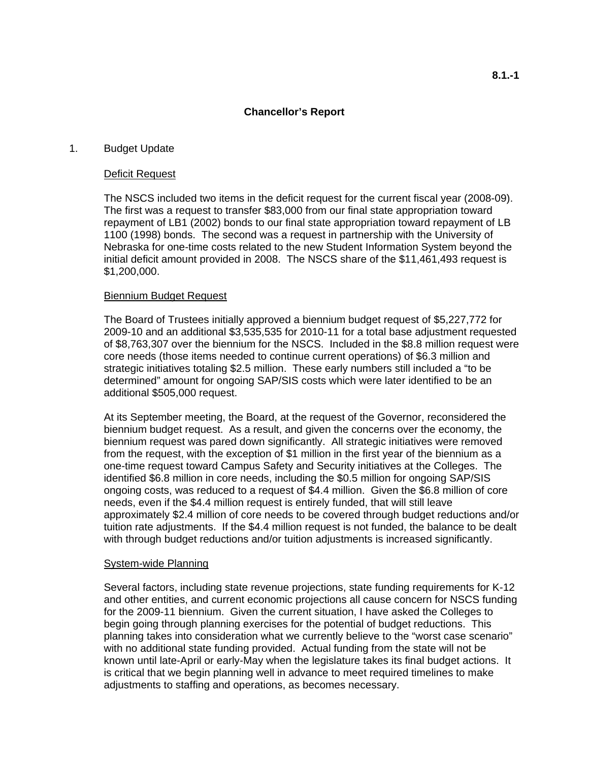8.1.-1

# Chancellor's Report

1. Budget Update

<u>Deficit Request</u>

The NSCS included two items in the deficit request for the current fiscal year (2008-09). The first was a request to transfer $83,000 from our final state appropriation toward repayment of LB1 (2002) bonds to our final state appropriation toward repayment of LB 1100 (1998) bonds. The second was a request in partnership with the University of Nebraska for one-time costs related to the new Student Information System beyond the initial deficit amount provided in 2008. The NSCS share of the $11,461,493 request is $1,200,000.

<u>Biennium Budget Request</u>

The Board of Trustees initially approved a biennium budget request of $5,227,772 for 2009-10 and an additional $3,535,535 for 2010-11 for a total base adjustment requested of $8,763,307 over the biennium for the NSCS. Included in the $8.8 million request were core needs (those items needed to continue current operations) of $6.3 million and strategic initiatives totaling $2.5 million. These early numbers still included a "to be determined" amount for ongoing SAP/SIS costs which were later identified to be an additional $505,000 request.

At its September meeting, the Board, at the request of the Governor, reconsidered the biennium budget request. As a result, and given the concerns over the economy, the biennium request was pared down significantly. All strategic initiatives were removed from the request, with the exception of $1 million in the first year of the biennium as a one-time request toward Campus Safety and Security initiatives at the Colleges. The identified $6.8 million in core needs, including the $0.5 million for ongoing SAP/SIS ongoing costs, was reduced to a request of $4.4 million. Given the $6.8 million of core needs, even if the $4.4 million request is entirely funded, that will still leave approximately $2.4 million of core needs to be covered through budget reductions and/or tuition rate adjustments. If the $4.4 million request is not funded, the balance to be dealt with through budget reductions and/or tuition adjustments is increased significantly.

<u>System-wide Planning</u>

Several factors, including state revenue projections, state funding requirements for K-12 and other entities, and current economic projections all cause concern for NSCS funding for the 2009-11 biennium. Given the current situation, I have asked the Colleges to begin going through planning exercises for the potential of budget reductions. This planning takes into consideration what we currently believe to the "worst case scenario" with no additional state funding provided. Actual funding from the state will not be known until late-April or early-May when the legislature takes its final budget actions. It is critical that we begin planning well in advance to meet required timelines to make adjustments to staffing and operations, as becomes necessary.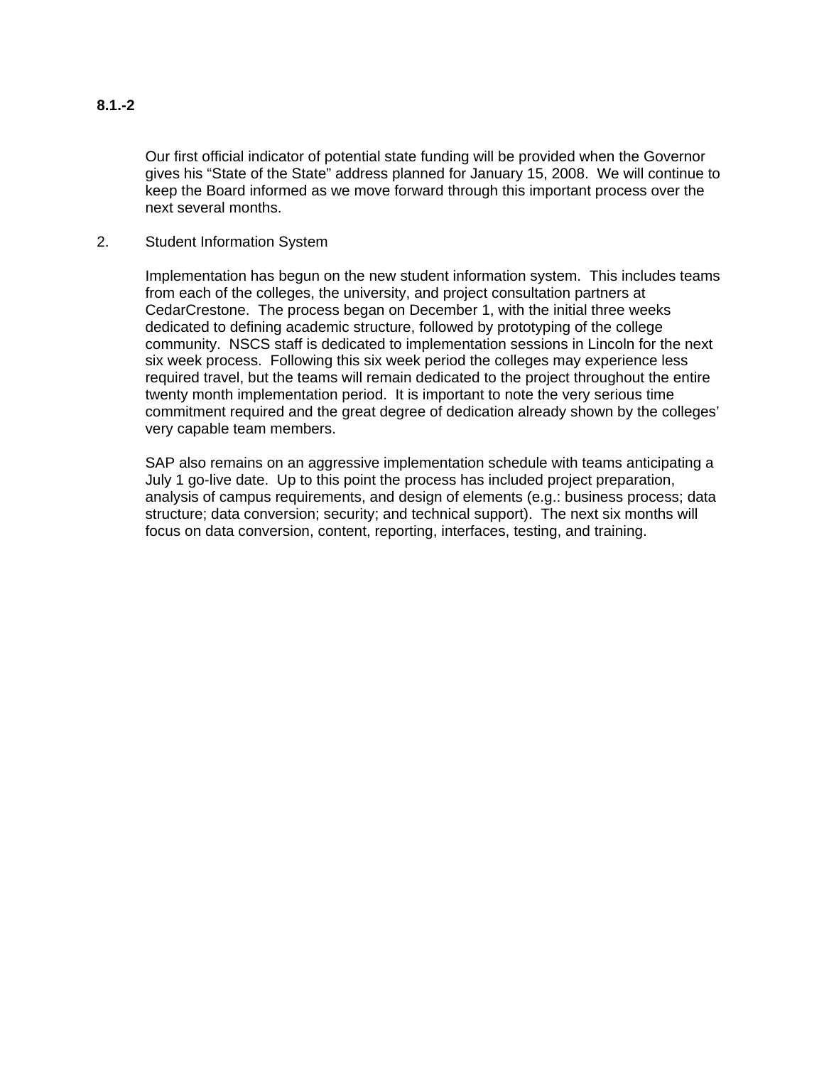**8.1.-2**

Our first official indicator of potential state funding will be provided when the Governor gives his “State of the State” address planned for January 15, 2008. We will continue to keep the Board informed as we move forward through this important process over the next several months.

2. Student Information System

Implementation has begun on the new student information system. This includes teams from each of the colleges, the university, and project consultation partners at CedarCrestone. The process began on December 1, with the initial three weeks dedicated to defining academic structure, followed by prototyping of the college community. NSCS staff is dedicated to implementation sessions in Lincoln for the next six week process. Following this six week period the colleges may experience less required travel, but the teams will remain dedicated to the project throughout the entire twenty month implementation period. It is important to note the very serious time commitment required and the great degree of dedication already shown by the colleges' very capable team members.

SAP also remains on an aggressive implementation schedule with teams anticipating a July 1 go-live date. Up to this point the process has included project preparation, analysis of campus requirements, and design of elements (e.g.: business process; data structure; data conversion; security; and technical support). The next six months will focus on data conversion, content, reporting, interfaces, testing, and training.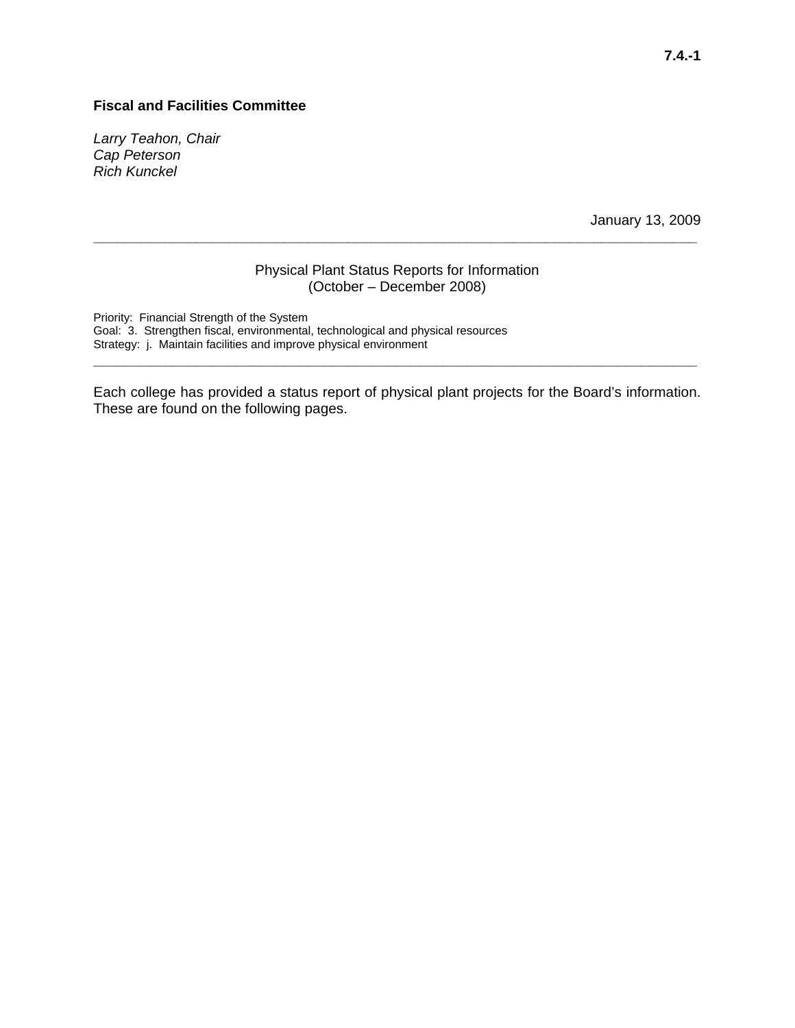**7.4.-1**

**Fiscal and Facilities Committee**

*Larry Teahon, Chair*
*Cap Peterson*
*Rich Kunckel*

January 13, 2009

---

Physical Plant Status Reports for Information
(October – December 2008)

Priority: Financial Strength of the System
Goal: 3. Strengthen fiscal, environmental, technological and physical resources
Strategy: j. Maintain facilities and improve physical environment

---

Each college has provided a status report of physical plant projects for the Board's information. These are found on the following pages.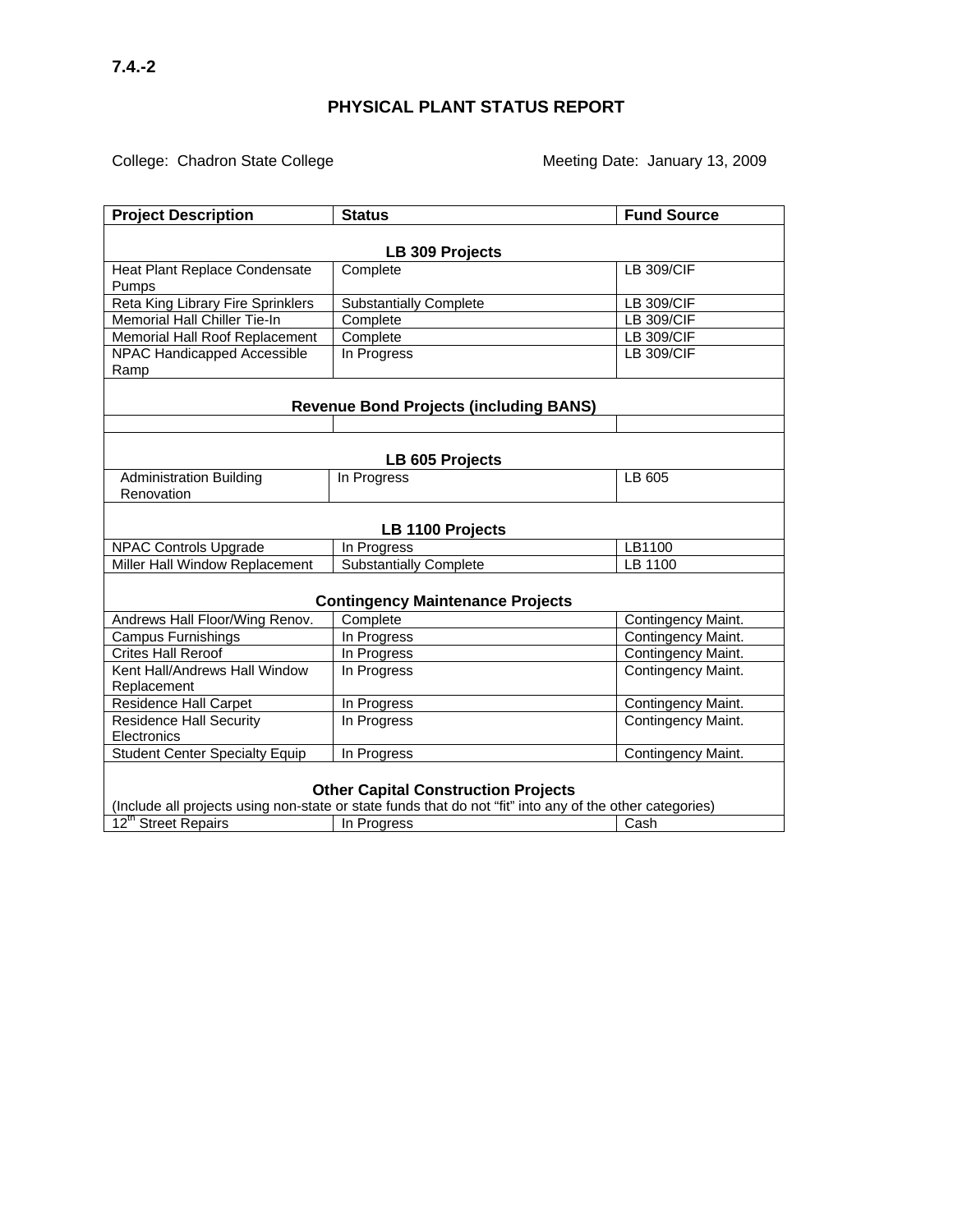7.4.-2

# PHYSICAL PLANT STATUS REPORT

College: Chadron State College Meeting Date: January 13, 2009

| Project Description | Status | Fund Source |
|---|---|---|
| **LB 309 Projects** | | |
| Heat Plant Replace Condensate Pumps | Complete | LB 309/CIF |
| Reta King Library Fire Sprinklers | Substantially Complete | LB 309/CIF |
| Memorial Hall Chiller Tie-In | Complete | LB 309/CIF |
| Memorial Hall Roof Replacement | Complete | LB 309/CIF |
| NPAC Handicapped Accessible Ramp | In Progress | LB 309/CIF |
| **Revenue Bond Projects (including BANS)** | | |
| | | |
| **LB 605 Projects** | | |
| Administration Building Renovation | In Progress | LB 605 |
| **LB 1100 Projects** | | |
| NPAC Controls Upgrade | In Progress | LB1100 |
| Miller Hall Window Replacement | Substantially Complete | LB 1100 |
| **Contingency Maintenance Projects** | | |
| Andrews Hall Floor/Wing Renov. | Complete | Contingency Maint. |
| Campus Furnishings | In Progress | Contingency Maint. |
| Crites Hall Reroof | In Progress | Contingency Maint. |
| Kent Hall/Andrews Hall Window Replacement | In Progress | Contingency Maint. |
| Residence Hall Carpet | In Progress | Contingency Maint. |
| Residence Hall Security Electronics | In Progress | Contingency Maint. |
| Student Center Specialty Equip | In Progress | Contingency Maint. |
| **Other Capital Construction Projects** (Include all projects using non-state or state funds that do not "fit" into any of the other categories) | | |
| 12th Street Repairs | In Progress | Cash |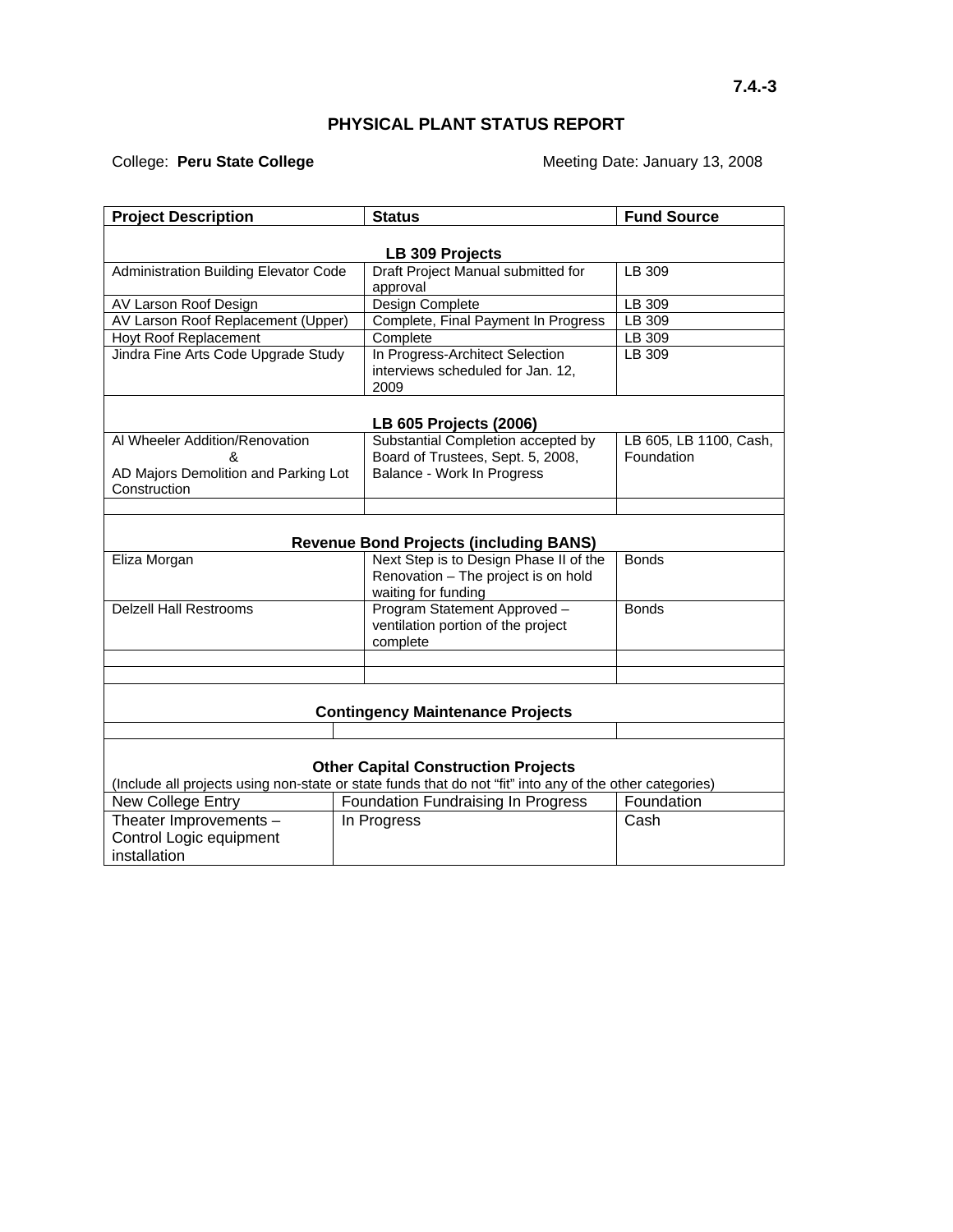7.4.-3

# PHYSICAL PLANT STATUS REPORT

College: **Peru State College** Meeting Date: January 13, 2008

| Project Description | Status | Fund Source |
|---|---|---|
| **LB 309 Projects** | | |
| Administration Building Elevator Code | Draft Project Manual submitted for approval | LB 309 |
| AV Larson Roof Design | Design Complete | LB 309 |
| AV Larson Roof Replacement (Upper) | Complete, Final Payment In Progress | LB 309 |
| Hoyt Roof Replacement | Complete | LB 309 |
| Jindra Fine Arts Code Upgrade Study | In Progress-Architect Selection interviews scheduled for Jan. 12, 2009 | LB 309 |
| **LB 605 Projects (2006)** | | |
| Al Wheeler Addition/Renovation & AD Majors Demolition and Parking Lot Construction | Substantial Completion accepted by Board of Trustees, Sept. 5, 2008, Balance - Work In Progress | LB 605, LB 1100, Cash, Foundation |
| | | |
| **Revenue Bond Projects (including BANS)** | | |
| Eliza Morgan | Next Step is to Design Phase II of the Renovation – The project is on hold waiting for funding | Bonds |
| Delzell Hall Restrooms | Program Statement Approved – ventilation portion of the project complete | Bonds |
| | | |
| | | |
| **Contingency Maintenance Projects** | | |
| | | |
| **Other Capital Construction Projects** (Include all projects using non-state or state funds that do not "fit" into any of the other categories) | | |
| New College Entry | Foundation Fundraising In Progress | Foundation |
| Theater Improvements – Control Logic equipment installation | In Progress | Cash |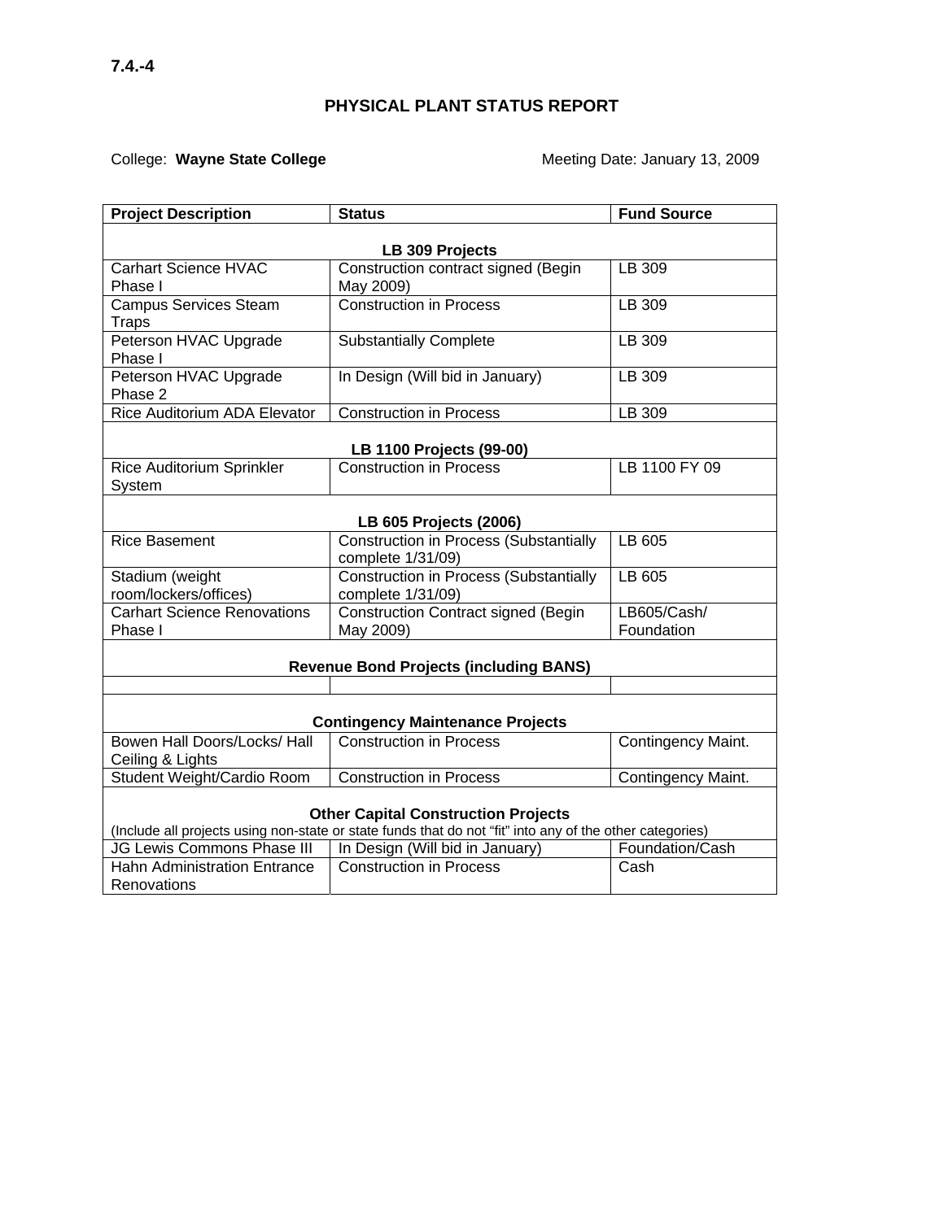**7.4.-4**

# PHYSICAL PLANT STATUS REPORT

College: **Wayne State College** Meeting Date: January 13, 2009

| Project Description | Status | Fund Source |
|---|---|---|
| | **LB 309 Projects** | |
| Carhart Science HVAC Phase I | Construction contract signed (Begin May 2009) | LB 309 |
| Campus Services Steam Traps | Construction in Process | LB 309 |
| Peterson HVAC Upgrade Phase I | Substantially Complete | LB 309 |
| Peterson HVAC Upgrade Phase 2 | In Design (Will bid in January) | LB 309 |
| Rice Auditorium ADA Elevator | Construction in Process | LB 309 |
| | **LB 1100 Projects (99-00)** | |
| Rice Auditorium Sprinkler System | Construction in Process | LB 1100 FY 09 |
| | **LB 605 Projects (2006)** | |
| Rice Basement | Construction in Process (Substantially complete 1/31/09) | LB 605 |
| Stadium (weight room/lockers/offices) | Construction in Process (Substantially complete 1/31/09) | LB 605 |
| Carhart Science Renovations Phase I | Construction Contract signed (Begin May 2009) | LB605/Cash/ Foundation |
| | **Revenue Bond Projects (including BANS)** | |
| | | |
| | **Contingency Maintenance Projects** | |
| Bowen Hall Doors/Locks/ Hall Ceiling & Lights | Construction in Process | Contingency Maint. |
| Student Weight/Cardio Room | Construction in Process | Contingency Maint. |
| | **Other Capital Construction Projects** (Include all projects using non-state or state funds that do not "fit" into any of the other categories) | |
| JG Lewis Commons Phase III | In Design (Will bid in January) | Foundation/Cash |
| Hahn Administration Entrance Renovations | Construction in Process | Cash |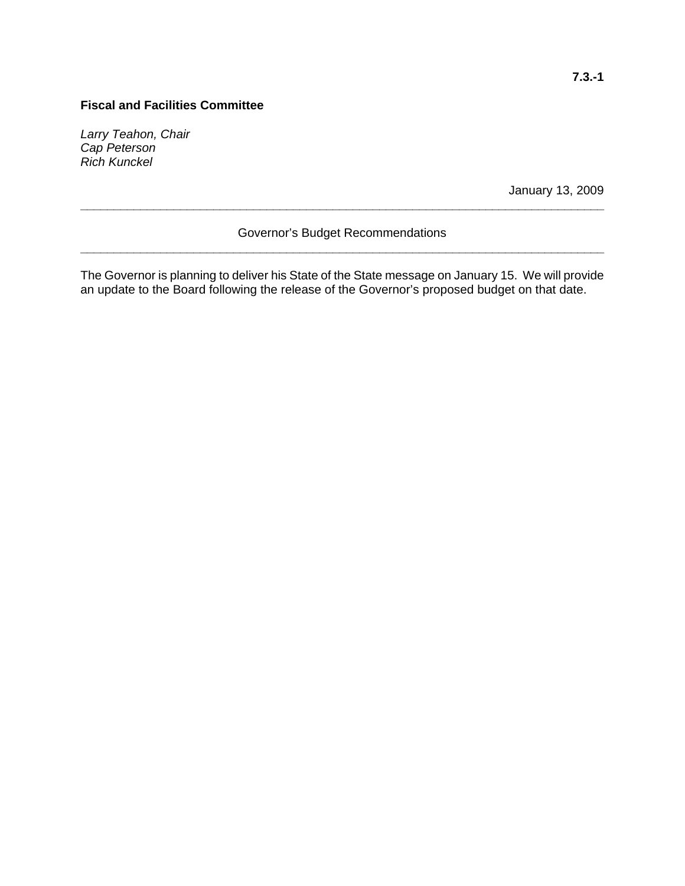**7.3.-1**

**Fiscal and Facilities Committee**

*Larry Teahon, Chair*
*Cap Peterson*
*Rich Kunckel*

January 13, 2009

---

Governor's Budget Recommendations

---

The Governor is planning to deliver his State of the State message on January 15. We will provide an update to the Board following the release of the Governor's proposed budget on that date.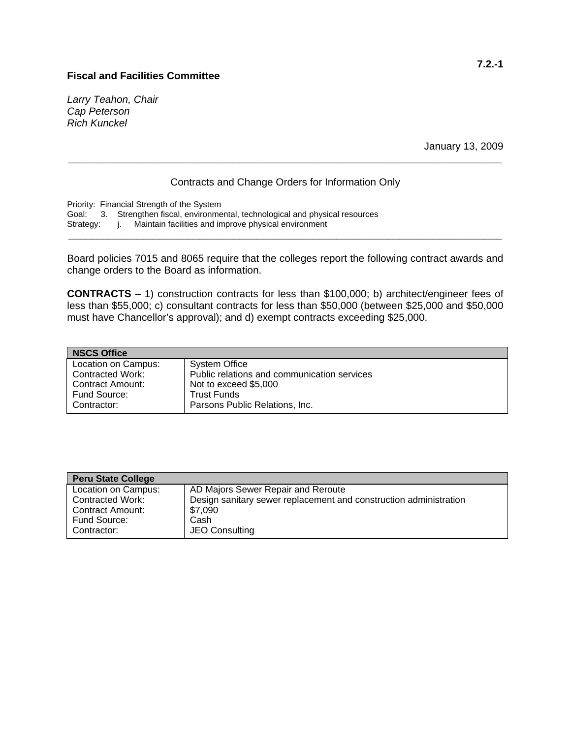**7.2.-1**

**Fiscal and Facilities Committee**

*Larry Teahon, Chair*
*Cap Peterson*
*Rich Kunckel*

January 13, 2009

---

Contracts and Change Orders for Information Only

Priority: Financial Strength of the System
Goal: 3. Strengthen fiscal, environmental, technological and physical resources
Strategy: j. Maintain facilities and improve physical environment

---

Board policies 7015 and 8065 require that the colleges report the following contract awards and change orders to the Board as information.

**CONTRACTS** – 1) construction contracts for less than $100,000; b) architect/engineer fees of less than $55,000; c) consultant contracts for less than $50,000 (between $25,000 and $50,000 must have Chancellor's approval); and d) exempt contracts exceeding $25,000.

| **NSCS Office** | |
|---|---|
| Location on Campus: | System Office |
| Contracted Work: | Public relations and communication services |
| Contract Amount: | Not to exceed $5,000 |
| Fund Source: | Trust Funds |
| Contractor: | Parsons Public Relations, Inc. |

| **Peru State College** | |
|---|---|
| Location on Campus: | AD Majors Sewer Repair and Reroute |
| Contracted Work: | Design sanitary sewer replacement and construction administration |
| Contract Amount: | $7,090 |
| Fund Source: | Cash |
| Contractor: | JEO Consulting |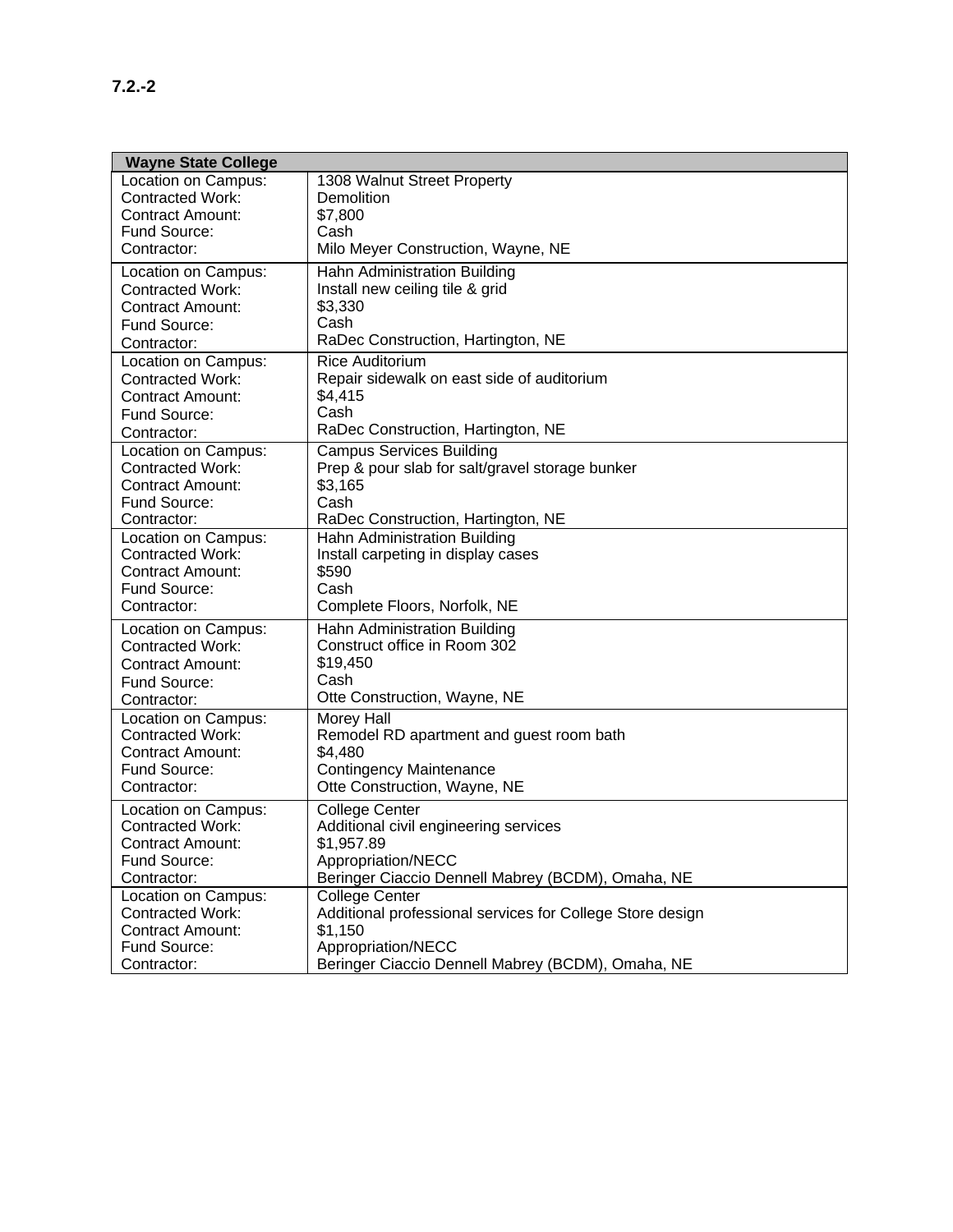**7.2.-2**

| Wayne State College | |
|---|---|
| Location on Campus:<br>Contracted Work:<br>Contract Amount:<br>Fund Source:<br>Contractor: | 1308 Walnut Street Property<br>Demolition<br>$7,800<br>Cash<br>Milo Meyer Construction, Wayne, NE |
| Location on Campus:<br>Contracted Work:<br>Contract Amount:<br>Fund Source:<br>Contractor: | Hahn Administration Building<br>Install new ceiling tile & grid<br>$3,330<br>Cash<br>RaDec Construction, Hartington, NE |
| Location on Campus:<br>Contracted Work:<br>Contract Amount:<br>Fund Source:<br>Contractor: | Rice Auditorium<br>Repair sidewalk on east side of auditorium<br>$4,415<br>Cash<br>RaDec Construction, Hartington, NE |
| Location on Campus:<br>Contracted Work:<br>Contract Amount:<br>Fund Source:<br>Contractor: | Campus Services Building<br>Prep & pour slab for salt/gravel storage bunker<br>$3,165<br>Cash<br>RaDec Construction, Hartington, NE |
| Location on Campus:<br>Contracted Work:<br>Contract Amount:<br>Fund Source:<br>Contractor: | Hahn Administration Building<br>Install carpeting in display cases<br>$590<br>Cash<br>Complete Floors, Norfolk, NE |
| Location on Campus:<br>Contracted Work:<br>Contract Amount:<br>Fund Source:<br>Contractor: | Hahn Administration Building<br>Construct office in Room 302<br>$19,450<br>Cash<br>Otte Construction, Wayne, NE |
| Location on Campus:<br>Contracted Work:<br>Contract Amount:<br>Fund Source:<br>Contractor: | Morey Hall<br>Remodel RD apartment and guest room bath<br>$4,480<br>Contingency Maintenance<br>Otte Construction, Wayne, NE |
| Location on Campus:<br>Contracted Work:<br>Contract Amount:<br>Fund Source:<br>Contractor: | College Center<br>Additional civil engineering services<br>$1,957.89<br>Appropriation/NECC<br>Beringer Ciaccio Dennell Mabrey (BCDM), Omaha, NE |
| Location on Campus:<br>Contracted Work:<br>Contract Amount:<br>Fund Source:<br>Contractor: | College Center<br>Additional professional services for College Store design<br>$1,150<br>Appropriation/NECC<br>Beringer Ciaccio Dennell Mabrey (BCDM), Omaha, NE |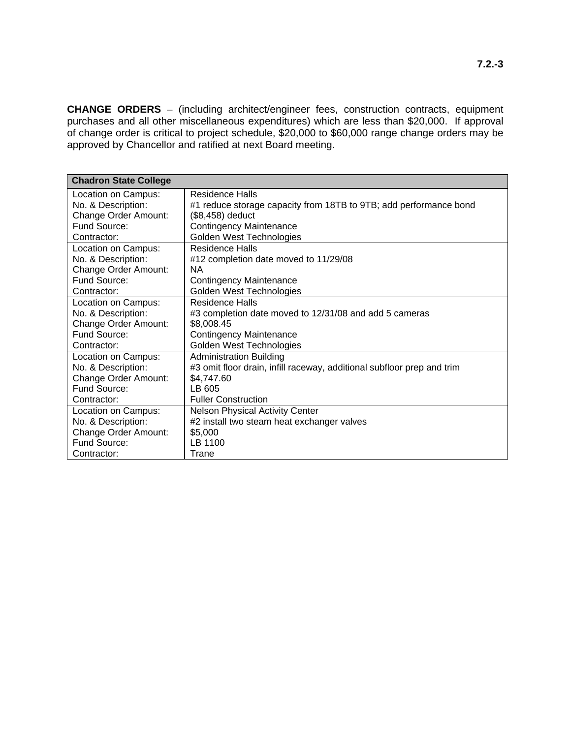**CHANGE ORDERS** – (including architect/engineer fees, construction contracts, equipment purchases and all other miscellaneous expenditures) which are less than $20,000. If approval of change order is critical to project schedule, $20,000 to $60,000 range change orders may be approved by Chancellor and ratified at next Board meeting.

| **Chadron State College** | |
|---|---|
| Location on Campus:<br>No. & Description:<br>Change Order Amount:<br>Fund Source:<br>Contractor: | Residence Halls<br>#1 reduce storage capacity from 18TB to 9TB; add performance bond<br>($8,458) deduct<br>Contingency Maintenance<br>Golden West Technologies |
| Location on Campus:<br>No. & Description:<br>Change Order Amount:<br>Fund Source:<br>Contractor: | Residence Halls<br>#12 completion date moved to 11/29/08<br>NA<br>Contingency Maintenance<br>Golden West Technologies |
| Location on Campus:<br>No. & Description:<br>Change Order Amount:<br>Fund Source:<br>Contractor: | Residence Halls<br>#3 completion date moved to 12/31/08 and add 5 cameras<br>$8,008.45<br>Contingency Maintenance<br>Golden West Technologies |
| Location on Campus:<br>No. & Description:<br>Change Order Amount:<br>Fund Source:<br>Contractor: | Administration Building<br>#3 omit floor drain, infill raceway, additional subfloor prep and trim<br>$4,747.60<br>LB 605<br>Fuller Construction |
| Location on Campus:<br>No. & Description:<br>Change Order Amount:<br>Fund Source:<br>Contractor: | Nelson Physical Activity Center<br>#2 install two steam heat exchanger valves<br>$5,000<br>LB 1100<br>Trane |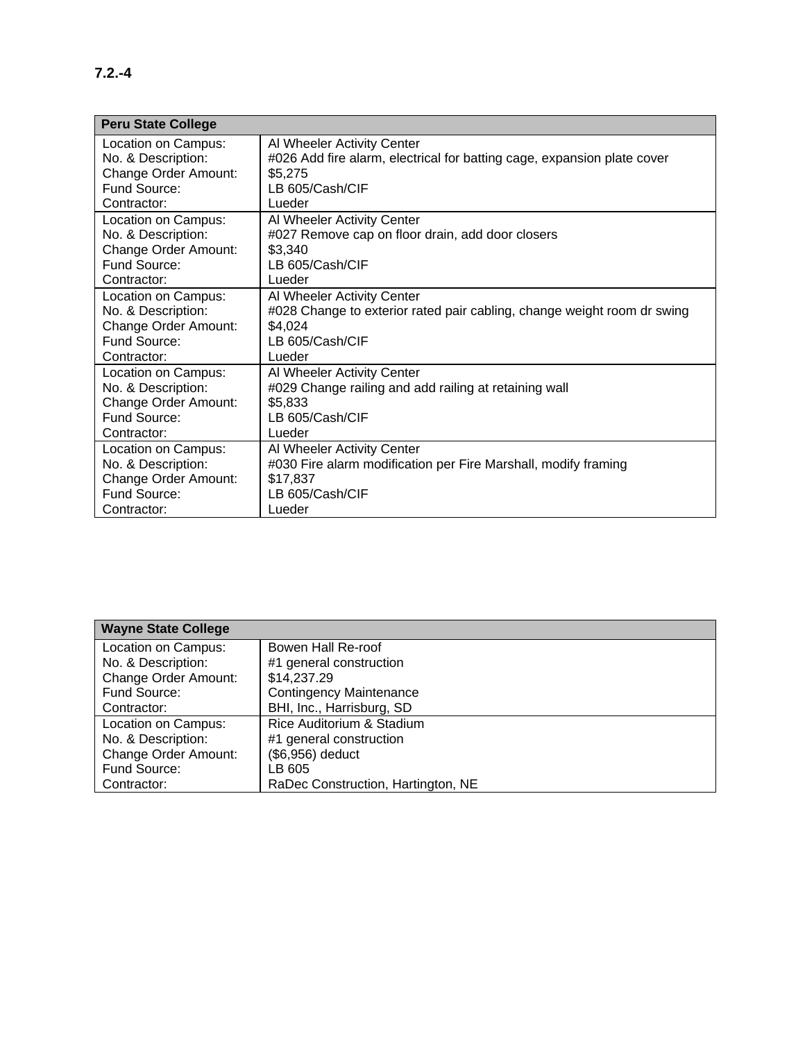**7.2.-4**

| Peru State College | |
|---|---|
| Location on Campus: | Al Wheeler Activity Center |
| No. & Description: | #026 Add fire alarm, electrical for batting cage, expansion plate cover |
| Change Order Amount: | $5,275 |
| Fund Source: | LB 605/Cash/CIF |
| Contractor: | Lueder |
| Location on Campus: | Al Wheeler Activity Center |
| No. & Description: | #027 Remove cap on floor drain, add door closers |
| Change Order Amount: | $3,340 |
| Fund Source: | LB 605/Cash/CIF |
| Contractor: | Lueder |
| Location on Campus: | Al Wheeler Activity Center |
| No. & Description: | #028 Change to exterior rated pair cabling, change weight room dr swing |
| Change Order Amount: | $4,024 |
| Fund Source: | LB 605/Cash/CIF |
| Contractor: | Lueder |
| Location on Campus: | Al Wheeler Activity Center |
| No. & Description: | #029 Change railing and add railing at retaining wall |
| Change Order Amount: | $5,833 |
| Fund Source: | LB 605/Cash/CIF |
| Contractor: | Lueder |
| Location on Campus: | Al Wheeler Activity Center |
| No. & Description: | #030 Fire alarm modification per Fire Marshall, modify framing |
| Change Order Amount: | $17,837 |
| Fund Source: | LB 605/Cash/CIF |
| Contractor: | Lueder |

| Wayne State College | |
|---|---|
| Location on Campus: | Bowen Hall Re-roof |
| No. & Description: | #1 general construction |
| Change Order Amount: | $14,237.29 |
| Fund Source: | Contingency Maintenance |
| Contractor: | BHI, Inc., Harrisburg, SD |
| Location on Campus: | Rice Auditorium & Stadium |
| No. & Description: | #1 general construction |
| Change Order Amount: | ($6,956) deduct |
| Fund Source: | LB 605 |
| Contractor: | RaDec Construction, Hartington, NE |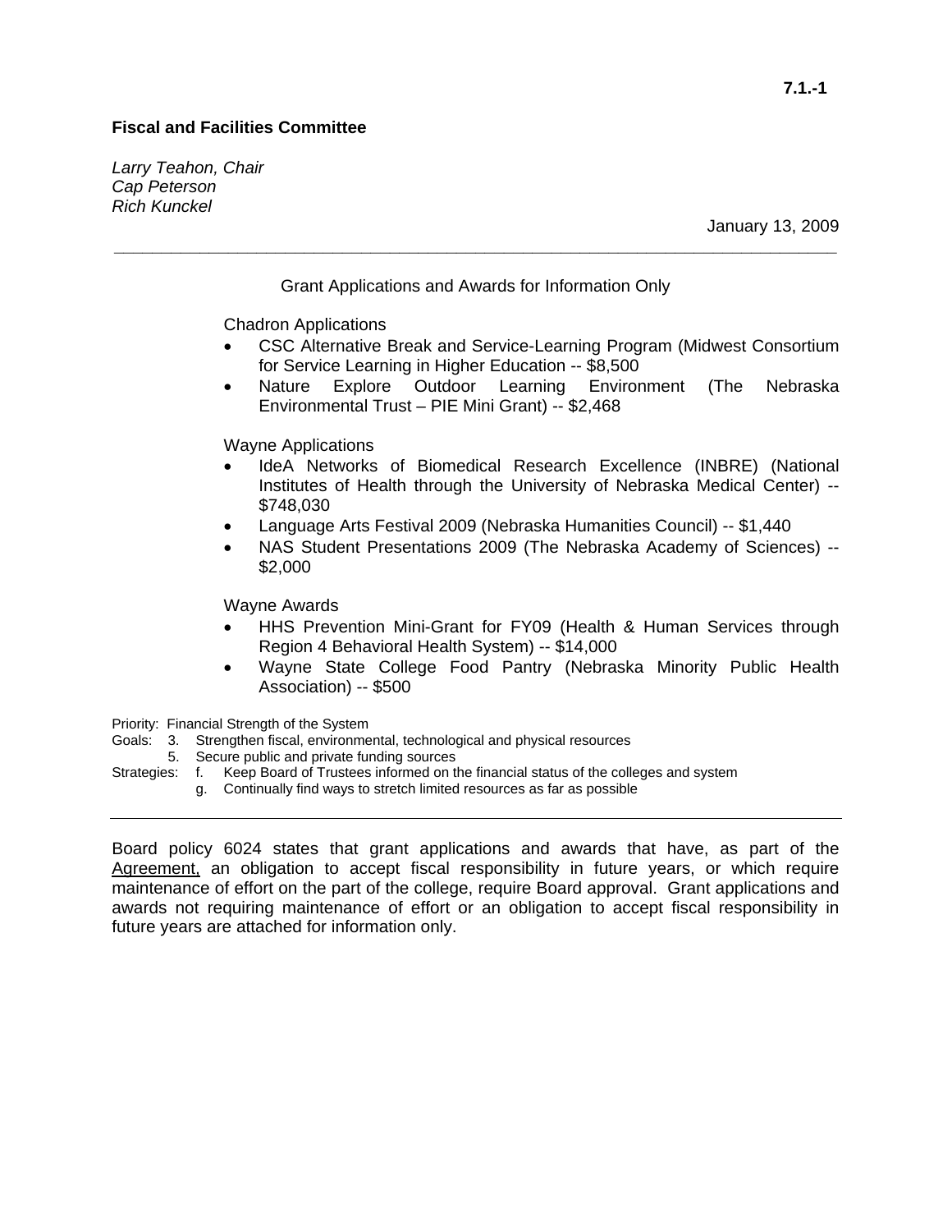**7.1.-1**

**Fiscal and Facilities Committee**

*Larry Teahon, Chair*
*Cap Peterson*
*Rich Kunckel*

January 13, 2009

---

Grant Applications and Awards for Information Only

Chadron Applications

- CSC Alternative Break and Service-Learning Program (Midwest Consortium for Service Learning in Higher Education -- $8,500
- Nature Explore Outdoor Learning Environment (The Nebraska Environmental Trust – PIE Mini Grant) -- $2,468

Wayne Applications

- IdeA Networks of Biomedical Research Excellence (INBRE) (National Institutes of Health through the University of Nebraska Medical Center) -- $748,030
- Language Arts Festival 2009 (Nebraska Humanities Council) -- $1,440
- NAS Student Presentations 2009 (The Nebraska Academy of Sciences) -- $2,000

Wayne Awards

- HHS Prevention Mini-Grant for FY09 (Health & Human Services through Region 4 Behavioral Health System) -- $14,000
- Wayne State College Food Pantry (Nebraska Minority Public Health Association) -- $500

Priority: Financial Strength of the System
Goals: 3. Strengthen fiscal, environmental, technological and physical resources
5. Secure public and private funding sources
Strategies: f. Keep Board of Trustees informed on the financial status of the colleges and system
g. Continually find ways to stretch limited resources as far as possible

---

Board policy 6024 states that grant applications and awards that have, as part of the Agreement, an obligation to accept fiscal responsibility in future years, or which require maintenance of effort on the part of the college, require Board approval. Grant applications and awards not requiring maintenance of effort or an obligation to accept fiscal responsibility in future years are attached for information only.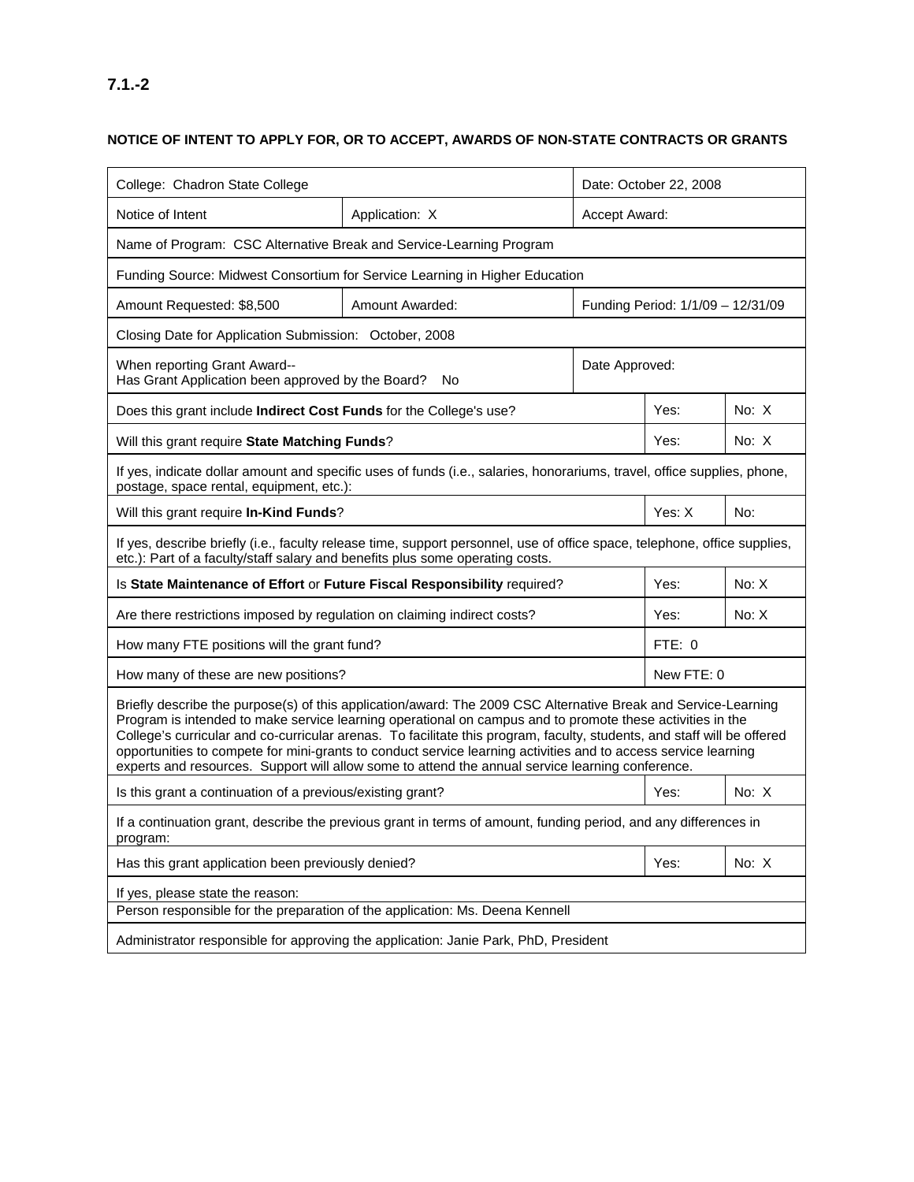**7.1.-2**

**NOTICE OF INTENT TO APPLY FOR, OR TO ACCEPT, AWARDS OF NON-STATE CONTRACTS OR GRANTS**

| | | | | |
|---|---|---|---|---|
| College: Chadron State College | | Date: October 22, 2008 | | |
| Notice of Intent | Application: X | Accept Award: | | |
| Name of Program: CSC Alternative Break and Service-Learning Program | | | | |
| Funding Source: Midwest Consortium for Service Learning in Higher Education | | | | |
| Amount Requested: $8,500 | Amount Awarded: | Funding Period: 1/1/09 – 12/31/09 | | |
| Closing Date for Application Submission: October, 2008 | | | | |
| When reporting Grant Award-- Has Grant Application been approved by the Board? No | | Date Approved: | | |
| Does this grant include **Indirect Cost Funds** for the College's use? | | | Yes: | No: X |
| Will this grant require **State Matching Funds**? | | | Yes: | No: X |
| If yes, indicate dollar amount and specific uses of funds (i.e., salaries, honorariums, travel, office supplies, phone, postage, space rental, equipment, etc.): | | | | |
| Will this grant require **In-Kind Funds**? | | | Yes: X | No: |
| If yes, describe briefly (i.e., faculty release time, support personnel, use of office space, telephone, office supplies, etc.): Part of a faculty/staff salary and benefits plus some operating costs. | | | | |
| Is **State Maintenance of Effort** or **Future Fiscal Responsibility** required? | | | Yes: | No: X |
| Are there restrictions imposed by regulation on claiming indirect costs? | | | Yes: | No: X |
| How many FTE positions will the grant fund? | | | FTE: 0 | |
| How many of these are new positions? | | | New FTE: 0 | |
| Briefly describe the purpose(s) of this application/award: The 2009 CSC Alternative Break and Service-Learning Program is intended to make service learning operational on campus and to promote these activities in the College's curricular and co-curricular arenas. To facilitate this program, faculty, students, and staff will be offered opportunities to compete for mini-grants to conduct service learning activities and to access service learning experts and resources. Support will allow some to attend the annual service learning conference. | | | | |
| Is this grant a continuation of a previous/existing grant? | | | Yes: | No: X |
| If a continuation grant, describe the previous grant in terms of amount, funding period, and any differences in program: | | | | |
| Has this grant application been previously denied? | | | Yes: | No: X |
| If yes, please state the reason: | | | | |
| Person responsible for the preparation of the application: Ms. Deena Kennell | | | | |
| Administrator responsible for approving the application: Janie Park, PhD, President | | | | |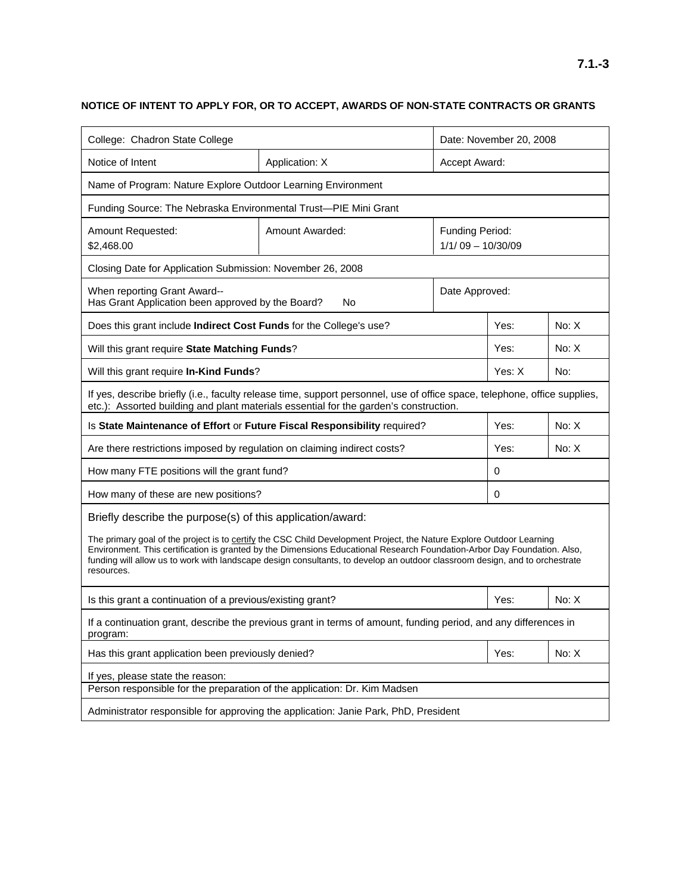7.1.-3

**NOTICE OF INTENT TO APPLY FOR, OR TO ACCEPT, AWARDS OF NON-STATE CONTRACTS OR GRANTS**

| | | | | |
|---|---|---|---|---|
| College: Chadron State College | | Date: November 20, 2008 | | |
| Notice of Intent | Application: X | Accept Award: | | |
| Name of Program: Nature Explore Outdoor Learning Environment | | | | |
| Funding Source: The Nebraska Environmental Trust—PIE Mini Grant | | | | |
| Amount Requested: $2,468.00 | Amount Awarded: | Funding Period: 1/1/ 09 – 10/30/09 | | |
| Closing Date for Application Submission: November 26, 2008 | | | | |
| When reporting Grant Award-- Has Grant Application been approved by the Board? No | | Date Approved: | | |
| Does this grant include **Indirect Cost Funds** for the College's use? | | | Yes: | No: X |
| Will this grant require **State Matching Funds**? | | | Yes: | No: X |
| Will this grant require **In-Kind Funds**? | | | Yes: X | No: |
| If yes, describe briefly (i.e., faculty release time, support personnel, use of office space, telephone, office supplies, etc.): Assorted building and plant materials essential for the garden's construction. | | | | |
| Is **State Maintenance of Effort** or **Future Fiscal Responsibility** required? | | | Yes: | No: X |
| Are there restrictions imposed by regulation on claiming indirect costs? | | | Yes: | No: X |
| How many FTE positions will the grant fund? | | | 0 | |
| How many of these are new positions? | | | 0 | |
| Briefly describe the purpose(s) of this application/award: The primary goal of the project is to certify the CSC Child Development Project, the Nature Explore Outdoor Learning Environment. This certification is granted by the Dimensions Educational Research Foundation-Arbor Day Foundation. Also, funding will allow us to work with landscape design consultants, to develop an outdoor classroom design, and to orchestrate resources. | | | | |
| Is this grant a continuation of a previous/existing grant? | | | Yes: | No: X |
| If a continuation grant, describe the previous grant in terms of amount, funding period, and any differences in program: | | | | |
| Has this grant application been previously denied? | | | Yes: | No: X |
| If yes, please state the reason: | | | | |
| Person responsible for the preparation of the application: Dr. Kim Madsen | | | | |
| Administrator responsible for approving the application: Janie Park, PhD, President | | | | |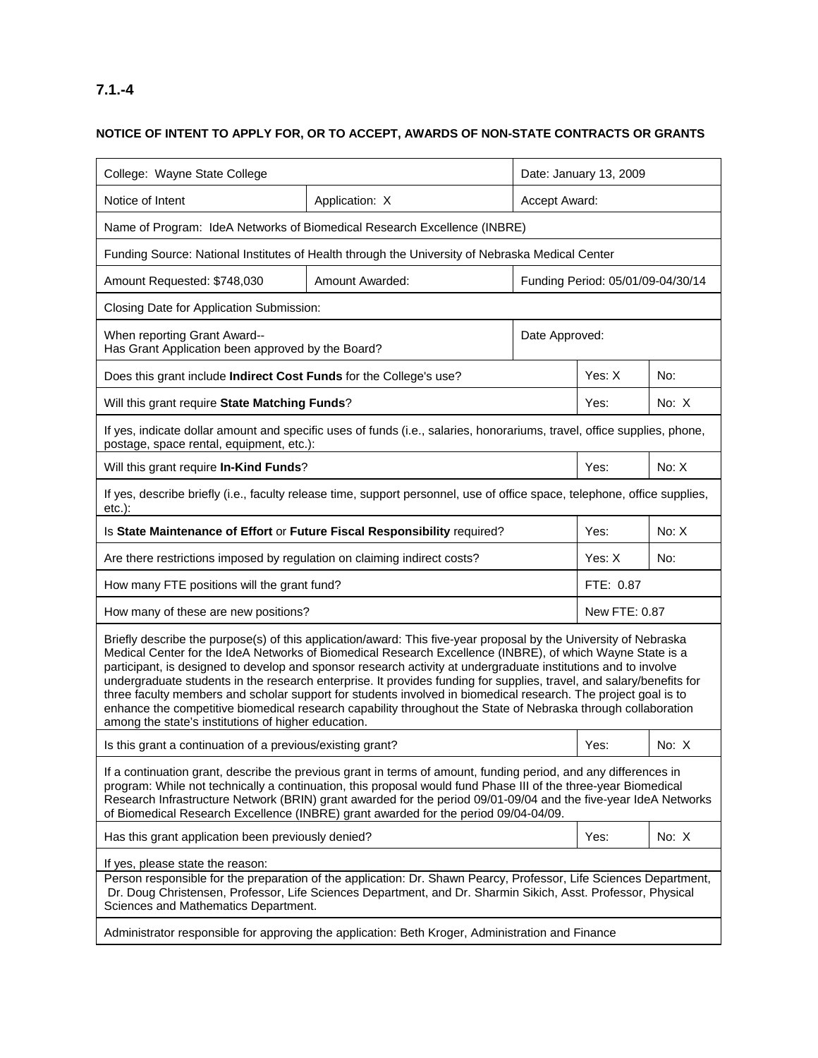**7.1.-4**

**NOTICE OF INTENT TO APPLY FOR, OR TO ACCEPT, AWARDS OF NON-STATE CONTRACTS OR GRANTS**

| College: Wayne State College | | Date: January 13, 2009 | |
|---|---|---|---|
| Notice of Intent | Application: X | Accept Award: | |
| Name of Program: IdeA Networks of Biomedical Research Excellence (INBRE) | | | |
| Funding Source: National Institutes of Health through the University of Nebraska Medical Center | | | |
| Amount Requested: $748,030 | Amount Awarded: | Funding Period: 05/01/09-04/30/14 | |
| Closing Date for Application Submission: | | | |
| When reporting Grant Award-- Has Grant Application been approved by the Board? | | Date Approved: | |
| Does this grant include **Indirect Cost Funds** for the College's use? | | Yes: X | No: |
| Will this grant require **State Matching Funds**? | | Yes: | No: X |
| If yes, indicate dollar amount and specific uses of funds (i.e., salaries, honorariums, travel, office supplies, phone, postage, space rental, equipment, etc.): | | | |
| Will this grant require **In-Kind Funds**? | | Yes: | No: X |
| If yes, describe briefly (i.e., faculty release time, support personnel, use of office space, telephone, office supplies, etc.): | | | |
| Is **State Maintenance of Effort** or **Future Fiscal Responsibility** required? | | Yes: | No: X |
| Are there restrictions imposed by regulation on claiming indirect costs? | | Yes: X | No: |
| How many FTE positions will the grant fund? | | FTE: 0.87 | |
| How many of these are new positions? | | New FTE: 0.87 | |
| Briefly describe the purpose(s) of this application/award: This five-year proposal by the University of Nebraska Medical Center for the IdeA Networks of Biomedical Research Excellence (INBRE), of which Wayne State is a participant, is designed to develop and sponsor research activity at undergraduate institutions and to involve undergraduate students in the research enterprise. It provides funding for supplies, travel, and salary/benefits for three faculty members and scholar support for students involved in biomedical research. The project goal is to enhance the competitive biomedical research capability throughout the State of Nebraska through collaboration among the state's institutions of higher education. | | | |
| Is this grant a continuation of a previous/existing grant? | | Yes: | No: X |
| If a continuation grant, describe the previous grant in terms of amount, funding period, and any differences in program: While not technically a continuation, this proposal would fund Phase III of the three-year Biomedical Research Infrastructure Network (BRIN) grant awarded for the period 09/01-09/04 and the five-year IdeA Networks of Biomedical Research Excellence (INBRE) grant awarded for the period 09/04-04/09. | | | |
| Has this grant application been previously denied? | | Yes: | No: X |
| If yes, please state the reason: | | | |
| Person responsible for the preparation of the application: Dr. Shawn Pearcy, Professor, Life Sciences Department, Dr. Doug Christensen, Professor, Life Sciences Department, and Dr. Sharmin Sikich, Asst. Professor, Physical Sciences and Mathematics Department. | | | |
| Administrator responsible for approving the application: Beth Kroger, Administration and Finance | | | |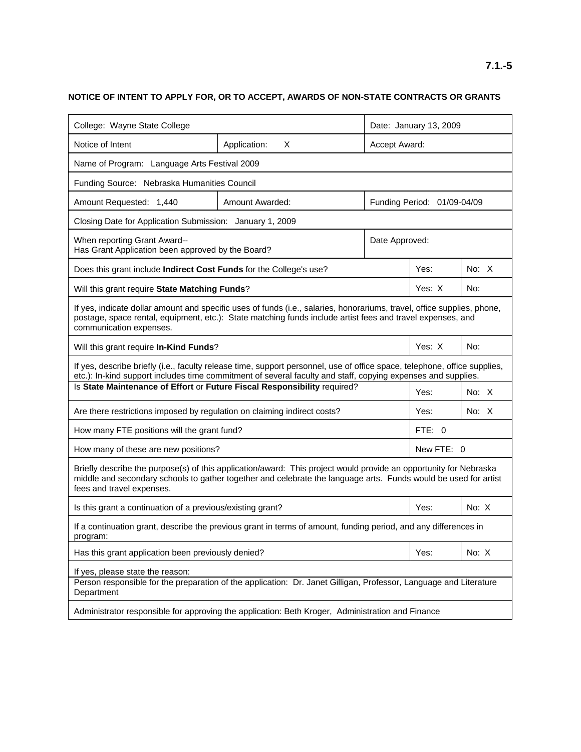7.1.-5

## NOTICE OF INTENT TO APPLY FOR, OR TO ACCEPT, AWARDS OF NON-STATE CONTRACTS OR GRANTS

| | | | | |
|---|---|---|---|---|
| College: Wayne State College | | Date: January 13, 2009 | | |
| Notice of Intent | Application: X | Accept Award: | | |
| Name of Program: Language Arts Festival 2009 | | | | |
| Funding Source: Nebraska Humanities Council | | | | |
| Amount Requested: 1,440 | Amount Awarded: | Funding Period: 01/09-04/09 | | |
| Closing Date for Application Submission: January 1, 2009 | | | | |
| When reporting Grant Award--<br>Has Grant Application been approved by the Board? | | Date Approved: | | |
| Does this grant include **Indirect Cost Funds** for the College's use? | | | Yes: | No: X |
| Will this grant require **State Matching Funds**? | | | Yes: X | No: |
| If yes, indicate dollar amount and specific uses of funds (i.e., salaries, honorariums, travel, office supplies, phone, postage, space rental, equipment, etc.): State matching funds include artist fees and travel expenses, and communication expenses. | | | | |
| Will this grant require **In-Kind Funds**? | | | Yes: X | No: |
| If yes, describe briefly (i.e., faculty release time, support personnel, use of office space, telephone, office supplies, etc.): In-kind support includes time commitment of several faculty and staff, copying expenses and supplies. | | | | |
| Is **State Maintenance of Effort** or **Future Fiscal Responsibility** required? | | | Yes: | No: X |
| Are there restrictions imposed by regulation on claiming indirect costs? | | | Yes: | No: X |
| How many FTE positions will the grant fund? | | | FTE: 0 | |
| How many of these are new positions? | | | New FTE: 0 | |
| Briefly describe the purpose(s) of this application/award: This project would provide an opportunity for Nebraska middle and secondary schools to gather together and celebrate the language arts. Funds would be used for artist fees and travel expenses. | | | | |
| Is this grant a continuation of a previous/existing grant? | | | Yes: | No: X |
| If a continuation grant, describe the previous grant in terms of amount, funding period, and any differences in program: | | | | |
| Has this grant application been previously denied? | | | Yes: | No: X |
| If yes, please state the reason: | | | | |
| Person responsible for the preparation of the application: Dr. Janet Gilligan, Professor, Language and Literature Department | | | | |
| Administrator responsible for approving the application: Beth Kroger, Administration and Finance | | | | |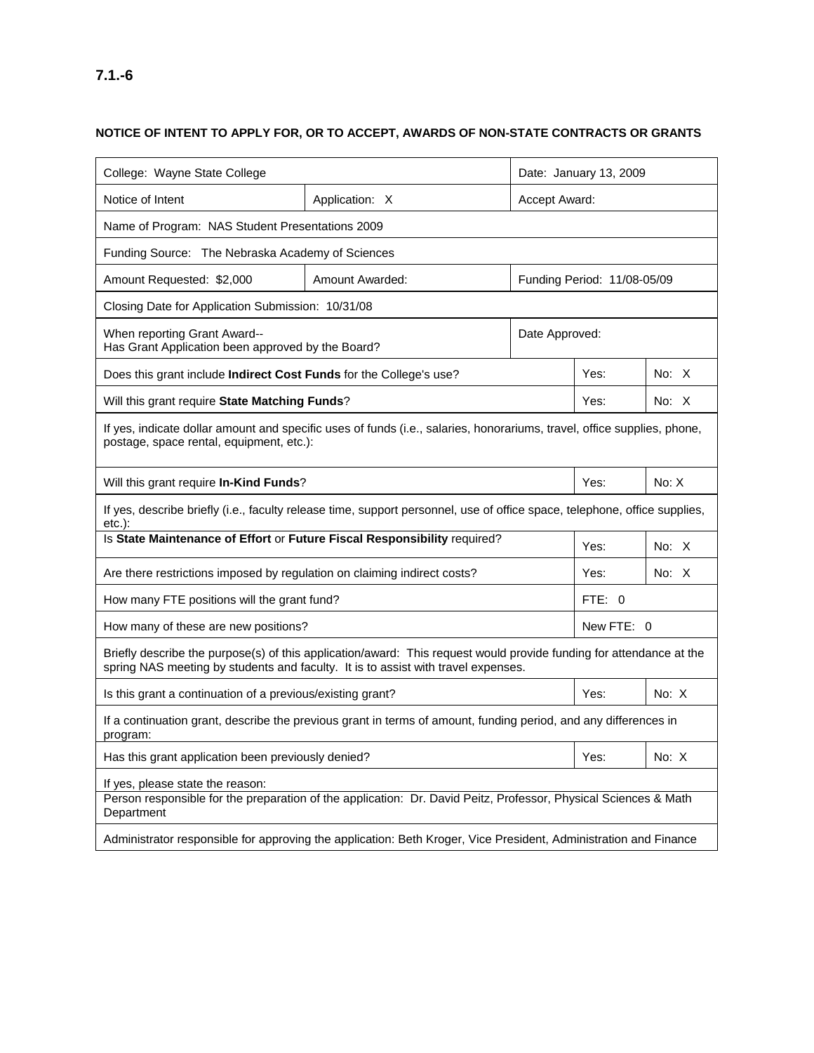**7.1.-6**

**NOTICE OF INTENT TO APPLY FOR, OR TO ACCEPT, AWARDS OF NON-STATE CONTRACTS OR GRANTS**

| College: Wayne State College | | Date: January 13, 2009 | |
|---|---|---|---|
| Notice of Intent | Application: X | Accept Award: | |
| Name of Program: NAS Student Presentations 2009 | | | |
| Funding Source: The Nebraska Academy of Sciences | | | |
| Amount Requested: $2,000 | Amount Awarded: | Funding Period: 11/08-05/09 | |
| Closing Date for Application Submission: 10/31/08 | | | |
| When reporting Grant Award-- Has Grant Application been approved by the Board? | | Date Approved: | |
| Does this grant include **Indirect Cost Funds** for the College's use? | | Yes: | No: X |
| Will this grant require **State Matching Funds**? | | Yes: | No: X |
| If yes, indicate dollar amount and specific uses of funds (i.e., salaries, honorariums, travel, office supplies, phone, postage, space rental, equipment, etc.): | | | |
| Will this grant require **In-Kind Funds**? | | Yes: | No: X |
| If yes, describe briefly (i.e., faculty release time, support personnel, use of office space, telephone, office supplies, etc.): | | | |
| Is **State Maintenance of Effort** or **Future Fiscal Responsibility** required? | | Yes: | No: X |
| Are there restrictions imposed by regulation on claiming indirect costs? | | Yes: | No: X |
| How many FTE positions will the grant fund? | | FTE: 0 | |
| How many of these are new positions? | | New FTE: 0 | |
| Briefly describe the purpose(s) of this application/award: This request would provide funding for attendance at the spring NAS meeting by students and faculty. It is to assist with travel expenses. | | | |
| Is this grant a continuation of a previous/existing grant? | | Yes: | No: X |
| If a continuation grant, describe the previous grant in terms of amount, funding period, and any differences in program: | | | |
| Has this grant application been previously denied? | | Yes: | No: X |
| If yes, please state the reason: | | | |
| Person responsible for the preparation of the application: Dr. David Peitz, Professor, Physical Sciences & Math Department | | | |
| Administrator responsible for approving the application: Beth Kroger, Vice President, Administration and Finance | | | |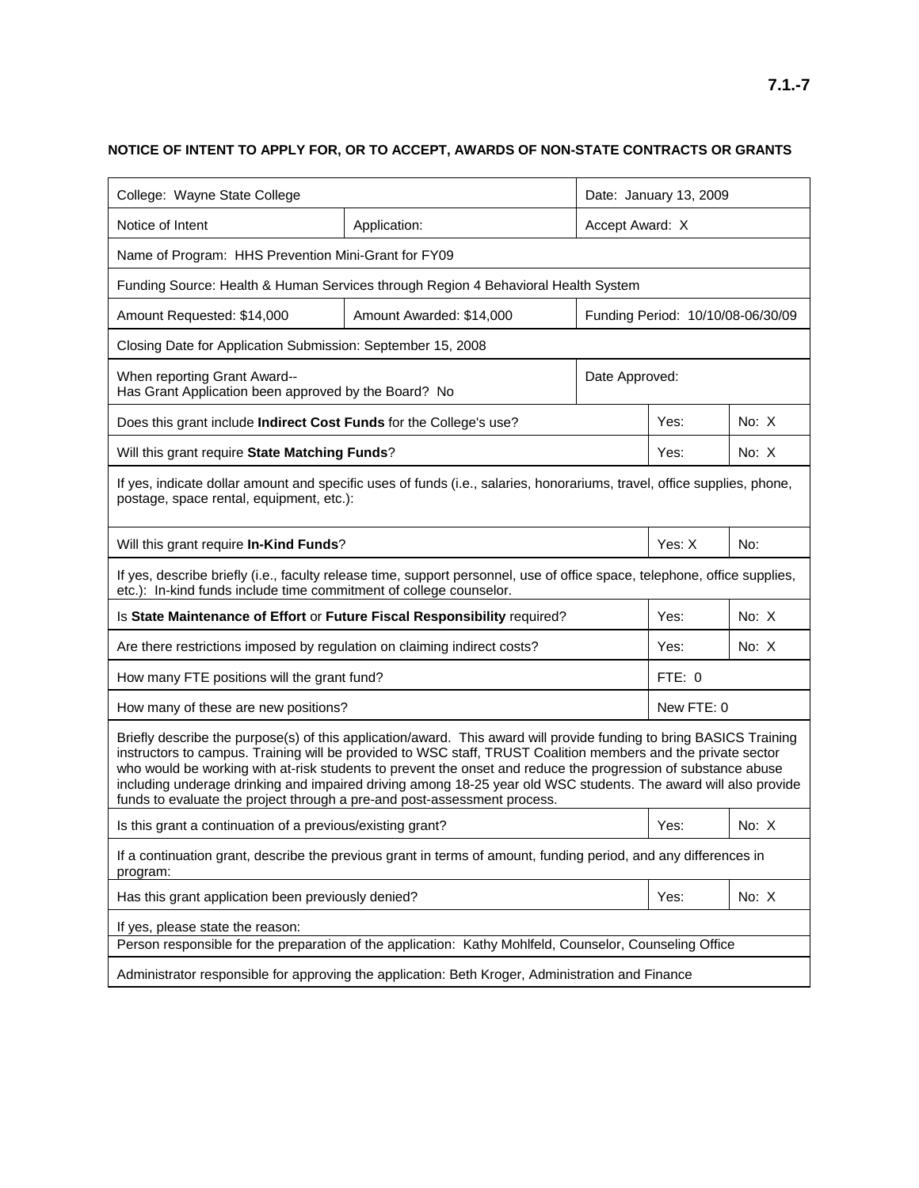7.1.-7

## NOTICE OF INTENT TO APPLY FOR, OR TO ACCEPT, AWARDS OF NON-STATE CONTRACTS OR GRANTS

| | | | | |
|---|---|---|---|---|
| College: Wayne State College | | Date: January 13, 2009 | | |
| Notice of Intent | Application: | Accept Award: X | | |
| Name of Program: HHS Prevention Mini-Grant for FY09 | | | | |
| Funding Source: Health & Human Services through Region 4 Behavioral Health System | | | | |
| Amount Requested: $14,000 | Amount Awarded: $14,000 | Funding Period: 10/10/08-06/30/09 | | |
| Closing Date for Application Submission: September 15, 2008 | | | | |
| When reporting Grant Award-- Has Grant Application been approved by the Board? No | | Date Approved: | | |
| Does this grant include **Indirect Cost Funds** for the College's use? | | | Yes: | No: X |
| Will this grant require **State Matching Funds**? | | | Yes: | No: X |
| If yes, indicate dollar amount and specific uses of funds (i.e., salaries, honorariums, travel, office supplies, phone, postage, space rental, equipment, etc.): | | | | |
| Will this grant require **In-Kind Funds**? | | | Yes: X | No: |
| If yes, describe briefly (i.e., faculty release time, support personnel, use of office space, telephone, office supplies, etc.): In-kind funds include time commitment of college counselor. | | | | |
| Is **State Maintenance of Effort** or **Future Fiscal Responsibility** required? | | | Yes: | No: X |
| Are there restrictions imposed by regulation on claiming indirect costs? | | | Yes: | No: X |
| How many FTE positions will the grant fund? | | | FTE: 0 | |
| How many of these are new positions? | | | New FTE: 0 | |
| Briefly describe the purpose(s) of this application/award. This award will provide funding to bring BASICS Training instructors to campus. Training will be provided to WSC staff, TRUST Coalition members and the private sector who would be working with at-risk students to prevent the onset and reduce the progression of substance abuse including underage drinking and impaired driving among 18-25 year old WSC students. The award will also provide funds to evaluate the project through a pre-and post-assessment process. | | | | |
| Is this grant a continuation of a previous/existing grant? | | | Yes: | No: X |
| If a continuation grant, describe the previous grant in terms of amount, funding period, and any differences in program: | | | | |
| Has this grant application been previously denied? | | | Yes: | No: X |
| If yes, please state the reason: | | | | |
| Person responsible for the preparation of the application: Kathy Mohlfeld, Counselor, Counseling Office | | | | |
| Administrator responsible for approving the application: Beth Kroger, Administration and Finance | | | | |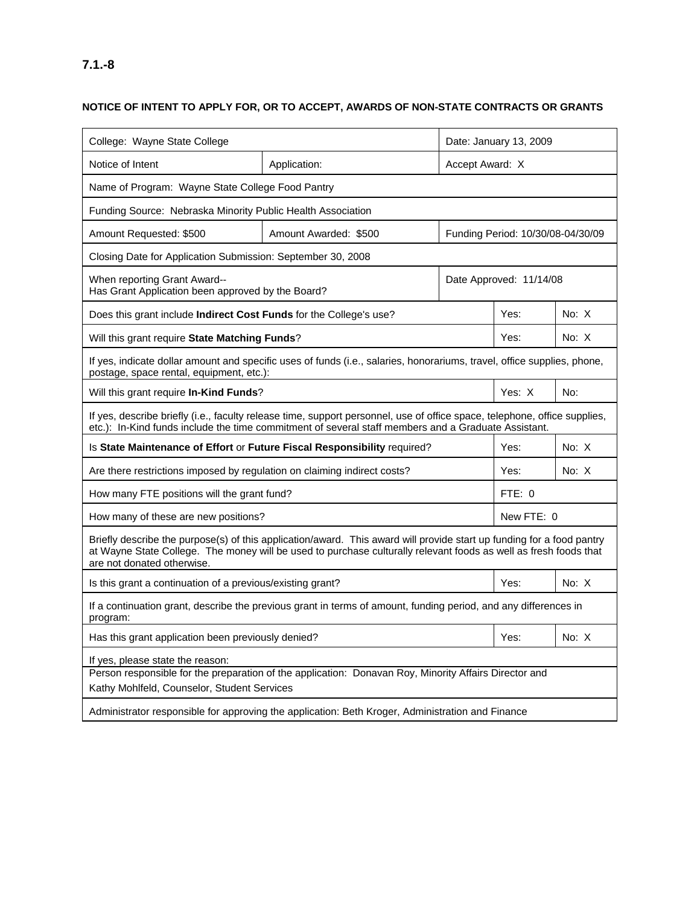**7.1.-8**

**NOTICE OF INTENT TO APPLY FOR, OR TO ACCEPT, AWARDS OF NON-STATE CONTRACTS OR GRANTS**

| | | | | |
|---|---|---|---|---|
| College: Wayne State College | | Date: January 13, 2009 | | |
| Notice of Intent | Application: | Accept Award: X | | |
| Name of Program: Wayne State College Food Pantry | | | | |
| Funding Source: Nebraska Minority Public Health Association | | | | |
| Amount Requested: $500 | Amount Awarded: $500 | Funding Period: 10/30/08-04/30/09 | | |
| Closing Date for Application Submission: September 30, 2008 | | | | |
| When reporting Grant Award-- Has Grant Application been approved by the Board? | | Date Approved: 11/14/08 | | |
| Does this grant include **Indirect Cost Funds** for the College's use? | | | Yes: | No: X |
| Will this grant require **State Matching Funds**? | | | Yes: | No: X |
| If yes, indicate dollar amount and specific uses of funds (i.e., salaries, honorariums, travel, office supplies, phone, postage, space rental, equipment, etc.): | | | | |
| Will this grant require **In-Kind Funds**? | | | Yes: X | No: |
| If yes, describe briefly (i.e., faculty release time, support personnel, use of office space, telephone, office supplies, etc.): In-Kind funds include the time commitment of several staff members and a Graduate Assistant. | | | | |
| Is **State Maintenance of Effort** or **Future Fiscal Responsibility** required? | | | Yes: | No: X |
| Are there restrictions imposed by regulation on claiming indirect costs? | | | Yes: | No: X |
| How many FTE positions will the grant fund? | | | FTE: 0 | |
| How many of these are new positions? | | | New FTE: 0 | |
| Briefly describe the purpose(s) of this application/award. This award will provide start up funding for a food pantry at Wayne State College. The money will be used to purchase culturally relevant foods as well as fresh foods that are not donated otherwise. | | | | |
| Is this grant a continuation of a previous/existing grant? | | | Yes: | No: X |
| If a continuation grant, describe the previous grant in terms of amount, funding period, and any differences in program: | | | | |
| Has this grant application been previously denied? | | | Yes: | No: X |
| If yes, please state the reason: | | | | |
| Person responsible for the preparation of the application: Donavan Roy, Minority Affairs Director and Kathy Mohlfeld, Counselor, Student Services | | | | |
| Administrator responsible for approving the application: Beth Kroger, Administration and Finance | | | | |